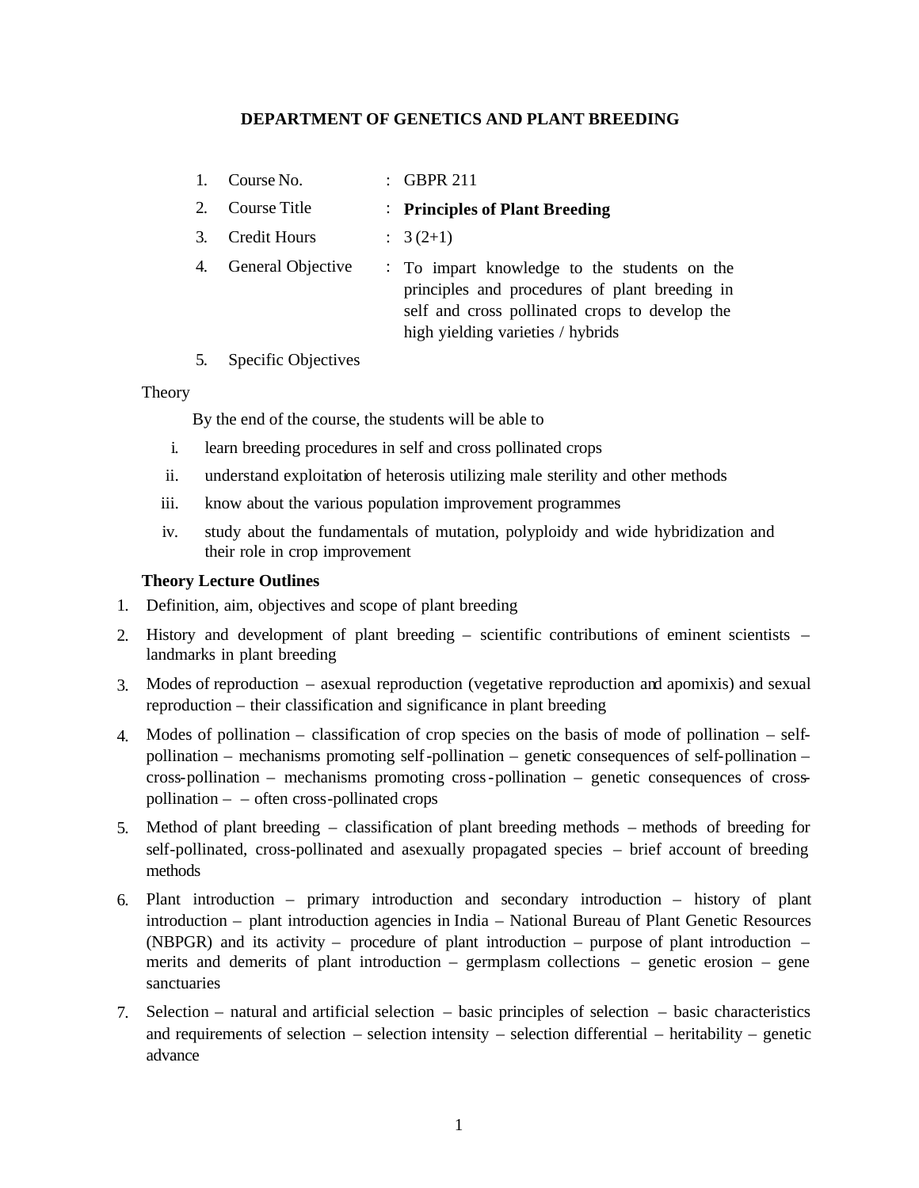# DEPARTMENT OF GENETICS AND PLANT BREEDING

1. Course No. : GBPR 211
2. Course Title : **Principles of Plant Breeding**
3. Credit Hours : 3 (2+1)
4. General Objective : To impart knowledge to the students on the principles and procedures of plant breeding in self and cross pollinated crops to develop the high yielding varieties / hybrids
5. Specific Objectives

Theory

By the end of the course, the students will be able to

i. learn breeding procedures in self and cross pollinated crops
ii. understand exploitation of heterosis utilizing male sterility and other methods
iii. know about the various population improvement programmes
iv. study about the fundamentals of mutation, polyploidy and wide hybridization and their role in crop improvement

**Theory Lecture Outlines**

1. Definition, aim, objectives and scope of plant breeding
2. History and development of plant breeding – scientific contributions of eminent scientists – landmarks in plant breeding
3. Modes of reproduction – asexual reproduction (vegetative reproduction and apomixis) and sexual reproduction – their classification and significance in plant breeding
4. Modes of pollination – classification of crop species on the basis of mode of pollination – self-pollination – mechanisms promoting self-pollination – genetic consequences of self-pollination – cross-pollination – mechanisms promoting cross-pollination – genetic consequences of cross-pollination – – often cross-pollinated crops
5. Method of plant breeding – classification of plant breeding methods – methods of breeding for self-pollinated, cross-pollinated and asexually propagated species – brief account of breeding methods
6. Plant introduction – primary introduction and secondary introduction – history of plant introduction – plant introduction agencies in India – National Bureau of Plant Genetic Resources (NBPGR) and its activity – procedure of plant introduction – purpose of plant introduction – merits and demerits of plant introduction – germplasm collections – genetic erosion – gene sanctuaries
7. Selection – natural and artificial selection – basic principles of selection – basic characteristics and requirements of selection – selection intensity – selection differential – heritability – genetic advance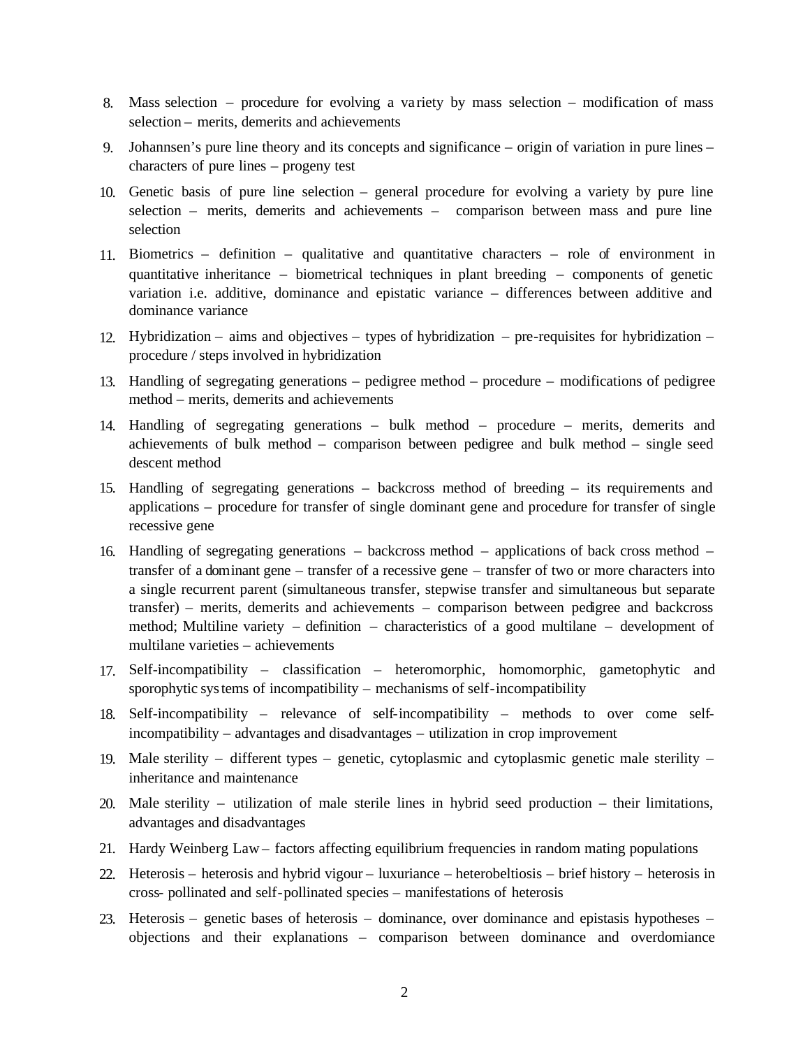8. Mass selection – procedure for evolving a variety by mass selection – modification of mass selection – merits, demerits and achievements
9. Johannsen's pure line theory and its concepts and significance – origin of variation in pure lines – characters of pure lines – progeny test
10. Genetic basis of pure line selection – general procedure for evolving a variety by pure line selection – merits, demerits and achievements – comparison between mass and pure line selection
11. Biometrics – definition – qualitative and quantitative characters – role of environment in quantitative inheritance – biometrical techniques in plant breeding – components of genetic variation i.e. additive, dominance and epistatic variance – differences between additive and dominance variance
12. Hybridization – aims and objectives – types of hybridization – pre-requisites for hybridization – procedure / steps involved in hybridization
13. Handling of segregating generations – pedigree method – procedure – modifications of pedigree method – merits, demerits and achievements
14. Handling of segregating generations – bulk method – procedure – merits, demerits and achievements of bulk method – comparison between pedigree and bulk method – single seed descent method
15. Handling of segregating generations – backcross method of breeding – its requirements and applications – procedure for transfer of single dominant gene and procedure for transfer of single recessive gene
16. Handling of segregating generations – backcross method – applications of back cross method – transfer of a dominant gene – transfer of a recessive gene – transfer of two or more characters into a single recurrent parent (simultaneous transfer, stepwise transfer and simultaneous but separate transfer) – merits, demerits and achievements – comparison between pedigree and backcross method; Multiline variety – definition – characteristics of a good multilane – development of multilane varieties – achievements
17. Self-incompatibility – classification – heteromorphic, homomorphic, gametophytic and sporophytic systems of incompatibility – mechanisms of self-incompatibility
18. Self-incompatibility – relevance of self-incompatibility – methods to over come self-incompatibility – advantages and disadvantages – utilization in crop improvement
19. Male sterility – different types – genetic, cytoplasmic and cytoplasmic genetic male sterility – inheritance and maintenance
20. Male sterility – utilization of male sterile lines in hybrid seed production – their limitations, advantages and disadvantages
21. Hardy Weinberg Law – factors affecting equilibrium frequencies in random mating populations
22. Heterosis – heterosis and hybrid vigour – luxuriance – heterobeltiosis – brief history – heterosis in cross- pollinated and self-pollinated species – manifestations of heterosis
23. Heterosis – genetic bases of heterosis – dominance, over dominance and epistasis hypotheses – objections and their explanations – comparison between dominance and overdomiance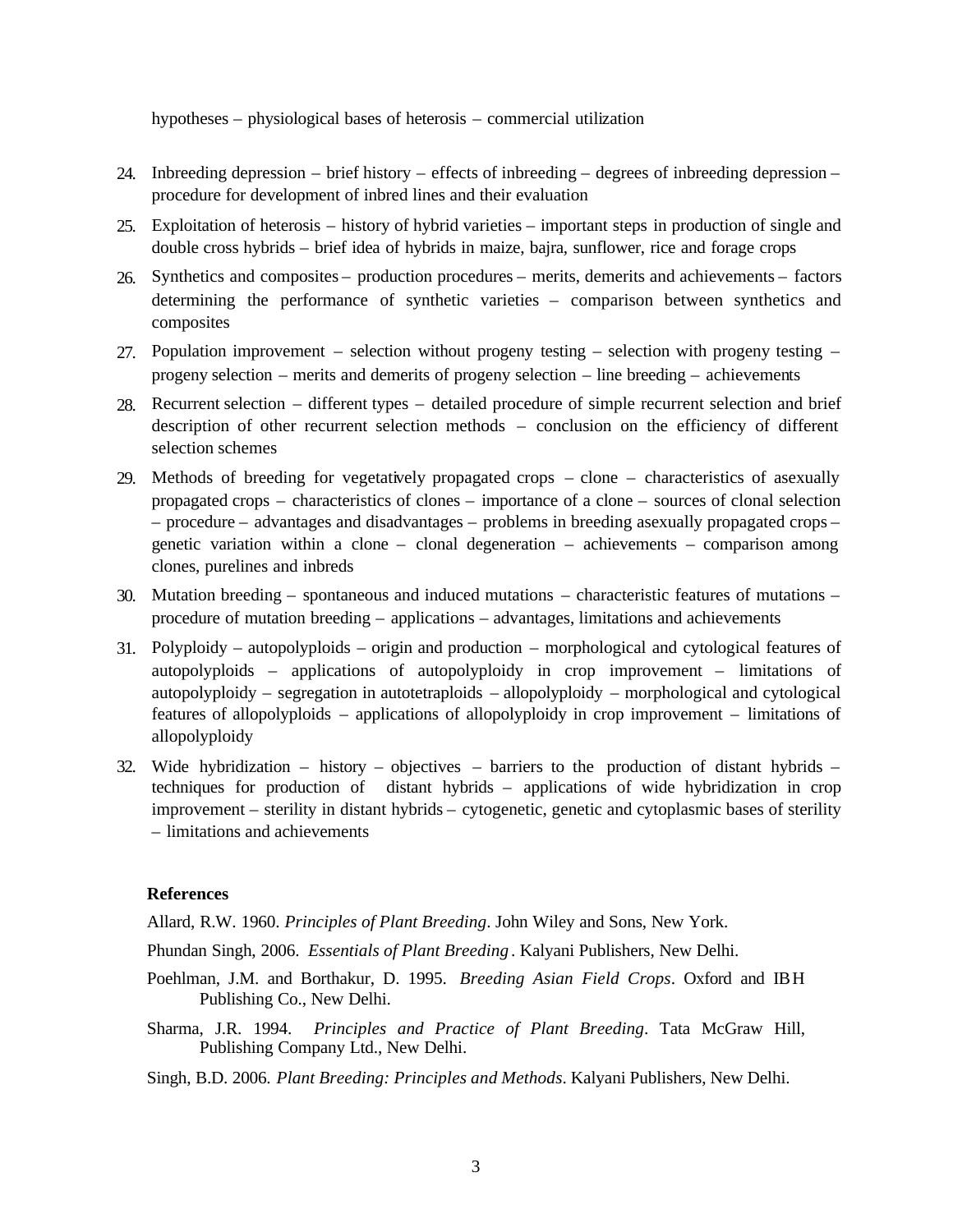hypotheses – physiological bases of heterosis – commercial utilization

24. Inbreeding depression – brief history – effects of inbreeding – degrees of inbreeding depression – procedure for development of inbred lines and their evaluation
25. Exploitation of heterosis – history of hybrid varieties – important steps in production of single and double cross hybrids – brief idea of hybrids in maize, bajra, sunflower, rice and forage crops
26. Synthetics and composites – production procedures – merits, demerits and achievements – factors determining the performance of synthetic varieties – comparison between synthetics and composites
27. Population improvement – selection without progeny testing – selection with progeny testing – progeny selection – merits and demerits of progeny selection – line breeding – achievements
28. Recurrent selection – different types – detailed procedure of simple recurrent selection and brief description of other recurrent selection methods – conclusion on the efficiency of different selection schemes
29. Methods of breeding for vegetatively propagated crops – clone – characteristics of asexually propagated crops – characteristics of clones – importance of a clone – sources of clonal selection – procedure – advantages and disadvantages – problems in breeding asexually propagated crops – genetic variation within a clone – clonal degeneration – achievements – comparison among clones, purelines and inbreds
30. Mutation breeding – spontaneous and induced mutations – characteristic features of mutations – procedure of mutation breeding – applications – advantages, limitations and achievements
31. Polyploidy – autopolyploids – origin and production – morphological and cytological features of autopolyploids – applications of autopolyploidy in crop improvement – limitations of autopolyploidy – segregation in autotetraploids – allopolyploidy – morphological and cytological features of allopolyploids – applications of allopolyploidy in crop improvement – limitations of allopolyploidy
32. Wide hybridization – history – objectives – barriers to the production of distant hybrids – techniques for production of distant hybrids – applications of wide hybridization in crop improvement – sterility in distant hybrids – cytogenetic, genetic and cytoplasmic bases of sterility – limitations and achievements

**References**

Allard, R.W. 1960. *Principles of Plant Breeding*. John Wiley and Sons, New York.

Phundan Singh, 2006. *Essentials of Plant Breeding*. Kalyani Publishers, New Delhi.

Poehlman, J.M. and Borthakur, D. 1995. *Breeding Asian Field Crops*. Oxford and IBH Publishing Co., New Delhi.

Sharma, J.R. 1994. *Principles and Practice of Plant Breeding*. Tata McGraw Hill, Publishing Company Ltd., New Delhi.

Singh, B.D. 2006. *Plant Breeding: Principles and Methods*. Kalyani Publishers, New Delhi.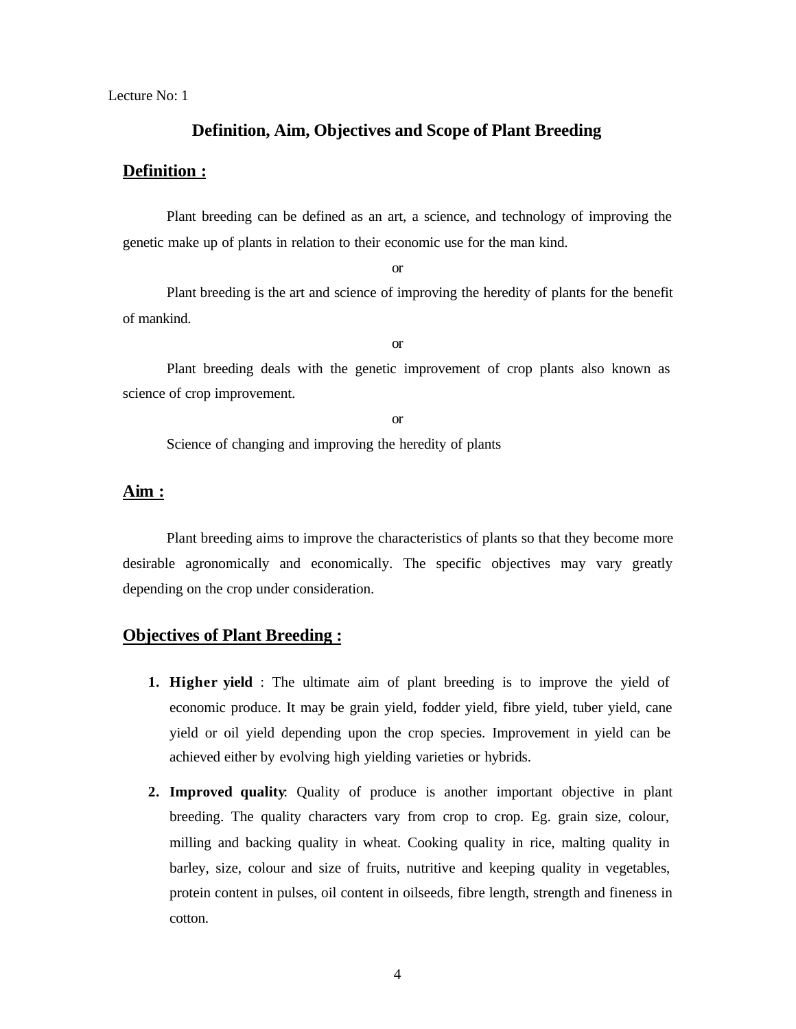Lecture No: 1

# Definition, Aim, Objectives and Scope of Plant Breeding

## Definition :

Plant breeding can be defined as an art, a science, and technology of improving the genetic make up of plants in relation to their economic use for the man kind.

or

Plant breeding is the art and science of improving the heredity of plants for the benefit of mankind.

or

Plant breeding deals with the genetic improvement of crop plants also known as science of crop improvement.

or

Science of changing and improving the heredity of plants

## Aim :

Plant breeding aims to improve the characteristics of plants so that they become more desirable agronomically and economically. The specific objectives may vary greatly depending on the crop under consideration.

## Objectives of Plant Breeding :

1. **Higher yield** : The ultimate aim of plant breeding is to improve the yield of economic produce. It may be grain yield, fodder yield, fibre yield, tuber yield, cane yield or oil yield depending upon the crop species. Improvement in yield can be achieved either by evolving high yielding varieties or hybrids.

2. **Improved quality**: Quality of produce is another important objective in plant breeding. The quality characters vary from crop to crop. Eg. grain size, colour, milling and backing quality in wheat. Cooking quality in rice, malting quality in barley, size, colour and size of fruits, nutritive and keeping quality in vegetables, protein content in pulses, oil content in oilseeds, fibre length, strength and fineness in cotton.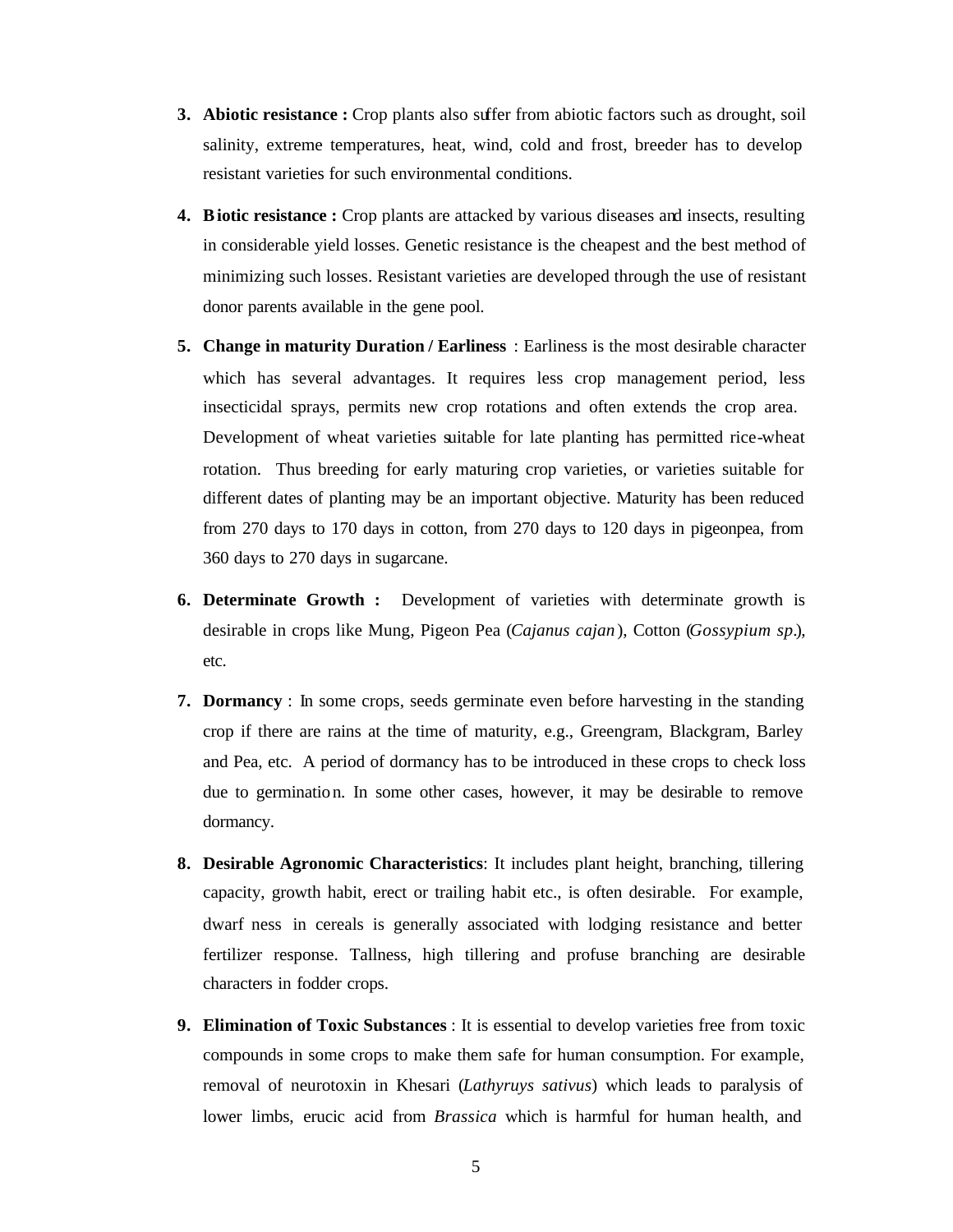3. **Abiotic resistance :** Crop plants also suffer from abiotic factors such as drought, soil salinity, extreme temperatures, heat, wind, cold and frost, breeder has to develop resistant varieties for such environmental conditions.

4. **Biotic resistance :** Crop plants are attacked by various diseases and insects, resulting in considerable yield losses. Genetic resistance is the cheapest and the best method of minimizing such losses. Resistant varieties are developed through the use of resistant donor parents available in the gene pool.

5. **Change in maturity Duration / Earliness** : Earliness is the most desirable character which has several advantages. It requires less crop management period, less insecticidal sprays, permits new crop rotations and often extends the crop area. Development of wheat varieties suitable for late planting has permitted rice-wheat rotation. Thus breeding for early maturing crop varieties, or varieties suitable for different dates of planting may be an important objective. Maturity has been reduced from 270 days to 170 days in cotton, from 270 days to 120 days in pigeonpea, from 360 days to 270 days in sugarcane.

6. **Determinate Growth :** Development of varieties with determinate growth is desirable in crops like Mung, Pigeon Pea (*Cajanus cajan*), Cotton (*Gossypium sp.*), etc.

7. **Dormancy** : In some crops, seeds germinate even before harvesting in the standing crop if there are rains at the time of maturity, e.g., Greengram, Blackgram, Barley and Pea, etc. A period of dormancy has to be introduced in these crops to check loss due to germination. In some other cases, however, it may be desirable to remove dormancy.

8. **Desirable Agronomic Characteristics**: It includes plant height, branching, tillering capacity, growth habit, erect or trailing habit etc., is often desirable. For example, dwarf ness in cereals is generally associated with lodging resistance and better fertilizer response. Tallness, high tillering and profuse branching are desirable characters in fodder crops.

9. **Elimination of Toxic Substances** : It is essential to develop varieties free from toxic compounds in some crops to make them safe for human consumption. For example, removal of neurotoxin in Khesari (*Lathyruys sativus*) which leads to paralysis of lower limbs, erucic acid from *Brassica* which is harmful for human health, and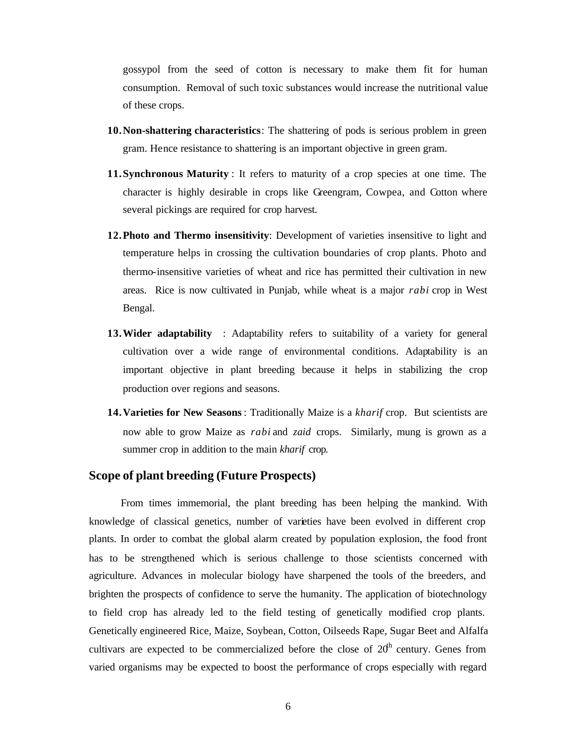gossypol from the seed of cotton is necessary to make them fit for human consumption. Removal of such toxic substances would increase the nutritional value of these crops.

10. **Non-shattering characteristics**: The shattering of pods is serious problem in green gram. Hence resistance to shattering is an important objective in green gram.

11. **Synchronous Maturity** : It refers to maturity of a crop species at one time. The character is highly desirable in crops like Greengram, Cowpea, and Cotton where several pickings are required for crop harvest.

12. **Photo and Thermo insensitivity**: Development of varieties insensitive to light and temperature helps in crossing the cultivation boundaries of crop plants. Photo and thermo-insensitive varieties of wheat and rice has permitted their cultivation in new areas. Rice is now cultivated in Punjab, while wheat is a major *rabi* crop in West Bengal.

13. **Wider adaptability** : Adaptability refers to suitability of a variety for general cultivation over a wide range of environmental conditions. Adaptability is an important objective in plant breeding because it helps in stabilizing the crop production over regions and seasons.

14. **Varieties for New Seasons** : Traditionally Maize is a *kharif* crop. But scientists are now able to grow Maize as *rabi* and *zaid* crops. Similarly, mung is grown as a summer crop in addition to the main *kharif* crop.

## Scope of plant breeding (Future Prospects)

From times immemorial, the plant breeding has been helping the mankind. With knowledge of classical genetics, number of varieties have been evolved in different crop plants. In order to combat the global alarm created by population explosion, the food front has to be strengthened which is serious challenge to those scientists concerned with agriculture. Advances in molecular biology have sharpened the tools of the breeders, and brighten the prospects of confidence to serve the humanity. The application of biotechnology to field crop has already led to the field testing of genetically modified crop plants. Genetically engineered Rice, Maize, Soybean, Cotton, Oilseeds Rape, Sugar Beet and Alfalfa cultivars are expected to be commercialized before the close of 20$^{th}$ century. Genes from varied organisms may be expected to boost the performance of crops especially with regard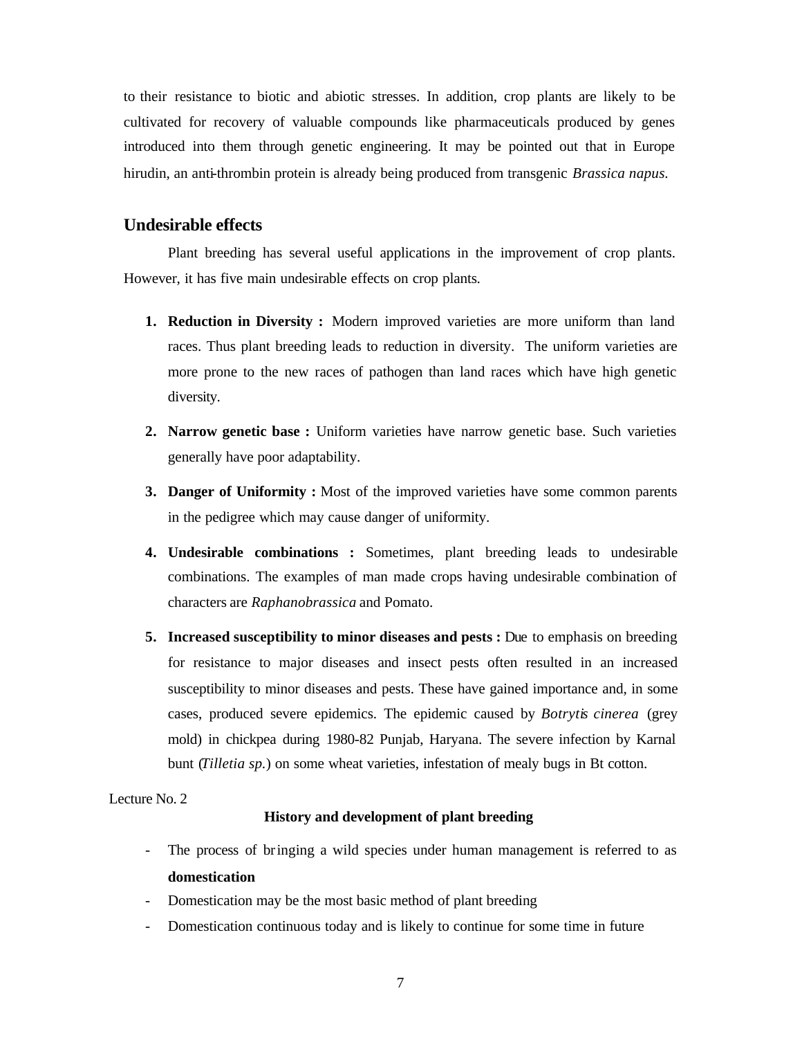to their resistance to biotic and abiotic stresses. In addition, crop plants are likely to be cultivated for recovery of valuable compounds like pharmaceuticals produced by genes introduced into them through genetic engineering. It may be pointed out that in Europe hirudin, an anti-thrombin protein is already being produced from transgenic *Brassica napus*.

## Undesirable effects

Plant breeding has several useful applications in the improvement of crop plants. However, it has five main undesirable effects on crop plants.

1. **Reduction in Diversity :** Modern improved varieties are more uniform than land races. Thus plant breeding leads to reduction in diversity. The uniform varieties are more prone to the new races of pathogen than land races which have high genetic diversity.
2. **Narrow genetic base :** Uniform varieties have narrow genetic base. Such varieties generally have poor adaptability.
3. **Danger of Uniformity :** Most of the improved varieties have some common parents in the pedigree which may cause danger of uniformity.
4. **Undesirable combinations :** Sometimes, plant breeding leads to undesirable combinations. The examples of man made crops having undesirable combination of characters are *Raphanobrassica* and Pomato.
5. **Increased susceptibility to minor diseases and pests :** Due to emphasis on breeding for resistance to major diseases and insect pests often resulted in an increased susceptibility to minor diseases and pests. These have gained importance and, in some cases, produced severe epidemics. The epidemic caused by *Botrytis cinerea* (grey mold) in chickpea during 1980-82 Punjab, Haryana. The severe infection by Karnal bunt (*Tilletia sp.*) on some wheat varieties, infestation of mealy bugs in Bt cotton.

Lecture No. 2

### History and development of plant breeding

- The process of bringing a wild species under human management is referred to as **domestication**
- Domestication may be the most basic method of plant breeding
- Domestication continuous today and is likely to continue for some time in future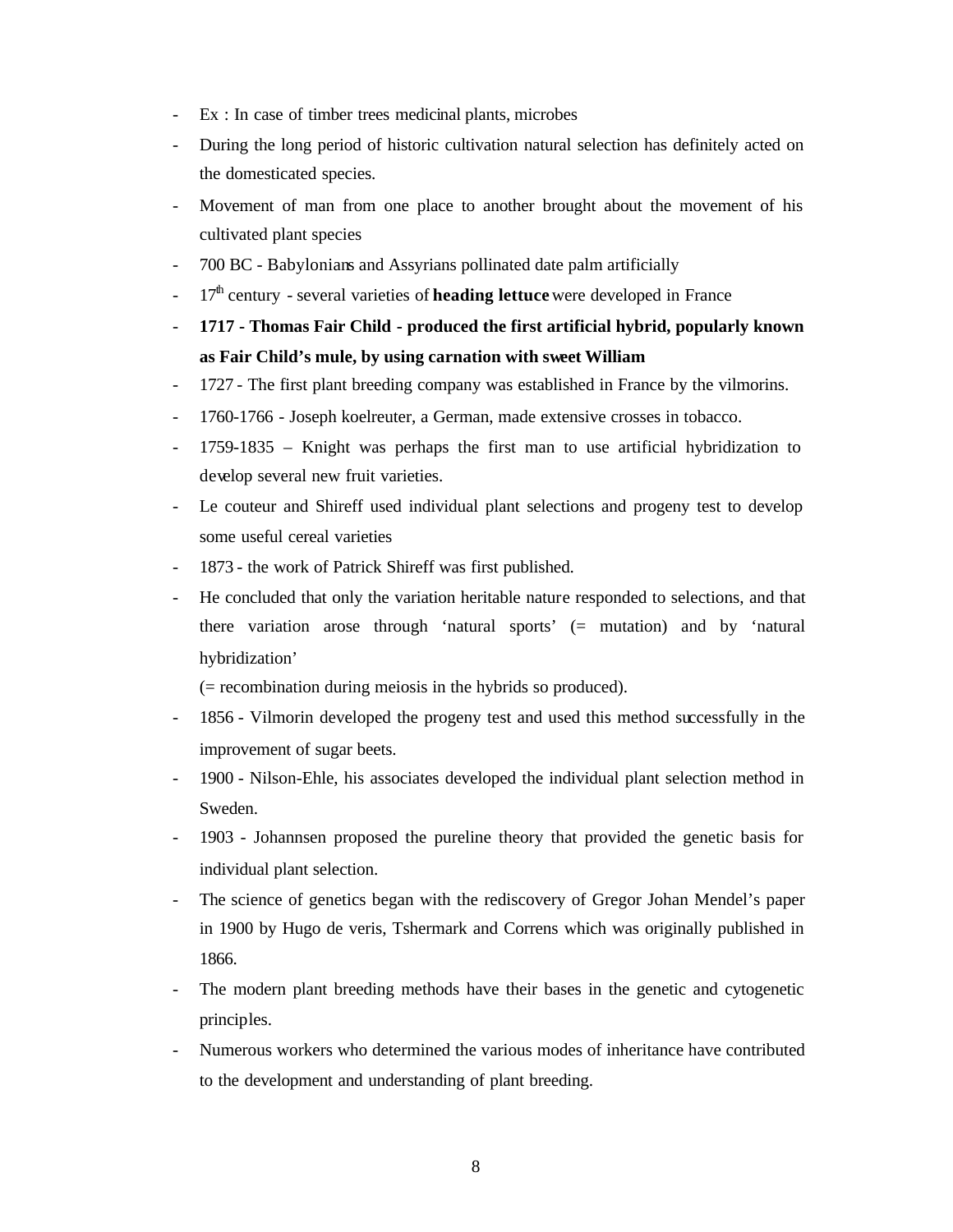- Ex : In case of timber trees medicinal plants, microbes
- During the long period of historic cultivation natural selection has definitely acted on the domesticated species.
- Movement of man from one place to another brought about the movement of his cultivated plant species
- 700 BC - Babylonians and Assyrians pollinated date palm artificially
- 17$^{th}$ century - several varieties of **heading lettuce** were developed in France
- **1717 - Thomas Fair Child - produced the first artificial hybrid, popularly known as Fair Child's mule, by using carnation with sweet William**
- 1727 - The first plant breeding company was established in France by the vilmorins.
- 1760-1766 - Joseph koelreuter, a German, made extensive crosses in tobacco.
- 1759-1835 – Knight was perhaps the first man to use artificial hybridization to develop several new fruit varieties.
- Le couteur and Shireff used individual plant selections and progeny test to develop some useful cereal varieties
- 1873 - the work of Patrick Shireff was first published.
- He concluded that only the variation heritable nature responded to selections, and that there variation arose through 'natural sports' (= mutation) and by 'natural hybridization'

  (= recombination during meiosis in the hybrids so produced).
- 1856 - Vilmorin developed the progeny test and used this method successfully in the improvement of sugar beets.
- 1900 - Nilson-Ehle, his associates developed the individual plant selection method in Sweden.
- 1903 - Johannsen proposed the pureline theory that provided the genetic basis for individual plant selection.
- The science of genetics began with the rediscovery of Gregor Johan Mendel's paper in 1900 by Hugo de veris, Tshermark and Correns which was originally published in 1866.
- The modern plant breeding methods have their bases in the genetic and cytogenetic principles.
- Numerous workers who determined the various modes of inheritance have contributed to the development and understanding of plant breeding.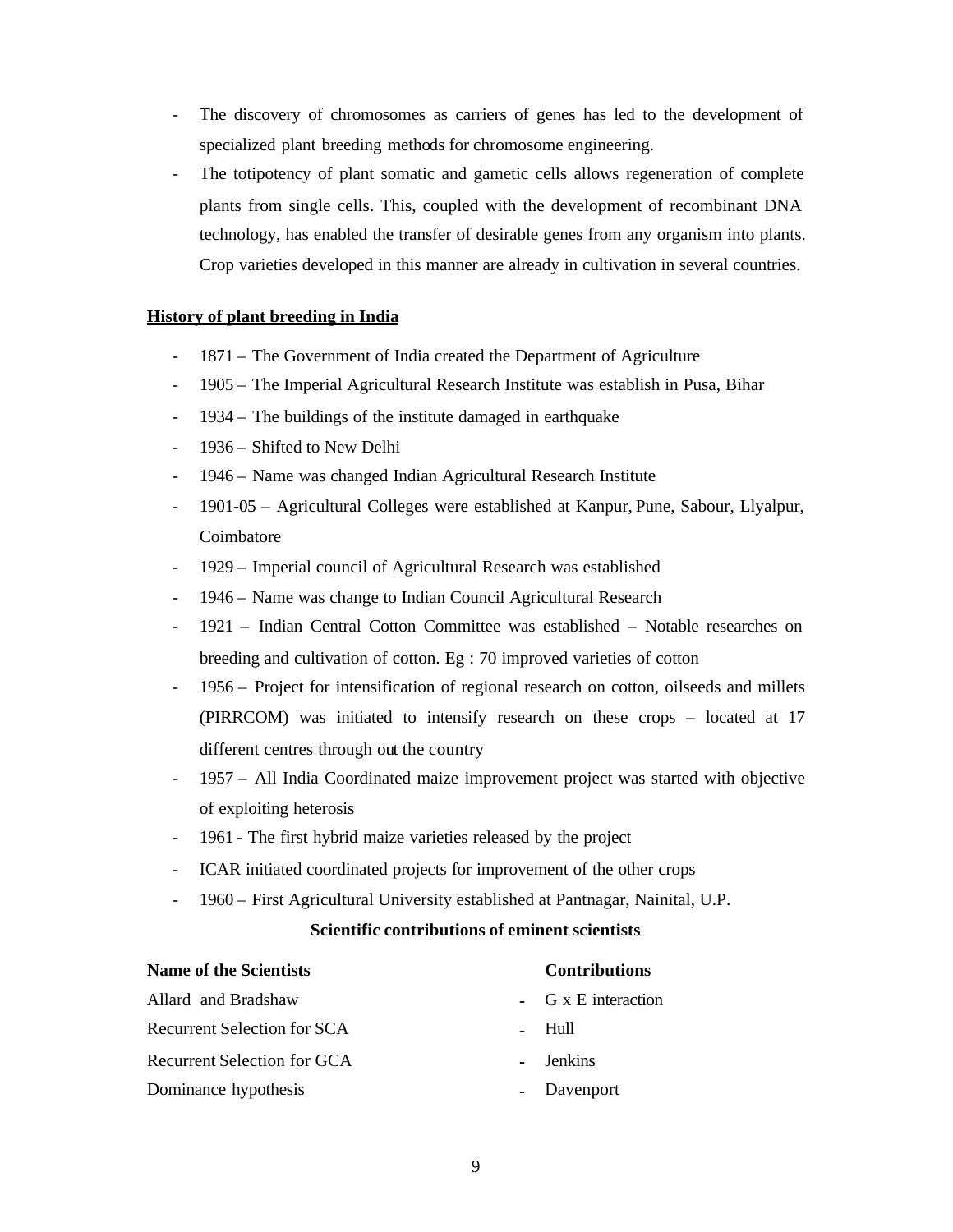- The discovery of chromosomes as carriers of genes has led to the development of specialized plant breeding methods for chromosome engineering.
- The totipotency of plant somatic and gametic cells allows regeneration of complete plants from single cells. This, coupled with the development of recombinant DNA technology, has enabled the transfer of desirable genes from any organism into plants. Crop varieties developed in this manner are already in cultivation in several countries.

**History of plant breeding in India**

- 1871 – The Government of India created the Department of Agriculture
- 1905 – The Imperial Agricultural Research Institute was establish in Pusa, Bihar
- 1934 – The buildings of the institute damaged in earthquake
- 1936 – Shifted to New Delhi
- 1946 – Name was changed Indian Agricultural Research Institute
- 1901-05 – Agricultural Colleges were established at Kanpur, Pune, Sabour, Llyalpur, Coimbatore
- 1929 – Imperial council of Agricultural Research was established
- 1946 – Name was change to Indian Council Agricultural Research
- 1921 – Indian Central Cotton Committee was established – Notable researches on breeding and cultivation of cotton. Eg : 70 improved varieties of cotton
- 1956 – Project for intensification of regional research on cotton, oilseeds and millets (PIRRCOM) was initiated to intensify research on these crops – located at 17 different centres through out the country
- 1957 – All India Coordinated maize improvement project was started with objective of exploiting heterosis
- 1961 - The first hybrid maize varieties released by the project
- ICAR initiated coordinated projects for improvement of the other crops
- 1960 – First Agricultural University established at Pantnagar, Nainital, U.P.

**Scientific contributions of eminent scientists**

| Name of the Scientists | Contributions |
|---|---|
| Allard and Bradshaw | - G x E interaction |
| Recurrent Selection for SCA | - Hull |
| Recurrent Selection for GCA | - Jenkins |
| Dominance hypothesis | - Davenport |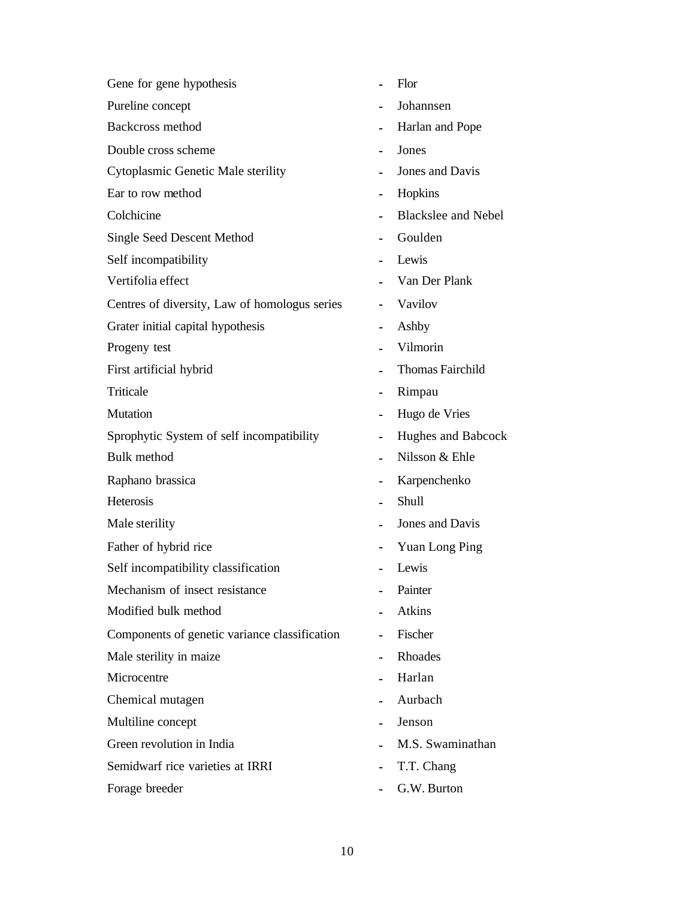Gene for gene hypothesis - Flor

Pureline concept - Johannsen

Backcross method - Harlan and Pope

Double cross scheme - Jones

Cytoplasmic Genetic Male sterility - Jones and Davis

Ear to row method - Hopkins

Colchicine - Blackslee and Nebel

Single Seed Descent Method - Goulden

Self incompatibility - Lewis

Vertifolia effect - Van Der Plank

Centres of diversity, Law of homologus series - Vavilov

Grater initial capital hypothesis - Ashby

Progeny test - Vilmorin

First artificial hybrid - Thomas Fairchild

Triticale - Rimpau

Mutation - Hugo de Vries

Sprophytic System of self incompatibility - Hughes and Babcock

Bulk method - Nilsson & Ehle

Raphano brassica - Karpenchenko

Heterosis - Shull

Male sterility - Jones and Davis

Father of hybrid rice - Yuan Long Ping

Self incompatibility classification - Lewis

Mechanism of insect resistance - Painter

Modified bulk method - Atkins

Components of genetic variance classification - Fischer

Male sterility in maize - Rhoades

Microcentre - Harlan

Chemical mutagen - Aurbach

Multiline concept - Jenson

Green revolution in India - M.S. Swaminathan

Semidwarf rice varieties at IRRI - T.T. Chang

Forage breeder - G.W. Burton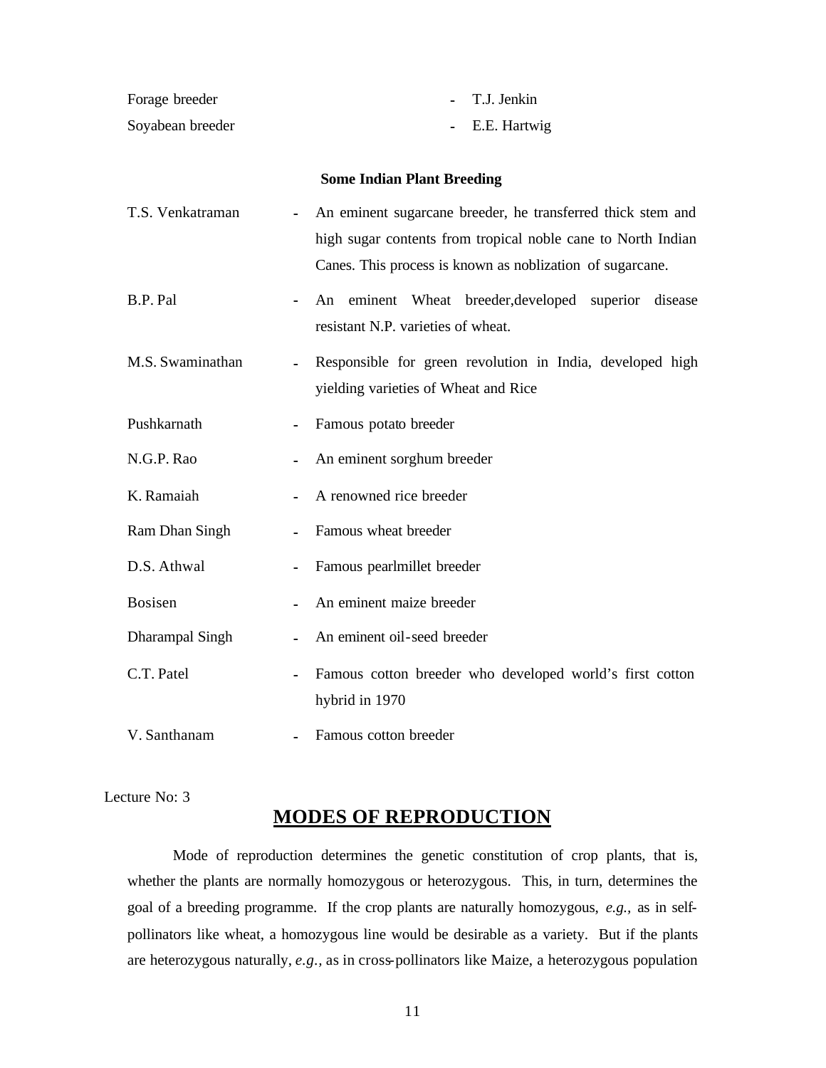Forage breeder - T.J. Jenkin

Soyabean breeder - E.E. Hartwig

**Some Indian Plant Breeding**

| | |
|---|---|
| T.S. Venkatraman | - An eminent sugarcane breeder, he transferred thick stem and high sugar contents from tropical noble cane to North Indian Canes. This process is known as noblization of sugarcane. |
| B.P. Pal | - An eminent Wheat breeder,developed superior disease resistant N.P. varieties of wheat. |
| M.S. Swaminathan | - Responsible for green revolution in India, developed high yielding varieties of Wheat and Rice |
| Pushkarnath | - Famous potato breeder |
| N.G.P. Rao | - An eminent sorghum breeder |
| K. Ramaiah | - A renowned rice breeder |
| Ram Dhan Singh | - Famous wheat breeder |
| D.S. Athwal | - Famous pearlmillet breeder |
| Bosisen | - An eminent maize breeder |
| Dharampal Singh | - An eminent oil-seed breeder |
| C.T. Patel | - Famous cotton breeder who developed world's first cotton hybrid in 1970 |
| V. Santhanam | - Famous cotton breeder |

Lecture No: 3

# MODES OF REPRODUCTION

Mode of reproduction determines the genetic constitution of crop plants, that is, whether the plants are normally homozygous or heterozygous. This, in turn, determines the goal of a breeding programme. If the crop plants are naturally homozygous, *e.g.*, as in self-pollinators like wheat, a homozygous line would be desirable as a variety. But if the plants are heterozygous naturally, *e.g.*, as in cross-pollinators like Maize, a heterozygous population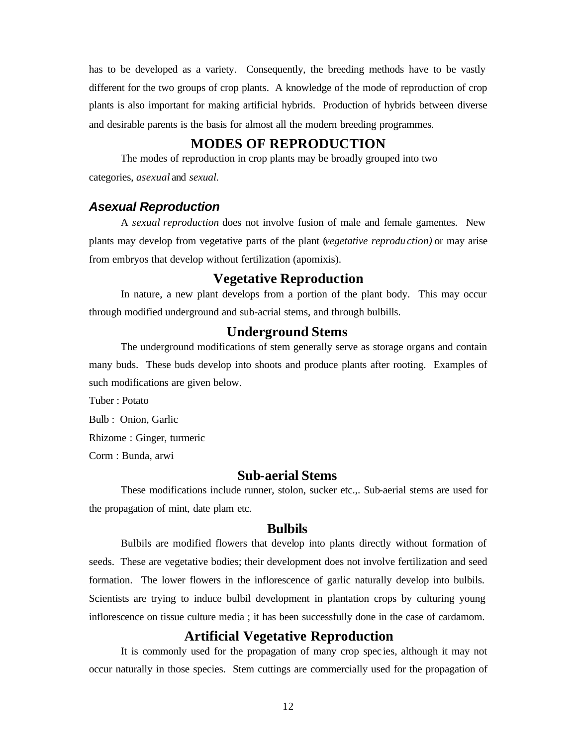has to be developed as a variety. Consequently, the breeding methods have to be vastly different for the two groups of crop plants. A knowledge of the mode of reproduction of crop plants is also important for making artificial hybrids. Production of hybrids between diverse and desirable parents is the basis for almost all the modern breeding programmes.

# MODES OF REPRODUCTION

The modes of reproduction in crop plants may be broadly grouped into two categories, *asexual* and *sexual.*

### *Asexual Reproduction*

A *sexual reproduction* does not involve fusion of male and female gamentes. New plants may develop from vegetative parts of the plant (*vegetative reprodu ction)* or may arise from embryos that develop without fertilization (apomixis).

## Vegetative Reproduction

In nature, a new plant develops from a portion of the plant body. This may occur through modified underground and sub-acrial stems, and through bulbills.

## Underground Stems

The underground modifications of stem generally serve as storage organs and contain many buds. These buds develop into shoots and produce plants after rooting. Examples of such modifications are given below.

Tuber : Potato

Bulb : Onion, Garlic

Rhizome : Ginger, turmeric

Corm : Bunda, arwi

## Sub-aerial Stems

These modifications include runner, stolon, sucker etc.,. Sub-aerial stems are used for the propagation of mint, date plam etc.

## Bulbils

Bulbils are modified flowers that develop into plants directly without formation of seeds. These are vegetative bodies; their development does not involve fertilization and seed formation. The lower flowers in the inflorescence of garlic naturally develop into bulbils. Scientists are trying to induce bulbil development in plantation crops by culturing young inflorescence on tissue culture media ; it has been successfully done in the case of cardamom.

## Artificial Vegetative Reproduction

It is commonly used for the propagation of many crop spec ies, although it may not occur naturally in those species. Stem cuttings are commercially used for the propagation of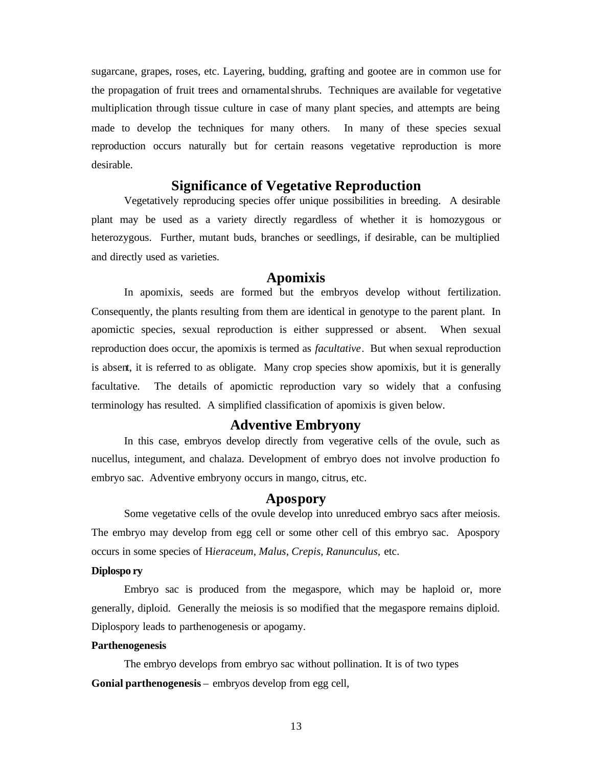sugarcane, grapes, roses, etc. Layering, budding, grafting and gootee are in common use for the propagation of fruit trees and ornamental shrubs. Techniques are available for vegetative multiplication through tissue culture in case of many plant species, and attempts are being made to develop the techniques for many others. In many of these species sexual reproduction occurs naturally but for certain reasons vegetative reproduction is more desirable.

## Significance of Vegetative Reproduction

Vegetatively reproducing species offer unique possibilities in breeding. A desirable plant may be used as a variety directly regardless of whether it is homozygous or heterozygous. Further, mutant buds, branches or seedlings, if desirable, can be multiplied and directly used as varieties.

## Apomixis

In apomixis, seeds are formed but the embryos develop without fertilization. Consequently, the plants resulting from them are identical in genotype to the parent plant. In apomictic species, sexual reproduction is either suppressed or absent. When sexual reproduction does occur, the apomixis is termed as *facultative*. But when sexual reproduction is absent, it is referred to as obligate. Many crop species show apomixis, but it is generally facultative. The details of apomictic reproduction vary so widely that a confusing terminology has resulted. A simplified classification of apomixis is given below.

## Adventive Embryony

In this case, embryos develop directly from vegerative cells of the ovule, such as nucellus, integument, and chalaza. Development of embryo does not involve production fo embryo sac. Adventive embryony occurs in mango, citrus, etc.

## Apospory

Some vegetative cells of the ovule develop into unreduced embryo sacs after meiosis. The embryo may develop from egg cell or some other cell of this embryo sac. Apospory occurs in some species of H*ieraceum*, *Malus*, *Crepis*, *Ranunculus*, etc.

**Diplospory**

Embryo sac is produced from the megaspore, which may be haploid or, more generally, diploid. Generally the meiosis is so modified that the megaspore remains diploid. Diplospory leads to parthenogenesis or apogamy.

**Parthenogenesis**

The embryo develops from embryo sac without pollination. It is of two types

**Gonial parthenogenesis** – embryos develop from egg cell,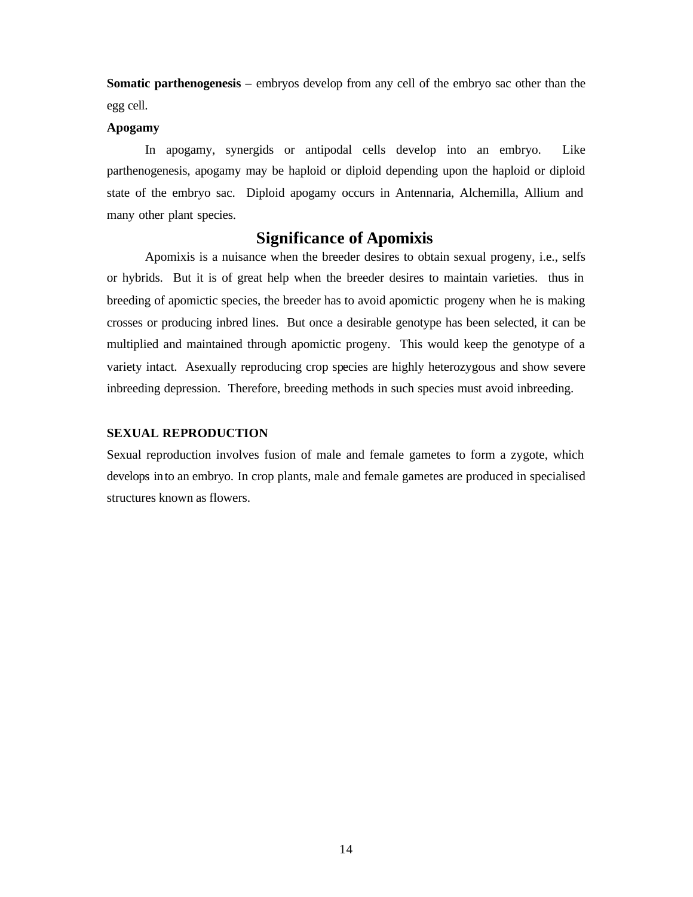**Somatic parthenogenesis** – embryos develop from any cell of the embryo sac other than the egg cell.

**Apogamy**

In apogamy, synergids or antipodal cells develop into an embryo. Like parthenogenesis, apogamy may be haploid or diploid depending upon the haploid or diploid state of the embryo sac. Diploid apogamy occurs in Antennaria, Alchemilla, Allium and many other plant species.

## Significance of Apomixis

Apomixis is a nuisance when the breeder desires to obtain sexual progeny, i.e., selfs or hybrids. But it is of great help when the breeder desires to maintain varieties. thus in breeding of apomictic species, the breeder has to avoid apomictic progeny when he is making crosses or producing inbred lines. But once a desirable genotype has been selected, it can be multiplied and maintained through apomictic progeny. This would keep the genotype of a variety intact. Asexually reproducing crop species are highly heterozygous and show severe inbreeding depression. Therefore, breeding methods in such species must avoid inbreeding.

**SEXUAL REPRODUCTION**

Sexual reproduction involves fusion of male and female gametes to form a zygote, which develops into an embryo. In crop plants, male and female gametes are produced in specialised structures known as flowers.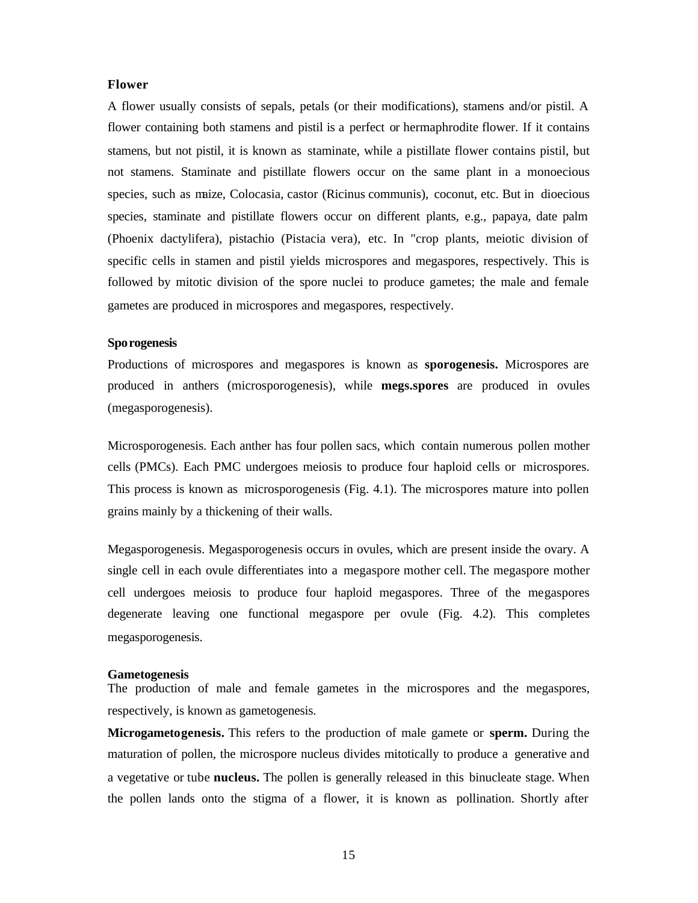## Flower

A flower usually consists of sepals, petals (or their modifications), stamens and/or pistil. A flower containing both stamens and pistil is a perfect or hermaphrodite flower. If it contains stamens, but not pistil, it is known as staminate, while a pistillate flower contains pistil, but not stamens. Staminate and pistillate flowers occur on the same plant in a monoecious species, such as maize, Colocasia, castor (Ricinus communis), coconut, etc. But in dioecious species, staminate and pistillate flowers occur on different plants, e.g., papaya, date palm (Phoenix dactylifera), pistachio (Pistacia vera), etc. In "crop plants, meiotic division of specific cells in stamen and pistil yields microspores and megaspores, respectively. This is followed by mitotic division of the spore nuclei to produce gametes; the male and female gametes are produced in microspores and megaspores, respectively.

### Sporogenesis

Productions of microspores and megaspores is known as **sporogenesis.** Microspores are produced in anthers (microsporogenesis), while **megs.spores** are produced in ovules (megasporogenesis).

Microsporogenesis. Each anther has four pollen sacs, which contain numerous pollen mother cells (PMCs). Each PMC undergoes meiosis to produce four haploid cells or microspores. This process is known as microsporogenesis (Fig. 4.1). The microspores mature into pollen grains mainly by a thickening of their walls.

Megasporogenesis. Megasporogenesis occurs in ovules, which are present inside the ovary. A single cell in each ovule differentiates into a megaspore mother cell. The megaspore mother cell undergoes meiosis to produce four haploid megaspores. Three of the megaspores degenerate leaving one functional megaspore per ovule (Fig. 4.2). This completes megasporogenesis.

### Gametogenesis

The production of male and female gametes in the microspores and the megaspores, respectively, is known as gametogenesis.

**Microgametogenesis.** This refers to the production of male gamete or **sperm.** During the maturation of pollen, the microspore nucleus divides mitotically to produce a generative and a vegetative or tube **nucleus.** The pollen is generally released in this binucleate stage. When the pollen lands onto the stigma of a flower, it is known as pollination. Shortly after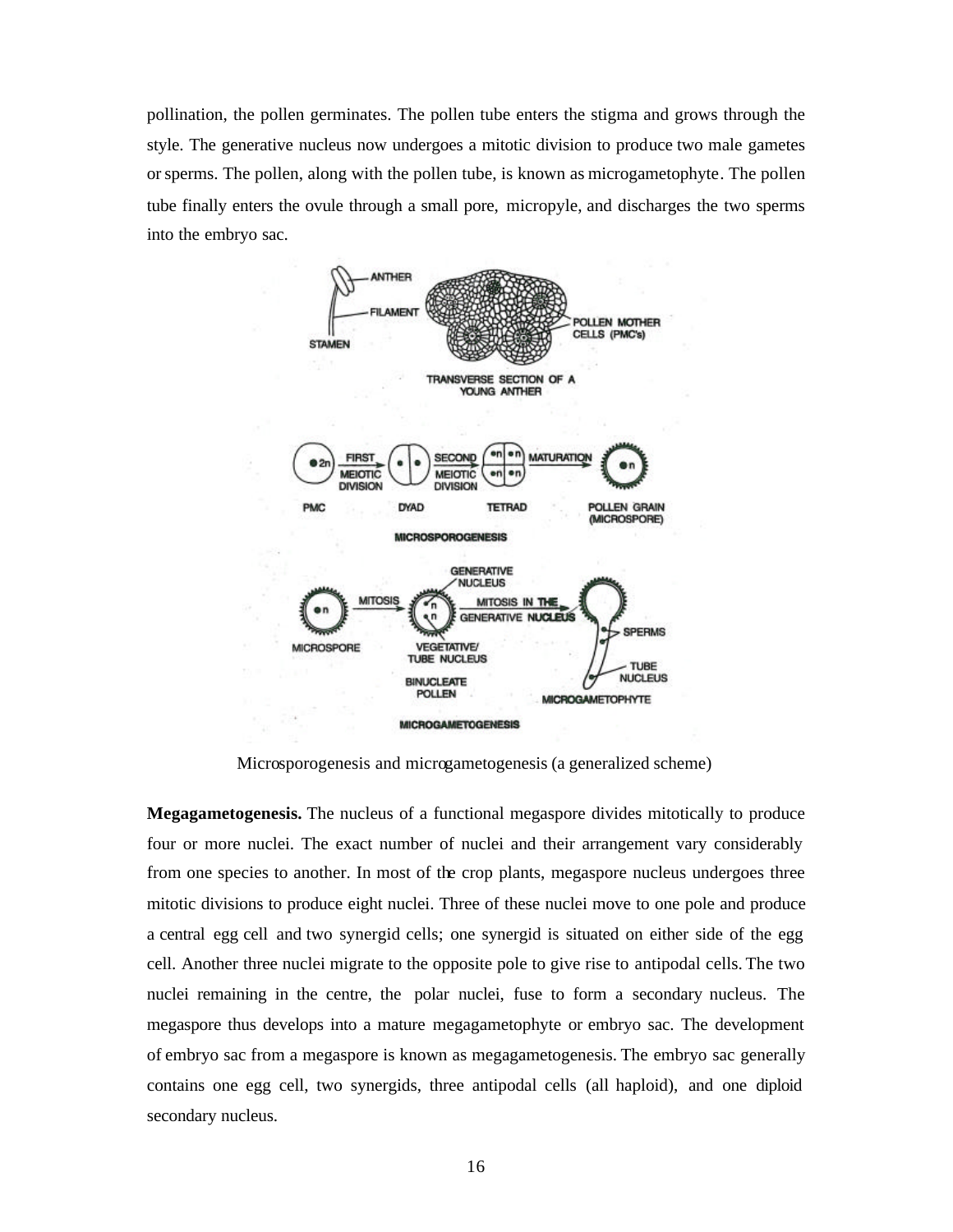pollination, the pollen germinates. The pollen tube enters the stigma and grows through the style. The generative nucleus now undergoes a mitotic division to produce two male gametes or sperms. The pollen, along with the pollen tube, is known as microgametophyte. The pollen tube finally enters the ovule through a small pore, micropyle, and discharges the two sperms into the embryo sac.

Microsporogenesis and microgametogenesis (a generalized scheme)

**Megagametogenesis.** The nucleus of a functional megaspore divides mitotically to produce four or more nuclei. The exact number of nuclei and their arrangement vary considerably from one species to another. In most of the crop plants, megaspore nucleus undergoes three mitotic divisions to produce eight nuclei. Three of these nuclei move to one pole and produce a central egg cell and two synergid cells; one synergid is situated on either side of the egg cell. Another three nuclei migrate to the opposite pole to give rise to antipodal cells. The two nuclei remaining in the centre, the polar nuclei, fuse to form a secondary nucleus. The megaspore thus develops into a mature megagametophyte or embryo sac. The development of embryo sac from a megaspore is known as megagametogenesis. The embryo sac generally contains one egg cell, two synergids, three antipodal cells (all haploid), and one diploid secondary nucleus.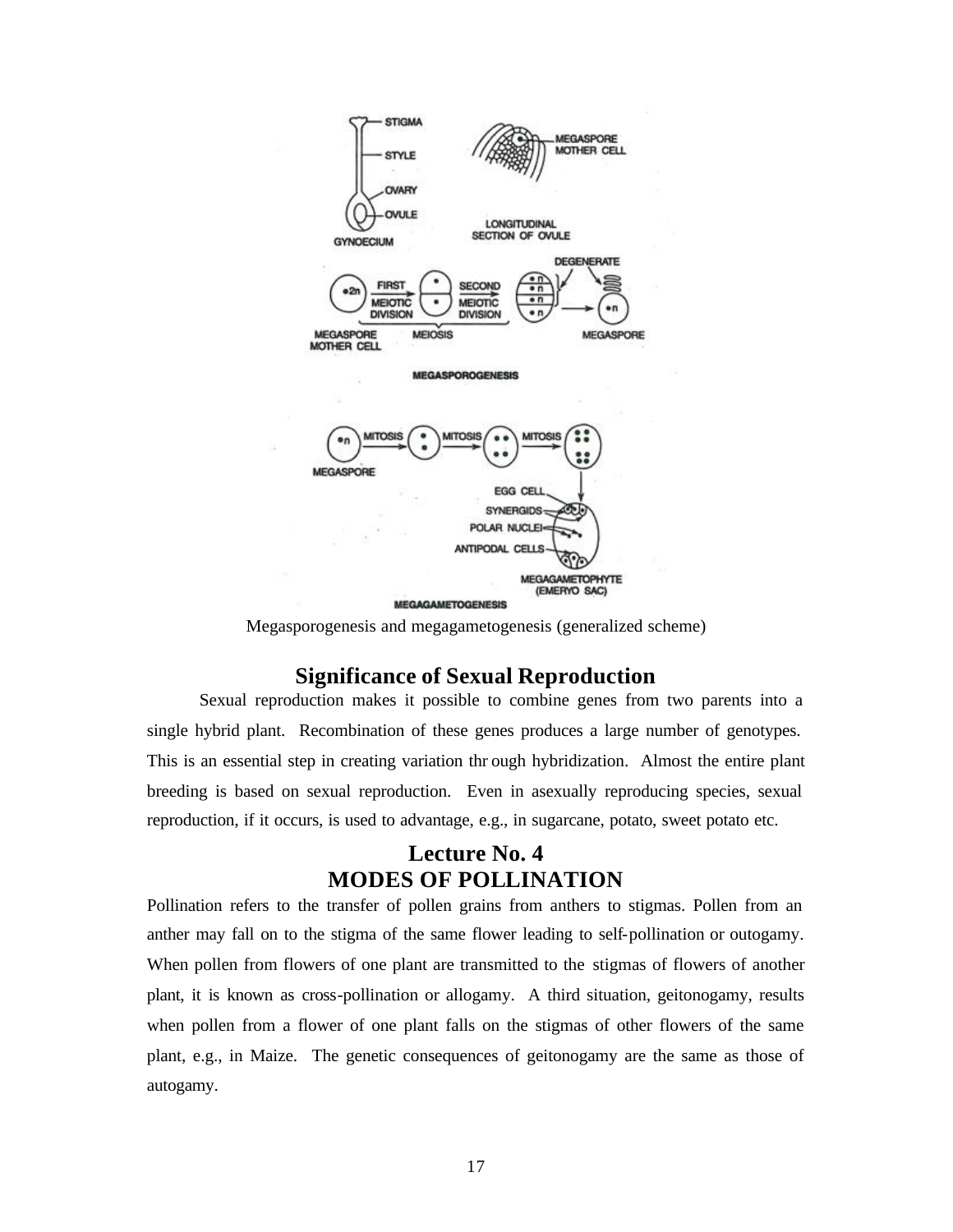Megasporogenesis and megagametogenesis (generalized scheme)

## Significance of Sexual Reproduction

Sexual reproduction makes it possible to combine genes from two parents into a single hybrid plant. Recombination of these genes produces a large number of genotypes. This is an essential step in creating variation thr ough hybridization. Almost the entire plant breeding is based on sexual reproduction. Even in asexually reproducing species, sexual reproduction, if it occurs, is used to advantage, e.g., in sugarcane, potato, sweet potato etc.

# Lecture No. 4
# MODES OF POLLINATION

Pollination refers to the transfer of pollen grains from anthers to stigmas. Pollen from an anther may fall on to the stigma of the same flower leading to self-pollination or outogamy. When pollen from flowers of one plant are transmitted to the stigmas of flowers of another plant, it is known as cross-pollination or allogamy. A third situation, geitonogamy, results when pollen from a flower of one plant falls on the stigmas of other flowers of the same plant, e.g., in Maize. The genetic consequences of geitonogamy are the same as those of autogamy.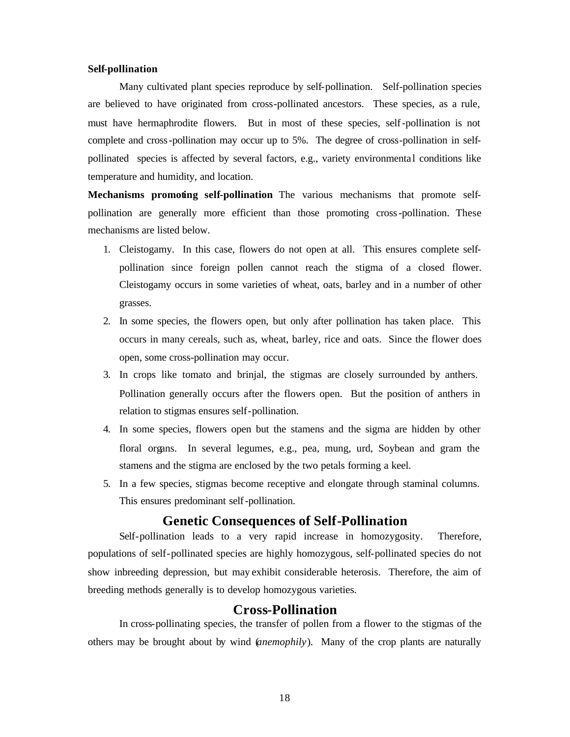**Self-pollination**

Many cultivated plant species reproduce by self-pollination. Self-pollination species are believed to have originated from cross-pollinated ancestors. These species, as a rule, must have hermaphrodite flowers. But in most of these species, self-pollination is not complete and cross-pollination may occur up to 5%. The degree of cross-pollination in self-pollinated species is affected by several factors, e.g., variety environmental conditions like temperature and humidity, and location.

**Mechanisms promoting self-pollination** The various mechanisms that promote self-pollination are generally more efficient than those promoting cross-pollination. These mechanisms are listed below.

1. Cleistogamy. In this case, flowers do not open at all. This ensures complete self-pollination since foreign pollen cannot reach the stigma of a closed flower. Cleistogamy occurs in some varieties of wheat, oats, barley and in a number of other grasses.
2. In some species, the flowers open, but only after pollination has taken place. This occurs in many cereals, such as, wheat, barley, rice and oats. Since the flower does open, some cross-pollination may occur.
3. In crops like tomato and brinjal, the stigmas are closely surrounded by anthers. Pollination generally occurs after the flowers open. But the position of anthers in relation to stigmas ensures self-pollination.
4. In some species, flowers open but the stamens and the sigma are hidden by other floral organs. In several legumes, e.g., pea, mung, urd, Soybean and gram the stamens and the stigma are enclosed by the two petals forming a keel.
5. In a few species, stigmas become receptive and elongate through staminal columns. This ensures predominant self-pollination.

## Genetic Consequences of Self-Pollination

Self-pollination leads to a very rapid increase in homozygosity. Therefore, populations of self-pollinated species are highly homozygous, self-pollinated species do not show inbreeding depression, but may exhibit considerable heterosis. Therefore, the aim of breeding methods generally is to develop homozygous varieties.

## Cross-Pollination

In cross-pollinating species, the transfer of pollen from a flower to the stigmas of the others may be brought about by wind (*anemophily*). Many of the crop plants are naturally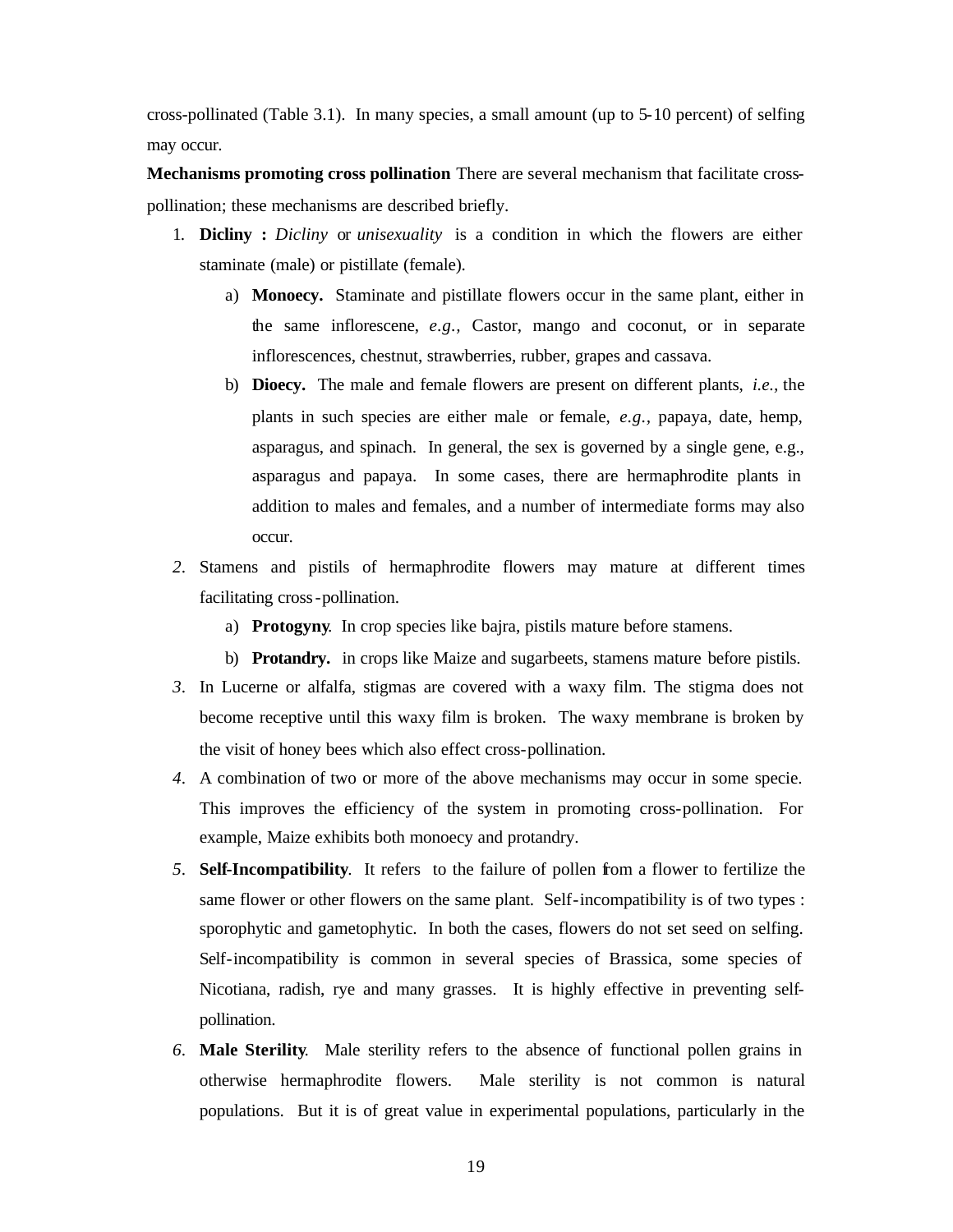cross-pollinated (Table 3.1). In many species, a small amount (up to 5-10 percent) of selfing may occur.

**Mechanisms promoting cross pollination** There are several mechanism that facilitate cross-pollination; these mechanisms are described briefly.

1. **Dicliny :** *Dicliny* or *unisexuality* is a condition in which the flowers are either staminate (male) or pistillate (female).
   a) **Monoecy.** Staminate and pistillate flowers occur in the same plant, either in the same inflorescene, *e.g.,* Castor, mango and coconut, or in separate inflorescences, chestnut, strawberries, rubber, grapes and cassava.
   b) **Dioecy.** The male and female flowers are present on different plants, *i.e.,* the plants in such species are either male or female, *e.g.,* papaya, date, hemp, asparagus, and spinach. In general, the sex is governed by a single gene, e.g., asparagus and papaya. In some cases, there are hermaphrodite plants in addition to males and females, and a number of intermediate forms may also occur.
2. Stamens and pistils of hermaphrodite flowers may mature at different times facilitating cross-pollination.
   a) **Protogyny**. In crop species like bajra, pistils mature before stamens.
   b) **Protandry.** in crops like Maize and sugarbeets, stamens mature before pistils.
3. In Lucerne or alfalfa, stigmas are covered with a waxy film. The stigma does not become receptive until this waxy film is broken. The waxy membrane is broken by the visit of honey bees which also effect cross-pollination.
4. A combination of two or more of the above mechanisms may occur in some specie. This improves the efficiency of the system in promoting cross-pollination. For example, Maize exhibits both monoecy and protandry.
5. **Self-Incompatibility**. It refers to the failure of pollen from a flower to fertilize the same flower or other flowers on the same plant. Self-incompatibility is of two types : sporophytic and gametophytic. In both the cases, flowers do not set seed on selfing. Self-incompatibility is common in several species of Brassica, some species of Nicotiana, radish, rye and many grasses. It is highly effective in preventing self-pollination.
6. **Male Sterility**. Male sterility refers to the absence of functional pollen grains in otherwise hermaphrodite flowers. Male sterility is not common is natural populations. But it is of great value in experimental populations, particularly in the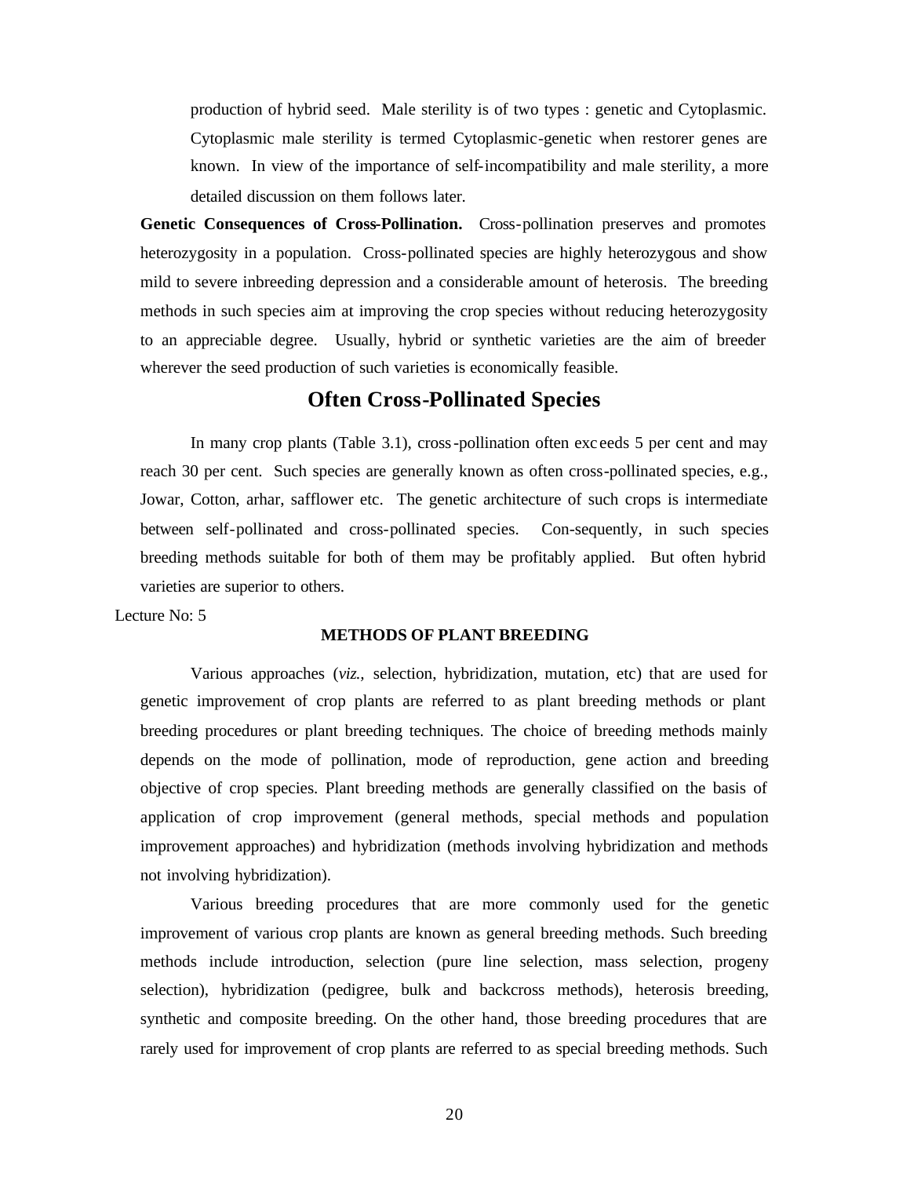production of hybrid seed. Male sterility is of two types : genetic and Cytoplasmic. Cytoplasmic male sterility is termed Cytoplasmic-genetic when restorer genes are known. In view of the importance of self-incompatibility and male sterility, a more detailed discussion on them follows later.

**Genetic Consequences of Cross-Pollination.** Cross-pollination preserves and promotes heterozygosity in a population. Cross-pollinated species are highly heterozygous and show mild to severe inbreeding depression and a considerable amount of heterosis. The breeding methods in such species aim at improving the crop species without reducing heterozygosity to an appreciable degree. Usually, hybrid or synthetic varieties are the aim of breeder wherever the seed production of such varieties is economically feasible.

## Often Cross-Pollinated Species

In many crop plants (Table 3.1), cross-pollination often exceeds 5 per cent and may reach 30 per cent. Such species are generally known as often cross-pollinated species, e.g., Jowar, Cotton, arhar, safflower etc. The genetic architecture of such crops is intermediate between self-pollinated and cross-pollinated species. Con-sequently, in such species breeding methods suitable for both of them may be profitably applied. But often hybrid varieties are superior to others.

Lecture No: 5

### METHODS OF PLANT BREEDING

Various approaches (*viz.*, selection, hybridization, mutation, etc) that are used for genetic improvement of crop plants are referred to as plant breeding methods or plant breeding procedures or plant breeding techniques. The choice of breeding methods mainly depends on the mode of pollination, mode of reproduction, gene action and breeding objective of crop species. Plant breeding methods are generally classified on the basis of application of crop improvement (general methods, special methods and population improvement approaches) and hybridization (methods involving hybridization and methods not involving hybridization).

Various breeding procedures that are more commonly used for the genetic improvement of various crop plants are known as general breeding methods. Such breeding methods include introduction, selection (pure line selection, mass selection, progeny selection), hybridization (pedigree, bulk and backcross methods), heterosis breeding, synthetic and composite breeding. On the other hand, those breeding procedures that are rarely used for improvement of crop plants are referred to as special breeding methods. Such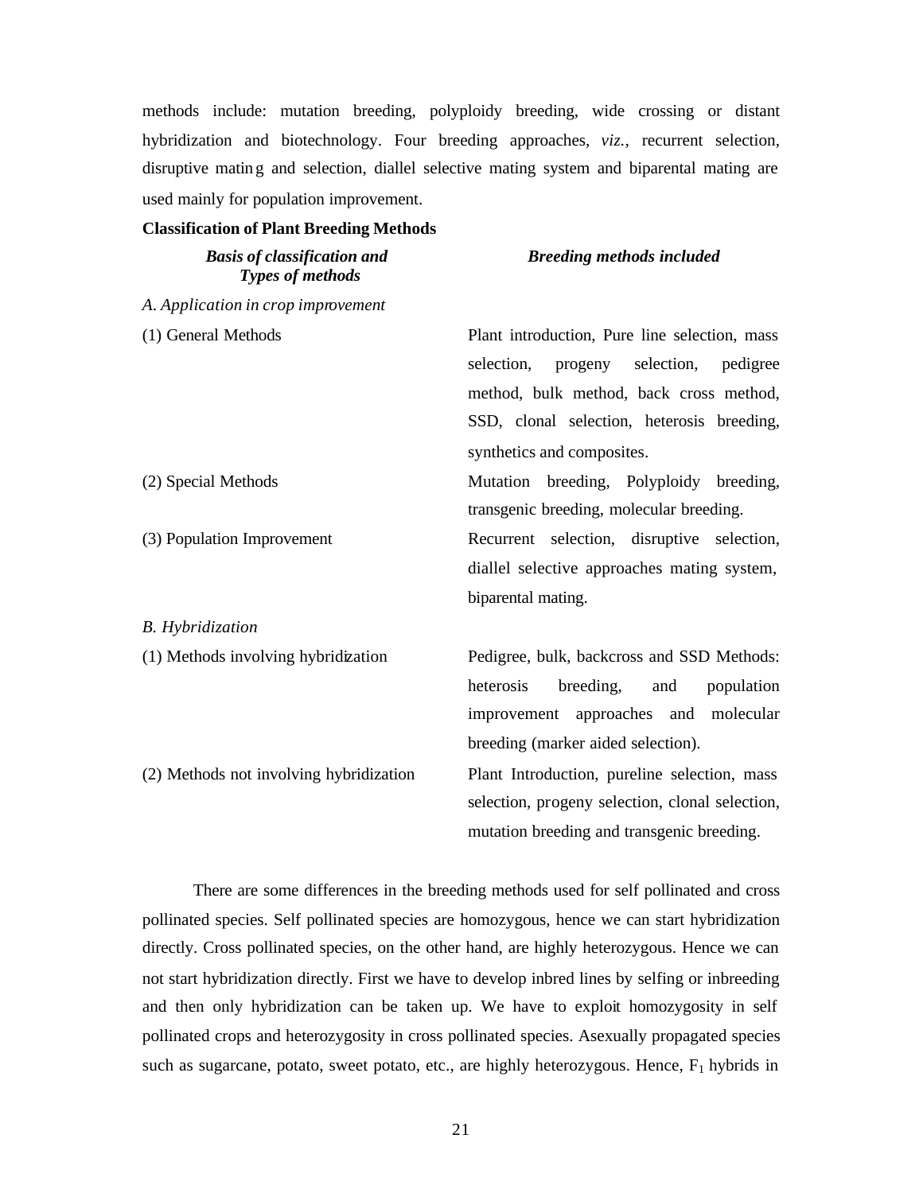methods include: mutation breeding, polyploidy breeding, wide crossing or distant hybridization and biotechnology. Four breeding approaches, *viz.,* recurrent selection, disruptive mating and selection, diallel selective mating system and biparental mating are used mainly for population improvement.

**Classification of Plant Breeding Methods**

| ***Basis of classification and Types of methods*** | ***Breeding methods included*** |
|---|---|
| *A. Application in crop improvement* | |
| (1) General Methods | Plant introduction, Pure line selection, mass selection, progeny selection, pedigree method, bulk method, back cross method, SSD, clonal selection, heterosis breeding, synthetics and composites. |
| (2) Special Methods | Mutation breeding, Polyploidy breeding, transgenic breeding, molecular breeding. |
| (3) Population Improvement | Recurrent selection, disruptive selection, diallel selective approaches mating system, biparental mating. |
| *B. Hybridization* | |
| (1) Methods involving hybridization | Pedigree, bulk, backcross and SSD Methods: heterosis breeding, and population improvement approaches and molecular breeding (marker aided selection). |
| (2) Methods not involving hybridization | Plant Introduction, pureline selection, mass selection, progeny selection, clonal selection, mutation breeding and transgenic breeding. |

There are some differences in the breeding methods used for self pollinated and cross pollinated species. Self pollinated species are homozygous, hence we can start hybridization directly. Cross pollinated species, on the other hand, are highly heterozygous. Hence we can not start hybridization directly. First we have to develop inbred lines by selfing or inbreeding and then only hybridization can be taken up. We have to exploit homozygosity in self pollinated crops and heterozygosity in cross pollinated species. Asexually propagated species such as sugarcane, potato, sweet potato, etc., are highly heterozygous. Hence, $F_1$ hybrids in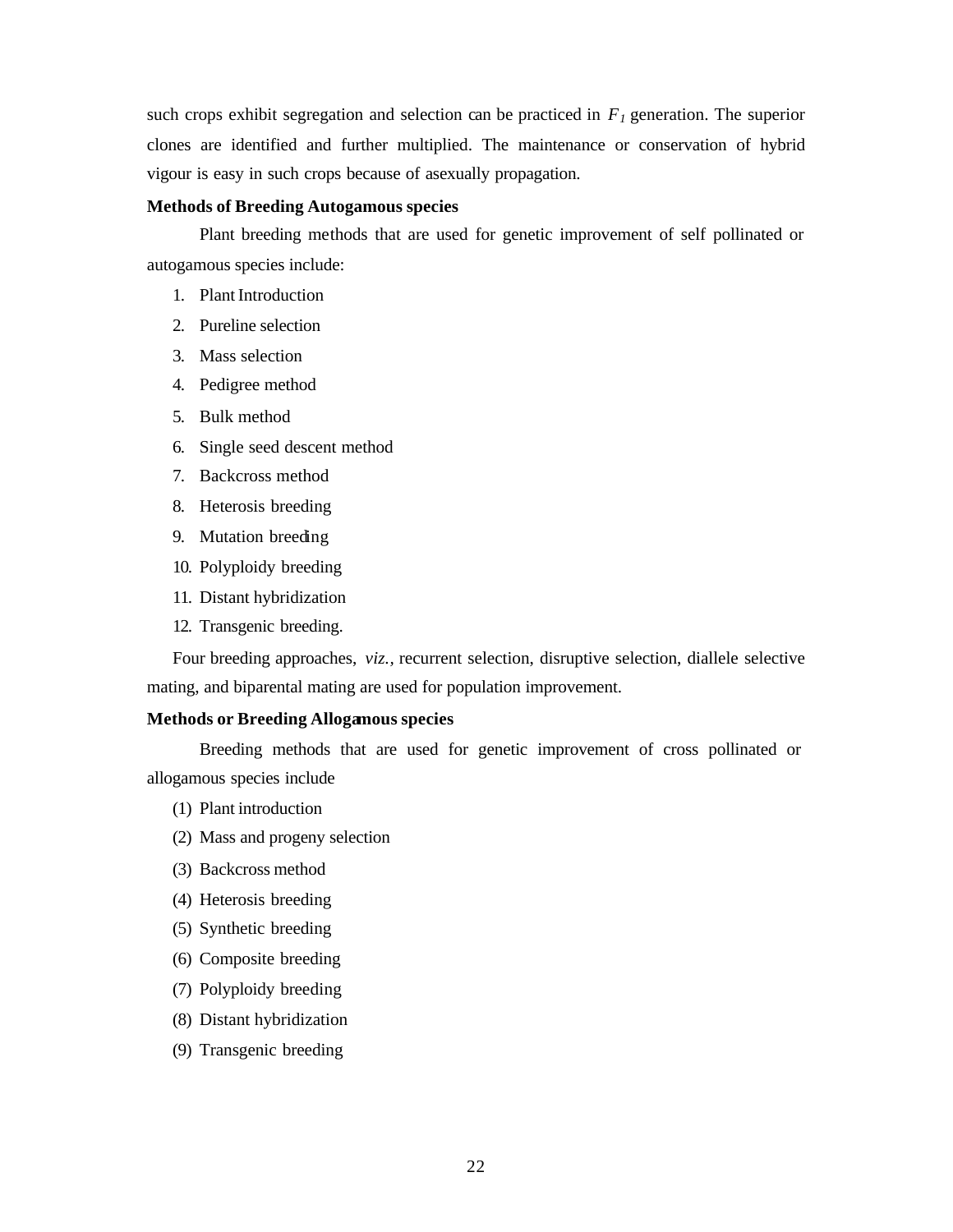such crops exhibit segregation and selection can be practiced in $F_1$ generation. The superior clones are identified and further multiplied. The maintenance or conservation of hybrid vigour is easy in such crops because of asexually propagation.

**Methods of Breeding Autogamous species**

Plant breeding methods that are used for genetic improvement of self pollinated or autogamous species include:

1. Plant Introduction
2. Pureline selection
3. Mass selection
4. Pedigree method
5. Bulk method
6. Single seed descent method
7. Backcross method
8. Heterosis breeding
9. Mutation breeding
10. Polyploidy breeding
11. Distant hybridization
12. Transgenic breeding.

Four breeding approaches, *viz.*, recurrent selection, disruptive selection, diallele selective mating, and biparental mating are used for population improvement.

**Methods or Breeding Allogamous species**

Breeding methods that are used for genetic improvement of cross pollinated or allogamous species include

(1) Plant introduction
(2) Mass and progeny selection
(3) Backcross method
(4) Heterosis breeding
(5) Synthetic breeding
(6) Composite breeding
(7) Polyploidy breeding
(8) Distant hybridization
(9) Transgenic breeding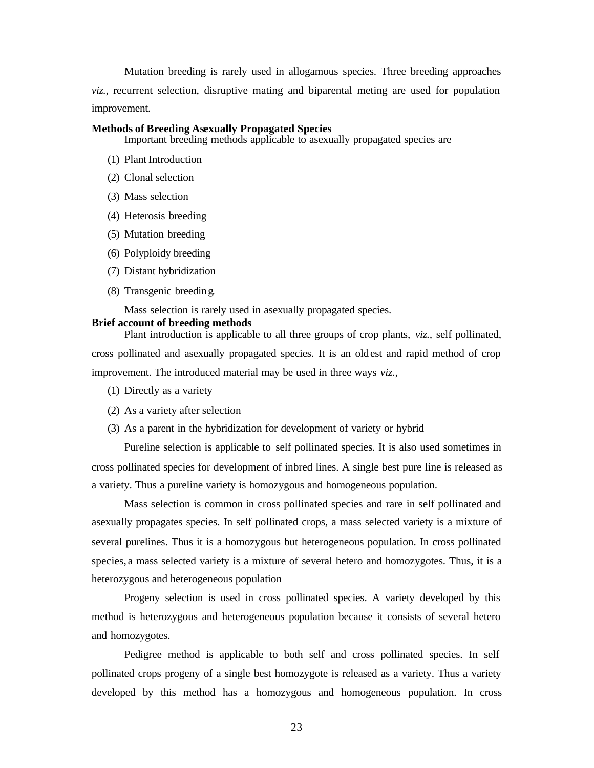Mutation breeding is rarely used in allogamous species. Three breeding approaches *viz.,* recurrent selection, disruptive mating and biparental meting are used for population improvement.

**Methods of Breeding Asexually Propagated Species**

Important breeding methods applicable to asexually propagated species are

(1) Plant Introduction

(2) Clonal selection

(3) Mass selection

(4) Heterosis breeding

(5) Mutation breeding

(6) Polyploidy breeding

(7) Distant hybridization

(8) Transgenic breeding.

Mass selection is rarely used in asexually propagated species.

**Brief account of breeding methods**

Plant introduction is applicable to all three groups of crop plants, *viz.,* self pollinated, cross pollinated and asexually propagated species. It is an oldest and rapid method of crop improvement. The introduced material may be used in three ways *viz.,*

(1) Directly as a variety

(2) As a variety after selection

(3) As a parent in the hybridization for development of variety or hybrid

Pureline selection is applicable to self pollinated species. It is also used sometimes in cross pollinated species for development of inbred lines. A single best pure line is released as a variety. Thus a pureline variety is homozygous and homogeneous population.

Mass selection is common in cross pollinated species and rare in self pollinated and asexually propagates species. In self pollinated crops, a mass selected variety is a mixture of several purelines. Thus it is a homozygous but heterogeneous population. In cross pollinated species, a mass selected variety is a mixture of several hetero and homozygotes. Thus, it is a heterozygous and heterogeneous population

Progeny selection is used in cross pollinated species. A variety developed by this method is heterozygous and heterogeneous population because it consists of several hetero and homozygotes.

Pedigree method is applicable to both self and cross pollinated species. In self pollinated crops progeny of a single best homozygote is released as a variety. Thus a variety developed by this method has a homozygous and homogeneous population. In cross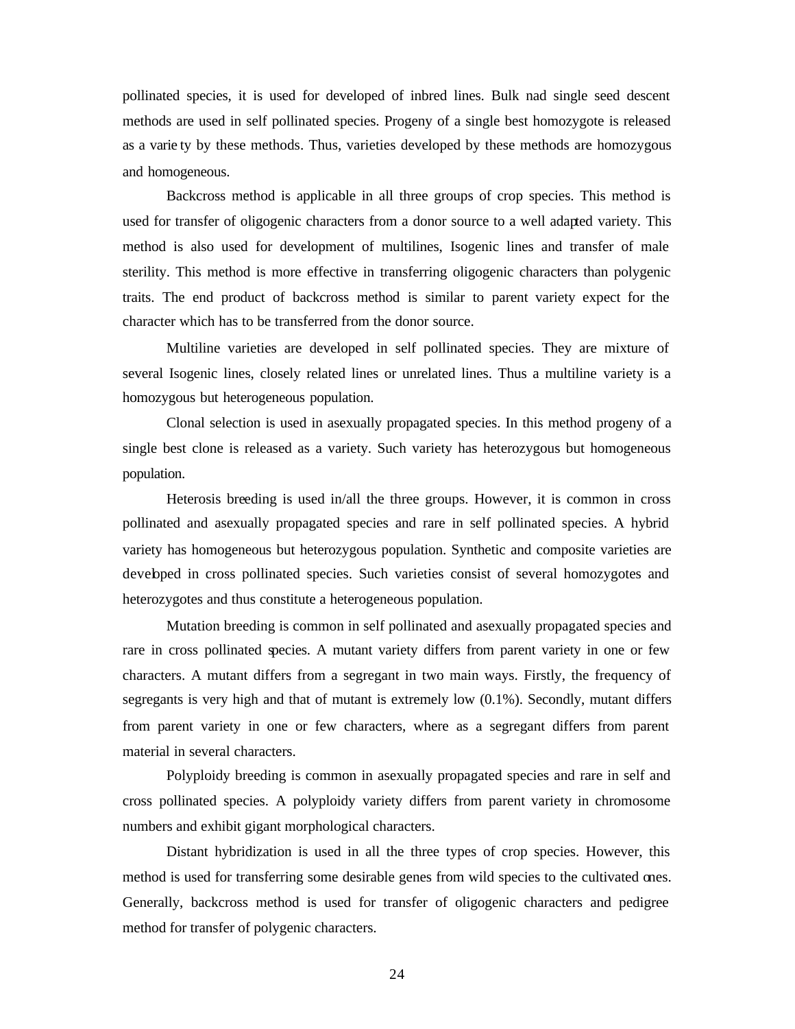pollinated species, it is used for developed of inbred lines. Bulk nad single seed descent methods are used in self pollinated species. Progeny of a single best homozygote is released as a variety by these methods. Thus, varieties developed by these methods are homozygous and homogeneous.

Backcross method is applicable in all three groups of crop species. This method is used for transfer of oligogenic characters from a donor source to a well adapted variety. This method is also used for development of multilines, Isogenic lines and transfer of male sterility. This method is more effective in transferring oligogenic characters than polygenic traits. The end product of backcross method is similar to parent variety expect for the character which has to be transferred from the donor source.

Multiline varieties are developed in self pollinated species. They are mixture of several Isogenic lines, closely related lines or unrelated lines. Thus a multiline variety is a homozygous but heterogeneous population.

Clonal selection is used in asexually propagated species. In this method progeny of a single best clone is released as a variety. Such variety has heterozygous but homogeneous population.

Heterosis breeding is used in/all the three groups. However, it is common in cross pollinated and asexually propagated species and rare in self pollinated species. A hybrid variety has homogeneous but heterozygous population. Synthetic and composite varieties are developed in cross pollinated species. Such varieties consist of several homozygotes and heterozygotes and thus constitute a heterogeneous population.

Mutation breeding is common in self pollinated and asexually propagated species and rare in cross pollinated species. A mutant variety differs from parent variety in one or few characters. A mutant differs from a segregant in two main ways. Firstly, the frequency of segregants is very high and that of mutant is extremely low (0.1%). Secondly, mutant differs from parent variety in one or few characters, where as a segregant differs from parent material in several characters.

Polyploidy breeding is common in asexually propagated species and rare in self and cross pollinated species. A polyploidy variety differs from parent variety in chromosome numbers and exhibit gigant morphological characters.

Distant hybridization is used in all the three types of crop species. However, this method is used for transferring some desirable genes from wild species to the cultivated ones. Generally, backcross method is used for transfer of oligogenic characters and pedigree method for transfer of polygenic characters.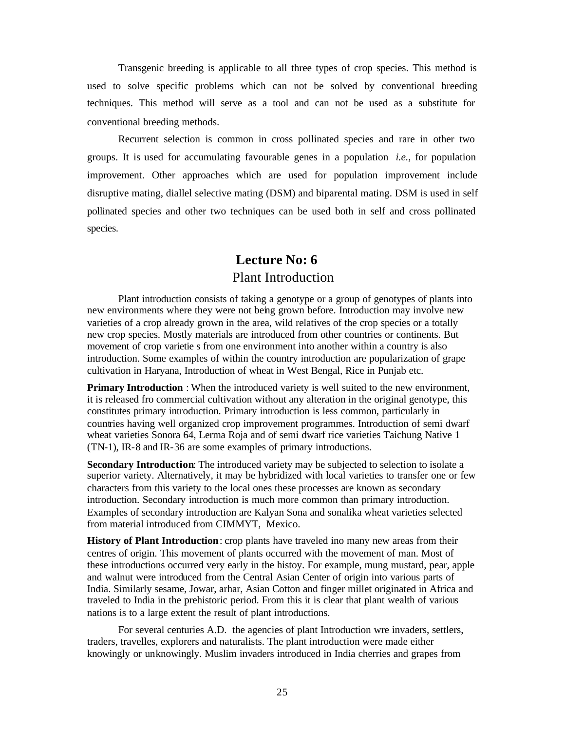Transgenic breeding is applicable to all three types of crop species. This method is used to solve specific problems which can not be solved by conventional breeding techniques. This method will serve as a tool and can not be used as a substitute for conventional breeding methods.

Recurrent selection is common in cross pollinated species and rare in other two groups. It is used for accumulating favourable genes in a population *i.e.,* for population improvement. Other approaches which are used for population improvement include disruptive mating, diallel selective mating (DSM) and biparental mating. DSM is used in self pollinated species and other two techniques can be used both in self and cross pollinated species.

# Lecture No: 6

## Plant Introduction

Plant introduction consists of taking a genotype or a group of genotypes of plants into new environments where they were not being grown before. Introduction may involve new varieties of a crop already grown in the area, wild relatives of the crop species or a totally new crop species. Mostly materials are introduced from other countries or continents. But movement of crop varietie s from one environment into another within a country is also introduction. Some examples of within the country introduction are popularization of grape cultivation in Haryana, Introduction of wheat in West Bengal, Rice in Punjab etc.

**Primary Introduction** : When the introduced variety is well suited to the new environment, it is released fro commercial cultivation without any alteration in the original genotype, this constitutes primary introduction. Primary introduction is less common, particularly in countries having well organized crop improvement programmes. Introduction of semi dwarf wheat varieties Sonora 64, Lerma Roja and of semi dwarf rice varieties Taichung Native 1 (TN-1), IR-8 and IR-36 are some examples of primary introductions.

**Secondary Introduction**: The introduced variety may be subjected to selection to isolate a superior variety. Alternatively, it may be hybridized with local varieties to transfer one or few characters from this variety to the local ones these processes are known as secondary introduction. Secondary introduction is much more common than primary introduction. Examples of secondary introduction are Kalyan Sona and sonalika wheat varieties selected from material introduced from CIMMYT, Mexico.

**History of Plant Introduction**: crop plants have traveled ino many new areas from their centres of origin. This movement of plants occurred with the movement of man. Most of these introductions occurred very early in the histoy. For example, mung mustard, pear, apple and walnut were introduced from the Central Asian Center of origin into various parts of India. Similarly sesame, Jowar, arhar, Asian Cotton and finger millet originated in Africa and traveled to India in the prehistoric period. From this it is clear that plant wealth of various nations is to a large extent the result of plant introductions.

For several centuries A.D. the agencies of plant Introduction wre invaders, settlers, traders, travelles, explorers and naturalists. The plant introduction were made either knowingly or unknowingly. Muslim invaders introduced in India cherries and grapes from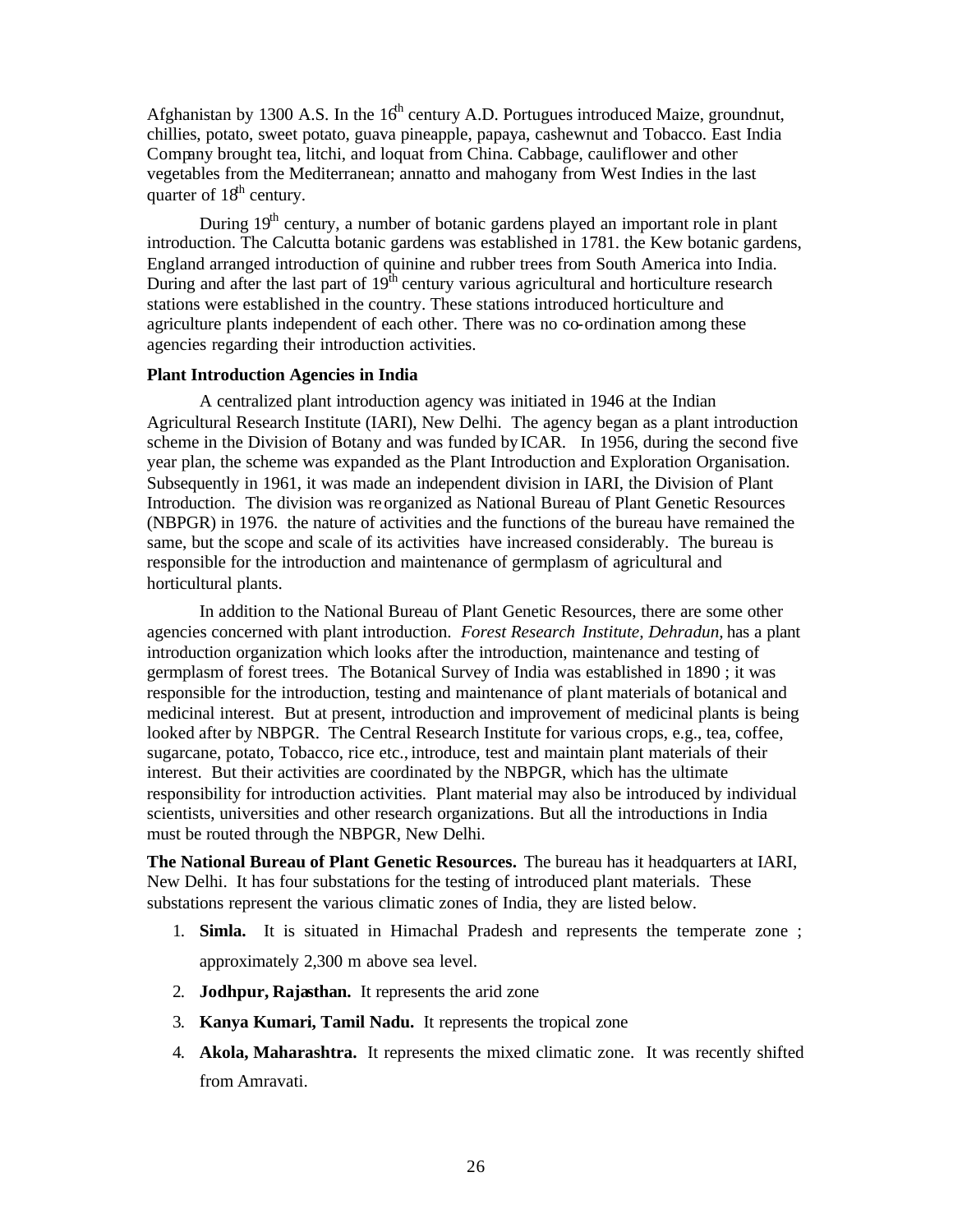Afghanistan by 1300 A.S. In the 16th century A.D. Portugues introduced Maize, groundnut, chillies, potato, sweet potato, guava pineapple, papaya, cashewnut and Tobacco. East India Company brought tea, litchi, and loquat from China. Cabbage, cauliflower and other vegetables from the Mediterranean; annatto and mahogany from West Indies in the last quarter of 18th century.

During 19th century, a number of botanic gardens played an important role in plant introduction. The Calcutta botanic gardens was established in 1781. the Kew botanic gardens, England arranged introduction of quinine and rubber trees from South America into India. During and after the last part of 19th century various agricultural and horticulture research stations were established in the country. These stations introduced horticulture and agriculture plants independent of each other. There was no co-ordination among these agencies regarding their introduction activities.

**Plant Introduction Agencies in India**

A centralized plant introduction agency was initiated in 1946 at the Indian Agricultural Research Institute (IARI), New Delhi. The agency began as a plant introduction scheme in the Division of Botany and was funded by ICAR. In 1956, during the second five year plan, the scheme was expanded as the Plant Introduction and Exploration Organisation. Subsequently in 1961, it was made an independent division in IARI, the Division of Plant Introduction. The division was reorganized as National Bureau of Plant Genetic Resources (NBPGR) in 1976. the nature of activities and the functions of the bureau have remained the same, but the scope and scale of its activities have increased considerably. The bureau is responsible for the introduction and maintenance of germplasm of agricultural and horticultural plants.

In addition to the National Bureau of Plant Genetic Resources, there are some other agencies concerned with plant introduction. *Forest Research Institute, Dehradun,* has a plant introduction organization which looks after the introduction, maintenance and testing of germplasm of forest trees. The Botanical Survey of India was established in 1890 ; it was responsible for the introduction, testing and maintenance of plant materials of botanical and medicinal interest. But at present, introduction and improvement of medicinal plants is being looked after by NBPGR. The Central Research Institute for various crops, e.g., tea, coffee, sugarcane, potato, Tobacco, rice etc., introduce, test and maintain plant materials of their interest. But their activities are coordinated by the NBPGR, which has the ultimate responsibility for introduction activities. Plant material may also be introduced by individual scientists, universities and other research organizations. But all the introductions in India must be routed through the NBPGR, New Delhi.

**The National Bureau of Plant Genetic Resources.** The bureau has it headquarters at IARI, New Delhi. It has four substations for the testing of introduced plant materials. These substations represent the various climatic zones of India, they are listed below.

1. **Simla.** It is situated in Himachal Pradesh and represents the temperate zone ; approximately 2,300 m above sea level.
2. **Jodhpur, Rajasthan.** It represents the arid zone
3. **Kanya Kumari, Tamil Nadu.** It represents the tropical zone
4. **Akola, Maharashtra.** It represents the mixed climatic zone. It was recently shifted from Amravati.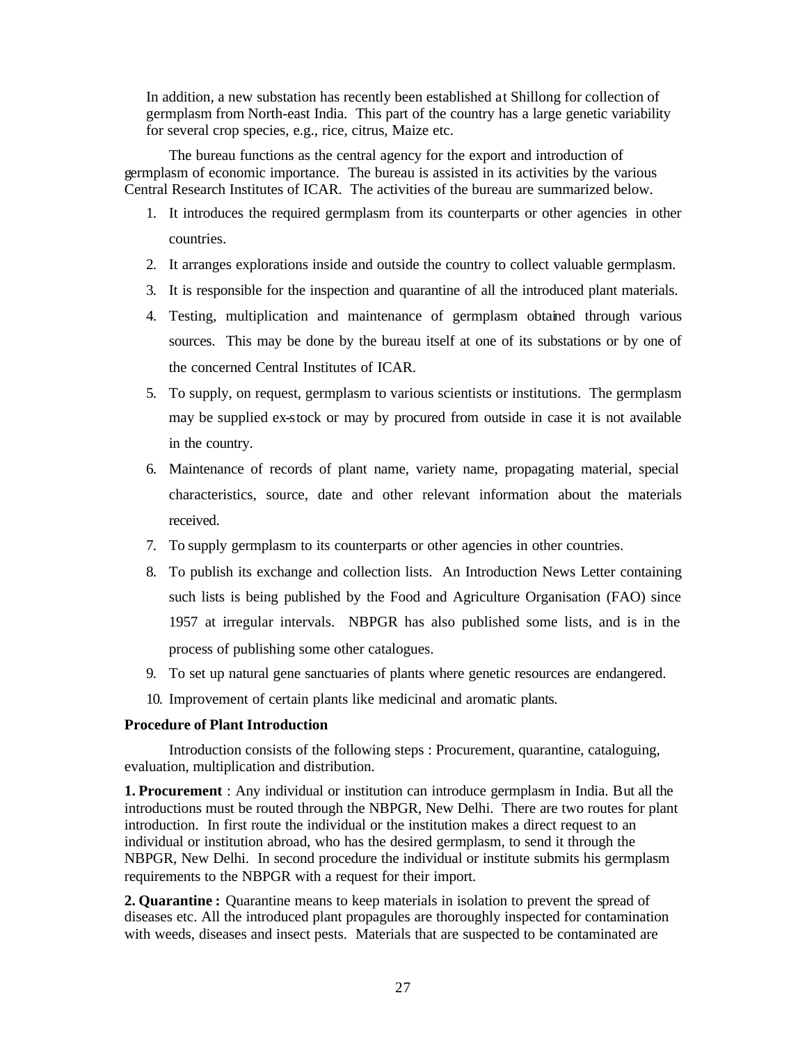In addition, a new substation has recently been established at Shillong for collection of germplasm from North-east India. This part of the country has a large genetic variability for several crop species, e.g., rice, citrus, Maize etc.

The bureau functions as the central agency for the export and introduction of germplasm of economic importance. The bureau is assisted in its activities by the various Central Research Institutes of ICAR. The activities of the bureau are summarized below.

1. It introduces the required germplasm from its counterparts or other agencies in other countries.
2. It arranges explorations inside and outside the country to collect valuable germplasm.
3. It is responsible for the inspection and quarantine of all the introduced plant materials.
4. Testing, multiplication and maintenance of germplasm obtained through various sources. This may be done by the bureau itself at one of its substations or by one of the concerned Central Institutes of ICAR.
5. To supply, on request, germplasm to various scientists or institutions. The germplasm may be supplied ex-stock or may by procured from outside in case it is not available in the country.
6. Maintenance of records of plant name, variety name, propagating material, special characteristics, source, date and other relevant information about the materials received.
7. To supply germplasm to its counterparts or other agencies in other countries.
8. To publish its exchange and collection lists. An Introduction News Letter containing such lists is being published by the Food and Agriculture Organisation (FAO) since 1957 at irregular intervals. NBPGR has also published some lists, and is in the process of publishing some other catalogues.
9. To set up natural gene sanctuaries of plants where genetic resources are endangered.
10. Improvement of certain plants like medicinal and aromatic plants.

**Procedure of Plant Introduction**

Introduction consists of the following steps : Procurement, quarantine, cataloguing, evaluation, multiplication and distribution.

**1. Procurement** : Any individual or institution can introduce germplasm in India. But all the introductions must be routed through the NBPGR, New Delhi. There are two routes for plant introduction. In first route the individual or the institution makes a direct request to an individual or institution abroad, who has the desired germplasm, to send it through the NBPGR, New Delhi. In second procedure the individual or institute submits his germplasm requirements to the NBPGR with a request for their import.

**2. Quarantine :** Quarantine means to keep materials in isolation to prevent the spread of diseases etc. All the introduced plant propagules are thoroughly inspected for contamination with weeds, diseases and insect pests. Materials that are suspected to be contaminated are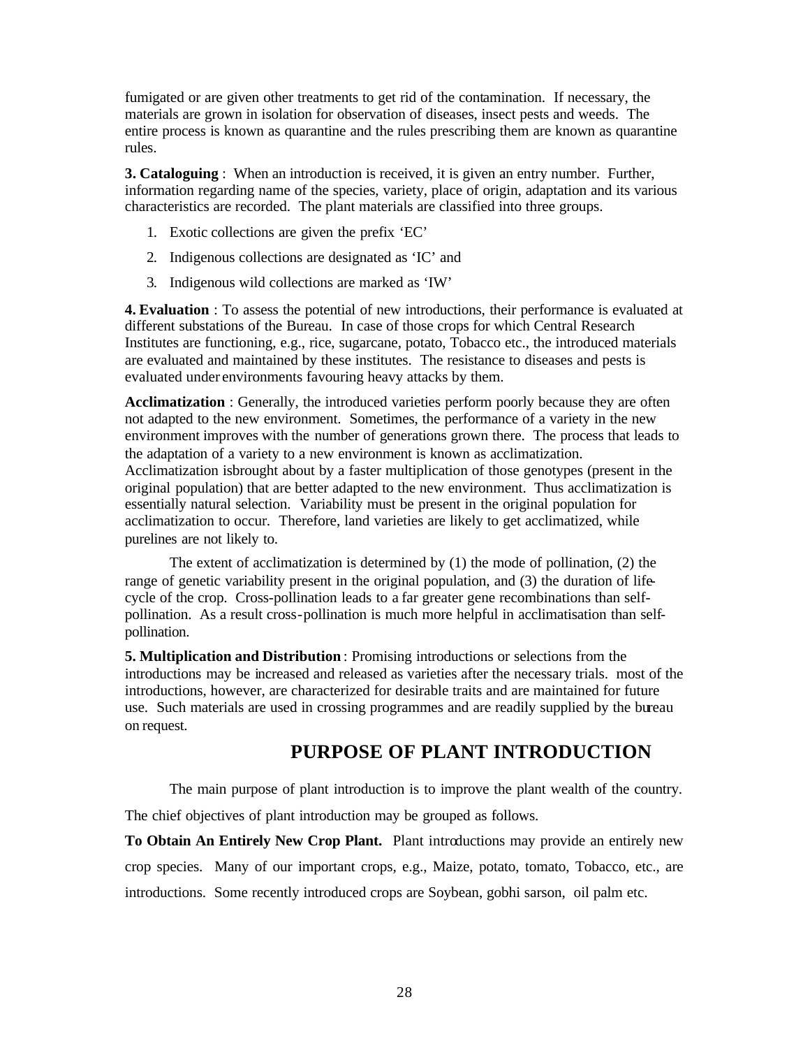fumigated or are given other treatments to get rid of the contamination. If necessary, the materials are grown in isolation for observation of diseases, insect pests and weeds. The entire process is known as quarantine and the rules prescribing them are known as quarantine rules.

**3. Cataloguing** : When an introduction is received, it is given an entry number. Further, information regarding name of the species, variety, place of origin, adaptation and its various characteristics are recorded. The plant materials are classified into three groups.

1. Exotic collections are given the prefix 'EC'
2. Indigenous collections are designated as 'IC' and
3. Indigenous wild collections are marked as 'IW'

**4. Evaluation** : To assess the potential of new introductions, their performance is evaluated at different substations of the Bureau. In case of those crops for which Central Research Institutes are functioning, e.g., rice, sugarcane, potato, Tobacco etc., the introduced materials are evaluated and maintained by these institutes. The resistance to diseases and pests is evaluated under environments favouring heavy attacks by them.

**Acclimatization** : Generally, the introduced varieties perform poorly because they are often not adapted to the new environment. Sometimes, the performance of a variety in the new environment improves with the number of generations grown there. The process that leads to the adaptation of a variety to a new environment is known as acclimatization. Acclimatization isbrought about by a faster multiplication of those genotypes (present in the original population) that are better adapted to the new environment. Thus acclimatization is essentially natural selection. Variability must be present in the original population for acclimatization to occur. Therefore, land varieties are likely to get acclimatized, while purelines are not likely to.

The extent of acclimatization is determined by (1) the mode of pollination, (2) the range of genetic variability present in the original population, and (3) the duration of life-cycle of the crop. Cross-pollination leads to a far greater gene recombinations than self-pollination. As a result cross-pollination is much more helpful in acclimatisation than self-pollination.

**5. Multiplication and Distribution** : Promising introductions or selections from the introductions may be increased and released as varieties after the necessary trials. most of the introductions, however, are characterized for desirable traits and are maintained for future use. Such materials are used in crossing programmes and are readily supplied by the bureau on request.

## PURPOSE OF PLANT INTRODUCTION

The main purpose of plant introduction is to improve the plant wealth of the country. The chief objectives of plant introduction may be grouped as follows.

**To Obtain An Entirely New Crop Plant.** Plant introductions may provide an entirely new crop species. Many of our important crops, e.g., Maize, potato, tomato, Tobacco, etc., are introductions. Some recently introduced crops are Soybean, gobhi sarson, oil palm etc.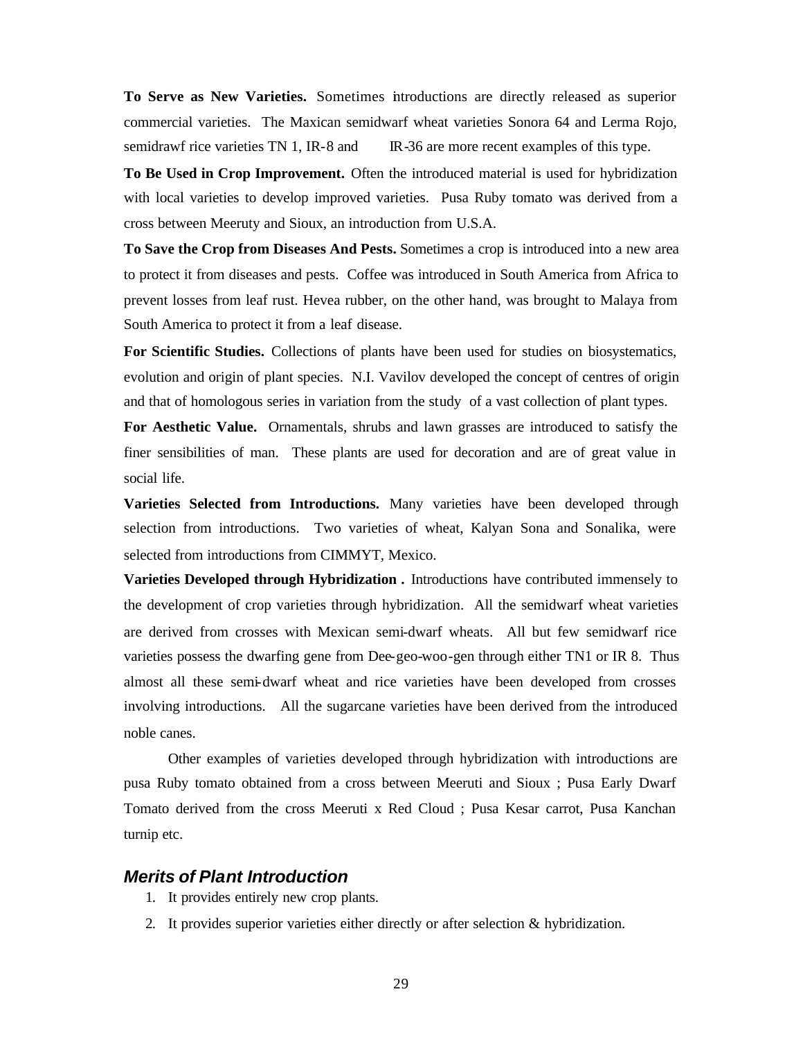**To Serve as New Varieties.** Sometimes introductions are directly released as superior commercial varieties. The Maxican semidwarf wheat varieties Sonora 64 and Lerma Rojo, semidrawf rice varieties TN 1, IR-8 and IR-36 are more recent examples of this type.

**To Be Used in Crop Improvement.** Often the introduced material is used for hybridization with local varieties to develop improved varieties. Pusa Ruby tomato was derived from a cross between Meeruty and Sioux, an introduction from U.S.A.

**To Save the Crop from Diseases And Pests.** Sometimes a crop is introduced into a new area to protect it from diseases and pests. Coffee was introduced in South America from Africa to prevent losses from leaf rust. Hevea rubber, on the other hand, was brought to Malaya from South America to protect it from a leaf disease.

**For Scientific Studies.** Collections of plants have been used for studies on biosystematics, evolution and origin of plant species. N.I. Vavilov developed the concept of centres of origin and that of homologous series in variation from the study of a vast collection of plant types.

**For Aesthetic Value.** Ornamentals, shrubs and lawn grasses are introduced to satisfy the finer sensibilities of man. These plants are used for decoration and are of great value in social life.

**Varieties Selected from Introductions.** Many varieties have been developed through selection from introductions. Two varieties of wheat, Kalyan Sona and Sonalika, were selected from introductions from CIMMYT, Mexico.

**Varieties Developed through Hybridization .** Introductions have contributed immensely to the development of crop varieties through hybridization. All the semidwarf wheat varieties are derived from crosses with Mexican semi-dwarf wheats. All but few semidwarf rice varieties possess the dwarfing gene from Dee-geo-woo-gen through either TN1 or IR 8. Thus almost all these semi-dwarf wheat and rice varieties have been developed from crosses involving introductions. All the sugarcane varieties have been derived from the introduced noble canes.

Other examples of varieties developed through hybridization with introductions are pusa Ruby tomato obtained from a cross between Meeruti and Sioux ; Pusa Early Dwarf Tomato derived from the cross Meeruti x Red Cloud ; Pusa Kesar carrot, Pusa Kanchan turnip etc.

### *Merits of Plant Introduction*

1. It provides entirely new crop plants.
2. It provides superior varieties either directly or after selection & hybridization.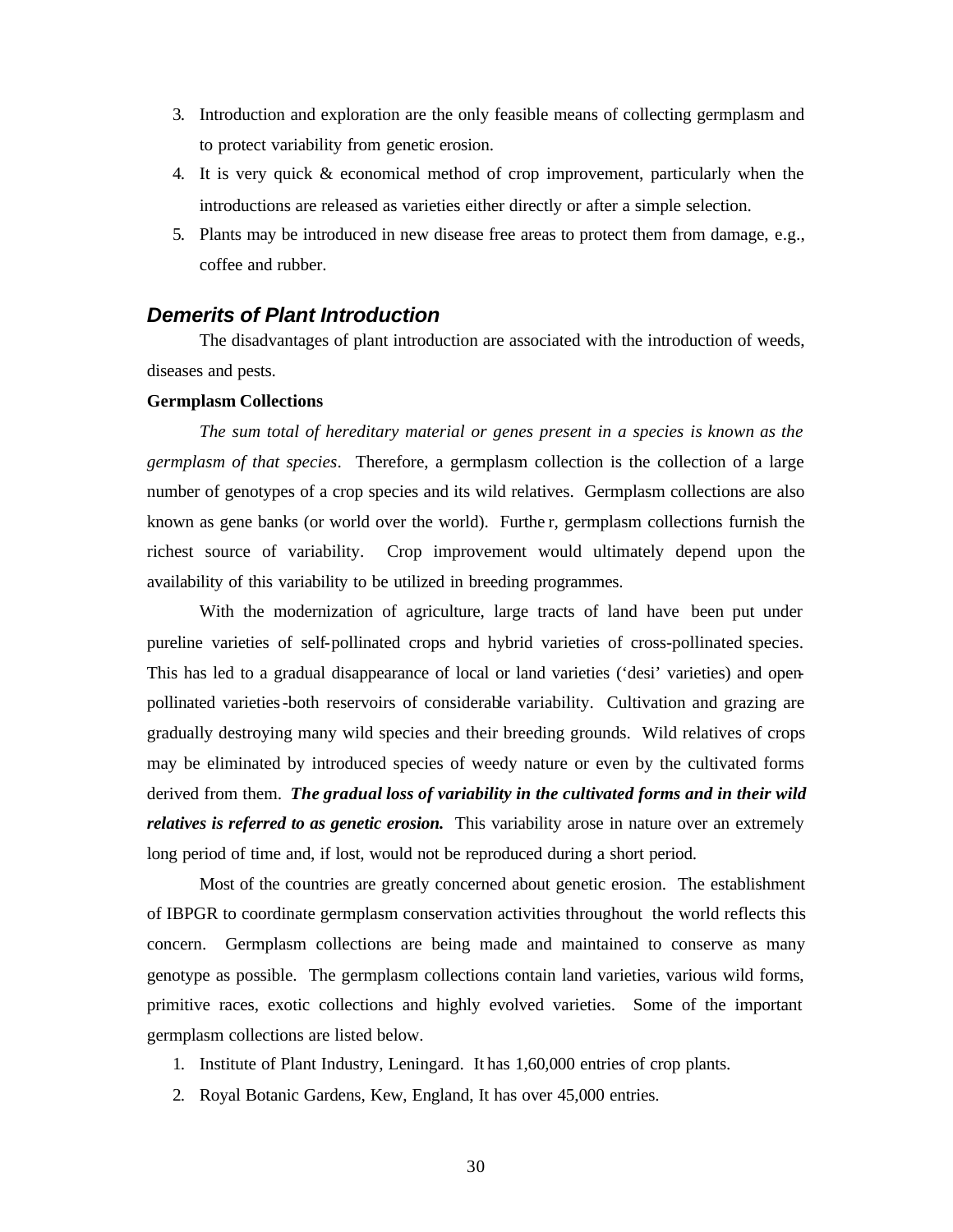3. Introduction and exploration are the only feasible means of collecting germplasm and to protect variability from genetic erosion.
4. It is very quick & economical method of crop improvement, particularly when the introductions are released as varieties either directly or after a simple selection.
5. Plants may be introduced in new disease free areas to protect them from damage, e.g., coffee and rubber.

## *Demerits of Plant Introduction*

The disadvantages of plant introduction are associated with the introduction of weeds, diseases and pests.

**Germplasm Collections**

*The sum total of hereditary material or genes present in a species is known as the germplasm of that species*. Therefore, a germplasm collection is the collection of a large number of genotypes of a crop species and its wild relatives. Germplasm collections are also known as gene banks (or world over the world). Furthe r, germplasm collections furnish the richest source of variability. Crop improvement would ultimately depend upon the availability of this variability to be utilized in breeding programmes.

With the modernization of agriculture, large tracts of land have been put under pureline varieties of self-pollinated crops and hybrid varieties of cross-pollinated species. This has led to a gradual disappearance of local or land varieties ('desi' varieties) and open-pollinated varieties-both reservoirs of considerable variability. Cultivation and grazing are gradually destroying many wild species and their breeding grounds. Wild relatives of crops may be eliminated by introduced species of weedy nature or even by the cultivated forms derived from them. ***The gradual loss of variability in the cultivated forms and in their wild relatives is referred to as genetic erosion.*** This variability arose in nature over an extremely long period of time and, if lost, would not be reproduced during a short period.

Most of the countries are greatly concerned about genetic erosion. The establishment of IBPGR to coordinate germplasm conservation activities throughout the world reflects this concern. Germplasm collections are being made and maintained to conserve as many genotype as possible. The germplasm collections contain land varieties, various wild forms, primitive races, exotic collections and highly evolved varieties. Some of the important germplasm collections are listed below.

1. Institute of Plant Industry, Leningard. It has 1,60,000 entries of crop plants.
2. Royal Botanic Gardens, Kew, England, It has over 45,000 entries.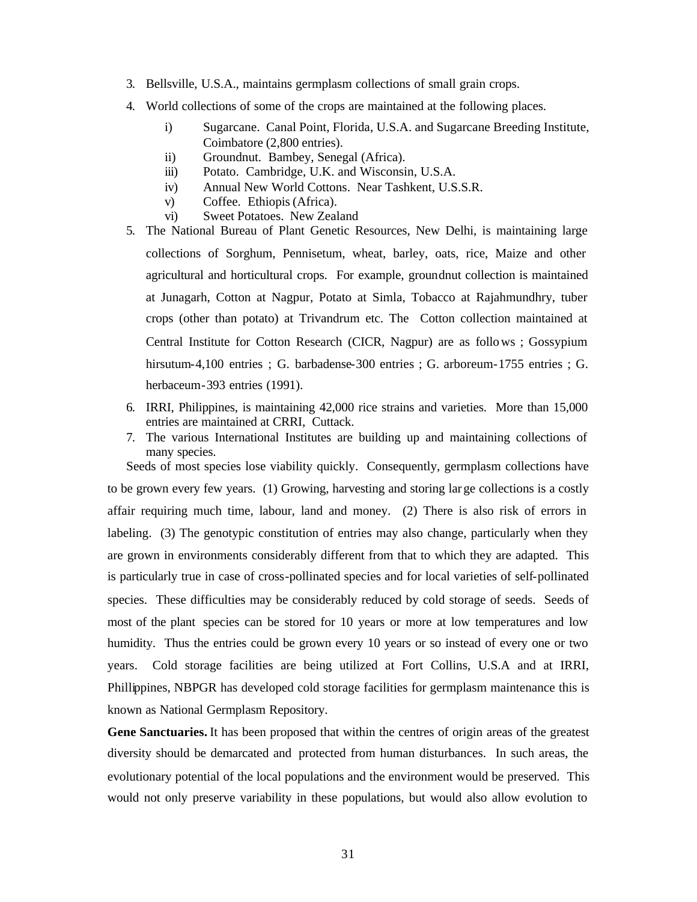3. Bellsville, U.S.A., maintains germplasm collections of small grain crops.
4. World collections of some of the crops are maintained at the following places.
   - i) Sugarcane. Canal Point, Florida, U.S.A. and Sugarcane Breeding Institute, Coimbatore (2,800 entries).
   - ii) Groundnut. Bambey, Senegal (Africa).
   - iii) Potato. Cambridge, U.K. and Wisconsin, U.S.A.
   - iv) Annual New World Cottons. Near Tashkent, U.S.S.R.
   - v) Coffee. Ethiopis (Africa).
   - vi) Sweet Potatoes. New Zealand
5. The National Bureau of Plant Genetic Resources, New Delhi, is maintaining large collections of Sorghum, Pennisetum, wheat, barley, oats, rice, Maize and other agricultural and horticultural crops. For example, groundnut collection is maintained at Junagarh, Cotton at Nagpur, Potato at Simla, Tobacco at Rajahmundhry, tuber crops (other than potato) at Trivandrum etc. The Cotton collection maintained at Central Institute for Cotton Research (CICR, Nagpur) are as follows ; Gossypium hirsutum-4,100 entries ; G. barbadense-300 entries ; G. arboreum-1755 entries ; G. herbaceum-393 entries (1991).
6. IRRI, Philippines, is maintaining 42,000 rice strains and varieties. More than 15,000 entries are maintained at CRRI, Cuttack.
7. The various International Institutes are building up and maintaining collections of many species.

Seeds of most species lose viability quickly. Consequently, germplasm collections have to be grown every few years. (1) Growing, harvesting and storing large collections is a costly affair requiring much time, labour, land and money. (2) There is also risk of errors in labeling. (3) The genotypic constitution of entries may also change, particularly when they are grown in environments considerably different from that to which they are adapted. This is particularly true in case of cross-pollinated species and for local varieties of self-pollinated species. These difficulties may be considerably reduced by cold storage of seeds. Seeds of most of the plant species can be stored for 10 years or more at low temperatures and low humidity. Thus the entries could be grown every 10 years or so instead of every one or two years. Cold storage facilities are being utilized at Fort Collins, U.S.A and at IRRI, Phillippines, NBPGR has developed cold storage facilities for germplasm maintenance this is known as National Germplasm Repository.

**Gene Sanctuaries.** It has been proposed that within the centres of origin areas of the greatest diversity should be demarcated and protected from human disturbances. In such areas, the evolutionary potential of the local populations and the environment would be preserved. This would not only preserve variability in these populations, but would also allow evolution to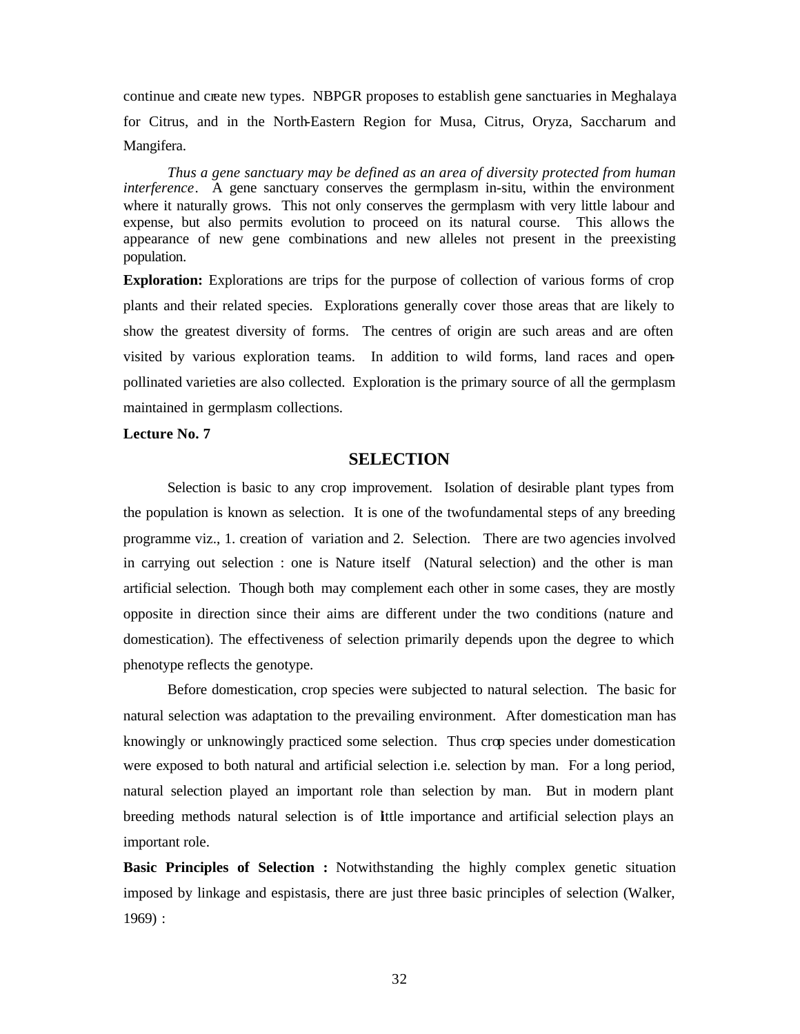continue and create new types. NBPGR proposes to establish gene sanctuaries in Meghalaya for Citrus, and in the North-Eastern Region for Musa, Citrus, Oryza, Saccharum and Mangifera.

*Thus a gene sanctuary may be defined as an area of diversity protected from human interference*. A gene sanctuary conserves the germplasm in-situ, within the environment where it naturally grows. This not only conserves the germplasm with very little labour and expense, but also permits evolution to proceed on its natural course. This allows the appearance of new gene combinations and new alleles not present in the preexisting population.

**Exploration:** Explorations are trips for the purpose of collection of various forms of crop plants and their related species. Explorations generally cover those areas that are likely to show the greatest diversity of forms. The centres of origin are such areas and are often visited by various exploration teams. In addition to wild forms, land races and open-pollinated varieties are also collected. Exploration is the primary source of all the germplasm maintained in germplasm collections.

**Lecture No. 7**

## SELECTION

Selection is basic to any crop improvement. Isolation of desirable plant types from the population is known as selection. It is one of the two fundamental steps of any breeding programme viz., 1. creation of variation and 2. Selection. There are two agencies involved in carrying out selection : one is Nature itself (Natural selection) and the other is man artificial selection. Though both may complement each other in some cases, they are mostly opposite in direction since their aims are different under the two conditions (nature and domestication). The effectiveness of selection primarily depends upon the degree to which phenotype reflects the genotype.

Before domestication, crop species were subjected to natural selection. The basic for natural selection was adaptation to the prevailing environment. After domestication man has knowingly or unknowingly practiced some selection. Thus crop species under domestication were exposed to both natural and artificial selection i.e. selection by man. For a long period, natural selection played an important role than selection by man. But in modern plant breeding methods natural selection is of little importance and artificial selection plays an important role.

**Basic Principles of Selection :** Notwithstanding the highly complex genetic situation imposed by linkage and espistasis, there are just three basic principles of selection (Walker, 1969) :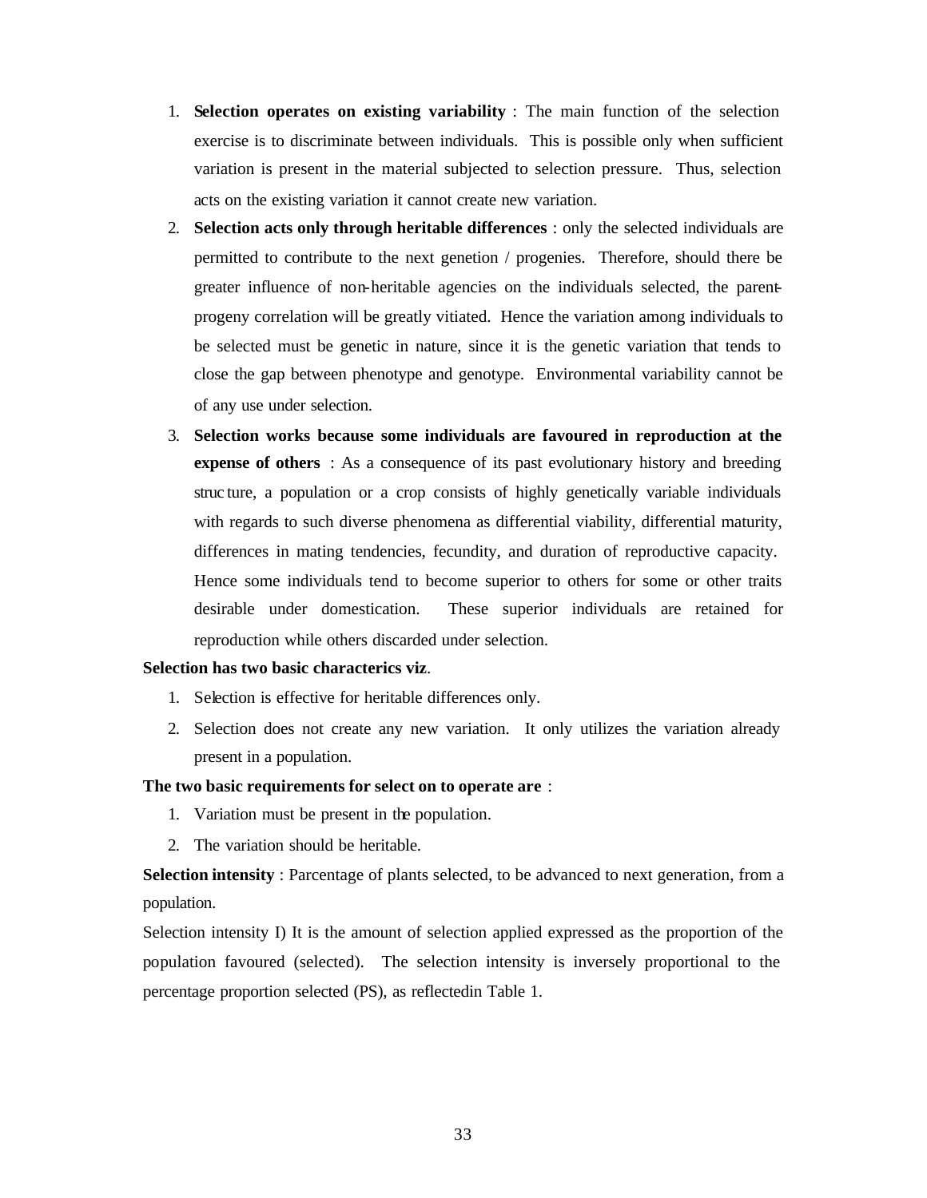1. **Selection operates on existing variability** : The main function of the selection exercise is to discriminate between individuals. This is possible only when sufficient variation is present in the material subjected to selection pressure. Thus, selection acts on the existing variation it cannot create new variation.
2. **Selection acts only through heritable differences** : only the selected individuals are permitted to contribute to the next genetion / progenies. Therefore, should there be greater influence of non-heritable agencies on the individuals selected, the parent-progeny correlation will be greatly vitiated. Hence the variation among individuals to be selected must be genetic in nature, since it is the genetic variation that tends to close the gap between phenotype and genotype. Environmental variability cannot be of any use under selection.
3. **Selection works because some individuals are favoured in reproduction at the expense of others** : As a consequence of its past evolutionary history and breeding struc ture, a population or a crop consists of highly genetically variable individuals with regards to such diverse phenomena as differential viability, differential maturity, differences in mating tendencies, fecundity, and duration of reproductive capacity. Hence some individuals tend to become superior to others for some or other traits desirable under domestication. These superior individuals are retained for reproduction while others discarded under selection.

**Selection has two basic characterics viz**.

1. Selection is effective for heritable differences only.
2. Selection does not create any new variation. It only utilizes the variation already present in a population.

**The two basic requirements for select on to operate are** :

1. Variation must be present in the population.
2. The variation should be heritable.

**Selection intensity** : Parcentage of plants selected, to be advanced to next generation, from a population.

Selection intensity I) It is the amount of selection applied expressed as the proportion of the population favoured (selected). The selection intensity is inversely proportional to the percentage proportion selected (PS), as reflectedin Table 1.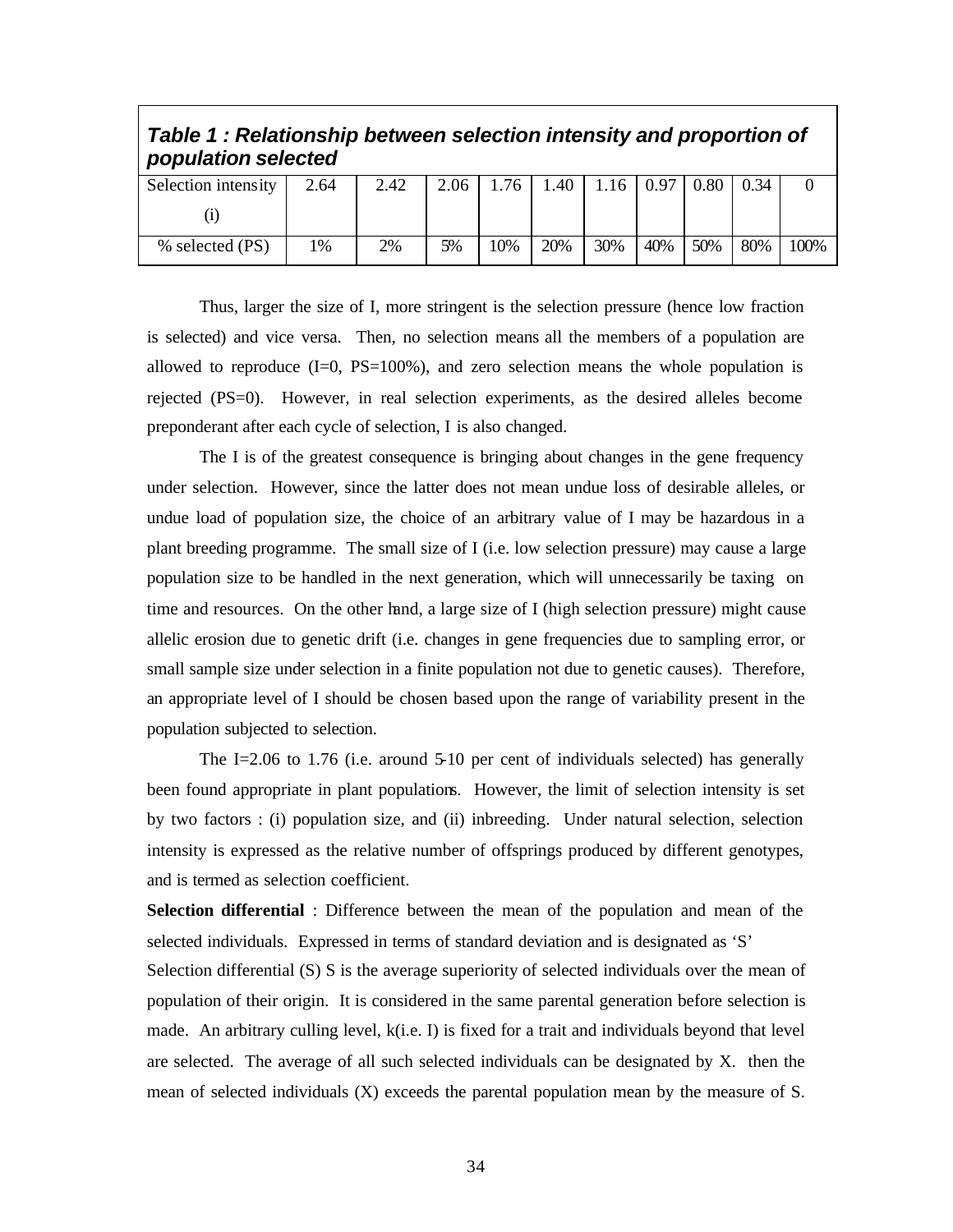***Table 1 : Relationship between selection intensity and proportion of population selected***

| Selection intensity (i) | 2.64 | 2.42 | 2.06 | 1.76 | 1.40 | 1.16 | 0.97 | 0.80 | 0.34 | 0 |
|---|---|---|---|---|---|---|---|---|---|---|
| % selected (PS) | 1% | 2% | 5% | 10% | 20% | 30% | 40% | 50% | 80% | 100% |

Thus, larger the size of I, more stringent is the selection pressure (hence low fraction is selected) and vice versa. Then, no selection means all the members of a population are allowed to reproduce (I=0, PS=100%), and zero selection means the whole population is rejected (PS=0). However, in real selection experiments, as the desired alleles become preponderant after each cycle of selection, I is also changed.

The I is of the greatest consequence is bringing about changes in the gene frequency under selection. However, since the latter does not mean undue loss of desirable alleles, or undue load of population size, the choice of an arbitrary value of I may be hazardous in a plant breeding programme. The small size of I (i.e. low selection pressure) may cause a large population size to be handled in the next generation, which will unnecessarily be taxing on time and resources. On the other hand, a large size of I (high selection pressure) might cause allelic erosion due to genetic drift (i.e. changes in gene frequencies due to sampling error, or small sample size under selection in a finite population not due to genetic causes). Therefore, an appropriate level of I should be chosen based upon the range of variability present in the population subjected to selection.

The I=2.06 to 1.76 (i.e. around 5-10 per cent of individuals selected) has generally been found appropriate in plant populations. However, the limit of selection intensity is set by two factors : (i) population size, and (ii) inbreeding. Under natural selection, selection intensity is expressed as the relative number of offsprings produced by different genotypes, and is termed as selection coefficient.

**Selection differential** : Difference between the mean of the population and mean of the selected individuals. Expressed in terms of standard deviation and is designated as 'S'

Selection differential (S) S is the average superiority of selected individuals over the mean of population of their origin. It is considered in the same parental generation before selection is made. An arbitrary culling level, k(i.e. I) is fixed for a trait and individuals beyond that level are selected. The average of all such selected individuals can be designated by X. then the mean of selected individuals (X) exceeds the parental population mean by the measure of S.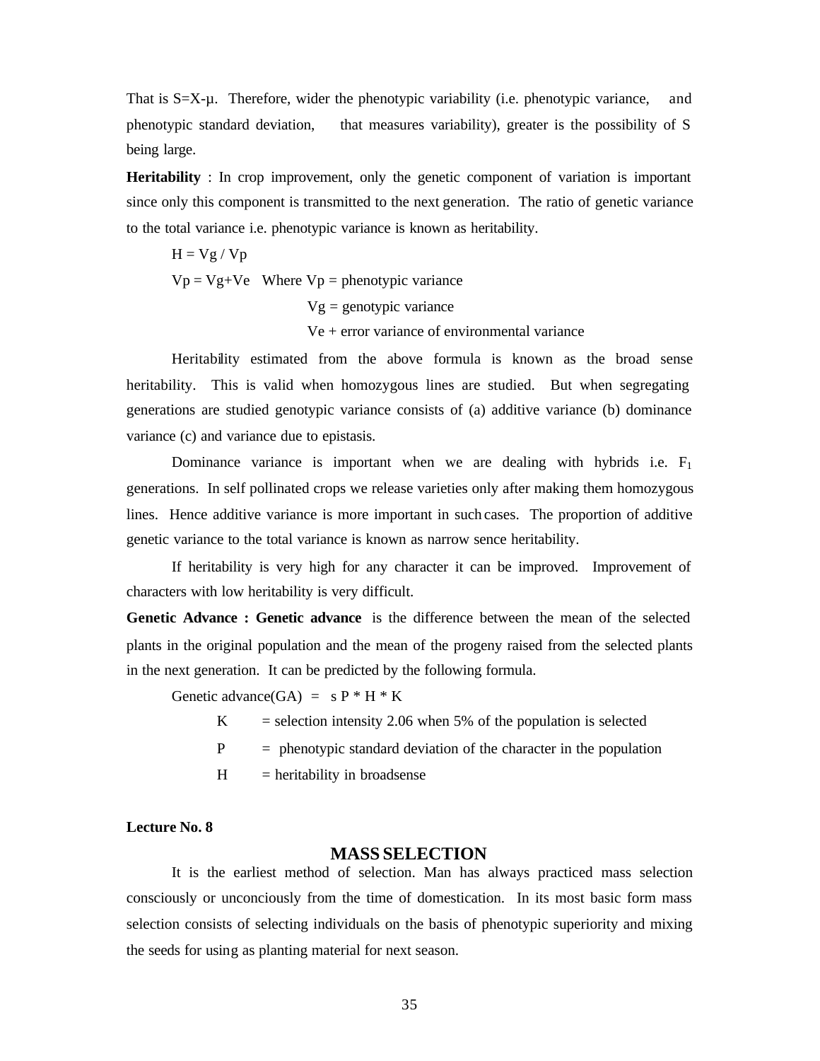That is S=X-µ. Therefore, wider the phenotypic variability (i.e. phenotypic variance, and phenotypic standard deviation, that measures variability), greater is the possibility of S being large.

**Heritability** : In crop improvement, only the genetic component of variation is important since only this component is transmitted to the next generation. The ratio of genetic variance to the total variance i.e. phenotypic variance is known as heritability.

H = Vg / Vp

Vp = Vg+Ve Where Vp = phenotypic variance

Vg = genotypic variance

Ve + error variance of environmental variance

Heritability estimated from the above formula is known as the broad sense heritability. This is valid when homozygous lines are studied. But when segregating generations are studied genotypic variance consists of (a) additive variance (b) dominance variance (c) and variance due to epistasis.

Dominance variance is important when we are dealing with hybrids i.e. $F_1$ generations. In self pollinated crops we release varieties only after making them homozygous lines. Hence additive variance is more important in such cases. The proportion of additive genetic variance to the total variance is known as narrow sence heritability.

If heritability is very high for any character it can be improved. Improvement of characters with low heritability is very difficult.

**Genetic Advance : Genetic advance** is the difference between the mean of the selected plants in the original population and the mean of the progeny raised from the selected plants in the next generation. It can be predicted by the following formula.

Genetic advance(GA) = s P * H * K

K = selection intensity 2.06 when 5% of the population is selected

P = phenotypic standard deviation of the character in the population

H = heritability in broadsense

**Lecture No. 8**

## MASS SELECTION

It is the earliest method of selection. Man has always practiced mass selection consciously or unconciously from the time of domestication. In its most basic form mass selection consists of selecting individuals on the basis of phenotypic superiority and mixing the seeds for using as planting material for next season.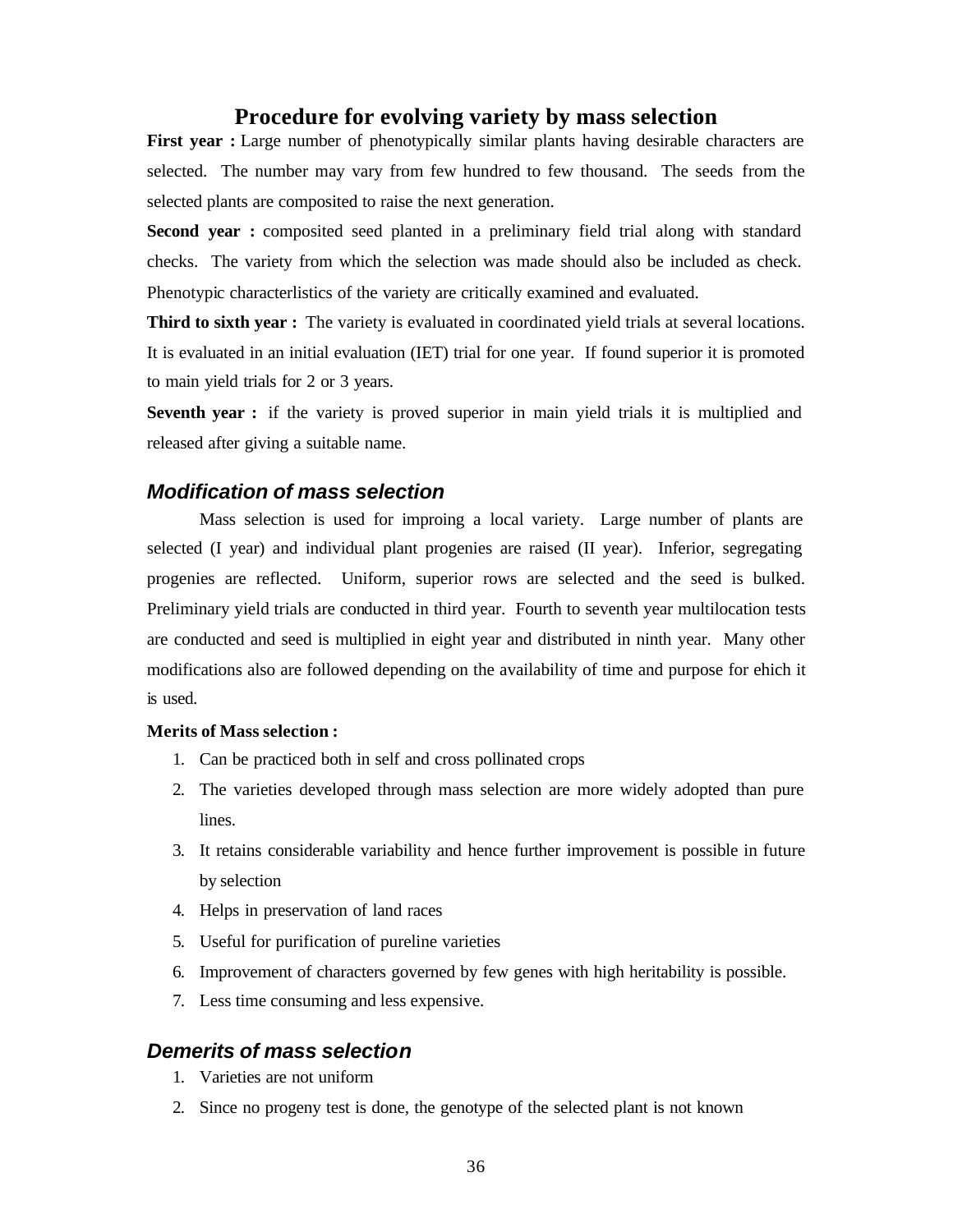## Procedure for evolving variety by mass selection

**First year :** Large number of phenotypically similar plants having desirable characters are selected. The number may vary from few hundred to few thousand. The seeds from the selected plants are composited to raise the next generation.

**Second year :** composited seed planted in a preliminary field trial along with standard checks. The variety from which the selection was made should also be included as check. Phenotypic characterlistics of the variety are critically examined and evaluated.

**Third to sixth year :** The variety is evaluated in coordinated yield trials at several locations. It is evaluated in an initial evaluation (IET) trial for one year. If found superior it is promoted to main yield trials for 2 or 3 years.

**Seventh year :** if the variety is proved superior in main yield trials it is multiplied and released after giving a suitable name.

### *Modification of mass selection*

Mass selection is used for improing a local variety. Large number of plants are selected (I year) and individual plant progenies are raised (II year). Inferior, segregating progenies are reflected. Uniform, superior rows are selected and the seed is bulked. Preliminary yield trials are conducted in third year. Fourth to seventh year multilocation tests are conducted and seed is multiplied in eight year and distributed in ninth year. Many other modifications also are followed depending on the availability of time and purpose for ehich it is used.

**Merits of Mass selection :**

1. Can be practiced both in self and cross pollinated crops
2. The varieties developed through mass selection are more widely adopted than pure lines.
3. It retains considerable variability and hence further improvement is possible in future by selection
4. Helps in preservation of land races
5. Useful for purification of pureline varieties
6. Improvement of characters governed by few genes with high heritability is possible.
7. Less time consuming and less expensive.

### *Demerits of mass selection*

1. Varieties are not uniform
2. Since no progeny test is done, the genotype of the selected plant is not known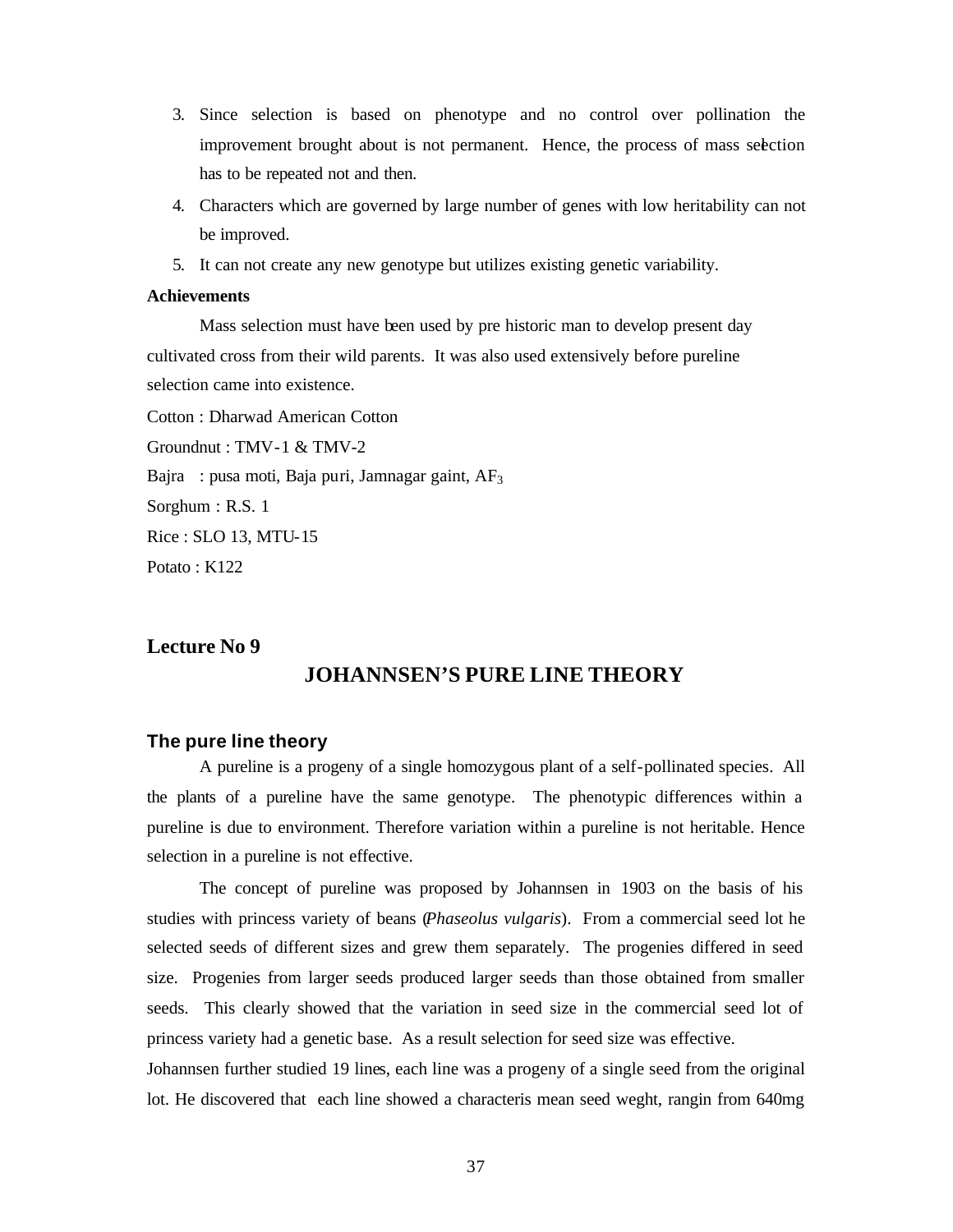3. Since selection is based on phenotype and no control over pollination the improvement brought about is not permanent. Hence, the process of mass selection has to be repeated not and then.
4. Characters which are governed by large number of genes with low heritability can not be improved.
5. It can not create any new genotype but utilizes existing genetic variability.

**Achievements**

Mass selection must have been used by pre historic man to develop present day cultivated cross from their wild parents. It was also used extensively before pureline selection came into existence.

Cotton : Dharwad American Cotton

Groundnut : TMV-1 & TMV-2

Bajra : pusa moti, Baja puri, Jamnagar gaint, $AF_3$

Sorghum : R.S. 1

Rice : SLO 13, MTU-15

Potato : K122

## Lecture No 9

# JOHANNSEN'S PURE LINE THEORY

### The pure line theory

A pureline is a progeny of a single homozygous plant of a self-pollinated species. All the plants of a pureline have the same genotype. The phenotypic differences within a pureline is due to environment. Therefore variation within a pureline is not heritable. Hence selection in a pureline is not effective.

The concept of pureline was proposed by Johannsen in 1903 on the basis of his studies with princess variety of beans (*Phaseolus vulgaris*). From a commercial seed lot he selected seeds of different sizes and grew them separately. The progenies differed in seed size. Progenies from larger seeds produced larger seeds than those obtained from smaller seeds. This clearly showed that the variation in seed size in the commercial seed lot of princess variety had a genetic base. As a result selection for seed size was effective.

Johannsen further studied 19 lines, each line was a progeny of a single seed from the original lot. He discovered that each line showed a characteris mean seed weght, rangin from 640mg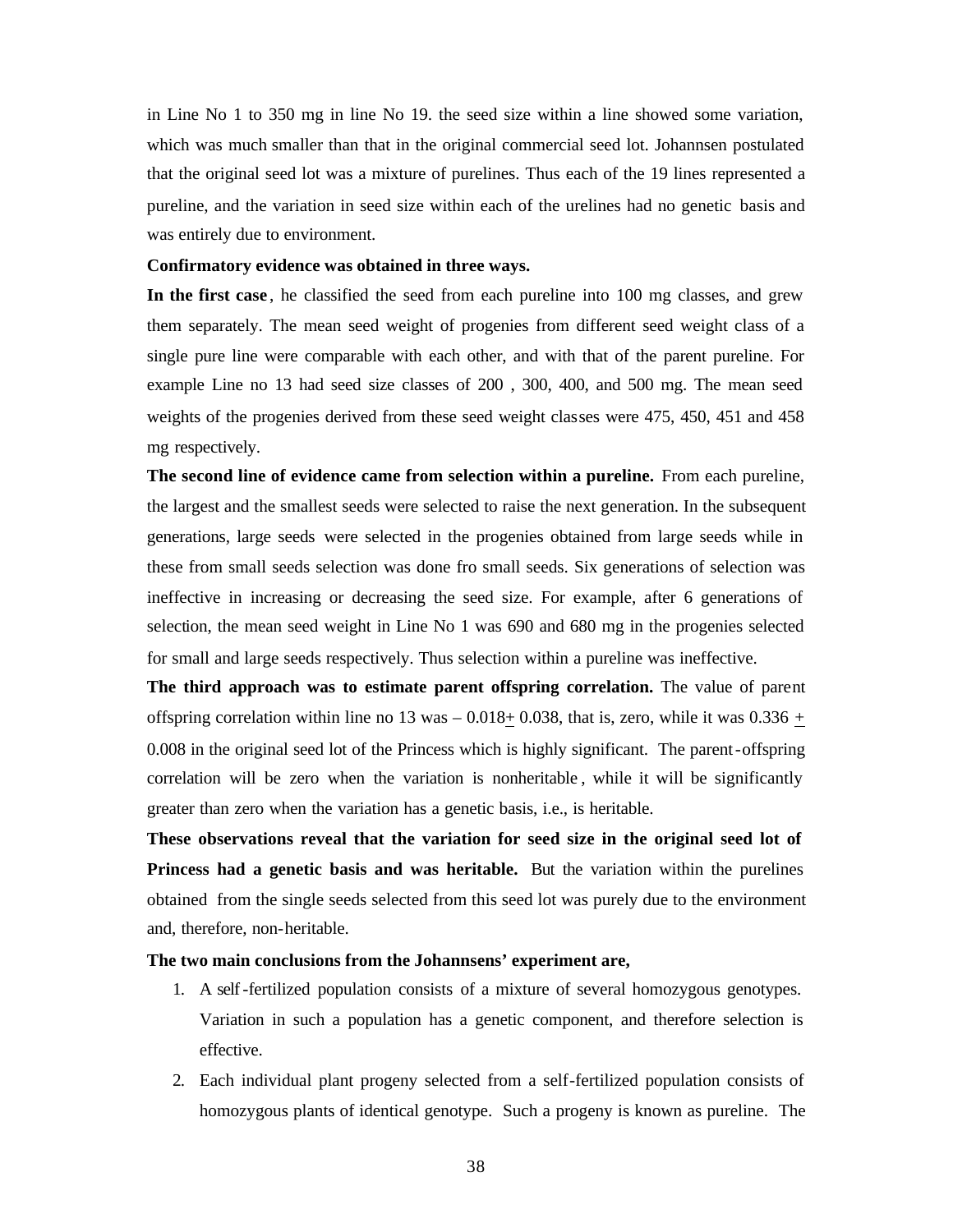in Line No 1 to 350 mg in line No 19. the seed size within a line showed some variation, which was much smaller than that in the original commercial seed lot. Johannsen postulated that the original seed lot was a mixture of purelines. Thus each of the 19 lines represented a pureline, and the variation in seed size within each of the urelines had no genetic basis and was entirely due to environment.

**Confirmatory evidence was obtained in three ways.**

**In the first case**, he classified the seed from each pureline into 100 mg classes, and grew them separately. The mean seed weight of progenies from different seed weight class of a single pure line were comparable with each other, and with that of the parent pureline. For example Line no 13 had seed size classes of 200 , 300, 400, and 500 mg. The mean seed weights of the progenies derived from these seed weight classes were 475, 450, 451 and 458 mg respectively.

**The second line of evidence came from selection within a pureline.** From each pureline, the largest and the smallest seeds were selected to raise the next generation. In the subsequent generations, large seeds were selected in the progenies obtained from large seeds while in these from small seeds selection was done fro small seeds. Six generations of selection was ineffective in increasing or decreasing the seed size. For example, after 6 generations of selection, the mean seed weight in Line No 1 was 690 and 680 mg in the progenies selected for small and large seeds respectively. Thus selection within a pureline was ineffective.

**The third approach was to estimate parent offspring correlation.** The value of parent offspring correlation within line no 13 was – 0.018$\pm$ 0.038, that is, zero, while it was 0.336 $\pm$ 0.008 in the original seed lot of the Princess which is highly significant. The parent-offspring correlation will be zero when the variation is nonheritable, while it will be significantly greater than zero when the variation has a genetic basis, i.e., is heritable.

**These observations reveal that the variation for seed size in the original seed lot of Princess had a genetic basis and was heritable.** But the variation within the purelines obtained from the single seeds selected from this seed lot was purely due to the environment and, therefore, non-heritable.

**The two main conclusions from the Johannsens' experiment are,**

1. A self-fertilized population consists of a mixture of several homozygous genotypes. Variation in such a population has a genetic component, and therefore selection is effective.
2. Each individual plant progeny selected from a self-fertilized population consists of homozygous plants of identical genotype. Such a progeny is known as pureline. The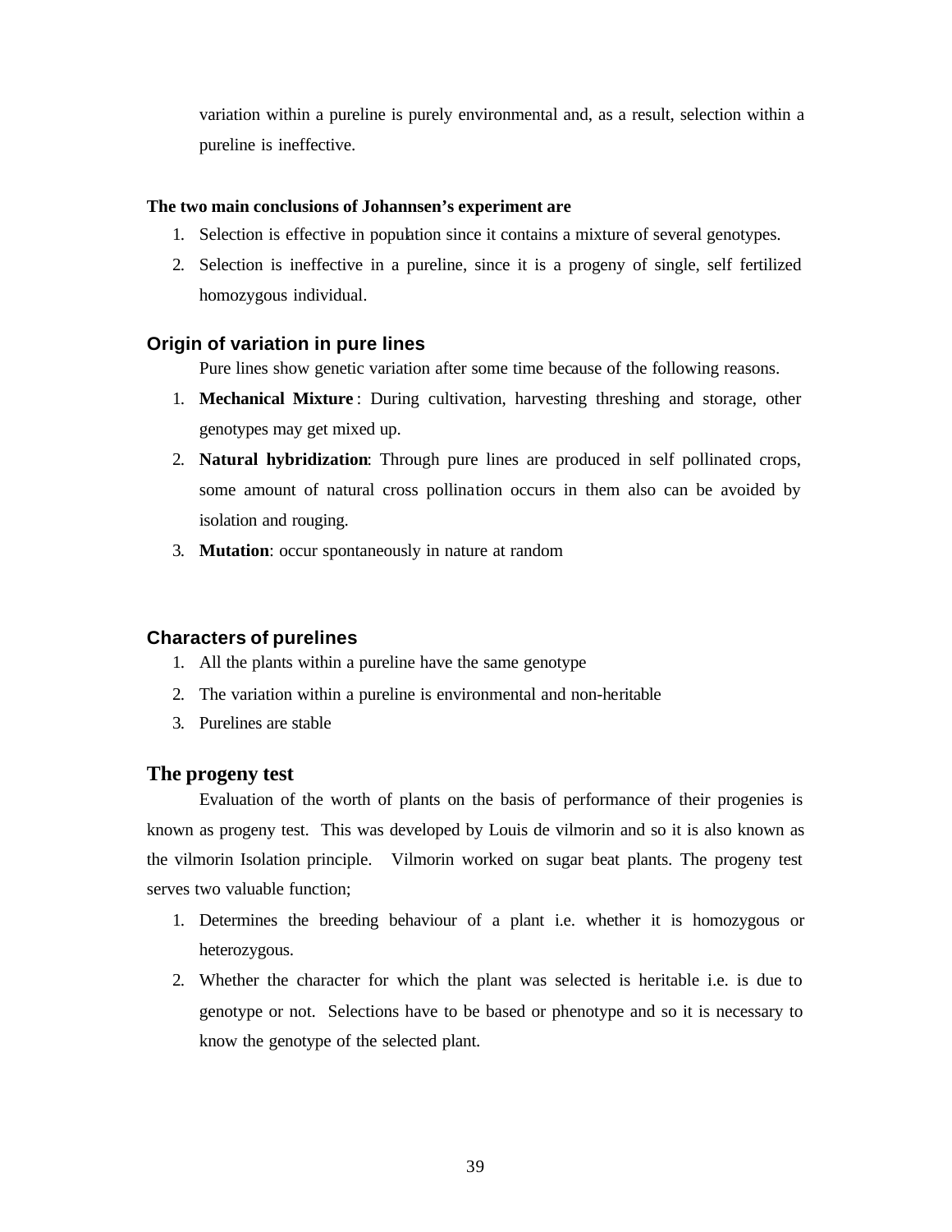variation within a pureline is purely environmental and, as a result, selection within a pureline is ineffective.

**The two main conclusions of Johannsen's experiment are**

1. Selection is effective in population since it contains a mixture of several genotypes.
2. Selection is ineffective in a pureline, since it is a progeny of single, self fertilized homozygous individual.

## Origin of variation in pure lines

Pure lines show genetic variation after some time because of the following reasons.

1. **Mechanical Mixture** : During cultivation, harvesting threshing and storage, other genotypes may get mixed up.
2. **Natural hybridization**: Through pure lines are produced in self pollinated crops, some amount of natural cross pollination occurs in them also can be avoided by isolation and rouging.
3. **Mutation**: occur spontaneously in nature at random

## Characters of purelines

1. All the plants within a pureline have the same genotype
2. The variation within a pureline is environmental and non-heritable
3. Purelines are stable

## The progeny test

Evaluation of the worth of plants on the basis of performance of their progenies is known as progeny test. This was developed by Louis de vilmorin and so it is also known as the vilmorin Isolation principle. Vilmorin worked on sugar beat plants. The progeny test serves two valuable function;

1. Determines the breeding behaviour of a plant i.e. whether it is homozygous or heterozygous.
2. Whether the character for which the plant was selected is heritable i.e. is due to genotype or not. Selections have to be based or phenotype and so it is necessary to know the genotype of the selected plant.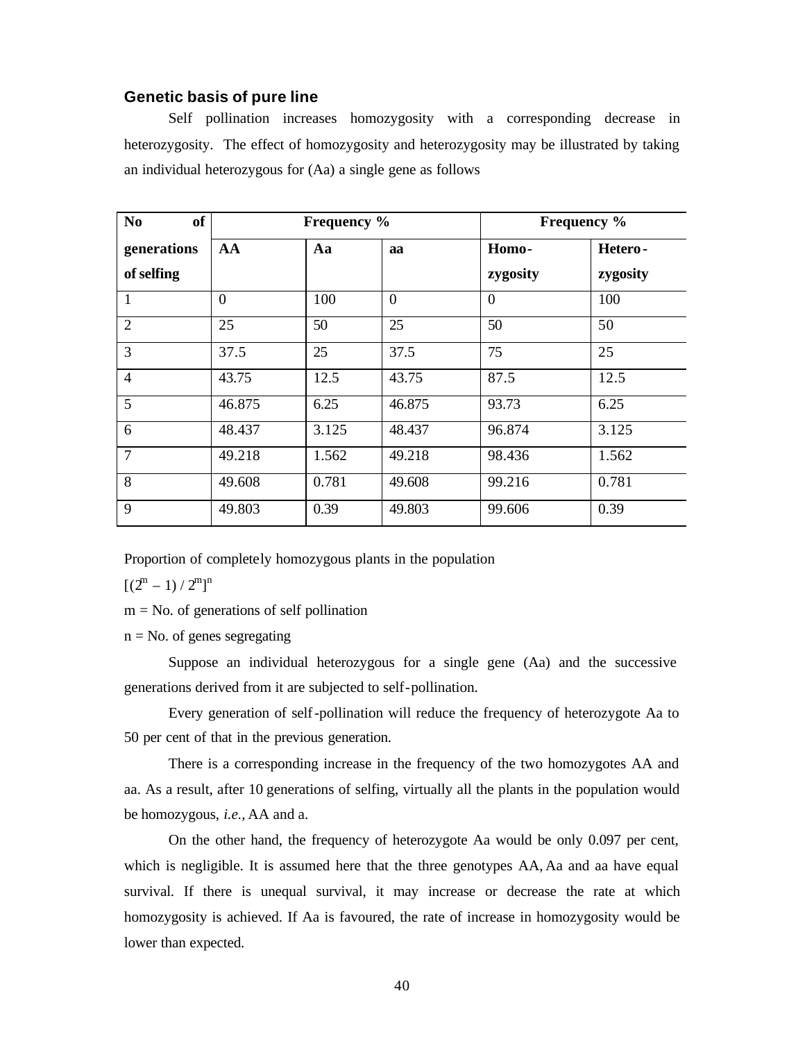## Genetic basis of pure line

Self pollination increases homozygosity with a corresponding decrease in heterozygosity. The effect of homozygosity and heterozygosity may be illustrated by taking an individual heterozygous for (Aa) a single gene as follows

| No of generations of selfing | Frequency % | | | Frequency % | |
|---|---|---|---|---|---|
| | AA | Aa | aa | Homo-zygosity | Hetero-zygosity |
| 1 | 0 | 100 | 0 | 0 | 100 |
| 2 | 25 | 50 | 25 | 50 | 50 |
| 3 | 37.5 | 25 | 37.5 | 75 | 25 |
| 4 | 43.75 | 12.5 | 43.75 | 87.5 | 12.5 |
| 5 | 46.875 | 6.25 | 46.875 | 93.73 | 6.25 |
| 6 | 48.437 | 3.125 | 48.437 | 96.874 | 3.125 |
| 7 | 49.218 | 1.562 | 49.218 | 98.436 | 1.562 |
| 8 | 49.608 | 0.781 | 49.608 | 99.216 | 0.781 |
| 9 | 49.803 | 0.39 | 49.803 | 99.606 | 0.39 |

Proportion of completely homozygous plants in the population

$[(2^m - 1) / 2^m]^n$

m = No. of generations of self pollination

n = No. of genes segregating

Suppose an individual heterozygous for a single gene (Aa) and the successive generations derived from it are subjected to self-pollination.

Every generation of self-pollination will reduce the frequency of heterozygote Aa to 50 per cent of that in the previous generation.

There is a corresponding increase in the frequency of the two homozygotes AA and aa. As a result, after 10 generations of selfing, virtually all the plants in the population would be homozygous, *i.e.,* AA and a.

On the other hand, the frequency of heterozygote Aa would be only 0.097 per cent, which is negligible. It is assumed here that the three genotypes AA, Aa and aa have equal survival. If there is unequal survival, it may increase or decrease the rate at which homozygosity is achieved. If Aa is favoured, the rate of increase in homozygosity would be lower than expected.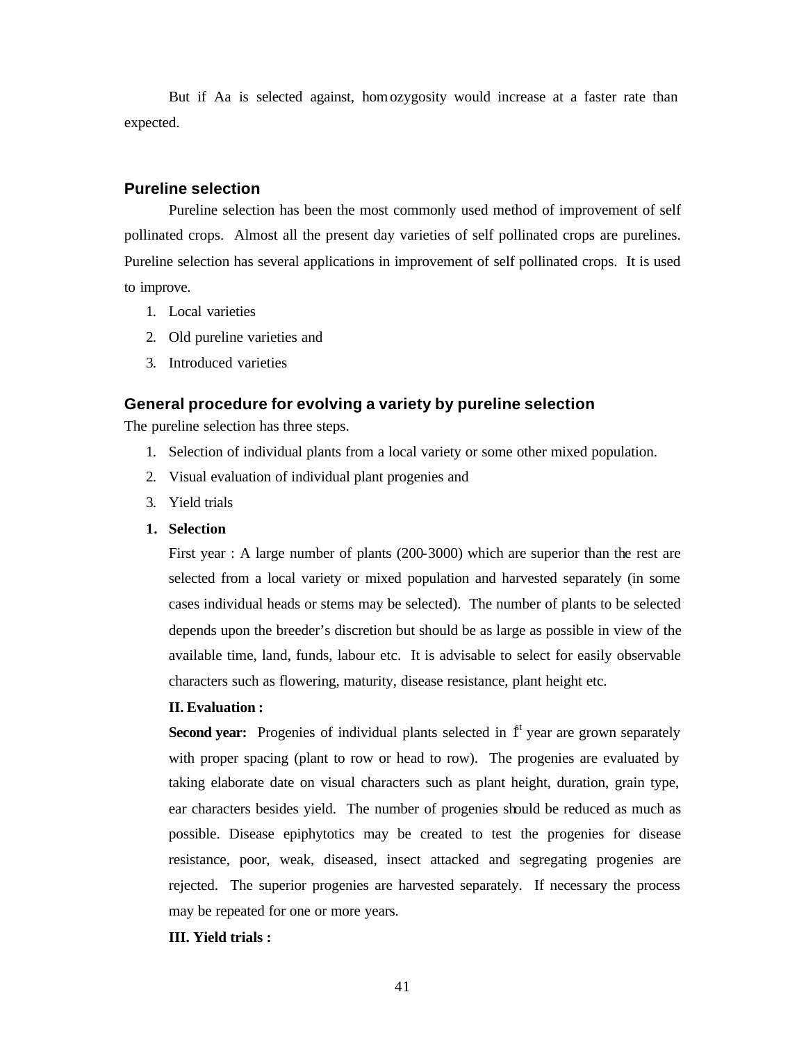But if Aa is selected against, homozygosity would increase at a faster rate than expected.

## Pureline selection

Pureline selection has been the most commonly used method of improvement of self pollinated crops. Almost all the present day varieties of self pollinated crops are purelines. Pureline selection has several applications in improvement of self pollinated crops. It is used to improve.

1. Local varieties
2. Old pureline varieties and
3. Introduced varieties

## General procedure for evolving a variety by pureline selection

The pureline selection has three steps.

1. Selection of individual plants from a local variety or some other mixed population.
2. Visual evaluation of individual plant progenies and
3. Yield trials

1. **Selection**

   First year : A large number of plants (200-3000) which are superior than the rest are selected from a local variety or mixed population and harvested separately (in some cases individual heads or stems may be selected). The number of plants to be selected depends upon the breeder's discretion but should be as large as possible in view of the available time, land, funds, labour etc. It is advisable to select for easily observable characters such as flowering, maturity, disease resistance, plant height etc.

   **II. Evaluation :**

   **Second year:** Progenies of individual plants selected in 1st year are grown separately with proper spacing (plant to row or head to row). The progenies are evaluated by taking elaborate date on visual characters such as plant height, duration, grain type, ear characters besides yield. The number of progenies should be reduced as much as possible. Disease epiphytotics may be created to test the progenies for disease resistance, poor, weak, diseased, insect attacked and segregating progenies are rejected. The superior progenies are harvested separately. If necessary the process may be repeated for one or more years.

   **III. Yield trials :**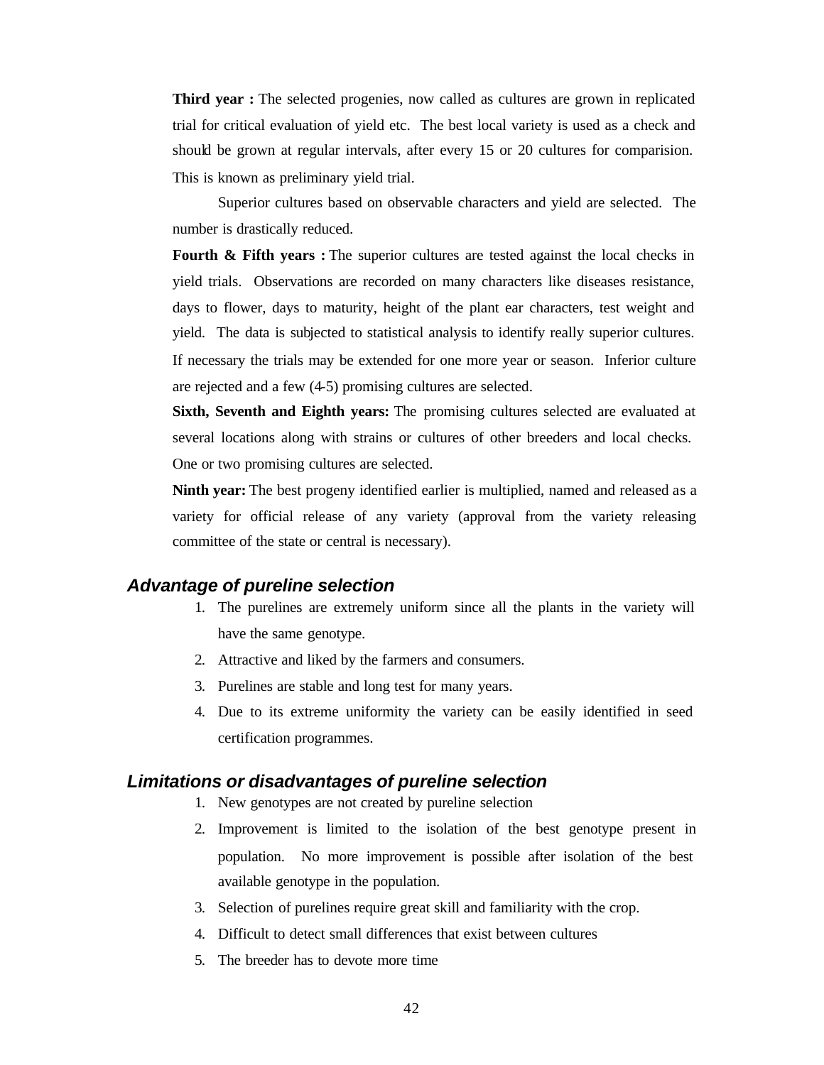**Third year :** The selected progenies, now called as cultures are grown in replicated trial for critical evaluation of yield etc. The best local variety is used as a check and should be grown at regular intervals, after every 15 or 20 cultures for comparision. This is known as preliminary yield trial.

Superior cultures based on observable characters and yield are selected. The number is drastically reduced.

**Fourth & Fifth years :** The superior cultures are tested against the local checks in yield trials. Observations are recorded on many characters like diseases resistance, days to flower, days to maturity, height of the plant ear characters, test weight and yield. The data is subjected to statistical analysis to identify really superior cultures. If necessary the trials may be extended for one more year or season. Inferior culture are rejected and a few (4-5) promising cultures are selected.

**Sixth, Seventh and Eighth years:** The promising cultures selected are evaluated at several locations along with strains or cultures of other breeders and local checks. One or two promising cultures are selected.

**Ninth year:** The best progeny identified earlier is multiplied, named and released as a variety for official release of any variety (approval from the variety releasing committee of the state or central is necessary).

## *Advantage of pureline selection*

1. The purelines are extremely uniform since all the plants in the variety will have the same genotype.
2. Attractive and liked by the farmers and consumers.
3. Purelines are stable and long test for many years.
4. Due to its extreme uniformity the variety can be easily identified in seed certification programmes.

## *Limitations or disadvantages of pureline selection*

1. New genotypes are not created by pureline selection
2. Improvement is limited to the isolation of the best genotype present in population. No more improvement is possible after isolation of the best available genotype in the population.
3. Selection of purelines require great skill and familiarity with the crop.
4. Difficult to detect small differences that exist between cultures
5. The breeder has to devote more time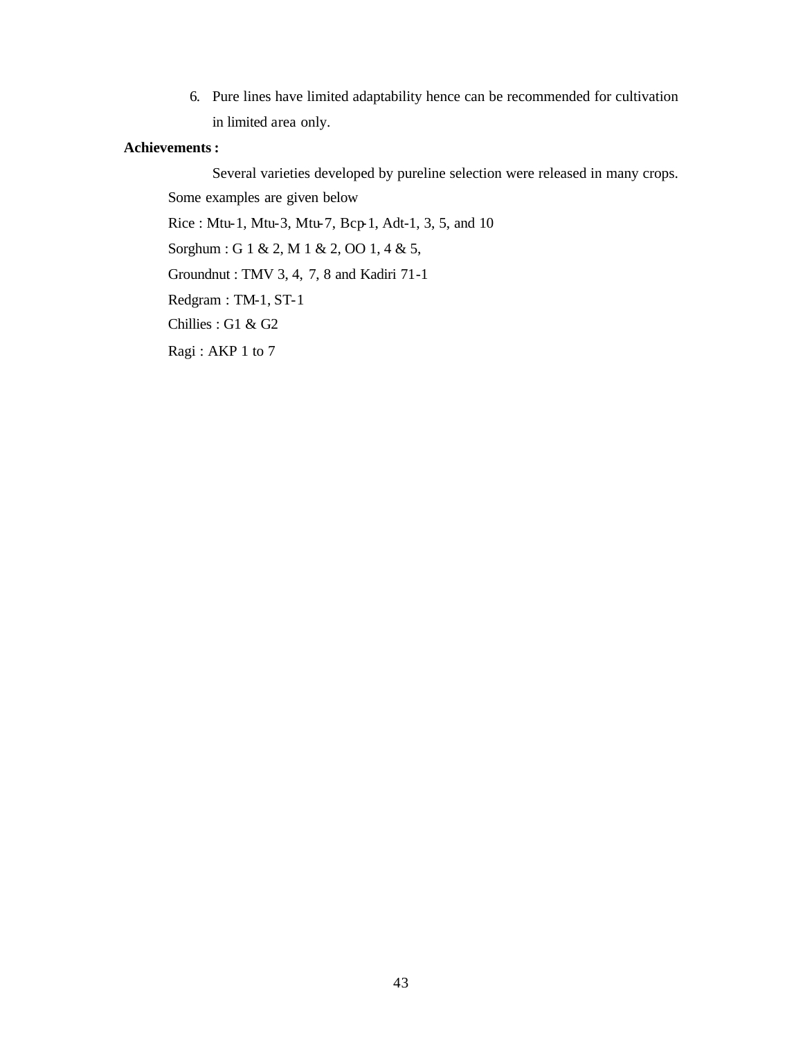6. Pure lines have limited adaptability hence can be recommended for cultivation in limited area only.

**Achievements :**

Several varieties developed by pureline selection were released in many crops. Some examples are given below

Rice : Mtu-1, Mtu-3, Mtu-7, Bcp-1, Adt-1, 3, 5, and 10

Sorghum : G 1 & 2, M 1 & 2, OO 1, 4 & 5,

Groundnut : TMV 3, 4, 7, 8 and Kadiri 71-1

Redgram : TM-1, ST-1

Chillies : G1 & G2

Ragi : AKP 1 to 7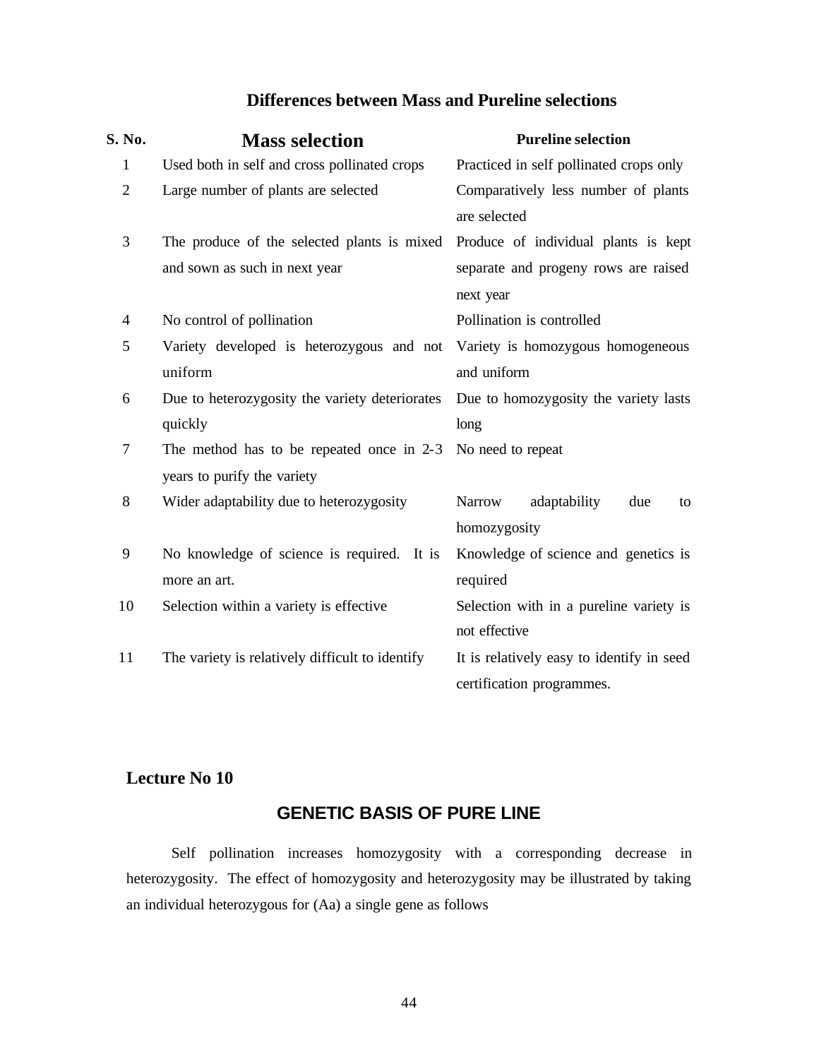## Differences between Mass and Pureline selections

| S. No. | Mass selection | Pureline selection |
|---|---|---|
| 1 | Used both in self and cross pollinated crops | Practiced in self pollinated crops only |
| 2 | Large number of plants are selected | Comparatively less number of plants are selected |
| 3 | The produce of the selected plants is mixed and sown as such in next year | Produce of individual plants is kept separate and progeny rows are raised next year |
| 4 | No control of pollination | Pollination is controlled |
| 5 | Variety developed is heterozygous and not uniform | Variety is homozygous homogeneous and uniform |
| 6 | Due to heterozygosity the variety deteriorates quickly | Due to homozygosity the variety lasts long |
| 7 | The method has to be repeated once in 2-3 years to purify the variety | No need to repeat |
| 8 | Wider adaptability due to heterozygosity | Narrow adaptability due to homozygosity |
| 9 | No knowledge of science is required. It is more an art. | Knowledge of science and genetics is required |
| 10 | Selection within a variety is effective | Selection with in a pureline variety is not effective |
| 11 | The variety is relatively difficult to identify | It is relatively easy to identify in seed certification programmes. |

**Lecture No 10**

## GENETIC BASIS OF PURE LINE

Self pollination increases homozygosity with a corresponding decrease in heterozygosity. The effect of homozygosity and heterozygosity may be illustrated by taking an individual heterozygous for (Aa) a single gene as follows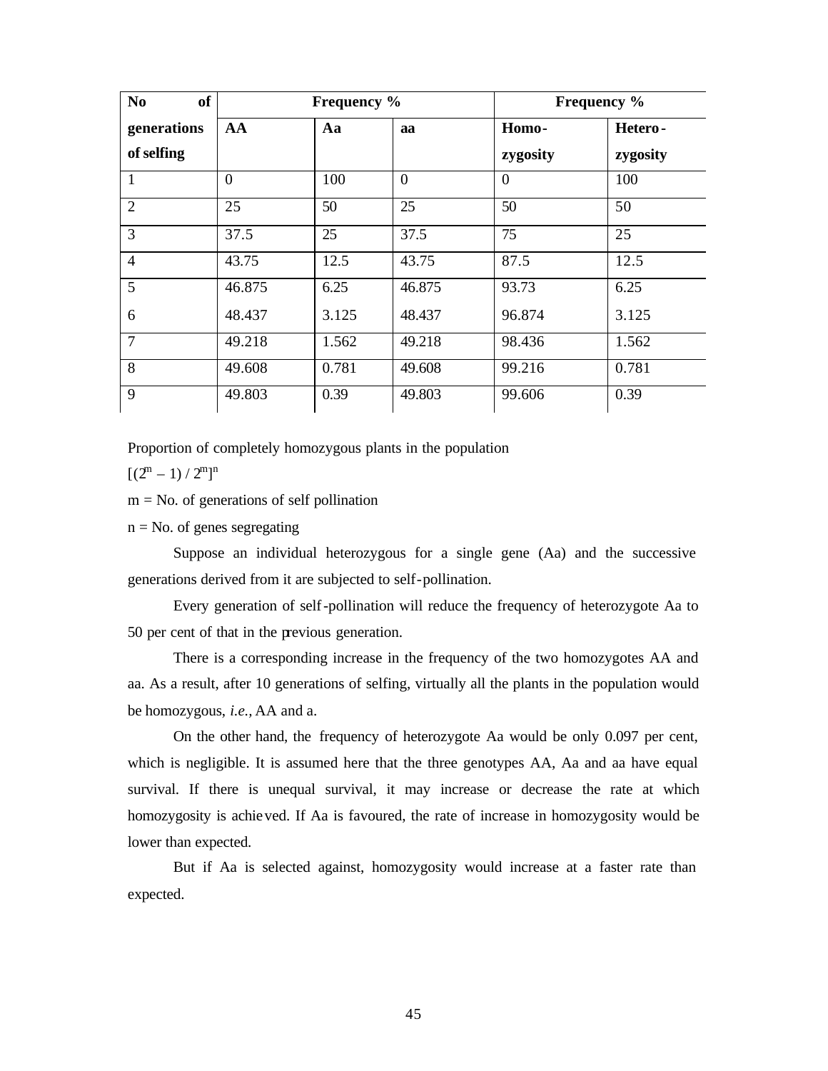| No of generations of selfing | Frequency % | | | Frequency % | |
|---|---|---|---|---|---|
| | AA | Aa | aa | Homo-zygosity | Hetero-zygosity |
| 1 | 0 | 100 | 0 | 0 | 100 |
| 2 | 25 | 50 | 25 | 50 | 50 |
| 3 | 37.5 | 25 | 37.5 | 75 | 25 |
| 4 | 43.75 | 12.5 | 43.75 | 87.5 | 12.5 |
| 5 | 46.875 | 6.25 | 46.875 | 93.73 | 6.25 |
| 6 | 48.437 | 3.125 | 48.437 | 96.874 | 3.125 |
| 7 | 49.218 | 1.562 | 49.218 | 98.436 | 1.562 |
| 8 | 49.608 | 0.781 | 49.608 | 99.216 | 0.781 |
| 9 | 49.803 | 0.39 | 49.803 | 99.606 | 0.39 |

Proportion of completely homozygous plants in the population

$[(2^m - 1) / 2^m]^n$

m = No. of generations of self pollination

n = No. of genes segregating

Suppose an individual heterozygous for a single gene (Aa) and the successive generations derived from it are subjected to self-pollination.

Every generation of self-pollination will reduce the frequency of heterozygote Aa to 50 per cent of that in the previous generation.

There is a corresponding increase in the frequency of the two homozygotes AA and aa. As a result, after 10 generations of selfing, virtually all the plants in the population would be homozygous, *i.e.,* AA and a.

On the other hand, the frequency of heterozygote Aa would be only 0.097 per cent, which is negligible. It is assumed here that the three genotypes AA, Aa and aa have equal survival. If there is unequal survival, it may increase or decrease the rate at which homozygosity is achieved. If Aa is favoured, the rate of increase in homozygosity would be lower than expected.

But if Aa is selected against, homozygosity would increase at a faster rate than expected.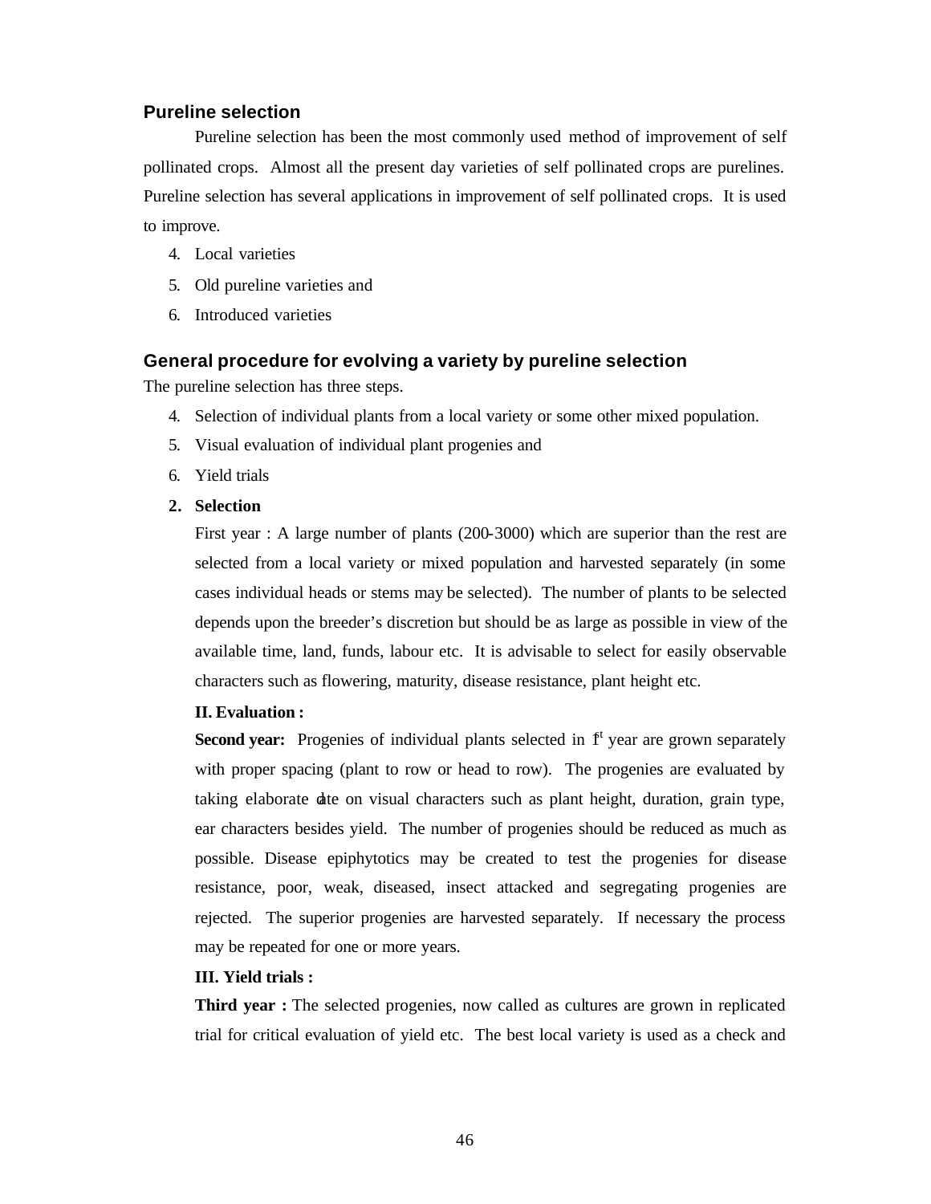## Pureline selection

Pureline selection has been the most commonly used method of improvement of self pollinated crops. Almost all the present day varieties of self pollinated crops are purelines. Pureline selection has several applications in improvement of self pollinated crops. It is used to improve.

4. Local varieties
5. Old pureline varieties and
6. Introduced varieties

## General procedure for evolving a variety by pureline selection

The pureline selection has three steps.

4. Selection of individual plants from a local variety or some other mixed population.
5. Visual evaluation of individual plant progenies and
6. Yield trials

**2. Selection**

First year : A large number of plants (200-3000) which are superior than the rest are selected from a local variety or mixed population and harvested separately (in some cases individual heads or stems may be selected). The number of plants to be selected depends upon the breeder's discretion but should be as large as possible in view of the available time, land, funds, labour etc. It is advisable to select for easily observable characters such as flowering, maturity, disease resistance, plant height etc.

**II. Evaluation :**

**Second year:** Progenies of individual plants selected in 1st year are grown separately with proper spacing (plant to row or head to row). The progenies are evaluated by taking elaborate date on visual characters such as plant height, duration, grain type, ear characters besides yield. The number of progenies should be reduced as much as possible. Disease epiphytotics may be created to test the progenies for disease resistance, poor, weak, diseased, insect attacked and segregating progenies are rejected. The superior progenies are harvested separately. If necessary the process may be repeated for one or more years.

**III. Yield trials :**

**Third year :** The selected progenies, now called as cultures are grown in replicated trial for critical evaluation of yield etc. The best local variety is used as a check and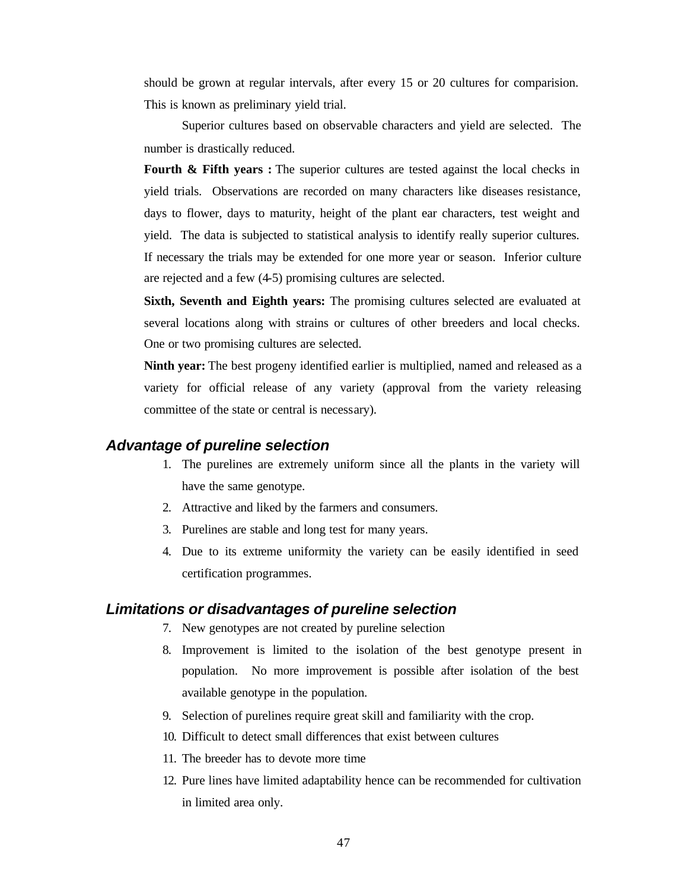should be grown at regular intervals, after every 15 or 20 cultures for comparision. This is known as preliminary yield trial.

Superior cultures based on observable characters and yield are selected. The number is drastically reduced.

**Fourth & Fifth years :** The superior cultures are tested against the local checks in yield trials. Observations are recorded on many characters like diseases resistance, days to flower, days to maturity, height of the plant ear characters, test weight and yield. The data is subjected to statistical analysis to identify really superior cultures. If necessary the trials may be extended for one more year or season. Inferior culture are rejected and a few (4-5) promising cultures are selected.

**Sixth, Seventh and Eighth years:** The promising cultures selected are evaluated at several locations along with strains or cultures of other breeders and local checks. One or two promising cultures are selected.

**Ninth year:** The best progeny identified earlier is multiplied, named and released as a variety for official release of any variety (approval from the variety releasing committee of the state or central is necessary).

### *Advantage of pureline selection*

1. The purelines are extremely uniform since all the plants in the variety will have the same genotype.
2. Attractive and liked by the farmers and consumers.
3. Purelines are stable and long test for many years.
4. Due to its extreme uniformity the variety can be easily identified in seed certification programmes.

### *Limitations or disadvantages of pureline selection*

7. New genotypes are not created by pureline selection
8. Improvement is limited to the isolation of the best genotype present in population. No more improvement is possible after isolation of the best available genotype in the population.
9. Selection of purelines require great skill and familiarity with the crop.
10. Difficult to detect small differences that exist between cultures
11. The breeder has to devote more time
12. Pure lines have limited adaptability hence can be recommended for cultivation in limited area only.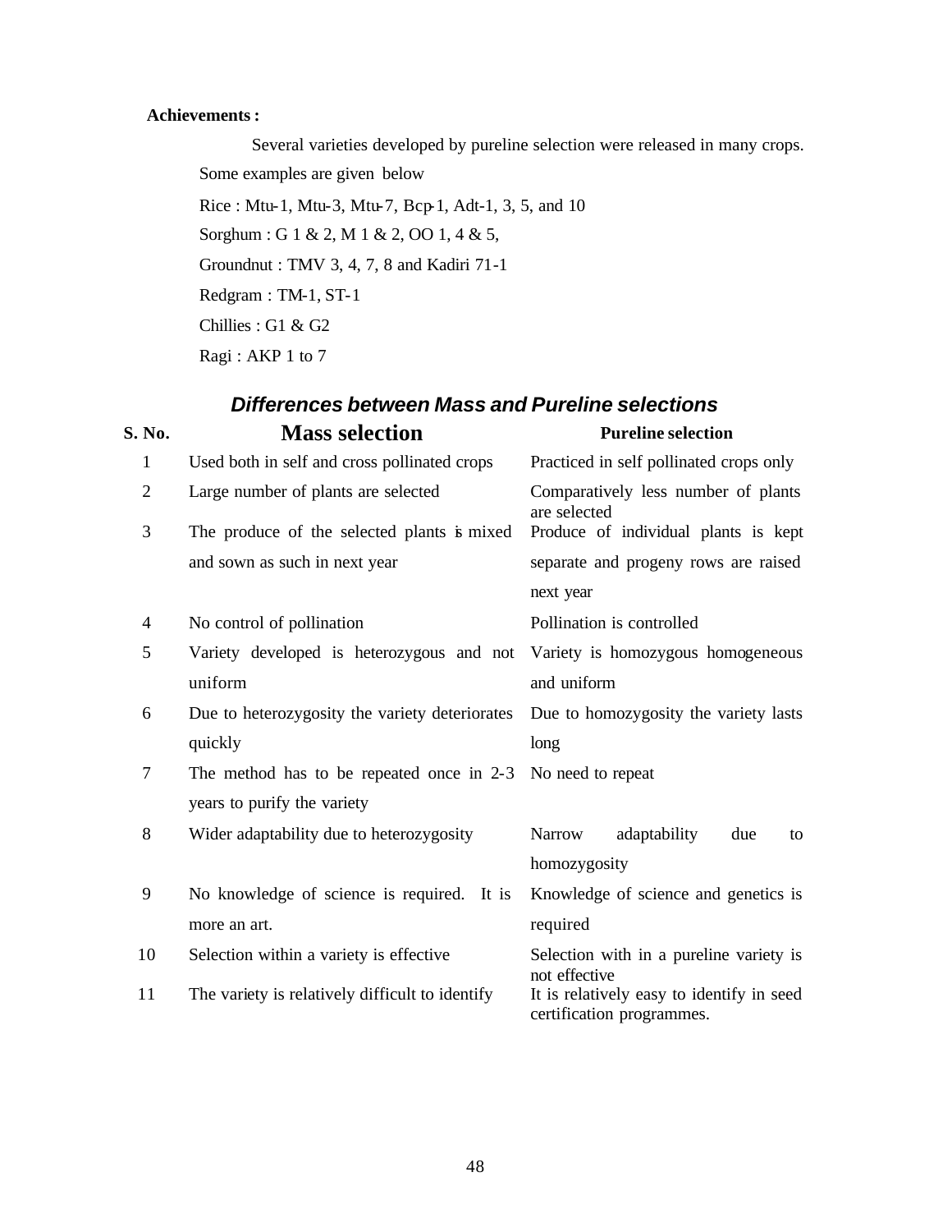**Achievements :**

Several varieties developed by pureline selection were released in many crops. Some examples are given below

Rice : Mtu-1, Mtu-3, Mtu-7, Bcp-1, Adt-1, 3, 5, and 10

Sorghum : G 1 & 2, M 1 & 2, OO 1, 4 & 5,

Groundnut : TMV 3, 4, 7, 8 and Kadiri 71-1

Redgram : TM-1, ST-1

Chillies : G1 & G2

Ragi : AKP 1 to 7

## ***Differences between Mass and Pureline selections***

| S. No. | Mass selection | Pureline selection |
|---|---|---|
| 1 | Used both in self and cross pollinated crops | Practiced in self pollinated crops only |
| 2 | Large number of plants are selected | Comparatively less number of plants are selected |
| 3 | The produce of the selected plants is mixed and sown as such in next year | Produce of individual plants is kept separate and progeny rows are raised next year |
| 4 | No control of pollination | Pollination is controlled |
| 5 | Variety developed is heterozygous and not uniform | Variety is homozygous homogeneous and uniform |
| 6 | Due to heterozygosity the variety deteriorates quickly | Due to homozygosity the variety lasts long |
| 7 | The method has to be repeated once in 2-3 years to purify the variety | No need to repeat |
| 8 | Wider adaptability due to heterozygosity | Narrow adaptability due to homozygosity |
| 9 | No knowledge of science is required. It is more an art. | Knowledge of science and genetics is required |
| 10 | Selection within a variety is effective | Selection with in a pureline variety is not effective |
| 11 | The variety is relatively difficult to identify | It is relatively easy to identify in seed certification programmes. |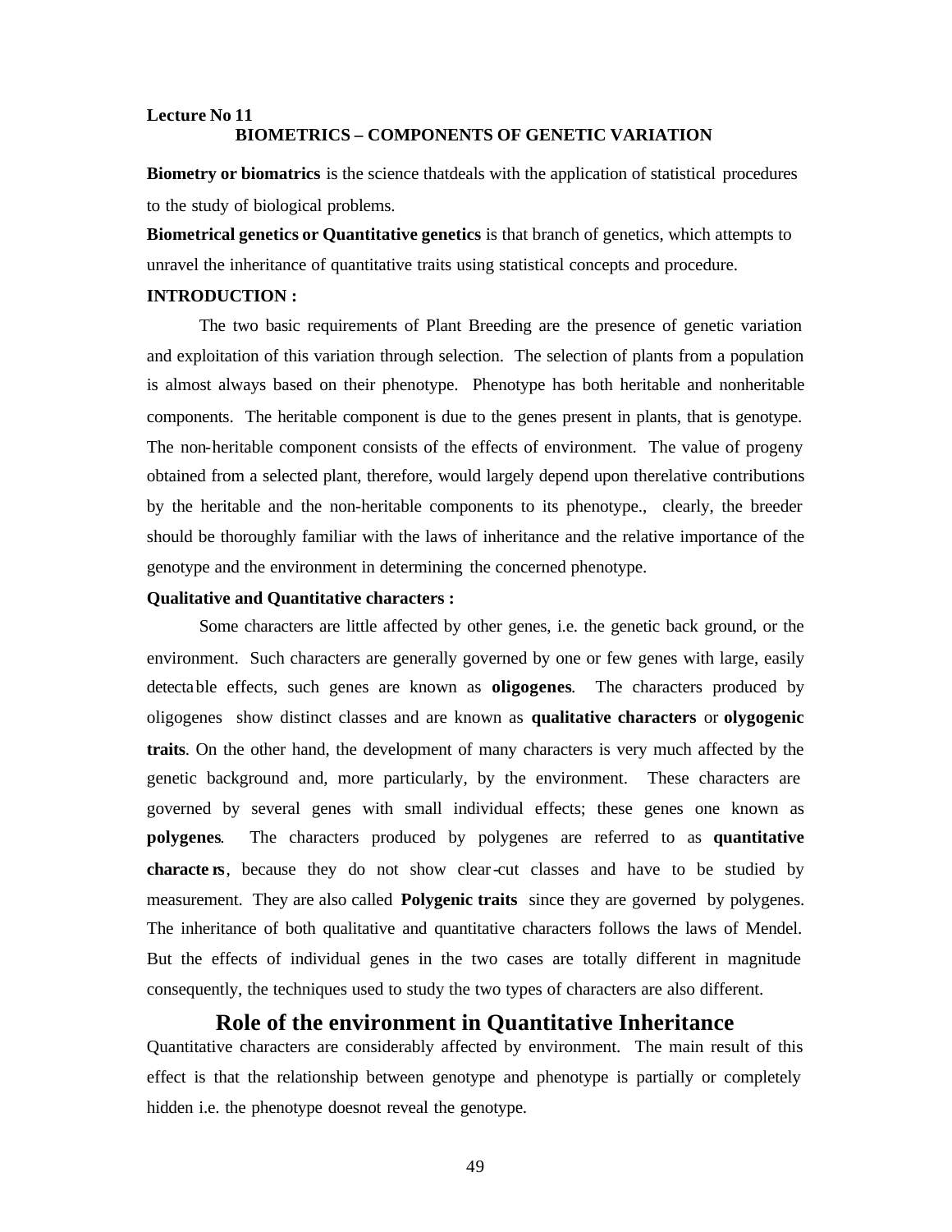**Lecture No 11**

## BIOMETRICS – COMPONENTS OF GENETIC VARIATION

**Biometry or biomatrics** is the science thatdeals with the application of statistical procedures to the study of biological problems.

**Biometrical genetics or Quantitative genetics** is that branch of genetics, which attempts to unravel the inheritance of quantitative traits using statistical concepts and procedure.

**INTRODUCTION :**

The two basic requirements of Plant Breeding are the presence of genetic variation and exploitation of this variation through selection. The selection of plants from a population is almost always based on their phenotype. Phenotype has both heritable and nonheritable components. The heritable component is due to the genes present in plants, that is genotype. The non-heritable component consists of the effects of environment. The value of progeny obtained from a selected plant, therefore, would largely depend upon therelative contributions by the heritable and the non-heritable components to its phenotype., clearly, the breeder should be thoroughly familiar with the laws of inheritance and the relative importance of the genotype and the environment in determining the concerned phenotype.

**Qualitative and Quantitative characters :**

Some characters are little affected by other genes, i.e. the genetic back ground, or the environment. Such characters are generally governed by one or few genes with large, easily detectable effects, such genes are known as **oligogenes**. The characters produced by oligogenes show distinct classes and are known as **qualitative characters** or **olygogenic traits**. On the other hand, the development of many characters is very much affected by the genetic background and, more particularly, by the environment. These characters are governed by several genes with small individual effects; these genes one known as **polygenes**. The characters produced by polygenes are referred to as **quantitative characters**, because they do not show clear-cut classes and have to be studied by measurement. They are also called **Polygenic traits** since they are governed by polygenes. The inheritance of both qualitative and quantitative characters follows the laws of Mendel. But the effects of individual genes in the two cases are totally different in magnitude consequently, the techniques used to study the two types of characters are also different.

## Role of the environment in Quantitative Inheritance

Quantitative characters are considerably affected by environment. The main result of this effect is that the relationship between genotype and phenotype is partially or completely hidden i.e. the phenotype doesnot reveal the genotype.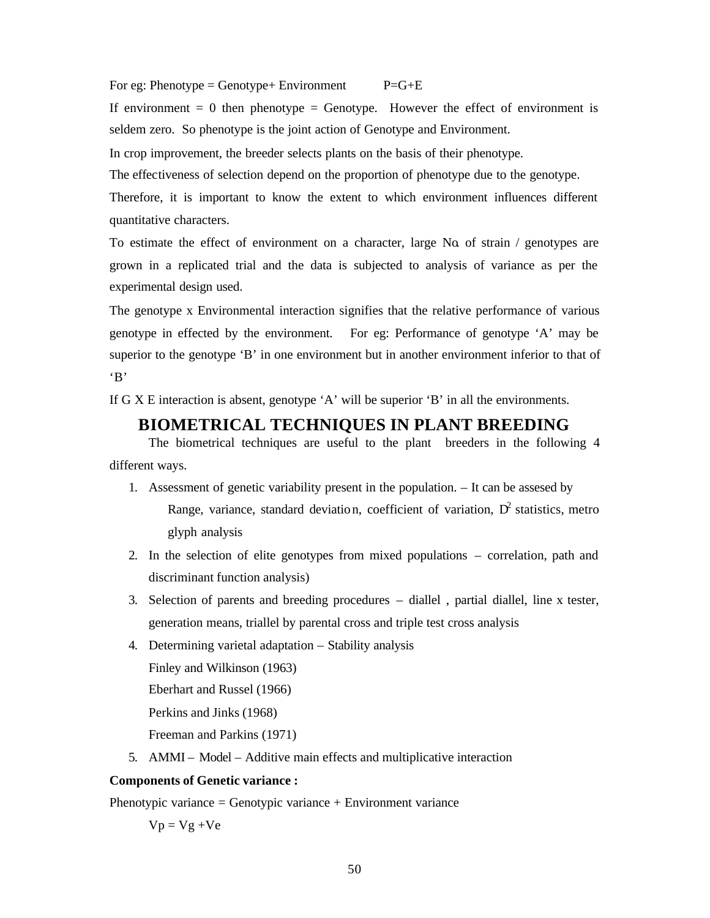For eg: Phenotype = Genotype+ Environment  P=G+E

If environment = 0 then phenotype = Genotype. However the effect of environment is seldem zero. So phenotype is the joint action of Genotype and Environment.

In crop improvement, the breeder selects plants on the basis of their phenotype.

The effectiveness of selection depend on the proportion of phenotype due to the genotype.

Therefore, it is important to know the extent to which environment influences different quantitative characters.

To estimate the effect of environment on a character, large No. of strain / genotypes are grown in a replicated trial and the data is subjected to analysis of variance as per the experimental design used.

The genotype x Environmental interaction signifies that the relative performance of various genotype in effected by the environment. For eg: Performance of genotype 'A' may be superior to the genotype 'B' in one environment but in another environment inferior to that of 'B'

If G X E interaction is absent, genotype 'A' will be superior 'B' in all the environments.

# BIOMETRICAL TECHNIQUES IN PLANT BREEDING

The biometrical techniques are useful to the plant breeders in the following 4 different ways.

1. Assessment of genetic variability present in the population. – It can be assesed by Range, variance, standard deviation, coefficient of variation, $D^2$ statistics, metro glyph analysis
2. In the selection of elite genotypes from mixed populations – correlation, path and discriminant function analysis)
3. Selection of parents and breeding procedures – diallel , partial diallel, line x tester, generation means, triallel by parental cross and triple test cross analysis
4. Determining varietal adaptation – Stability analysis

   Finley and Wilkinson (1963)

   Eberhart and Russel (1966)

   Perkins and Jinks (1968)

   Freeman and Parkins (1971)
5. AMMI – Model – Additive main effects and multiplicative interaction

**Components of Genetic variance :**

Phenotypic variance = Genotypic variance + Environment variance

$$Vp = Vg + Ve$$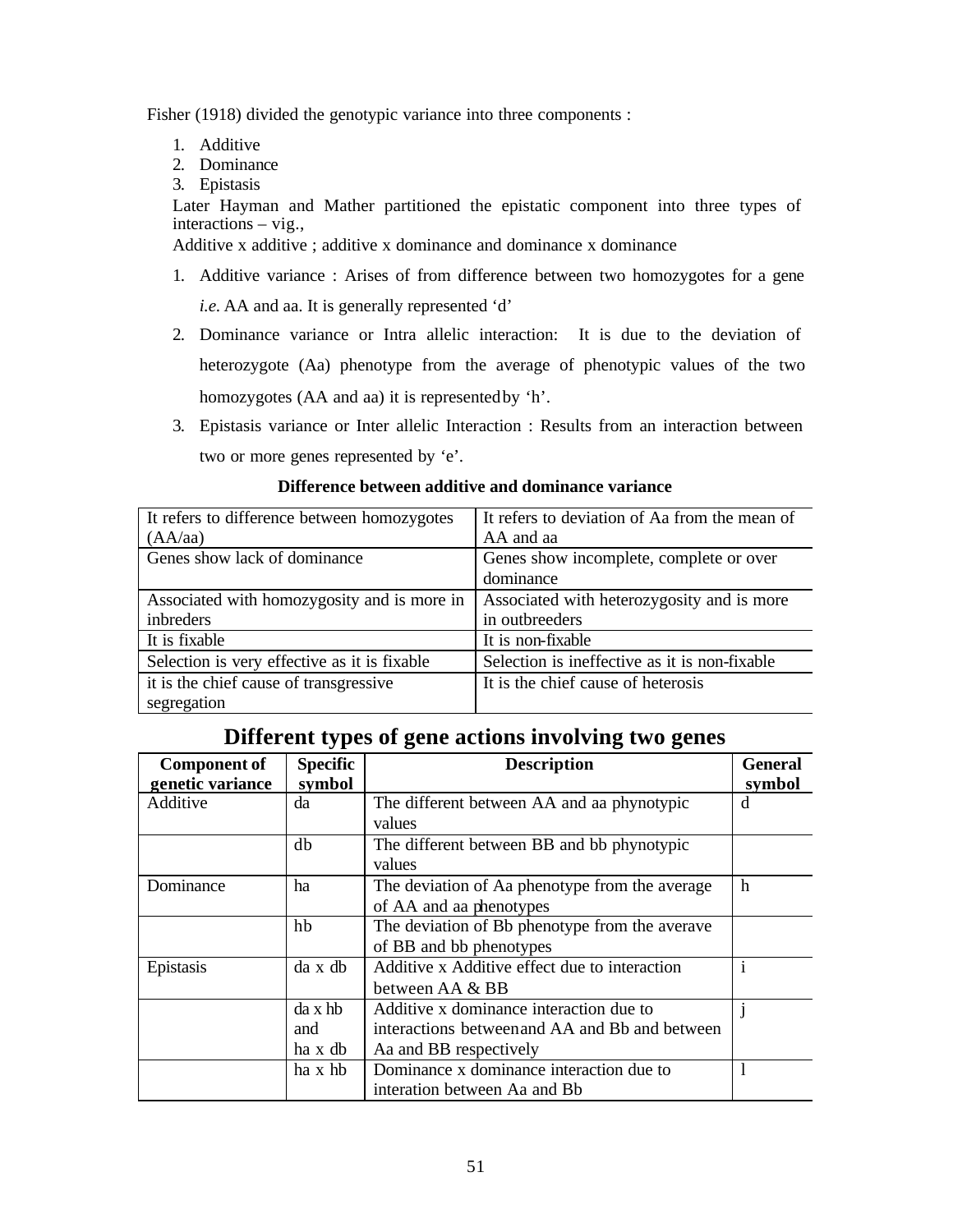Fisher (1918) divided the genotypic variance into three components :

1. Additive
2. Dominance
3. Epistasis

Later Hayman and Mather partitioned the epistatic component into three types of interactions – vig.,

Additive x additive ; additive x dominance and dominance x dominance

1. Additive variance : Arises of from difference between two homozygotes for a gene *i.e.* AA and aa. It is generally represented 'd'
2. Dominance variance or Intra allelic interaction: It is due to the deviation of heterozygote (Aa) phenotype from the average of phenotypic values of the two homozygotes (AA and aa) it is represented by 'h'.
3. Epistasis variance or Inter allelic Interaction : Results from an interaction between two or more genes represented by 'e'.

**Difference between additive and dominance variance**

| It refers to difference between homozygotes (AA/aa) | It refers to deviation of Aa from the mean of AA and aa |
|---|---|
| Genes show lack of dominance | Genes show incomplete, complete or over dominance |
| Associated with homozygosity and is more in inbreders | Associated with heterozygosity and is more in outbreeders |
| It is fixable | It is non-fixable |
| Selection is very effective as it is fixable | Selection is ineffective as it is non-fixable |
| it is the chief cause of transgressive segregation | It is the chief cause of heterosis |

## Different types of gene actions involving two genes

| Component of genetic variance | Specific symbol | Description | General symbol |
|---|---|---|---|
| Additive | da | The different between AA and aa phynotypic values | d |
| | db | The different between BB and bb phynotypic values | |
| Dominance | ha | The deviation of Aa phenotype from the average of AA and aa phenotypes | h |
| | hb | The deviation of Bb phenotype from the averave of BB and bb phenotypes | |
| Epistasis | da x db | Additive x Additive effect due to interaction between AA & BB | i |
| | da x hb and ha x db | Additive x dominance interaction due to interactions between and AA and Bb and between Aa and BB respectively | j |
| | ha x hb | Dominance x dominance interaction due to interation between Aa and Bb | l |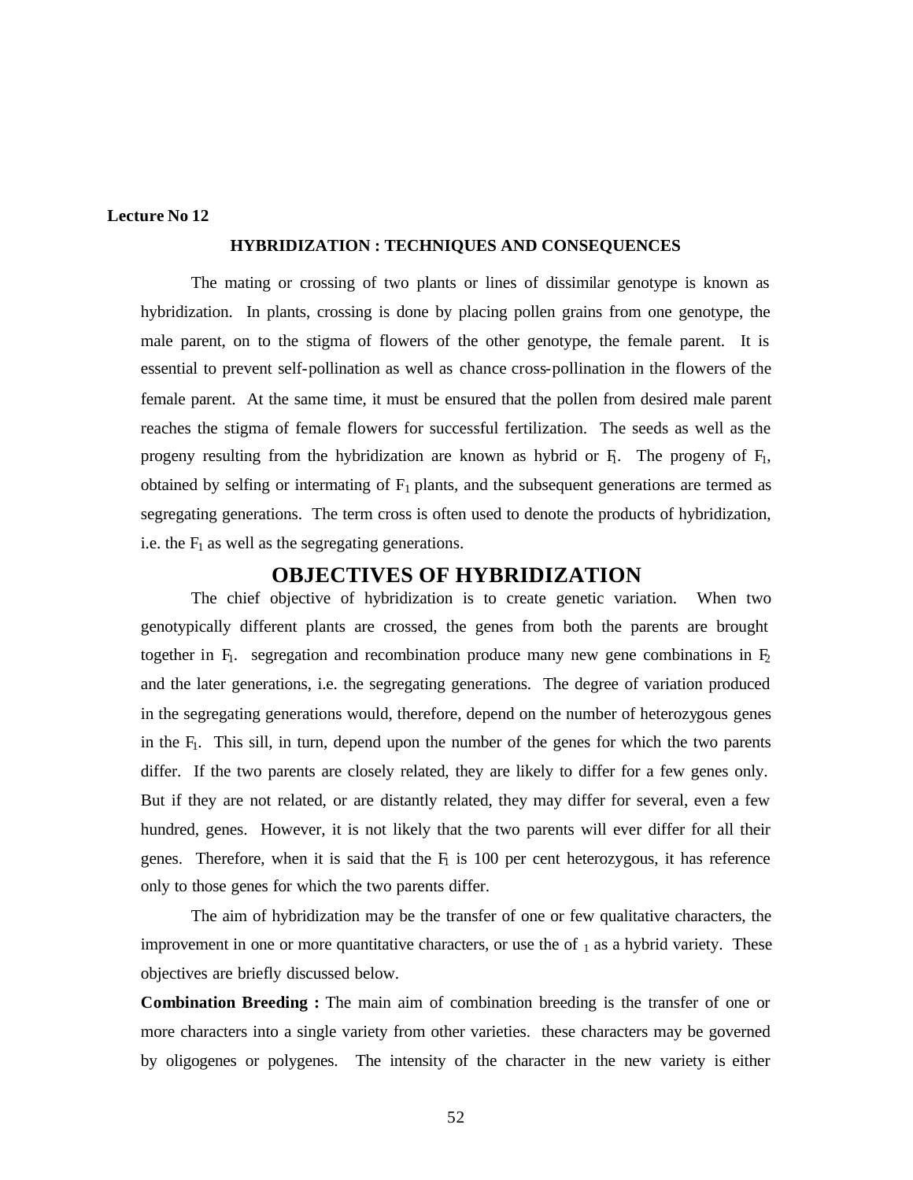**Lecture No 12**

## HYBRIDIZATION : TECHNIQUES AND CONSEQUENCES

The mating or crossing of two plants or lines of dissimilar genotype is known as hybridization. In plants, crossing is done by placing pollen grains from one genotype, the male parent, on to the stigma of flowers of the other genotype, the female parent. It is essential to prevent self-pollination as well as chance cross-pollination in the flowers of the female parent. At the same time, it must be ensured that the pollen from desired male parent reaches the stigma of female flowers for successful fertilization. The seeds as well as the progeny resulting from the hybridization are known as hybrid or $F_1$. The progeny of $F_1$, obtained by selfing or intermating of $F_1$ plants, and the subsequent generations are termed as segregating generations. The term cross is often used to denote the products of hybridization, i.e. the $F_1$ as well as the segregating generations.

## OBJECTIVES OF HYBRIDIZATION

The chief objective of hybridization is to create genetic variation. When two genotypically different plants are crossed, the genes from both the parents are brought together in $F_1$. segregation and recombination produce many new gene combinations in $F_2$ and the later generations, i.e. the segregating generations. The degree of variation produced in the segregating generations would, therefore, depend on the number of heterozygous genes in the $F_1$. This sill, in turn, depend upon the number of the genes for which the two parents differ. If the two parents are closely related, they are likely to differ for a few genes only. But if they are not related, or are distantly related, they may differ for several, even a few hundred, genes. However, it is not likely that the two parents will ever differ for all their genes. Therefore, when it is said that the $F_1$ is 100 per cent heterozygous, it has reference only to those genes for which the two parents differ.

The aim of hybridization may be the transfer of one or few qualitative characters, the improvement in one or more quantitative characters, or use the of $_1$ as a hybrid variety. These objectives are briefly discussed below.

**Combination Breeding :** The main aim of combination breeding is the transfer of one or more characters into a single variety from other varieties. these characters may be governed by oligogenes or polygenes. The intensity of the character in the new variety is either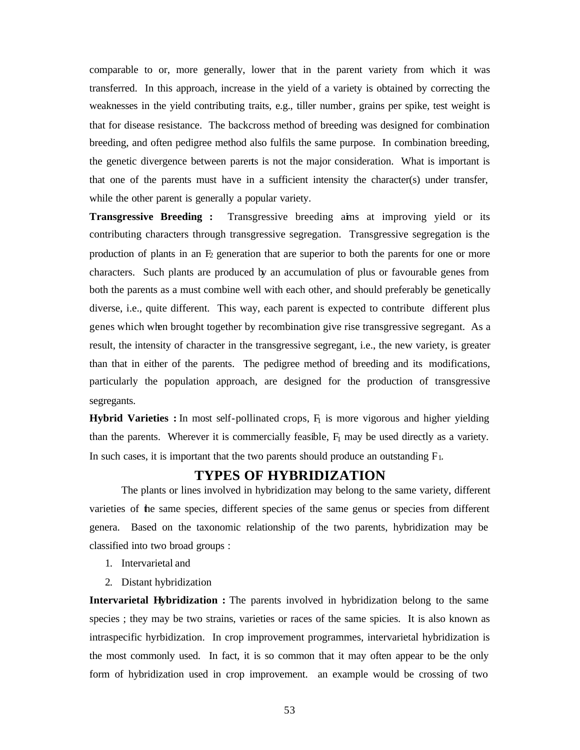comparable to or, more generally, lower that in the parent variety from which it was transferred. In this approach, increase in the yield of a variety is obtained by correcting the weaknesses in the yield contributing traits, e.g., tiller number, grains per spike, test weight is that for disease resistance. The backcross method of breeding was designed for combination breeding, and often pedigree method also fulfils the same purpose. In combination breeding, the genetic divergence between parents is not the major consideration. What is important is that one of the parents must have in a sufficient intensity the character(s) under transfer, while the other parent is generally a popular variety.

**Transgressive Breeding :** Transgressive breeding aims at improving yield or its contributing characters through transgressive segregation. Transgressive segregation is the production of plants in an $F_2$ generation that are superior to both the parents for one or more characters. Such plants are produced by an accumulation of plus or favourable genes from both the parents as a must combine well with each other, and should preferably be genetically diverse, i.e., quite different. This way, each parent is expected to contribute different plus genes which when brought together by recombination give rise transgressive segregant. As a result, the intensity of character in the transgressive segregant, i.e., the new variety, is greater than that in either of the parents. The pedigree method of breeding and its modifications, particularly the population approach, are designed for the production of transgressive segregants.

**Hybrid Varieties :** In most self-pollinated crops, $F_1$ is more vigorous and higher yielding than the parents. Wherever it is commercially feasible, $F_1$ may be used directly as a variety. In such cases, it is important that the two parents should produce an outstanding $F_1$.

## TYPES OF HYBRIDIZATION

The plants or lines involved in hybridization may belong to the same variety, different varieties of the same species, different species of the same genus or species from different genera. Based on the taxonomic relationship of the two parents, hybridization may be classified into two broad groups :

1. Intervarietal and
2. Distant hybridization

**Intervarietal Hybridization :** The parents involved in hybridization belong to the same species ; they may be two strains, varieties or races of the same spicies. It is also known as intraspecific hyrbidization. In crop improvement programmes, intervarietal hybridization is the most commonly used. In fact, it is so common that it may often appear to be the only form of hybridization used in crop improvement. an example would be crossing of two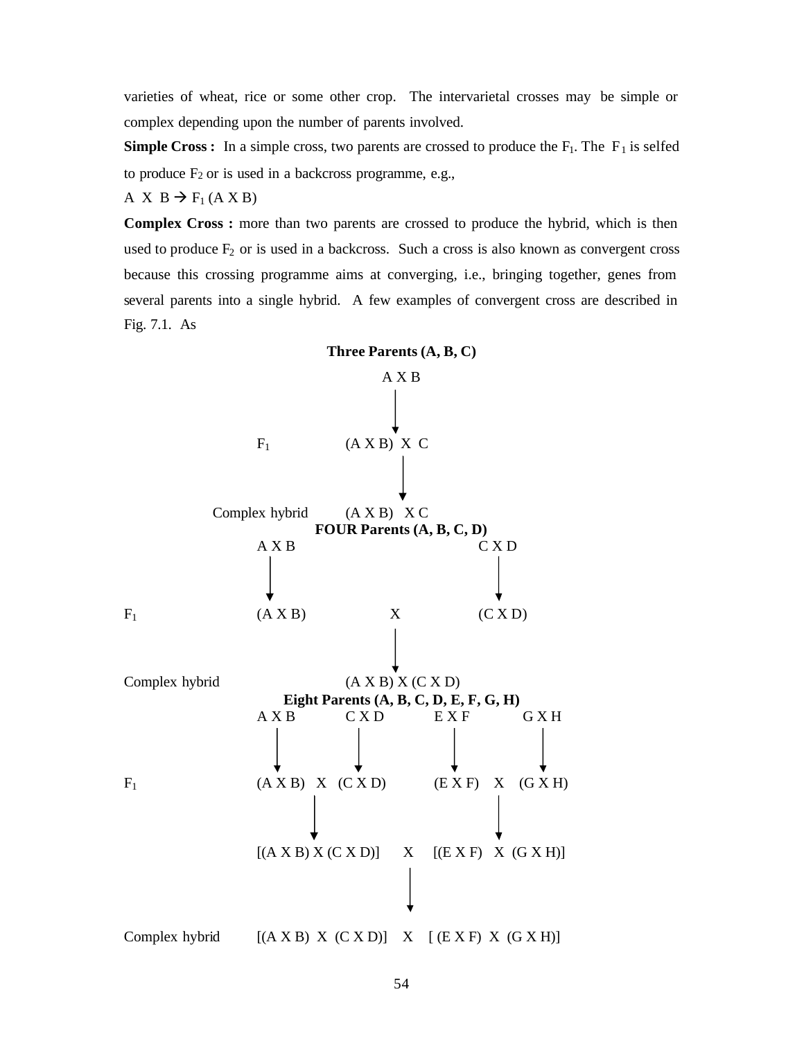varieties of wheat, rice or some other crop. The intervarietal crosses may be simple or complex depending upon the number of parents involved.

**Simple Cross :** In a simple cross, two parents are crossed to produce the $F_1$. The $F_1$ is selfed to produce $F_2$ or is used in a backcross programme, e.g.,

A X B → $F_1$ (A X B)

**Complex Cross :** more than two parents are crossed to produce the hybrid, which is then used to produce $F_2$ or is used in a backcross. Such a cross is also known as convergent cross because this crossing programme aims at converging, i.e., bringing together, genes from several parents into a single hybrid. A few examples of convergent cross are described in Fig. 7.1. As

**Three Parents (A, B, C)**

```
                         A X B
                           |
                           ↓
F1                   (A X B)  X  C
                           |
                           ↓
Complex hybrid       (A X B)   X C
```

**FOUR Parents (A, B, C, D)**

```
               A X B                      C X D
                 |                          |
                 ↓                          ↓
F1             (A X B)         X          (C X D)
                               |
                               ↓
Complex hybrid          (A X B) X (C X D)
```

**Eight Parents (A, B, C, D, E, F, G, H)**

```
               A X B        C X D        E X F        G X H
                 |            |            |            |
                 ↓            ↓            ↓            ↓
F1             (A X B)   X   (C X D)      (E X F)   X   (G X H)
                       |                            |
                       ↓                            ↓
               [(A X B) X (C X D)]     X     [(E X F)   X  (G X H)]
                                       |
                                       ↓
Complex hybrid [(A X B)  X  (C X D)]   X   [ (E X F)  X  (G X H)]
```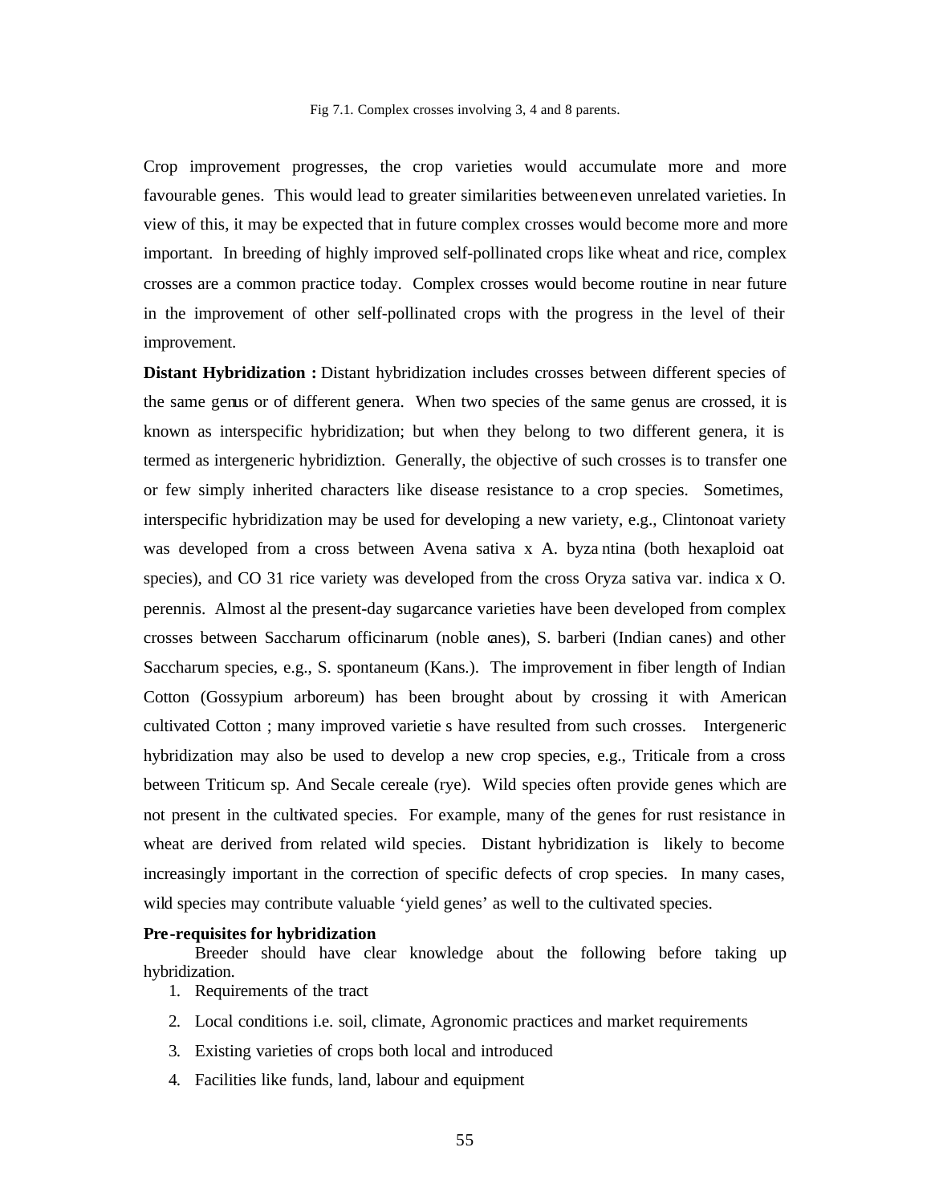Fig 7.1. Complex crosses involving 3, 4 and 8 parents.

Crop improvement progresses, the crop varieties would accumulate more and more favourable genes. This would lead to greater similarities between even unrelated varieties. In view of this, it may be expected that in future complex crosses would become more and more important. In breeding of highly improved self-pollinated crops like wheat and rice, complex crosses are a common practice today. Complex crosses would become routine in near future in the improvement of other self-pollinated crops with the progress in the level of their improvement.

**Distant Hybridization :** Distant hybridization includes crosses between different species of the same genus or of different genera. When two species of the same genus are crossed, it is known as interspecific hybridization; but when they belong to two different genera, it is termed as intergeneric hybridiztion. Generally, the objective of such crosses is to transfer one or few simply inherited characters like disease resistance to a crop species. Sometimes, interspecific hybridization may be used for developing a new variety, e.g., Clintonoat variety was developed from a cross between Avena sativa x A. byzantina (both hexaploid oat species), and CO 31 rice variety was developed from the cross Oryza sativa var. indica x O. perennis. Almost al the present-day sugarcance varieties have been developed from complex crosses between Saccharum officinarum (noble canes), S. barberi (Indian canes) and other Saccharum species, e.g., S. spontaneum (Kans.). The improvement in fiber length of Indian Cotton (Gossypium arboreum) has been brought about by crossing it with American cultivated Cotton ; many improved varieties have resulted from such crosses. Intergeneric hybridization may also be used to develop a new crop species, e.g., Triticale from a cross between Triticum sp. And Secale cereale (rye). Wild species often provide genes which are not present in the cultivated species. For example, many of the genes for rust resistance in wheat are derived from related wild species. Distant hybridization is likely to become increasingly important in the correction of specific defects of crop species. In many cases, wild species may contribute valuable 'yield genes' as well to the cultivated species.

**Pre-requisites for hybridization**

Breeder should have clear knowledge about the following before taking up hybridization.

1. Requirements of the tract
2. Local conditions i.e. soil, climate, Agronomic practices and market requirements
3. Existing varieties of crops both local and introduced
4. Facilities like funds, land, labour and equipment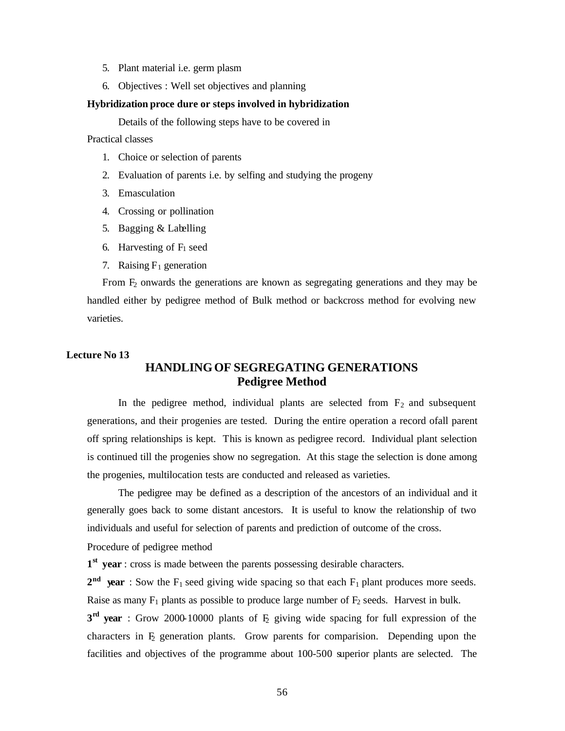5. Plant material i.e. germ plasm
6. Objectives : Well set objectives and planning

**Hybridization proce dure or steps involved in hybridization**

Details of the following steps have to be covered in Practical classes

1. Choice or selection of parents
2. Evaluation of parents i.e. by selfing and studying the progeny
3. Emasculation
4. Crossing or pollination
5. Bagging & Labelling
6. Harvesting of $F_1$ seed
7. Raising $F_1$ generation

From $F_2$ onwards the generations are known as segregating generations and they may be handled either by pedigree method of Bulk method or backcross method for evolving new varieties.

**Lecture No 13**

# HANDLING OF SEGREGATING GENERATIONS
## Pedigree Method

In the pedigree method, individual plants are selected from $F_2$ and subsequent generations, and their progenies are tested. During the entire operation a record ofall parent off spring relationships is kept. This is known as pedigree record. Individual plant selection is continued till the progenies show no segregation. At this stage the selection is done among the progenies, multilocation tests are conducted and released as varieties.

The pedigree may be defined as a description of the ancestors of an individual and it generally goes back to some distant ancestors. It is useful to know the relationship of two individuals and useful for selection of parents and prediction of outcome of the cross.

Procedure of pedigree method

**1st year** : cross is made between the parents possessing desirable characters.

**2nd year** : Sow the $F_1$ seed giving wide spacing so that each $F_1$ plant produces more seeds. Raise as many $F_1$ plants as possible to produce large number of $F_2$ seeds. Harvest in bulk.

**3rd year** : Grow 2000-10000 plants of $F_2$ giving wide spacing for full expression of the characters in $F_2$ generation plants. Grow parents for comparision. Depending upon the facilities and objectives of the programme about 100-500 superior plants are selected. The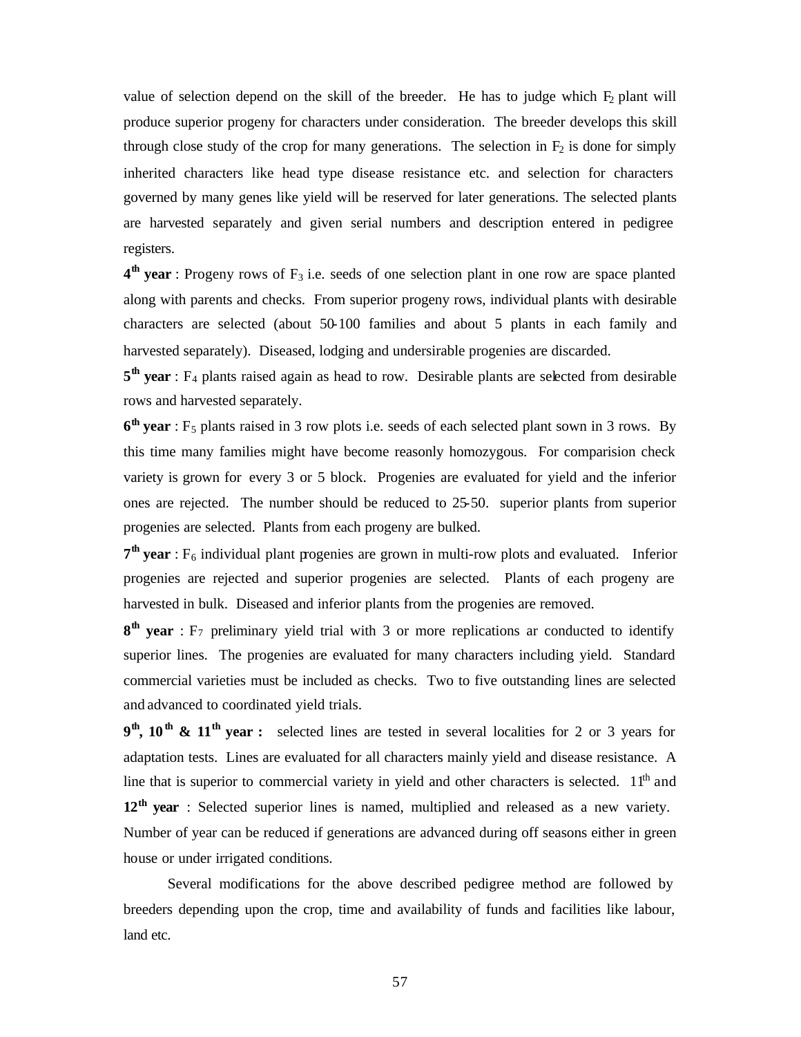value of selection depend on the skill of the breeder. He has to judge which $F_2$ plant will produce superior progeny for characters under consideration. The breeder develops this skill through close study of the crop for many generations. The selection in $F_2$ is done for simply inherited characters like head type disease resistance etc. and selection for characters governed by many genes like yield will be reserved for later generations. The selected plants are harvested separately and given serial numbers and description entered in pedigree registers.

**4$^{th}$ year** : Progeny rows of $F_3$ i.e. seeds of one selection plant in one row are space planted along with parents and checks. From superior progeny rows, individual plants with desirable characters are selected (about 50-100 families and about 5 plants in each family and harvested separately). Diseased, lodging and undersirable progenies are discarded.

**5$^{th}$ year** : $F_4$ plants raised again as head to row. Desirable plants are selected from desirable rows and harvested separately.

**6$^{th}$ year** : $F_5$ plants raised in 3 row plots i.e. seeds of each selected plant sown in 3 rows. By this time many families might have become reasonly homozygous. For comparision check variety is grown for every 3 or 5 block. Progenies are evaluated for yield and the inferior ones are rejected. The number should be reduced to 25-50. superior plants from superior progenies are selected. Plants from each progeny are bulked.

**7$^{th}$ year** : $F_6$ individual plant progenies are grown in multi-row plots and evaluated. Inferior progenies are rejected and superior progenies are selected. Plants of each progeny are harvested in bulk. Diseased and inferior plants from the progenies are removed.

**8$^{th}$ year** : $F_7$ preliminary yield trial with 3 or more replications ar conducted to identify superior lines. The progenies are evaluated for many characters including yield. Standard commercial varieties must be included as checks. Two to five outstanding lines are selected and advanced to coordinated yield trials.

**9$^{th}$, 10$^{th}$ & 11$^{th}$ year :** selected lines are tested in several localities for 2 or 3 years for adaptation tests. Lines are evaluated for all characters mainly yield and disease resistance. A line that is superior to commercial variety in yield and other characters is selected. 11$^{th}$ and **12$^{th}$ year** : Selected superior lines is named, multiplied and released as a new variety. Number of year can be reduced if generations are advanced during off seasons either in green house or under irrigated conditions.

Several modifications for the above described pedigree method are followed by breeders depending upon the crop, time and availability of funds and facilities like labour, land etc.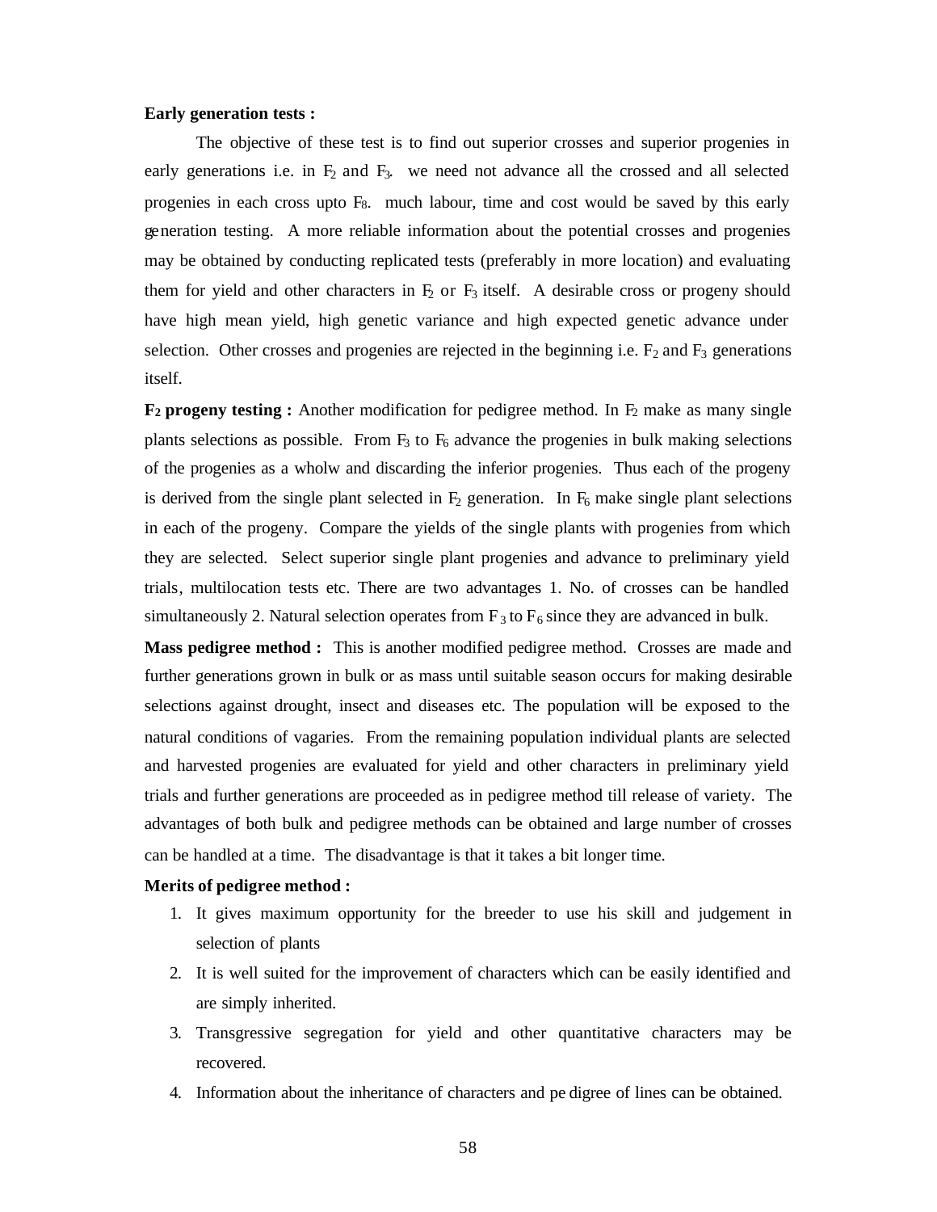**Early generation tests :**

The objective of these test is to find out superior crosses and superior progenies in early generations i.e. in $F_2$ and $F_3$. we need not advance all the crossed and all selected progenies in each cross upto $F_8$. much labour, time and cost would be saved by this early generation testing. A more reliable information about the potential crosses and progenies may be obtained by conducting replicated tests (preferably in more location) and evaluating them for yield and other characters in $F_2$ or $F_3$ itself. A desirable cross or progeny should have high mean yield, high genetic variance and high expected genetic advance under selection. Other crosses and progenies are rejected in the beginning i.e. $F_2$ and $F_3$ generations itself.

**$F_2$ progeny testing :** Another modification for pedigree method. In $F_2$ make as many single plants selections as possible. From $F_3$ to $F_6$ advance the progenies in bulk making selections of the progenies as a wholw and discarding the inferior progenies. Thus each of the progeny is derived from the single plant selected in $F_2$ generation. In $F_6$ make single plant selections in each of the progeny. Compare the yields of the single plants with progenies from which they are selected. Select superior single plant progenies and advance to preliminary yield trials, multilocation tests etc. There are two advantages 1. No. of crosses can be handled simultaneously 2. Natural selection operates from $F_3$ to $F_6$ since they are advanced in bulk.

**Mass pedigree method :** This is another modified pedigree method. Crosses are made and further generations grown in bulk or as mass until suitable season occurs for making desirable selections against drought, insect and diseases etc. The population will be exposed to the natural conditions of vagaries. From the remaining population individual plants are selected and harvested progenies are evaluated for yield and other characters in preliminary yield trials and further generations are proceeded as in pedigree method till release of variety. The advantages of both bulk and pedigree methods can be obtained and large number of crosses can be handled at a time. The disadvantage is that it takes a bit longer time.

**Merits of pedigree method :**

1. It gives maximum opportunity for the breeder to use his skill and judgement in selection of plants
2. It is well suited for the improvement of characters which can be easily identified and are simply inherited.
3. Transgressive segregation for yield and other quantitative characters may be recovered.
4. Information about the inheritance of characters and pedigree of lines can be obtained.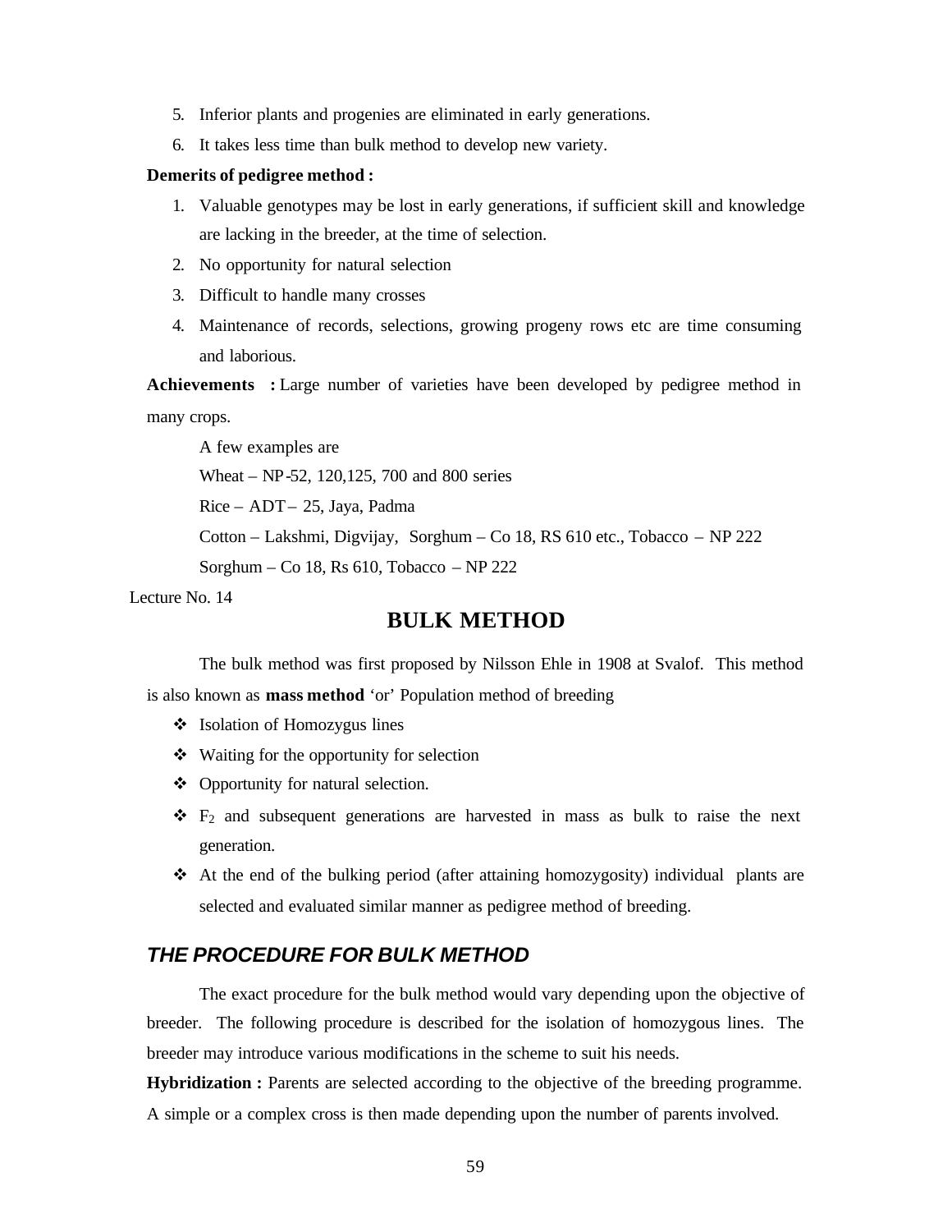5. Inferior plants and progenies are eliminated in early generations.
6. It takes less time than bulk method to develop new variety.

**Demerits of pedigree method :**

1. Valuable genotypes may be lost in early generations, if sufficient skill and knowledge are lacking in the breeder, at the time of selection.
2. No opportunity for natural selection
3. Difficult to handle many crosses
4. Maintenance of records, selections, growing progeny rows etc are time consuming and laborious.

**Achievements :** Large number of varieties have been developed by pedigree method in many crops.

A few examples are

Wheat – NP-52, 120,125, 700 and 800 series

Rice – ADT– 25, Jaya, Padma

Cotton – Lakshmi, Digvijay, Sorghum – Co 18, RS 610 etc., Tobacco – NP 222

Sorghum – Co 18, Rs 610, Tobacco – NP 222

Lecture No. 14

# BULK METHOD

The bulk method was first proposed by Nilsson Ehle in 1908 at Svalof. This method is also known as **mass method** 'or' Population method of breeding

- Isolation of Homozygus lines
- Waiting for the opportunity for selection
- Opportunity for natural selection.
- $F_2$ and subsequent generations are harvested in mass as bulk to raise the next generation.
- At the end of the bulking period (after attaining homozygosity) individual plants are selected and evaluated similar manner as pedigree method of breeding.

## *THE PROCEDURE FOR BULK METHOD*

The exact procedure for the bulk method would vary depending upon the objective of breeder. The following procedure is described for the isolation of homozygous lines. The breeder may introduce various modifications in the scheme to suit his needs.

**Hybridization :** Parents are selected according to the objective of the breeding programme. A simple or a complex cross is then made depending upon the number of parents involved.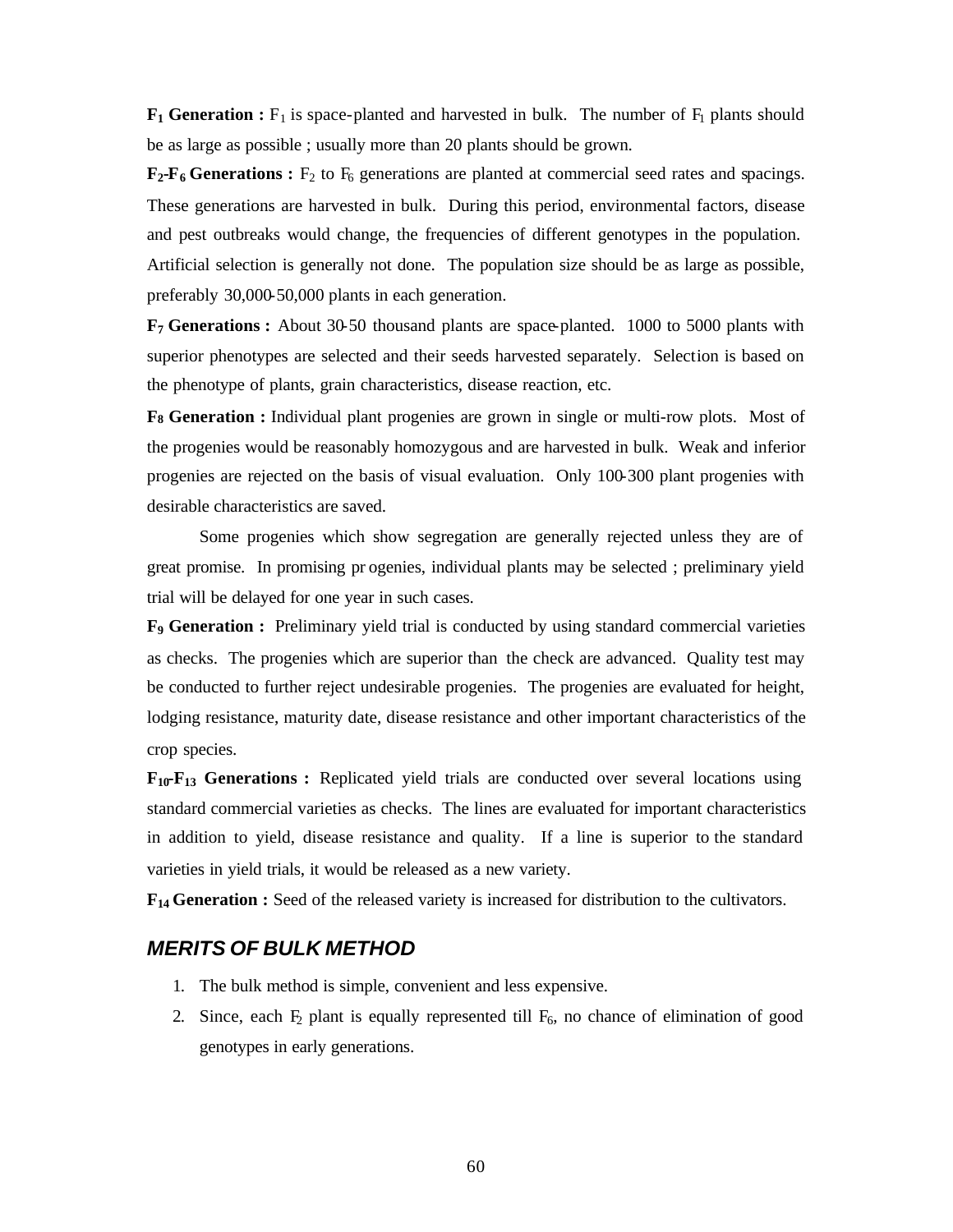**$F_1$ Generation :** $F_1$ is space-planted and harvested in bulk. The number of $F_1$ plants should be as large as possible ; usually more than 20 plants should be grown.

**$F_2$-$F_6$ Generations :** $F_2$ to $F_6$ generations are planted at commercial seed rates and spacings. These generations are harvested in bulk. During this period, environmental factors, disease and pest outbreaks would change, the frequencies of different genotypes in the population. Artificial selection is generally not done. The population size should be as large as possible, preferably 30,000-50,000 plants in each generation.

**$F_7$ Generations :** About 30-50 thousand plants are space-planted. 1000 to 5000 plants with superior phenotypes are selected and their seeds harvested separately. Selection is based on the phenotype of plants, grain characteristics, disease reaction, etc.

**$F_8$ Generation :** Individual plant progenies are grown in single or multi-row plots. Most of the progenies would be reasonably homozygous and are harvested in bulk. Weak and inferior progenies are rejected on the basis of visual evaluation. Only 100-300 plant progenies with desirable characteristics are saved.

Some progenies which show segregation are generally rejected unless they are of great promise. In promising progenies, individual plants may be selected ; preliminary yield trial will be delayed for one year in such cases.

**$F_9$ Generation :** Preliminary yield trial is conducted by using standard commercial varieties as checks. The progenies which are superior than the check are advanced. Quality test may be conducted to further reject undesirable progenies. The progenies are evaluated for height, lodging resistance, maturity date, disease resistance and other important characteristics of the crop species.

**$F_{10}$-$F_{13}$ Generations :** Replicated yield trials are conducted over several locations using standard commercial varieties as checks. The lines are evaluated for important characteristics in addition to yield, disease resistance and quality. If a line is superior to the standard varieties in yield trials, it would be released as a new variety.

**$F_{14}$ Generation :** Seed of the released variety is increased for distribution to the cultivators.

## *MERITS OF BULK METHOD*

1. The bulk method is simple, convenient and less expensive.
2. Since, each $F_2$ plant is equally represented till $F_6$, no chance of elimination of good genotypes in early generations.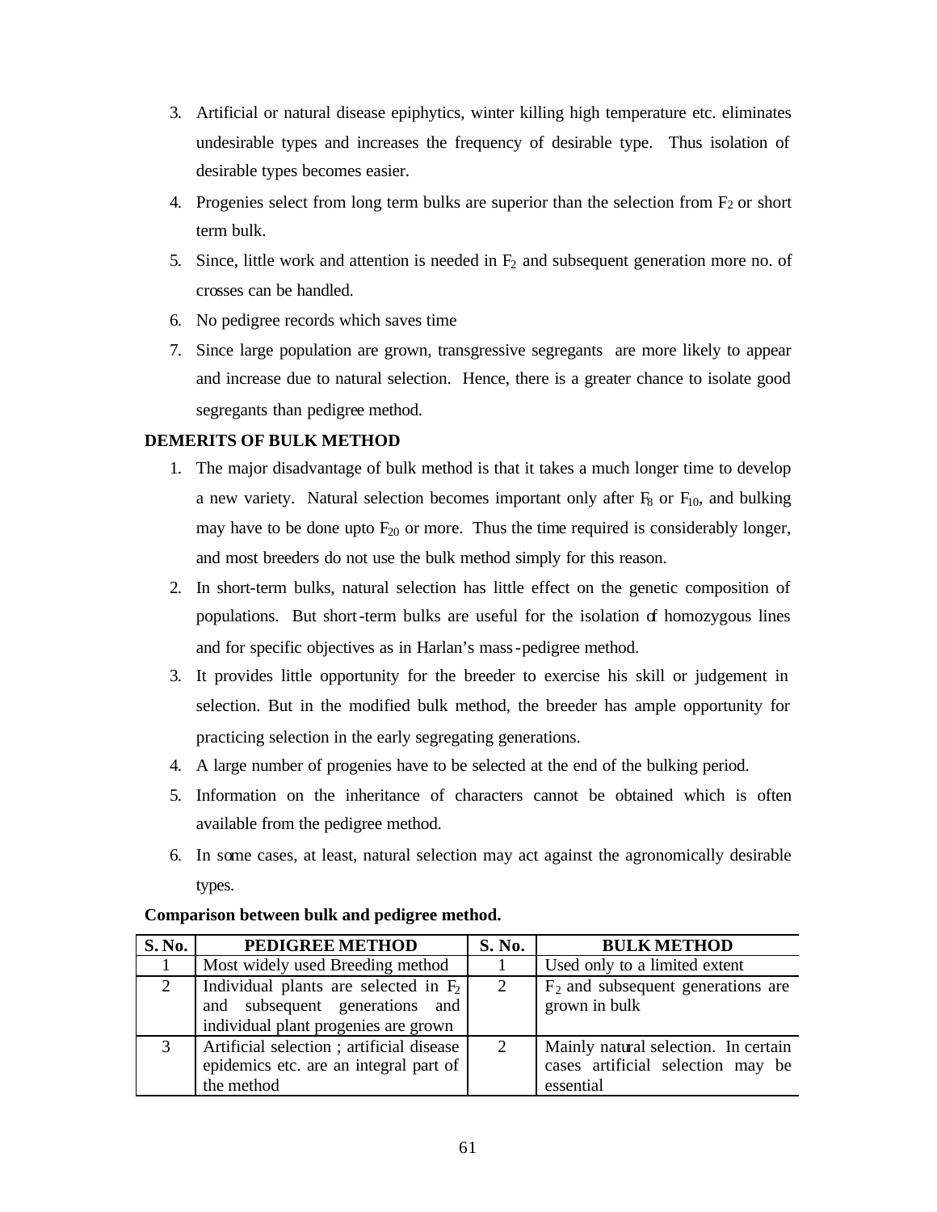3. Artificial or natural disease epiphytics, winter killing high temperature etc. eliminates undesirable types and increases the frequency of desirable type. Thus isolation of desirable types becomes easier.
4. Progenies select from long term bulks are superior than the selection from $F_2$ or short term bulk.
5. Since, little work and attention is needed in $F_2$ and subsequent generation more no. of crosses can be handled.
6. No pedigree records which saves time
7. Since large population are grown, transgressive segregants are more likely to appear and increase due to natural selection. Hence, there is a greater chance to isolate good segregants than pedigree method.

**DEMERITS OF BULK METHOD**

1. The major disadvantage of bulk method is that it takes a much longer time to develop a new variety. Natural selection becomes important only after $F_8$ or $F_{10}$, and bulking may have to be done upto $F_{20}$ or more. Thus the time required is considerably longer, and most breeders do not use the bulk method simply for this reason.
2. In short-term bulks, natural selection has little effect on the genetic composition of populations. But short-term bulks are useful for the isolation of homozygous lines and for specific objectives as in Harlan's mass-pedigree method.
3. It provides little opportunity for the breeder to exercise his skill or judgement in selection. But in the modified bulk method, the breeder has ample opportunity for practicing selection in the early segregating generations.
4. A large number of progenies have to be selected at the end of the bulking period.
5. Information on the inheritance of characters cannot be obtained which is often available from the pedigree method.
6. In some cases, at least, natural selection may act against the agronomically desirable types.

**Comparison between bulk and pedigree method.**

| S. No. | PEDIGREE METHOD | S. No. | BULK METHOD |
|---|---|---|---|
| 1 | Most widely used Breeding method | 1 | Used only to a limited extent |
| 2 | Individual plants are selected in $F_2$ and subsequent generations and individual plant progenies are grown | 2 | $F_2$ and subsequent generations are grown in bulk |
| 3 | Artificial selection ; artificial disease epidemics etc. are an integral part of the method | 2 | Mainly natural selection. In certain cases artificial selection may be essential |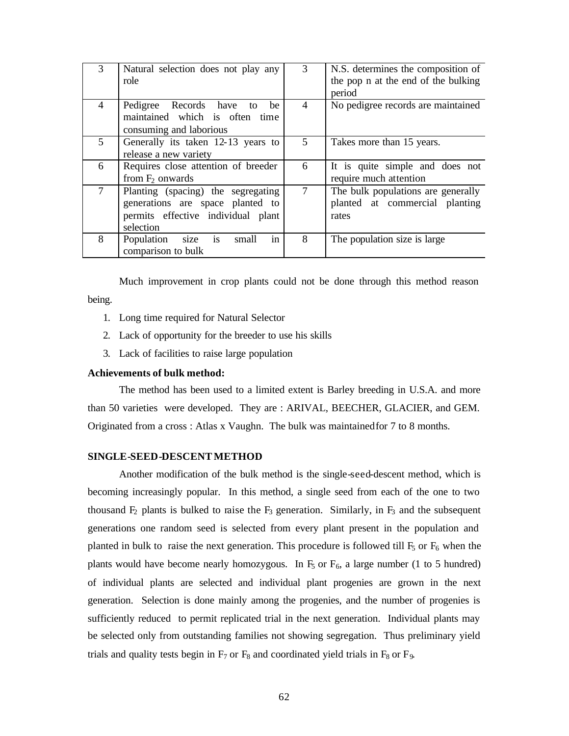| | | | |
|---|---|---|---|
| 3 | Natural selection does not play any role | 3 | N.S. determines the composition of the pop n at the end of the bulking period |
| 4 | Pedigree Records have to be maintained which is often time consuming and laborious | 4 | No pedigree records are maintained |
| 5 | Generally its taken 12-13 years to release a new variety | 5 | Takes more than 15 years. |
| 6 | Requires close attention of breeder from $F_2$ onwards | 6 | It is quite simple and does not require much attention |
| 7 | Planting (spacing) the segregating generations are space planted to permits effective individual plant selection | 7 | The bulk populations are generally planted at commercial planting rates |
| 8 | Population size is small in comparison to bulk | 8 | The population size is large |

Much improvement in crop plants could not be done through this method reason being.

1. Long time required for Natural Selector
2. Lack of opportunity for the breeder to use his skills
3. Lack of facilities to raise large population

**Achievements of bulk method:**

The method has been used to a limited extent is Barley breeding in U.S.A. and more than 50 varieties were developed. They are : ARIVAL, BEECHER, GLACIER, and GEM. Originated from a cross : Atlas x Vaughn. The bulk was maintained for 7 to 8 months.

**SINGLE-SEED-DESCENT METHOD**

Another modification of the bulk method is the single-seed-descent method, which is becoming increasingly popular. In this method, a single seed from each of the one to two thousand $F_2$ plants is bulked to raise the $F_3$ generation. Similarly, in $F_3$ and the subsequent generations one random seed is selected from every plant present in the population and planted in bulk to raise the next generation. This procedure is followed till $F_5$ or $F_6$ when the plants would have become nearly homozygous. In $F_5$ or $F_6$, a large number (1 to 5 hundred) of individual plants are selected and individual plant progenies are grown in the next generation. Selection is done mainly among the progenies, and the number of progenies is sufficiently reduced to permit replicated trial in the next generation. Individual plants may be selected only from outstanding families not showing segregation. Thus preliminary yield trials and quality tests begin in $F_7$ or $F_8$ and coordinated yield trials in $F_8$ or $F_9$.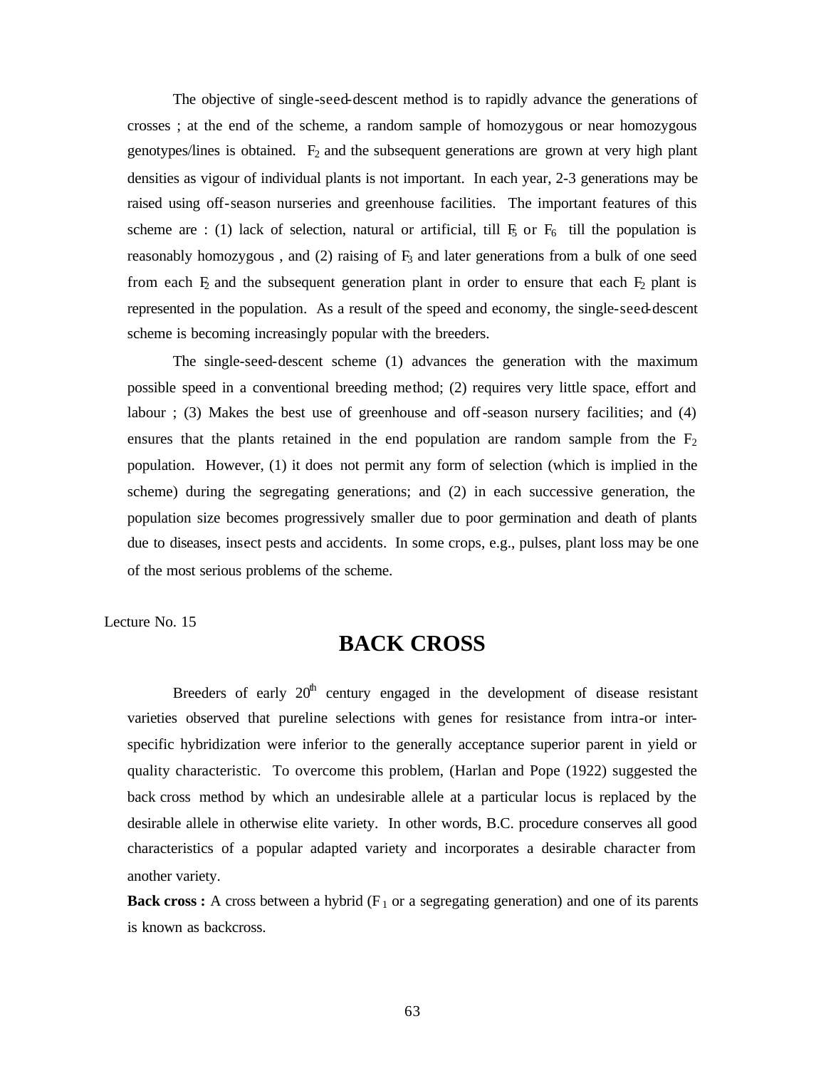The objective of single-seed-descent method is to rapidly advance the generations of crosses ; at the end of the scheme, a random sample of homozygous or near homozygous genotypes/lines is obtained. $F_2$ and the subsequent generations are grown at very high plant densities as vigour of individual plants is not important. In each year, 2-3 generations may be raised using off-season nurseries and greenhouse facilities. The important features of this scheme are : (1) lack of selection, natural or artificial, till $F_5$ or $F_6$ till the population is reasonably homozygous , and (2) raising of $F_3$ and later generations from a bulk of one seed from each $F_2$ and the subsequent generation plant in order to ensure that each $F_2$ plant is represented in the population. As a result of the speed and economy, the single-seed-descent scheme is becoming increasingly popular with the breeders.

The single-seed-descent scheme (1) advances the generation with the maximum possible speed in a conventional breeding method; (2) requires very little space, effort and labour ; (3) Makes the best use of greenhouse and off-season nursery facilities; and (4) ensures that the plants retained in the end population are random sample from the $F_2$ population. However, (1) it does not permit any form of selection (which is implied in the scheme) during the segregating generations; and (2) in each successive generation, the population size becomes progressively smaller due to poor germination and death of plants due to diseases, insect pests and accidents. In some crops, e.g., pulses, plant loss may be one of the most serious problems of the scheme.

Lecture No. 15

# BACK CROSS

Breeders of early 20[th] century engaged in the development of disease resistant varieties observed that pureline selections with genes for resistance from intra-or inter-specific hybridization were inferior to the generally acceptance superior parent in yield or quality characteristic. To overcome this problem, (Harlan and Pope (1922) suggested the back cross method by which an undesirable allele at a particular locus is replaced by the desirable allele in otherwise elite variety. In other words, B.C. procedure conserves all good characteristics of a popular adapted variety and incorporates a desirable character from another variety.

**Back cross :** A cross between a hybrid ($F_1$ or a segregating generation) and one of its parents is known as backcross.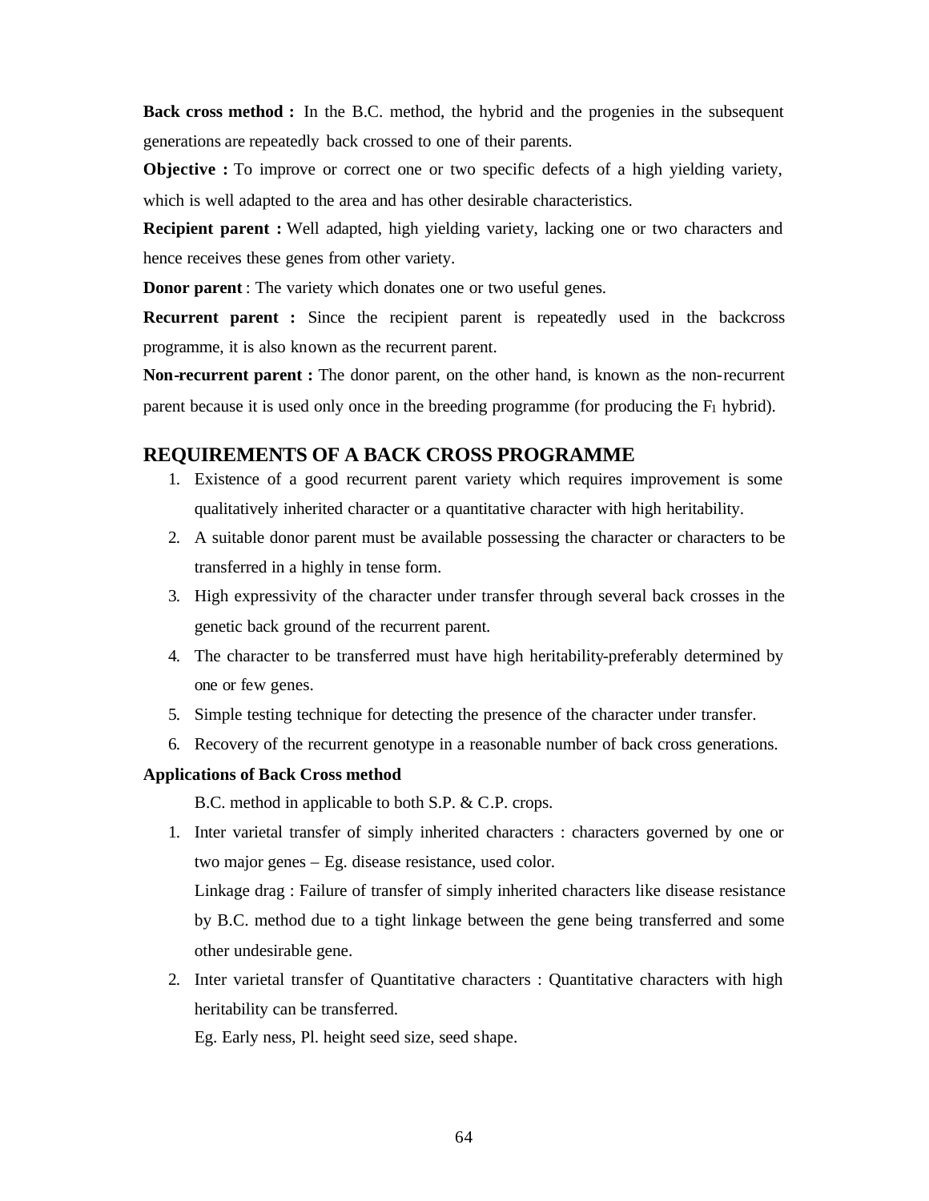**Back cross method :** In the B.C. method, the hybrid and the progenies in the subsequent generations are repeatedly back crossed to one of their parents.

**Objective :** To improve or correct one or two specific defects of a high yielding variety, which is well adapted to the area and has other desirable characteristics.

**Recipient parent :** Well adapted, high yielding variety, lacking one or two characters and hence receives these genes from other variety.

**Donor parent** : The variety which donates one or two useful genes.

**Recurrent parent :** Since the recipient parent is repeatedly used in the backcross programme, it is also known as the recurrent parent.

**Non-recurrent parent :** The donor parent, on the other hand, is known as the non-recurrent parent because it is used only once in the breeding programme (for producing the $F_1$ hybrid).

## REQUIREMENTS OF A BACK CROSS PROGRAMME

1. Existence of a good recurrent parent variety which requires improvement is some qualitatively inherited character or a quantitative character with high heritability.
2. A suitable donor parent must be available possessing the character or characters to be transferred in a highly in tense form.
3. High expressivity of the character under transfer through several back crosses in the genetic back ground of the recurrent parent.
4. The character to be transferred must have high heritability-preferably determined by one or few genes.
5. Simple testing technique for detecting the presence of the character under transfer.
6. Recovery of the recurrent genotype in a reasonable number of back cross generations.

**Applications of Back Cross method**

B.C. method in applicable to both S.P. & C.P. crops.

1. Inter varietal transfer of simply inherited characters : characters governed by one or two major genes – Eg. disease resistance, used color.

   Linkage drag : Failure of transfer of simply inherited characters like disease resistance by B.C. method due to a tight linkage between the gene being transferred and some other undesirable gene.
2. Inter varietal transfer of Quantitative characters : Quantitative characters with high heritability can be transferred.

   Eg. Early ness, Pl. height seed size, seed shape.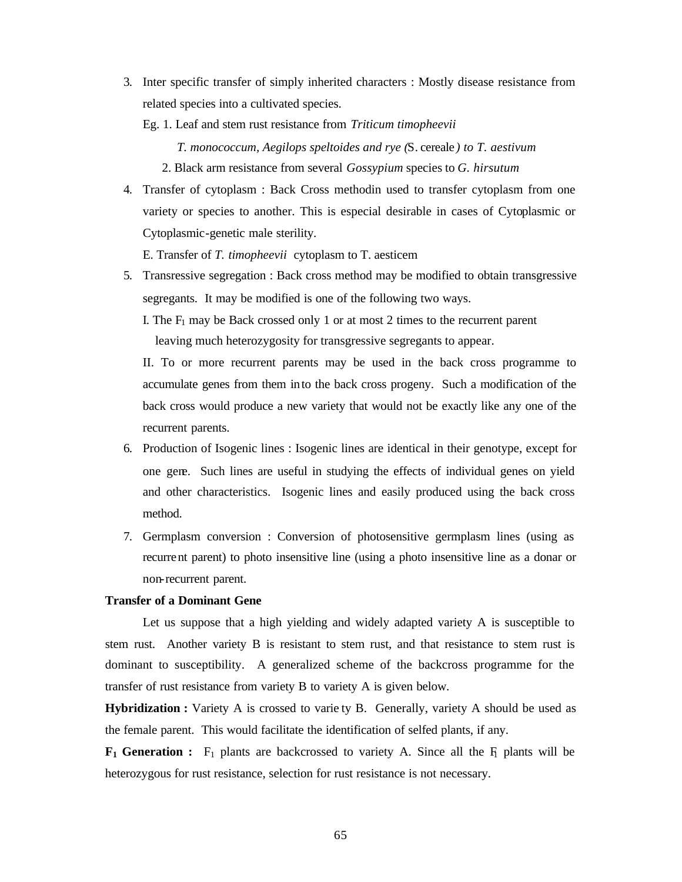3. Inter specific transfer of simply inherited characters : Mostly disease resistance from related species into a cultivated species.

   Eg. 1. Leaf and stem rust resistance from *Triticum timopheevii*

   *T. monococcum, Aegilops speltoides and rye (*S. cereale*) to T. aestivum*

   2. Black arm resistance from several *Gossypium* species to *G. hirsutum*

4. Transfer of cytoplasm : Back Cross methodin used to transfer cytoplasm from one variety or species to another. This is especial desirable in cases of Cytoplasmic or Cytoplasmic-genetic male sterility.

   E. Transfer of *T. timopheevii* cytoplasm to T. aesticem

5. Transressive segregation : Back cross method may be modified to obtain transgressive segregants. It may be modified is one of the following two ways.

   I. The $F_1$ may be Back crossed only 1 or at most 2 times to the recurrent parent leaving much heterozygosity for transgressive segregants to appear.

   II. To or more recurrent parents may be used in the back cross programme to accumulate genes from them into the back cross progeny. Such a modification of the back cross would produce a new variety that would not be exactly like any one of the recurrent parents.

6. Production of Isogenic lines : Isogenic lines are identical in their genotype, except for one gene. Such lines are useful in studying the effects of individual genes on yield and other characteristics. Isogenic lines and easily produced using the back cross method.

7. Germplasm conversion : Conversion of photosensitive germplasm lines (using as recurrent parent) to photo insensitive line (using a photo insensitive line as a donar or non-recurrent parent.

**Transfer of a Dominant Gene**

Let us suppose that a high yielding and widely adapted variety A is susceptible to stem rust. Another variety B is resistant to stem rust, and that resistance to stem rust is dominant to susceptibility. A generalized scheme of the backcross programme for the transfer of rust resistance from variety B to variety A is given below.

**Hybridization :** Variety A is crossed to variety B. Generally, variety A should be used as the female parent. This would facilitate the identification of selfed plants, if any.

**$F_1$ Generation :** $F_1$ plants are backcrossed to variety A. Since all the $F_1$ plants will be heterozygous for rust resistance, selection for rust resistance is not necessary.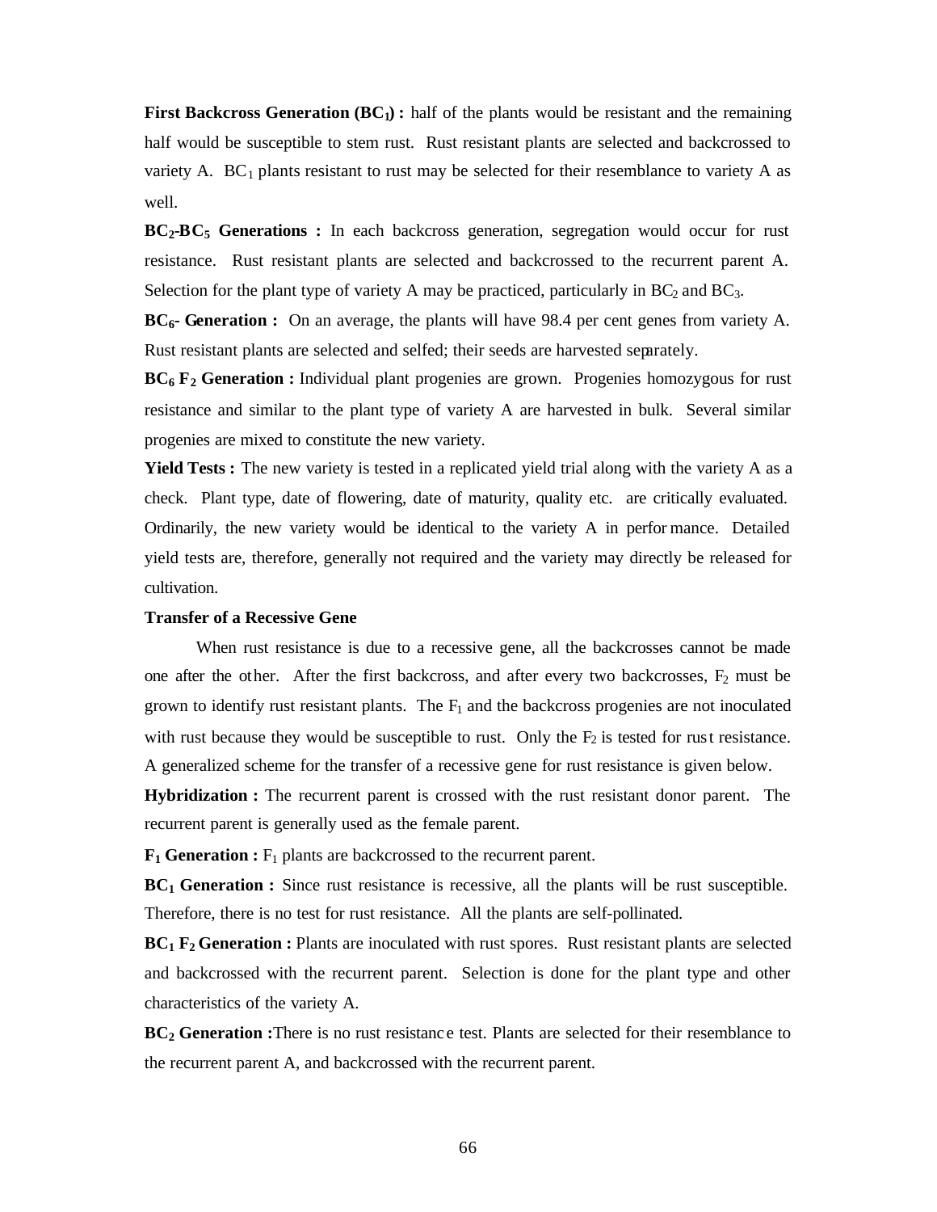**First Backcross Generation ($BC_1$) :** half of the plants would be resistant and the remaining half would be susceptible to stem rust. Rust resistant plants are selected and backcrossed to variety A. $BC_1$ plants resistant to rust may be selected for their resemblance to variety A as well.

**$BC_2$-$BC_5$ Generations :** In each backcross generation, segregation would occur for rust resistance. Rust resistant plants are selected and backcrossed to the recurrent parent A. Selection for the plant type of variety A may be practiced, particularly in $BC_2$ and $BC_3$.

**$BC_6$- Generation :** On an average, the plants will have 98.4 per cent genes from variety A. Rust resistant plants are selected and selfed; their seeds are harvested separately.

**$BC_6$ $F_2$ Generation :** Individual plant progenies are grown. Progenies homozygous for rust resistance and similar to the plant type of variety A are harvested in bulk. Several similar progenies are mixed to constitute the new variety.

**Yield Tests :** The new variety is tested in a replicated yield trial along with the variety A as a check. Plant type, date of flowering, date of maturity, quality etc. are critically evaluated. Ordinarily, the new variety would be identical to the variety A in performance. Detailed yield tests are, therefore, generally not required and the variety may directly be released for cultivation.

**Transfer of a Recessive Gene**

When rust resistance is due to a recessive gene, all the backcrosses cannot be made one after the other. After the first backcross, and after every two backcrosses, $F_2$ must be grown to identify rust resistant plants. The $F_1$ and the backcross progenies are not inoculated with rust because they would be susceptible to rust. Only the $F_2$ is tested for rust resistance. A generalized scheme for the transfer of a recessive gene for rust resistance is given below.

**Hybridization :** The recurrent parent is crossed with the rust resistant donor parent. The recurrent parent is generally used as the female parent.

**$F_1$ Generation :** $F_1$ plants are backcrossed to the recurrent parent.

**$BC_1$ Generation :** Since rust resistance is recessive, all the plants will be rust susceptible. Therefore, there is no test for rust resistance. All the plants are self-pollinated.

**$BC_1$ $F_2$ Generation :** Plants are inoculated with rust spores. Rust resistant plants are selected and backcrossed with the recurrent parent. Selection is done for the plant type and other characteristics of the variety A.

**$BC_2$ Generation :**There is no rust resistance test. Plants are selected for their resemblance to the recurrent parent A, and backcrossed with the recurrent parent.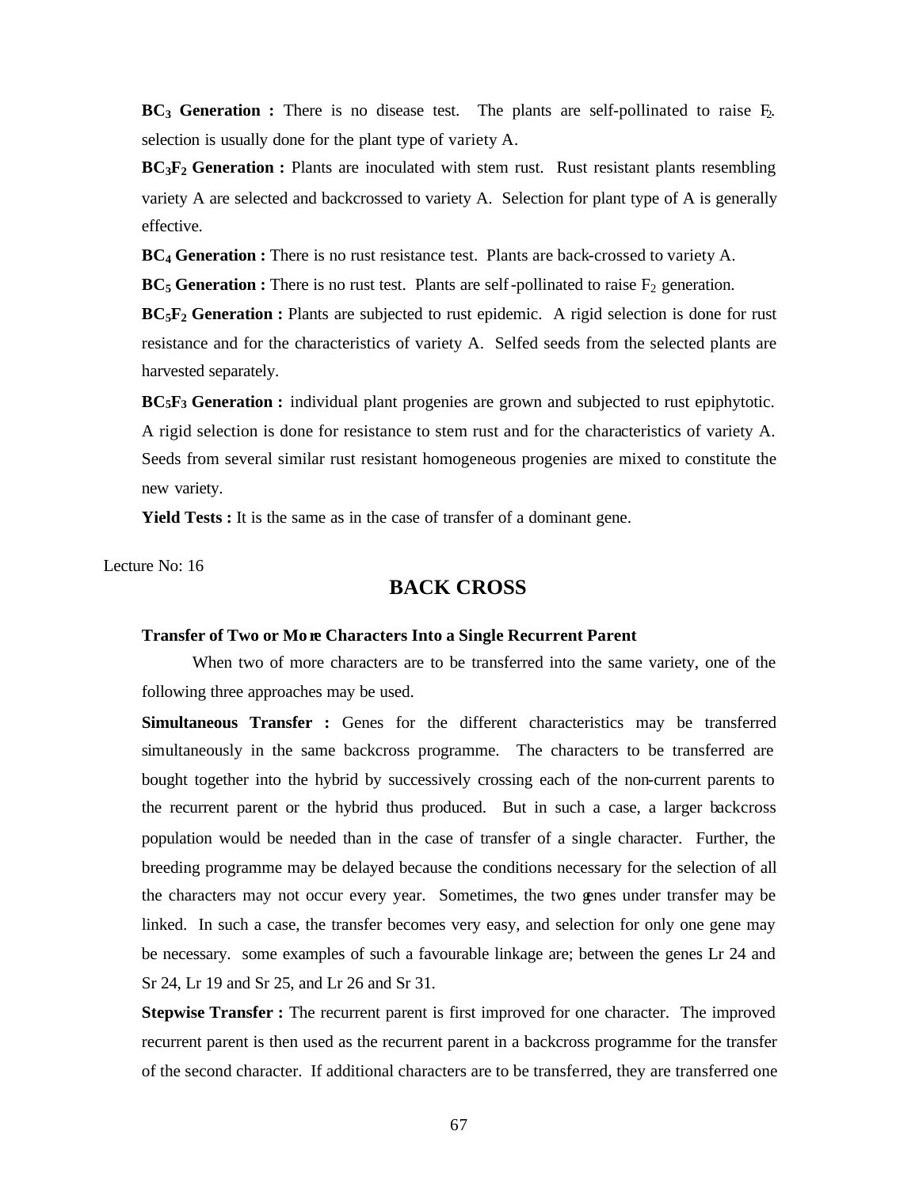**$BC_3$ Generation :** There is no disease test. The plants are self-pollinated to raise $F_2$. selection is usually done for the plant type of variety A.

**$BC_3F_2$ Generation :** Plants are inoculated with stem rust. Rust resistant plants resembling variety A are selected and backcrossed to variety A. Selection for plant type of A is generally effective.

**$BC_4$ Generation :** There is no rust resistance test. Plants are back-crossed to variety A.

**$BC_5$ Generation :** There is no rust test. Plants are self-pollinated to raise $F_2$ generation.

**$BC_5F_2$ Generation :** Plants are subjected to rust epidemic. A rigid selection is done for rust resistance and for the characteristics of variety A. Selfed seeds from the selected plants are harvested separately.

**$BC_5F_3$ Generation :** individual plant progenies are grown and subjected to rust epiphytotic. A rigid selection is done for resistance to stem rust and for the characteristics of variety A. Seeds from several similar rust resistant homogeneous progenies are mixed to constitute the new variety.

**Yield Tests :** It is the same as in the case of transfer of a dominant gene.

Lecture No: 16

## BACK CROSS

**Transfer of Two or More Characters Into a Single Recurrent Parent**

When two of more characters are to be transferred into the same variety, one of the following three approaches may be used.

**Simultaneous Transfer :** Genes for the different characteristics may be transferred simultaneously in the same backcross programme. The characters to be transferred are bought together into the hybrid by successively crossing each of the non-current parents to the recurrent parent or the hybrid thus produced. But in such a case, a larger backcross population would be needed than in the case of transfer of a single character. Further, the breeding programme may be delayed because the conditions necessary for the selection of all the characters may not occur every year. Sometimes, the two genes under transfer may be linked. In such a case, the transfer becomes very easy, and selection for only one gene may be necessary. some examples of such a favourable linkage are; between the genes Lr 24 and Sr 24, Lr 19 and Sr 25, and Lr 26 and Sr 31.

**Stepwise Transfer :** The recurrent parent is first improved for one character. The improved recurrent parent is then used as the recurrent parent in a backcross programme for the transfer of the second character. If additional characters are to be transferred, they are transferred one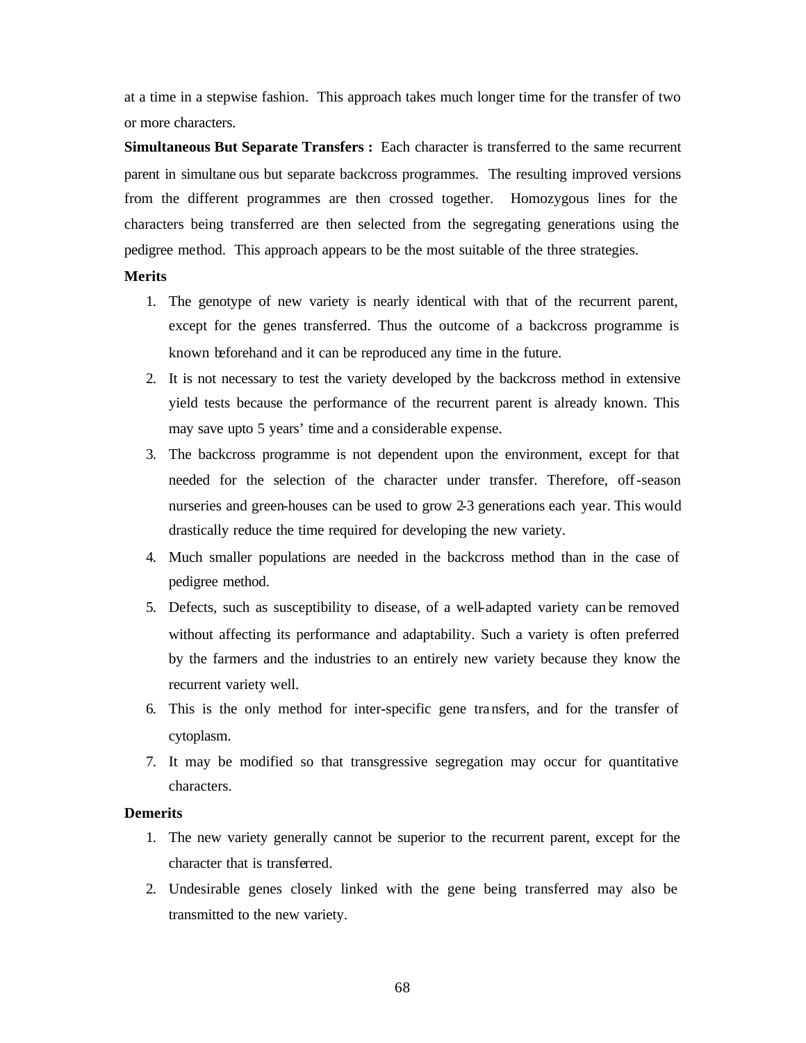at a time in a stepwise fashion. This approach takes much longer time for the transfer of two or more characters.

**Simultaneous But Separate Transfers :** Each character is transferred to the same recurrent parent in simultaneous but separate backcross programmes. The resulting improved versions from the different programmes are then crossed together. Homozygous lines for the characters being transferred are then selected from the segregating generations using the pedigree method. This approach appears to be the most suitable of the three strategies.

**Merits**

1. The genotype of new variety is nearly identical with that of the recurrent parent, except for the genes transferred. Thus the outcome of a backcross programme is known beforehand and it can be reproduced any time in the future.
2. It is not necessary to test the variety developed by the backcross method in extensive yield tests because the performance of the recurrent parent is already known. This may save upto 5 years' time and a considerable expense.
3. The backcross programme is not dependent upon the environment, except for that needed for the selection of the character under transfer. Therefore, off-season nurseries and green-houses can be used to grow 2-3 generations each year. This would drastically reduce the time required for developing the new variety.
4. Much smaller populations are needed in the backcross method than in the case of pedigree method.
5. Defects, such as susceptibility to disease, of a well-adapted variety can be removed without affecting its performance and adaptability. Such a variety is often preferred by the farmers and the industries to an entirely new variety because they know the recurrent variety well.
6. This is the only method for inter-specific gene transfers, and for the transfer of cytoplasm.
7. It may be modified so that transgressive segregation may occur for quantitative characters.

**Demerits**

1. The new variety generally cannot be superior to the recurrent parent, except for the character that is transferred.
2. Undesirable genes closely linked with the gene being transferred may also be transmitted to the new variety.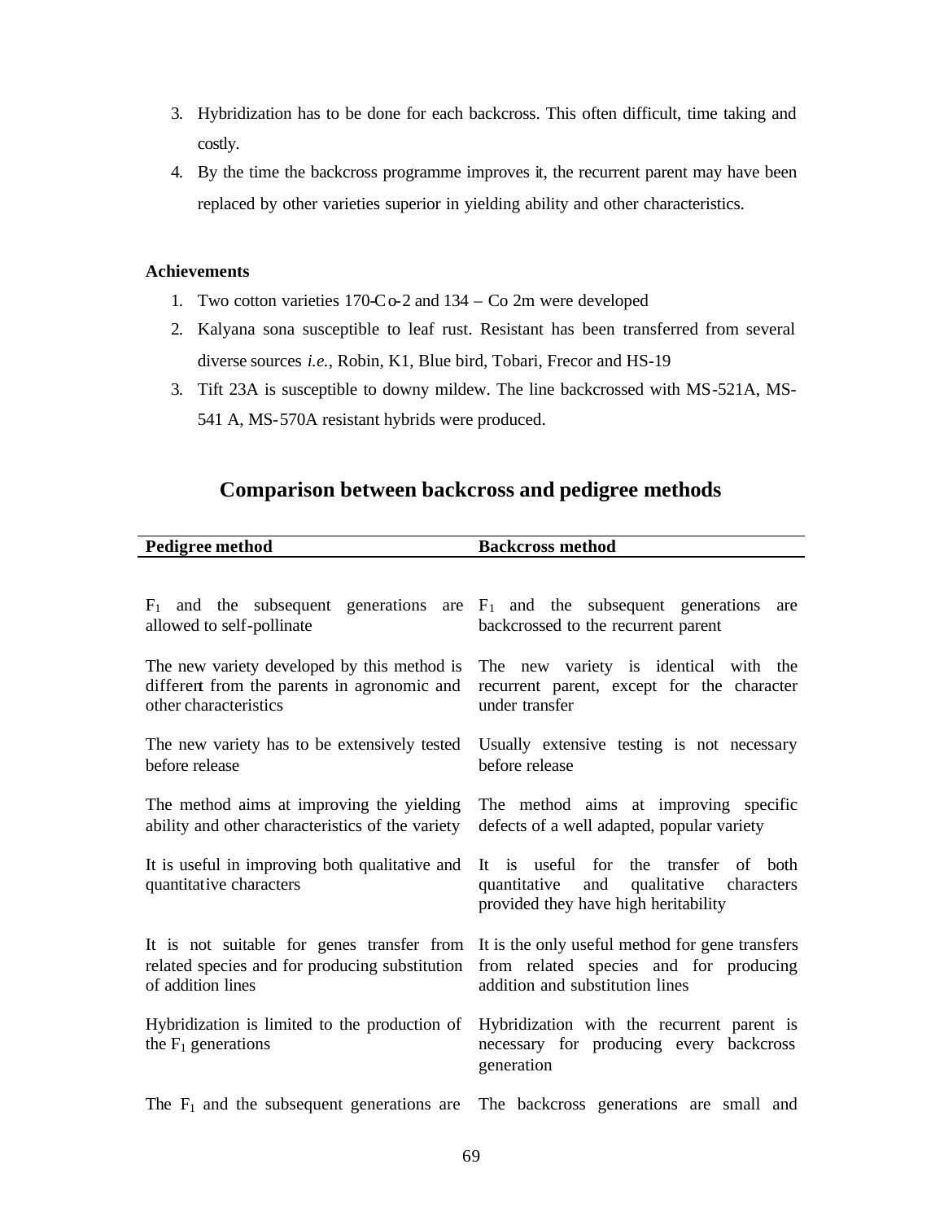3. Hybridization has to be done for each backcross. This often difficult, time taking and costly.
4. By the time the backcross programme improves it, the recurrent parent may have been replaced by other varieties superior in yielding ability and other characteristics.

**Achievements**

1. Two cotton varieties 170-Co-2 and 134 – Co 2m were developed
2. Kalyana sona susceptible to leaf rust. Resistant has been transferred from several diverse sources *i.e.,* Robin, K1, Blue bird, Tobari, Frecor and HS-19
3. Tift 23A is susceptible to downy mildew. The line backcrossed with MS-521A, MS-541 A, MS-570A resistant hybrids were produced.

## Comparison between backcross and pedigree methods

| Pedigree method | Backcross method |
|---|---|
| $F_1$ and the subsequent generations are allowed to self-pollinate | $F_1$ and the subsequent generations are backcrossed to the recurrent parent |
| The new variety developed by this method is different from the parents in agronomic and other characteristics | The new variety is identical with the recurrent parent, except for the character under transfer |
| The new variety has to be extensively tested before release | Usually extensive testing is not necessary before release |
| The method aims at improving the yielding ability and other characteristics of the variety | The method aims at improving specific defects of a well adapted, popular variety |
| It is useful in improving both qualitative and quantitative characters | It is useful for the transfer of both quantitative and qualitative characters provided they have high heritability |
| It is not suitable for genes transfer from related species and for producing substitution of addition lines | It is the only useful method for gene transfers from related species and for producing addition and substitution lines |
| Hybridization is limited to the production of the $F_1$ generations | Hybridization with the recurrent parent is necessary for producing every backcross generation |
| The $F_1$ and the subsequent generations are | The backcross generations are small and |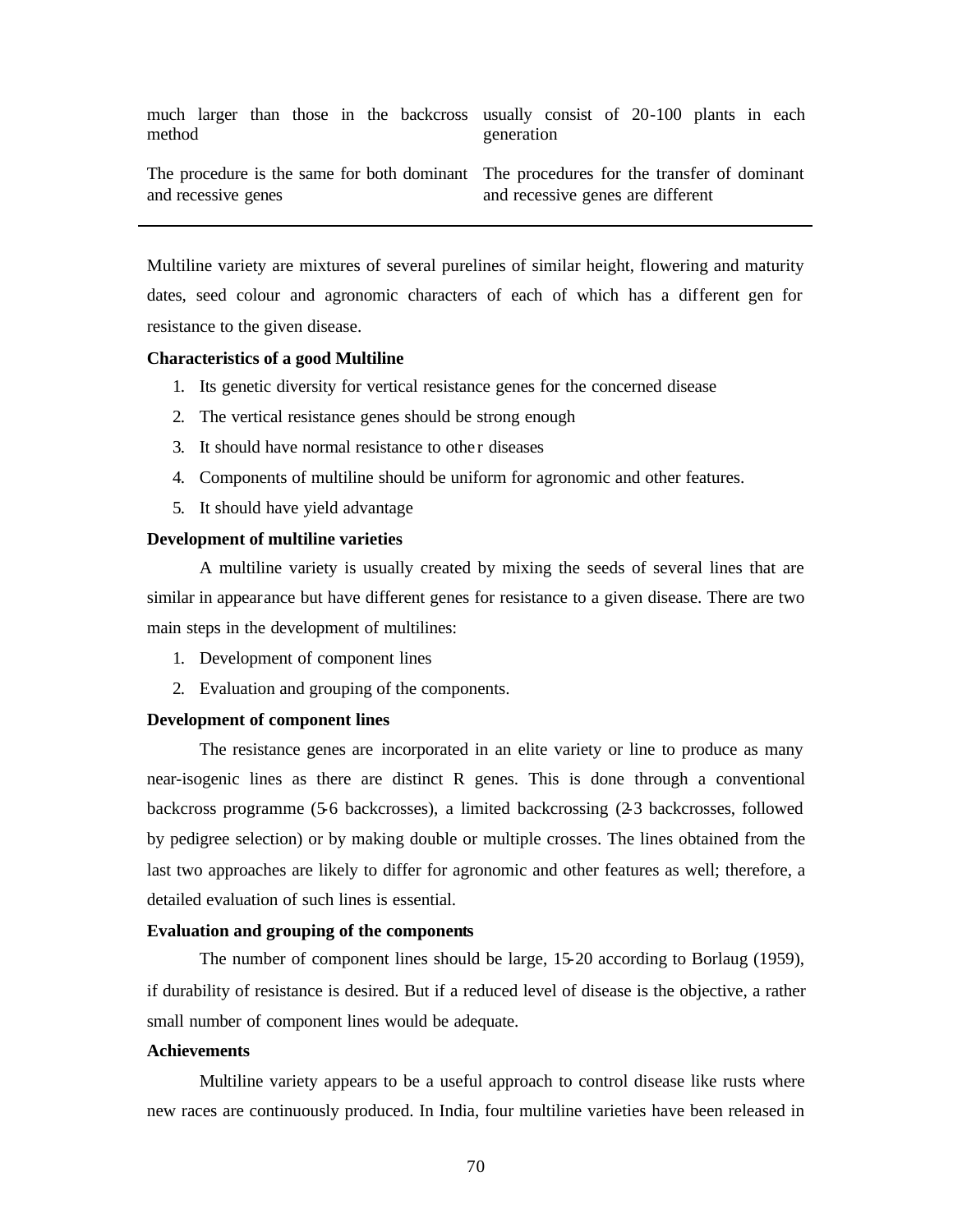| | |
|---|---|
| much larger than those in the backcross method | usually consist of 20-100 plants in each generation |
| The procedure is the same for both dominant and recessive genes | The procedures for the transfer of dominant and recessive genes are different |

Multiline variety are mixtures of several purelines of similar height, flowering and maturity dates, seed colour and agronomic characters of each of which has a different gen for resistance to the given disease.

**Characteristics of a good Multiline**

1. Its genetic diversity for vertical resistance genes for the concerned disease
2. The vertical resistance genes should be strong enough
3. It should have normal resistance to other diseases
4. Components of multiline should be uniform for agronomic and other features.
5. It should have yield advantage

**Development of multiline varieties**

A multiline variety is usually created by mixing the seeds of several lines that are similar in appearance but have different genes for resistance to a given disease. There are two main steps in the development of multilines:

1. Development of component lines
2. Evaluation and grouping of the components.

**Development of component lines**

The resistance genes are incorporated in an elite variety or line to produce as many near-isogenic lines as there are distinct R genes. This is done through a conventional backcross programme (5-6 backcrosses), a limited backcrossing (2-3 backcrosses, followed by pedigree selection) or by making double or multiple crosses. The lines obtained from the last two approaches are likely to differ for agronomic and other features as well; therefore, a detailed evaluation of such lines is essential.

**Evaluation and grouping of the components**

The number of component lines should be large, 15-20 according to Borlaug (1959), if durability of resistance is desired. But if a reduced level of disease is the objective, a rather small number of component lines would be adequate.

**Achievements**

Multiline variety appears to be a useful approach to control disease like rusts where new races are continuously produced. In India, four multiline varieties have been released in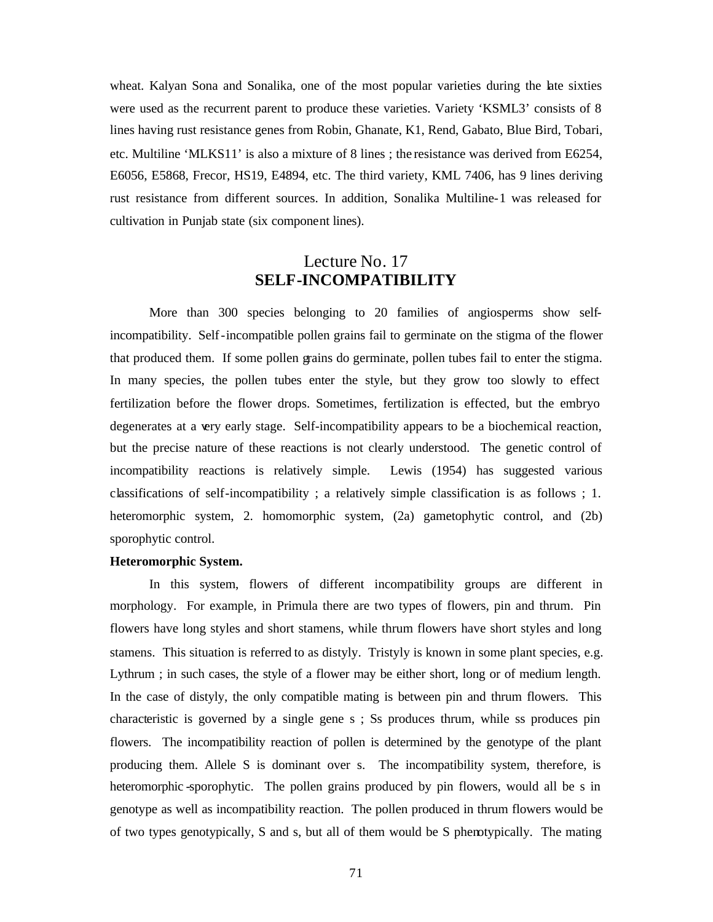wheat. Kalyan Sona and Sonalika, one of the most popular varieties during the late sixties were used as the recurrent parent to produce these varieties. Variety 'KSML3' consists of 8 lines having rust resistance genes from Robin, Ghanate, K1, Rend, Gabato, Blue Bird, Tobari, etc. Multiline 'MLKS11' is also a mixture of 8 lines ; the resistance was derived from E6254, E6056, E5868, Frecor, HS19, E4894, etc. The third variety, KML 7406, has 9 lines deriving rust resistance from different sources. In addition, Sonalika Multiline-1 was released for cultivation in Punjab state (six component lines).

## Lecture No. 17
## SELF-INCOMPATIBILITY

More than 300 species belonging to 20 families of angiosperms show self-incompatibility. Self-incompatible pollen grains fail to germinate on the stigma of the flower that produced them. If some pollen grains do germinate, pollen tubes fail to enter the stigma. In many species, the pollen tubes enter the style, but they grow too slowly to effect fertilization before the flower drops. Sometimes, fertilization is effected, but the embryo degenerates at a very early stage. Self-incompatibility appears to be a biochemical reaction, but the precise nature of these reactions is not clearly understood. The genetic control of incompatibility reactions is relatively simple. Lewis (1954) has suggested various classifications of self-incompatibility ; a relatively simple classification is as follows ; 1. heteromorphic system, 2. homomorphic system, (2a) gametophytic control, and (2b) sporophytic control.

**Heteromorphic System.**

In this system, flowers of different incompatibility groups are different in morphology. For example, in Primula there are two types of flowers, pin and thrum. Pin flowers have long styles and short stamens, while thrum flowers have short styles and long stamens. This situation is referred to as distyly. Tristyly is known in some plant species, e.g. Lythrum ; in such cases, the style of a flower may be either short, long or of medium length. In the case of distyly, the only compatible mating is between pin and thrum flowers. This characteristic is governed by a single gene s ; Ss produces thrum, while ss produces pin flowers. The incompatibility reaction of pollen is determined by the genotype of the plant producing them. Allele S is dominant over s. The incompatibility system, therefore, is heteromorphic-sporophytic. The pollen grains produced by pin flowers, would all be s in genotype as well as incompatibility reaction. The pollen produced in thrum flowers would be of two types genotypically, S and s, but all of them would be S phenotypically. The mating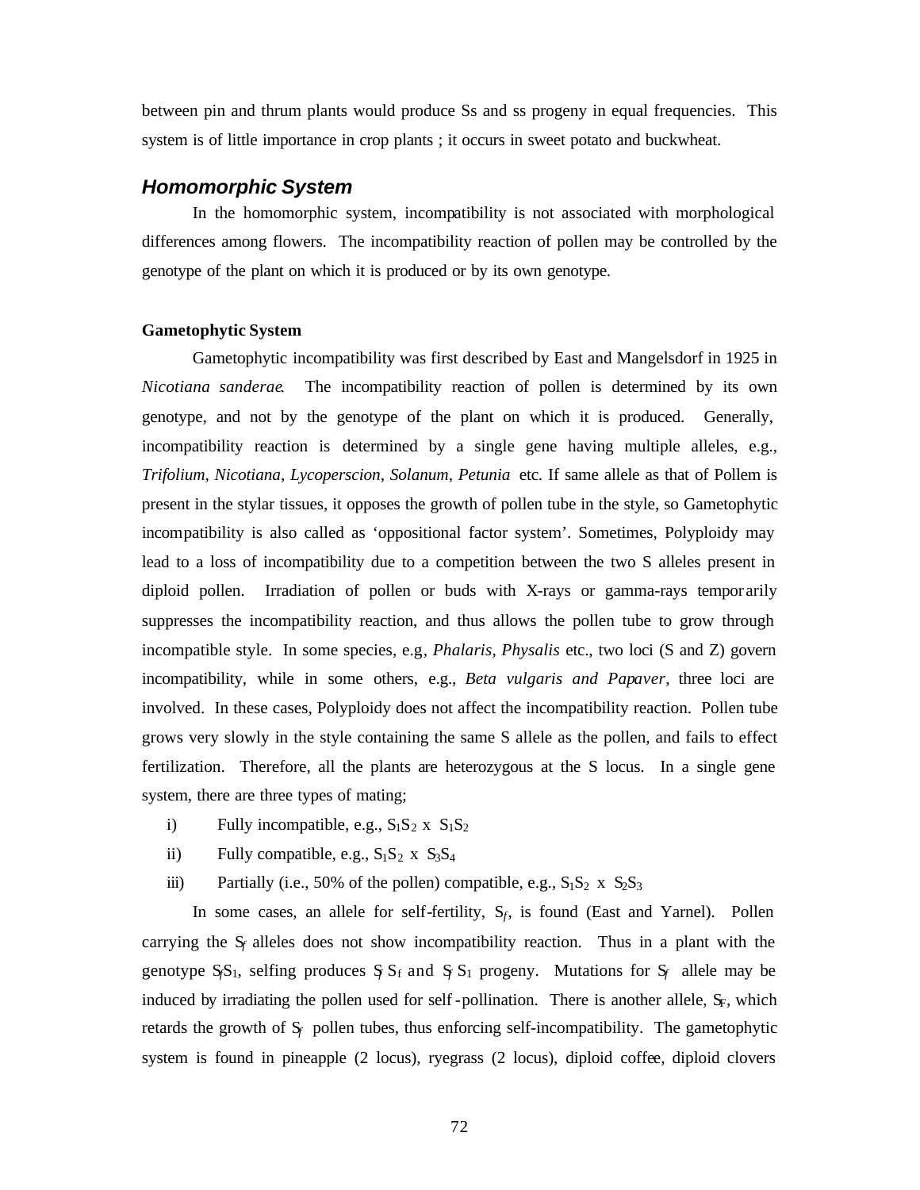between pin and thrum plants would produce Ss and ss progeny in equal frequencies. This system is of little importance in crop plants ; it occurs in sweet potato and buckwheat.

## *Homomorphic System*

In the homomorphic system, incompatibility is not associated with morphological differences among flowers. The incompatibility reaction of pollen may be controlled by the genotype of the plant on which it is produced or by its own genotype.

### Gametophytic System

Gametophytic incompatibility was first described by East and Mangelsdorf in 1925 in *Nicotiana sanderae*. The incompatibility reaction of pollen is determined by its own genotype, and not by the genotype of the plant on which it is produced. Generally, incompatibility reaction is determined by a single gene having multiple alleles, e.g., *Trifolium, Nicotiana, Lycoperscion, Solanum, Petunia* etc. If same allele as that of Pollem is present in the stylar tissues, it opposes the growth of pollen tube in the style, so Gametophytic incompatibility is also called as 'oppositional factor system'. Sometimes, Polyploidy may lead to a loss of incompatibility due to a competition between the two S alleles present in diploid pollen. Irradiation of pollen or buds with X-rays or gamma-rays temporarily suppresses the incompatibility reaction, and thus allows the pollen tube to grow through incompatible style. In some species, e.g, *Phalaris, Physalis* etc., two loci (S and Z) govern incompatibility, while in some others, e.g., *Beta vulgaris and Papaver*, three loci are involved. In these cases, Polyploidy does not affect the incompatibility reaction. Pollen tube grows very slowly in the style containing the same S allele as the pollen, and fails to effect fertilization. Therefore, all the plants are heterozygous at the S locus. In a single gene system, there are three types of mating;

i) Fully incompatible, e.g., $S_1S_2$ x $S_1S_2$

ii) Fully compatible, e.g., $S_1S_2$ x $S_3S_4$

iii) Partially (i.e., 50% of the pollen) compatible, e.g., $S_1S_2$ x $S_2S_3$

In some cases, an allele for self-fertility, $S_f$, is found (East and Yarnel). Pollen carrying the $S_f$ alleles does not show incompatibility reaction. Thus in a plant with the genotype $S_fS_1$, selfing produces $S_f S_f$ and $S_f S_1$ progeny. Mutations for $S_f$ allele may be induced by irradiating the pollen used for self-pollination. There is another allele, $S_F$, which retards the growth of $S_f$ pollen tubes, thus enforcing self-incompatibility. The gametophytic system is found in pineapple (2 locus), ryegrass (2 locus), diploid coffee, diploid clovers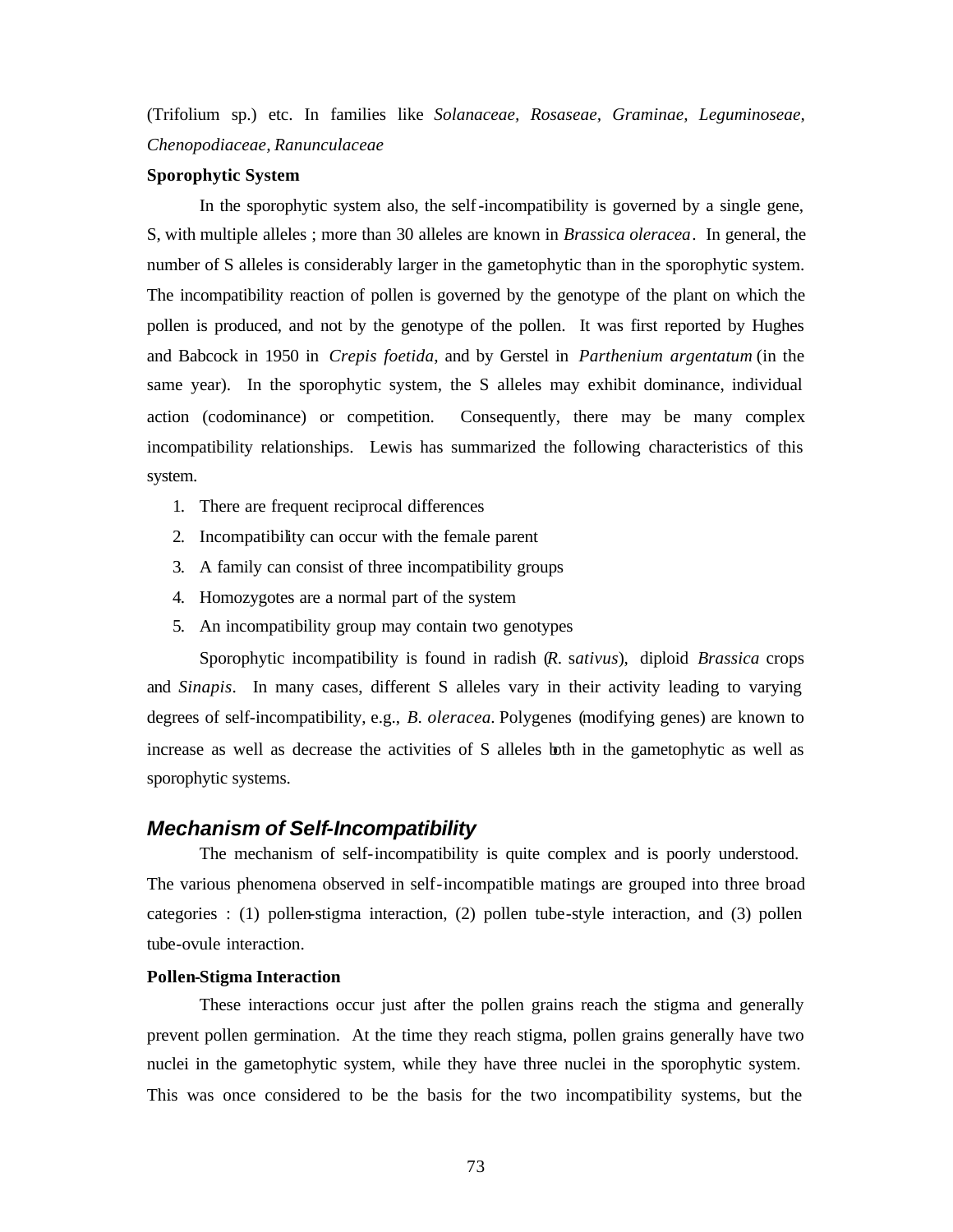(Trifolium sp.) etc. In families like *Solanaceae*, *Rosaseae*, *Graminae*, *Leguminoseae*, *Chenopodiaceae*, *Ranunculaceae*

**Sporophytic System**

In the sporophytic system also, the self-incompatibility is governed by a single gene, S, with multiple alleles ; more than 30 alleles are known in *Brassica oleracea*. In general, the number of S alleles is considerably larger in the gametophytic than in the sporophytic system. The incompatibility reaction of pollen is governed by the genotype of the plant on which the pollen is produced, and not by the genotype of the pollen. It was first reported by Hughes and Babcock in 1950 in *Crepis foetida*, and by Gerstel in *Parthenium argentatum* (in the same year). In the sporophytic system, the S alleles may exhibit dominance, individual action (codominance) or competition. Consequently, there may be many complex incompatibility relationships. Lewis has summarized the following characteristics of this system.

1. There are frequent reciprocal differences
2. Incompatibility can occur with the female parent
3. A family can consist of three incompatibility groups
4. Homozygotes are a normal part of the system
5. An incompatibility group may contain two genotypes

Sporophytic incompatibility is found in radish (*R. sativus*), diploid *Brassica* crops and *Sinapis*. In many cases, different S alleles vary in their activity leading to varying degrees of self-incompatibility, e.g., *B. oleracea*. Polygenes (modifying genes) are known to increase as well as decrease the activities of S alleles both in the gametophytic as well as sporophytic systems.

## *Mechanism of Self-Incompatibility*

The mechanism of self-incompatibility is quite complex and is poorly understood. The various phenomena observed in self-incompatible matings are grouped into three broad categories : (1) pollen-stigma interaction, (2) pollen tube-style interaction, and (3) pollen tube-ovule interaction.

**Pollen-Stigma Interaction**

These interactions occur just after the pollen grains reach the stigma and generally prevent pollen germination. At the time they reach stigma, pollen grains generally have two nuclei in the gametophytic system, while they have three nuclei in the sporophytic system. This was once considered to be the basis for the two incompatibility systems, but the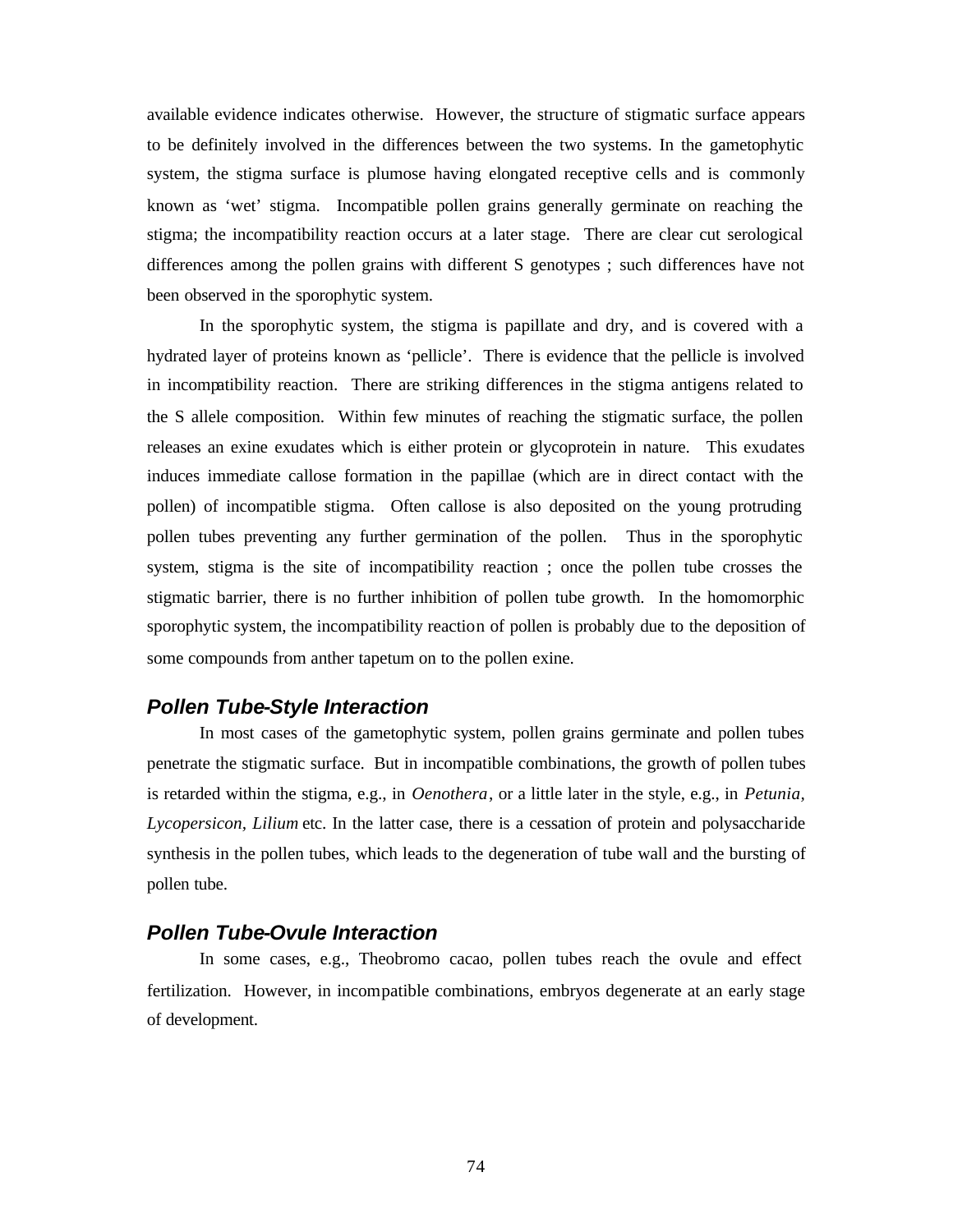available evidence indicates otherwise. However, the structure of stigmatic surface appears to be definitely involved in the differences between the two systems. In the gametophytic system, the stigma surface is plumose having elongated receptive cells and is commonly known as 'wet' stigma. Incompatible pollen grains generally germinate on reaching the stigma; the incompatibility reaction occurs at a later stage. There are clear cut serological differences among the pollen grains with different S genotypes ; such differences have not been observed in the sporophytic system.

In the sporophytic system, the stigma is papillate and dry, and is covered with a hydrated layer of proteins known as 'pellicle'. There is evidence that the pellicle is involved in incompatibility reaction. There are striking differences in the stigma antigens related to the S allele composition. Within few minutes of reaching the stigmatic surface, the pollen releases an exine exudates which is either protein or glycoprotein in nature. This exudates induces immediate callose formation in the papillae (which are in direct contact with the pollen) of incompatible stigma. Often callose is also deposited on the young protruding pollen tubes preventing any further germination of the pollen. Thus in the sporophytic system, stigma is the site of incompatibility reaction ; once the pollen tube crosses the stigmatic barrier, there is no further inhibition of pollen tube growth. In the homomorphic sporophytic system, the incompatibility reaction of pollen is probably due to the deposition of some compounds from anther tapetum on to the pollen exine.

### Pollen Tube-Style Interaction

In most cases of the gametophytic system, pollen grains germinate and pollen tubes penetrate the stigmatic surface. But in incompatible combinations, the growth of pollen tubes is retarded within the stigma, e.g., in *Oenothera*, or a little later in the style, e.g., in *Petunia, Lycopersicon*, *Lilium* etc. In the latter case, there is a cessation of protein and polysaccharide synthesis in the pollen tubes, which leads to the degeneration of tube wall and the bursting of pollen tube.

### Pollen Tube-Ovule Interaction

In some cases, e.g., Theobromo cacao, pollen tubes reach the ovule and effect fertilization. However, in incompatible combinations, embryos degenerate at an early stage of development.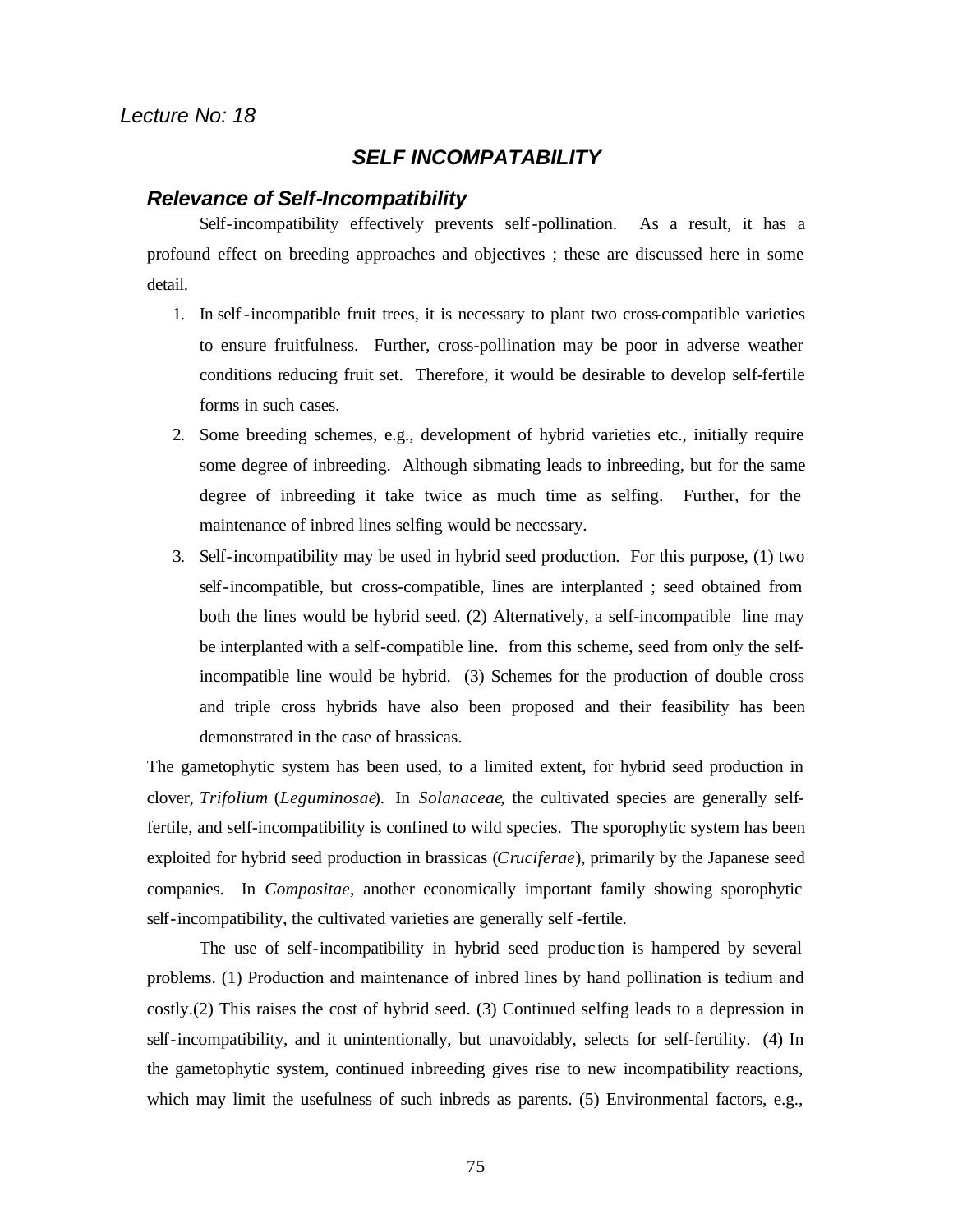*Lecture No: 18*

## *SELF INCOMPATABILITY*

### *Relevance of Self-Incompatibility*

Self-incompatibility effectively prevents self-pollination. As a result, it has a profound effect on breeding approaches and objectives ; these are discussed here in some detail.

1. In self-incompatible fruit trees, it is necessary to plant two cross-compatible varieties to ensure fruitfulness. Further, cross-pollination may be poor in adverse weather conditions reducing fruit set. Therefore, it would be desirable to develop self-fertile forms in such cases.
2. Some breeding schemes, e.g., development of hybrid varieties etc., initially require some degree of inbreeding. Although sibmating leads to inbreeding, but for the same degree of inbreeding it take twice as much time as selfing. Further, for the maintenance of inbred lines selfing would be necessary.
3. Self-incompatibility may be used in hybrid seed production. For this purpose, (1) two self-incompatible, but cross-compatible, lines are interplanted ; seed obtained from both the lines would be hybrid seed. (2) Alternatively, a self-incompatible line may be interplanted with a self-compatible line. from this scheme, seed from only the self-incompatible line would be hybrid. (3) Schemes for the production of double cross and triple cross hybrids have also been proposed and their feasibility has been demonstrated in the case of brassicas.

The gametophytic system has been used, to a limited extent, for hybrid seed production in clover, *Trifolium* (*Leguminosae*). In *Solanaceae*, the cultivated species are generally self-fertile, and self-incompatibility is confined to wild species. The sporophytic system has been exploited for hybrid seed production in brassicas (*Cruciferae*), primarily by the Japanese seed companies. In *Compositae*, another economically important family showing sporophytic self-incompatibility, the cultivated varieties are generally self-fertile.

The use of self-incompatibility in hybrid seed production is hampered by several problems. (1) Production and maintenance of inbred lines by hand pollination is tedium and costly.(2) This raises the cost of hybrid seed. (3) Continued selfing leads to a depression in self-incompatibility, and it unintentionally, but unavoidably, selects for self-fertility. (4) In the gametophytic system, continued inbreeding gives rise to new incompatibility reactions, which may limit the usefulness of such inbreds as parents. (5) Environmental factors, e.g.,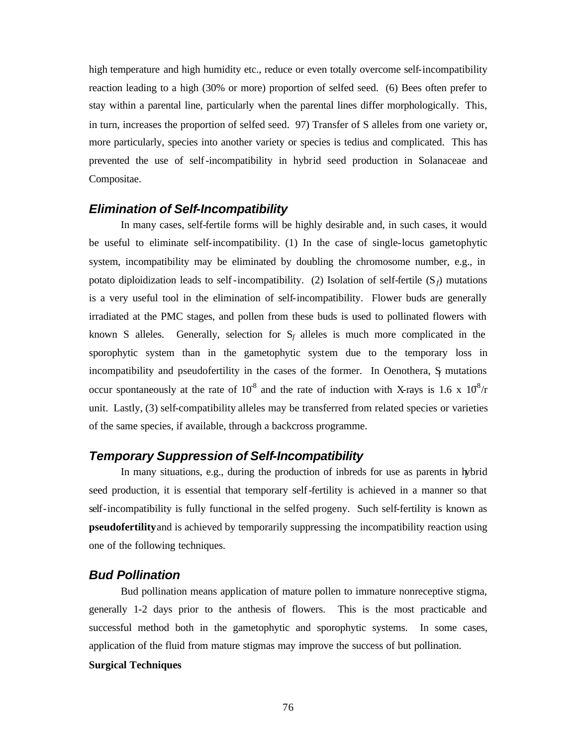high temperature and high humidity etc., reduce or even totally overcome self-incompatibility reaction leading to a high (30% or more) proportion of selfed seed. (6) Bees often prefer to stay within a parental line, particularly when the parental lines differ morphologically. This, in turn, increases the proportion of selfed seed. 97) Transfer of S alleles from one variety or, more particularly, species into another variety or species is tedius and complicated. This has prevented the use of self-incompatibility in hybrid seed production in Solanaceae and Compositae.

### *Elimination of Self-Incompatibility*

In many cases, self-fertile forms will be highly desirable and, in such cases, it would be useful to eliminate self-incompatibility. (1) In the case of single-locus gametophytic system, incompatibility may be eliminated by doubling the chromosome number, e.g., in potato diploidization leads to self-incompatibility. (2) Isolation of self-fertile ($S_f$) mutations is a very useful tool in the elimination of self-incompatibility. Flower buds are generally irradiated at the PMC stages, and pollen from these buds is used to pollinated flowers with known S alleles. Generally, selection for $S_f$ alleles is much more complicated in the sporophytic system than in the gametophytic system due to the temporary loss in incompatibility and pseudofertility in the cases of the former. In Oenothera, $S_f$ mutations occur spontaneously at the rate of $10^{-8}$ and the rate of induction with X-rays is $1.6 \times 10^{-8}$/r unit. Lastly, (3) self-compatibility alleles may be transferred from related species or varieties of the same species, if available, through a backcross programme.

### *Temporary Suppression of Self-Incompatibility*

In many situations, e.g., during the production of inbreds for use as parents in hybrid seed production, it is essential that temporary self-fertility is achieved in a manner so that self-incompatibility is fully functional in the selfed progeny. Such self-fertility is known as **pseudofertility** and is achieved by temporarily suppressing the incompatibility reaction using one of the following techniques.

### *Bud Pollination*

Bud pollination means application of mature pollen to immature nonreceptive stigma, generally 1-2 days prior to the anthesis of flowers. This is the most practicable and successful method both in the gametophytic and sporophytic systems. In some cases, application of the fluid from mature stigmas may improve the success of but pollination.

**Surgical Techniques**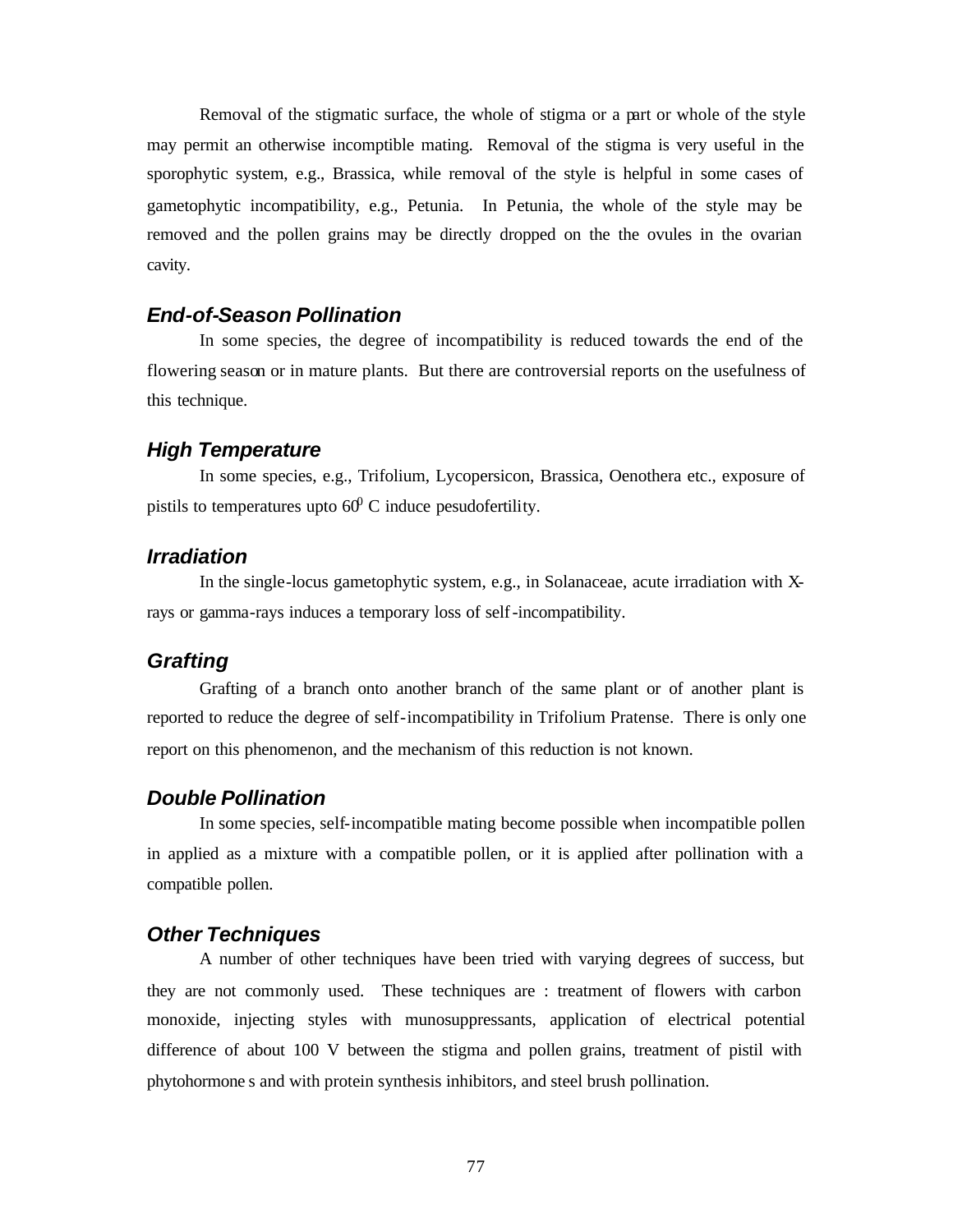Removal of the stigmatic surface, the whole of stigma or a part or whole of the style may permit an otherwise incomptible mating. Removal of the stigma is very useful in the sporophytic system, e.g., Brassica, while removal of the style is helpful in some cases of gametophytic incompatibility, e.g., Petunia. In Petunia, the whole of the style may be removed and the pollen grains may be directly dropped on the the ovules in the ovarian cavity.

### *End-of-Season Pollination*

In some species, the degree of incompatibility is reduced towards the end of the flowering season or in mature plants. But there are controversial reports on the usefulness of this technique.

### *High Temperature*

In some species, e.g., Trifolium, Lycopersicon, Brassica, Oenothera etc., exposure of pistils to temperatures upto $60^0$ C induce pesudofertility.

### *Irradiation*

In the single-locus gametophytic system, e.g., in Solanaceae, acute irradiation with X-rays or gamma-rays induces a temporary loss of self-incompatibility.

### *Grafting*

Grafting of a branch onto another branch of the same plant or of another plant is reported to reduce the degree of self-incompatibility in Trifolium Pratense. There is only one report on this phenomenon, and the mechanism of this reduction is not known.

### *Double Pollination*

In some species, self-incompatible mating become possible when incompatible pollen in applied as a mixture with a compatible pollen, or it is applied after pollination with a compatible pollen.

### *Other Techniques*

A number of other techniques have been tried with varying degrees of success, but they are not commonly used. These techniques are : treatment of flowers with carbon monoxide, injecting styles with munosuppressants, application of electrical potential difference of about 100 V between the stigma and pollen grains, treatment of pistil with phytohormones and with protein synthesis inhibitors, and steel brush pollination.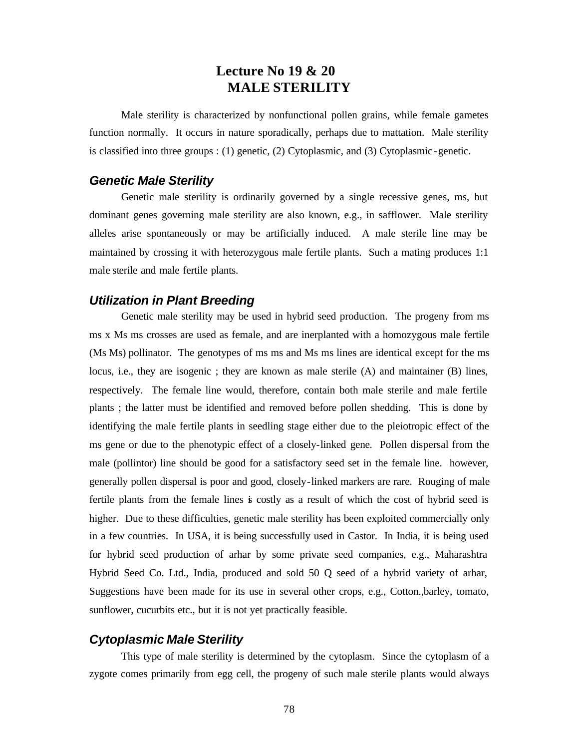# Lecture No 19 & 20
## MALE STERILITY

Male sterility is characterized by nonfunctional pollen grains, while female gametes function normally. It occurs in nature sporadically, perhaps due to mattation. Male sterility is classified into three groups : (1) genetic, (2) Cytoplasmic, and (3) Cytoplasmic-genetic.

### *Genetic Male Sterility*

Genetic male sterility is ordinarily governed by a single recessive genes, ms, but dominant genes governing male sterility are also known, e.g., in safflower. Male sterility alleles arise spontaneously or may be artificially induced. A male sterile line may be maintained by crossing it with heterozygous male fertile plants. Such a mating produces 1:1 male sterile and male fertile plants.

### *Utilization in Plant Breeding*

Genetic male sterility may be used in hybrid seed production. The progeny from ms ms x Ms ms crosses are used as female, and are inerplanted with a homozygous male fertile (Ms Ms) pollinator. The genotypes of ms ms and Ms ms lines are identical except for the ms locus, i.e., they are isogenic ; they are known as male sterile (A) and maintainer (B) lines, respectively. The female line would, therefore, contain both male sterile and male fertile plants ; the latter must be identified and removed before pollen shedding. This is done by identifying the male fertile plants in seedling stage either due to the pleiotropic effect of the ms gene or due to the phenotypic effect of a closely-linked gene. Pollen dispersal from the male (pollintor) line should be good for a satisfactory seed set in the female line. however, generally pollen dispersal is poor and good, closely-linked markers are rare. Rouging of male fertile plants from the female lines is costly as a result of which the cost of hybrid seed is higher. Due to these difficulties, genetic male sterility has been exploited commercially only in a few countries. In USA, it is being successfully used in Castor. In India, it is being used for hybrid seed production of arhar by some private seed companies, e.g., Maharashtra Hybrid Seed Co. Ltd., India, produced and sold 50 Q seed of a hybrid variety of arhar, Suggestions have been made for its use in several other crops, e.g., Cotton.,barley, tomato, sunflower, cucurbits etc., but it is not yet practically feasible.

### *Cytoplasmic Male Sterility*

This type of male sterility is determined by the cytoplasm. Since the cytoplasm of a zygote comes primarily from egg cell, the progeny of such male sterile plants would always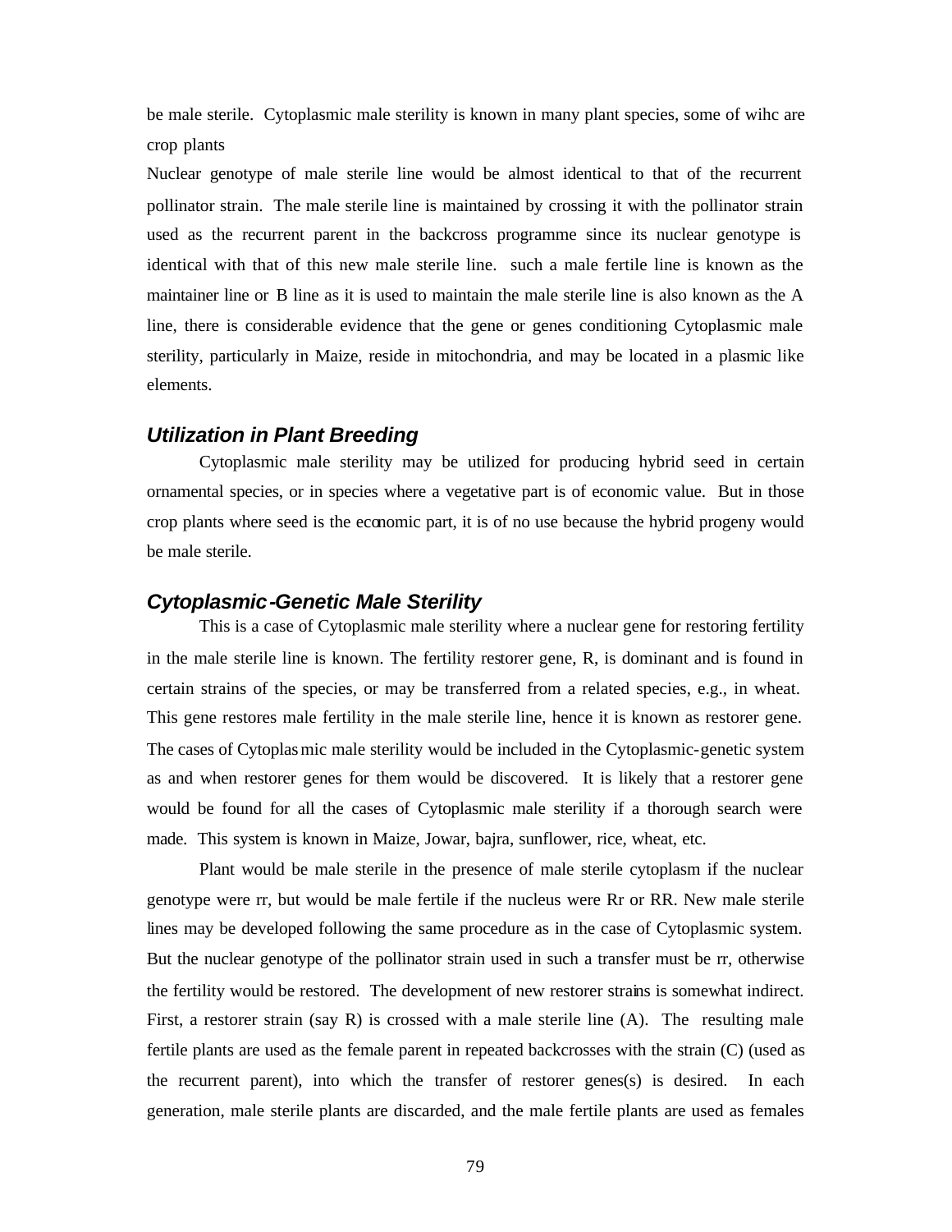be male sterile. Cytoplasmic male sterility is known in many plant species, some of wihc are crop plants

Nuclear genotype of male sterile line would be almost identical to that of the recurrent pollinator strain. The male sterile line is maintained by crossing it with the pollinator strain used as the recurrent parent in the backcross programme since its nuclear genotype is identical with that of this new male sterile line. such a male fertile line is known as the maintainer line or B line as it is used to maintain the male sterile line is also known as the A line, there is considerable evidence that the gene or genes conditioning Cytoplasmic male sterility, particularly in Maize, reside in mitochondria, and may be located in a plasmic like elements.

### *Utilization in Plant Breeding*

Cytoplasmic male sterility may be utilized for producing hybrid seed in certain ornamental species, or in species where a vegetative part is of economic value. But in those crop plants where seed is the economic part, it is of no use because the hybrid progeny would be male sterile.

### *Cytoplasmic-Genetic Male Sterility*

This is a case of Cytoplasmic male sterility where a nuclear gene for restoring fertility in the male sterile line is known. The fertility restorer gene, R, is dominant and is found in certain strains of the species, or may be transferred from a related species, e.g., in wheat. This gene restores male fertility in the male sterile line, hence it is known as restorer gene. The cases of Cytoplasmic male sterility would be included in the Cytoplasmic-genetic system as and when restorer genes for them would be discovered. It is likely that a restorer gene would be found for all the cases of Cytoplasmic male sterility if a thorough search were made. This system is known in Maize, Jowar, bajra, sunflower, rice, wheat, etc.

Plant would be male sterile in the presence of male sterile cytoplasm if the nuclear genotype were rr, but would be male fertile if the nucleus were Rr or RR. New male sterile lines may be developed following the same procedure as in the case of Cytoplasmic system. But the nuclear genotype of the pollinator strain used in such a transfer must be rr, otherwise the fertility would be restored. The development of new restorer strains is somewhat indirect. First, a restorer strain (say R) is crossed with a male sterile line (A). The resulting male fertile plants are used as the female parent in repeated backcrosses with the strain (C) (used as the recurrent parent), into which the transfer of restorer genes(s) is desired. In each generation, male sterile plants are discarded, and the male fertile plants are used as females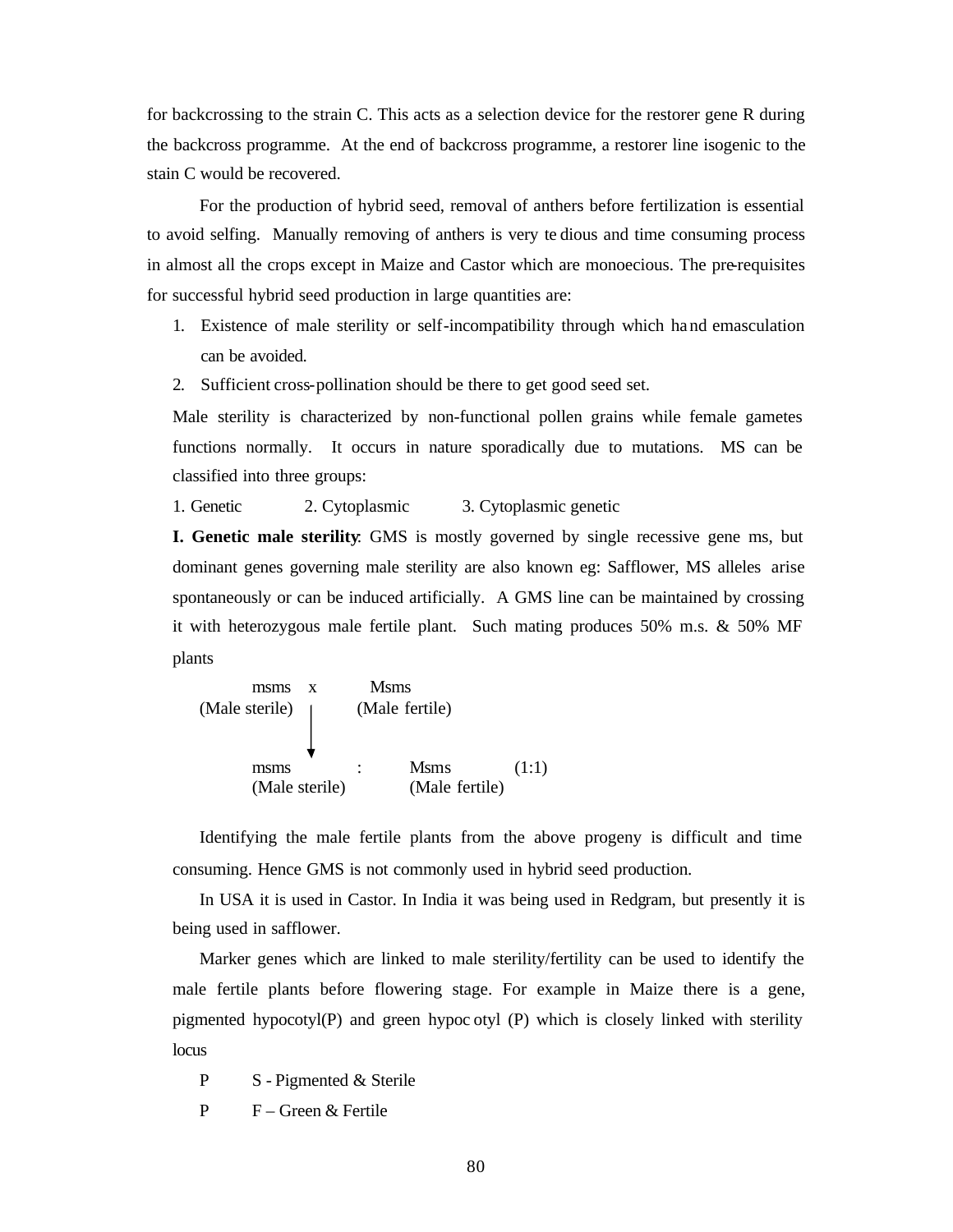for backcrossing to the strain C. This acts as a selection device for the restorer gene R during the backcross programme. At the end of backcross programme, a restorer line isogenic to the stain C would be recovered.

For the production of hybrid seed, removal of anthers before fertilization is essential to avoid selfing. Manually removing of anthers is very tedious and time consuming process in almost all the crops except in Maize and Castor which are monoecious. The pre-requisites for successful hybrid seed production in large quantities are:

1. Existence of male sterility or self-incompatibility through which hand emasculation can be avoided.
2. Sufficient cross-pollination should be there to get good seed set.

Male sterility is characterized by non-functional pollen grains while female gametes functions normally. It occurs in nature sporadically due to mutations. MS can be classified into three groups:

1. Genetic 2. Cytoplasmic 3. Cytoplasmic genetic

**I. Genetic male sterility**: GMS is mostly governed by single recessive gene ms, but dominant genes governing male sterility are also known eg: Safflower, MS alleles arise spontaneously or can be induced artificially. A GMS line can be maintained by crossing it with heterozygous male fertile plant. Such mating produces 50% m.s. & 50% MF plants

```
      msms    x       Msms
(Male sterile)     (Male fertile)
              |
              v
      msms        :     Msms        (1:1)
      (Male sterile)    (Male fertile)
```

Identifying the male fertile plants from the above progeny is difficult and time consuming. Hence GMS is not commonly used in hybrid seed production.

In USA it is used in Castor. In India it was being used in Redgram, but presently it is being used in safflower.

Marker genes which are linked to male sterility/fertility can be used to identify the male fertile plants before flowering stage. For example in Maize there is a gene, pigmented hypocotyl(P) and green hypocotyl (P) which is closely linked with sterility locus

P S - Pigmented & Sterile

P F – Green & Fertile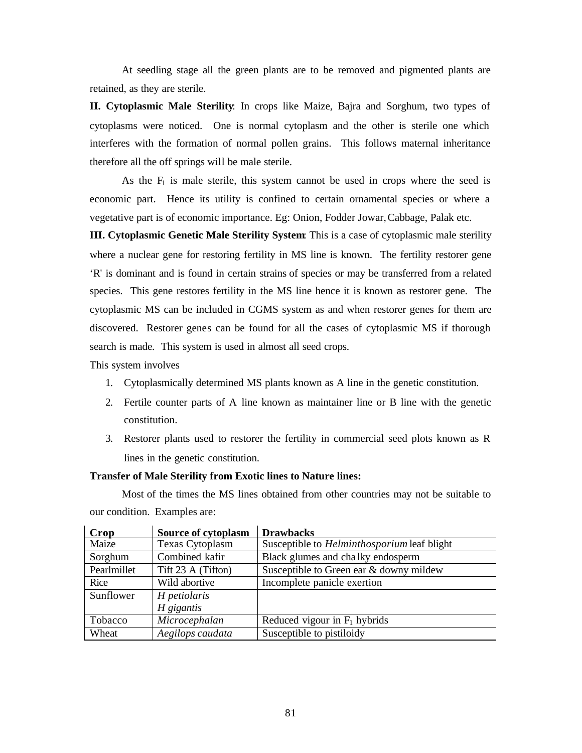At seedling stage all the green plants are to be removed and pigmented plants are retained, as they are sterile.

**II. Cytoplasmic Male Sterility**: In crops like Maize, Bajra and Sorghum, two types of cytoplasms were noticed. One is normal cytoplasm and the other is sterile one which interferes with the formation of normal pollen grains. This follows maternal inheritance therefore all the off springs will be male sterile.

As the $F_1$ is male sterile, this system cannot be used in crops where the seed is economic part. Hence its utility is confined to certain ornamental species or where a vegetative part is of economic importance. Eg: Onion, Fodder Jowar, Cabbage, Palak etc.

**III. Cytoplasmic Genetic Male Sterility System**: This is a case of cytoplasmic male sterility where a nuclear gene for restoring fertility in MS line is known. The fertility restorer gene 'R' is dominant and is found in certain strains of species or may be transferred from a related species. This gene restores fertility in the MS line hence it is known as restorer gene. The cytoplasmic MS can be included in CGMS system as and when restorer genes for them are discovered. Restorer genes can be found for all the cases of cytoplasmic MS if thorough search is made. This system is used in almost all seed crops.

This system involves

1. Cytoplasmically determined MS plants known as A line in the genetic constitution.
2. Fertile counter parts of A line known as maintainer line or B line with the genetic constitution.
3. Restorer plants used to restorer the fertility in commercial seed plots known as R lines in the genetic constitution.

**Transfer of Male Sterility from Exotic lines to Nature lines:**

Most of the times the MS lines obtained from other countries may not be suitable to our condition. Examples are:

| Crop | Source of cytoplasm | Drawbacks |
|---|---|---|
| Maize | Texas Cytoplasm | Susceptible to *Helminthosporium* leaf blight |
| Sorghum | Combined kafir | Black glumes and chalky endosperm |
| Pearlmillet | Tift 23 A (Tifton) | Susceptible to Green ear & downy mildew |
| Rice | Wild abortive | Incomplete panicle exertion |
| Sunflower | *H petiolaris*<br>*H gigantis* | |
| Tobacco | *Microcephalan* | Reduced vigour in $F_1$ hybrids |
| Wheat | *Aegilops caudata* | Susceptible to pistiloidy |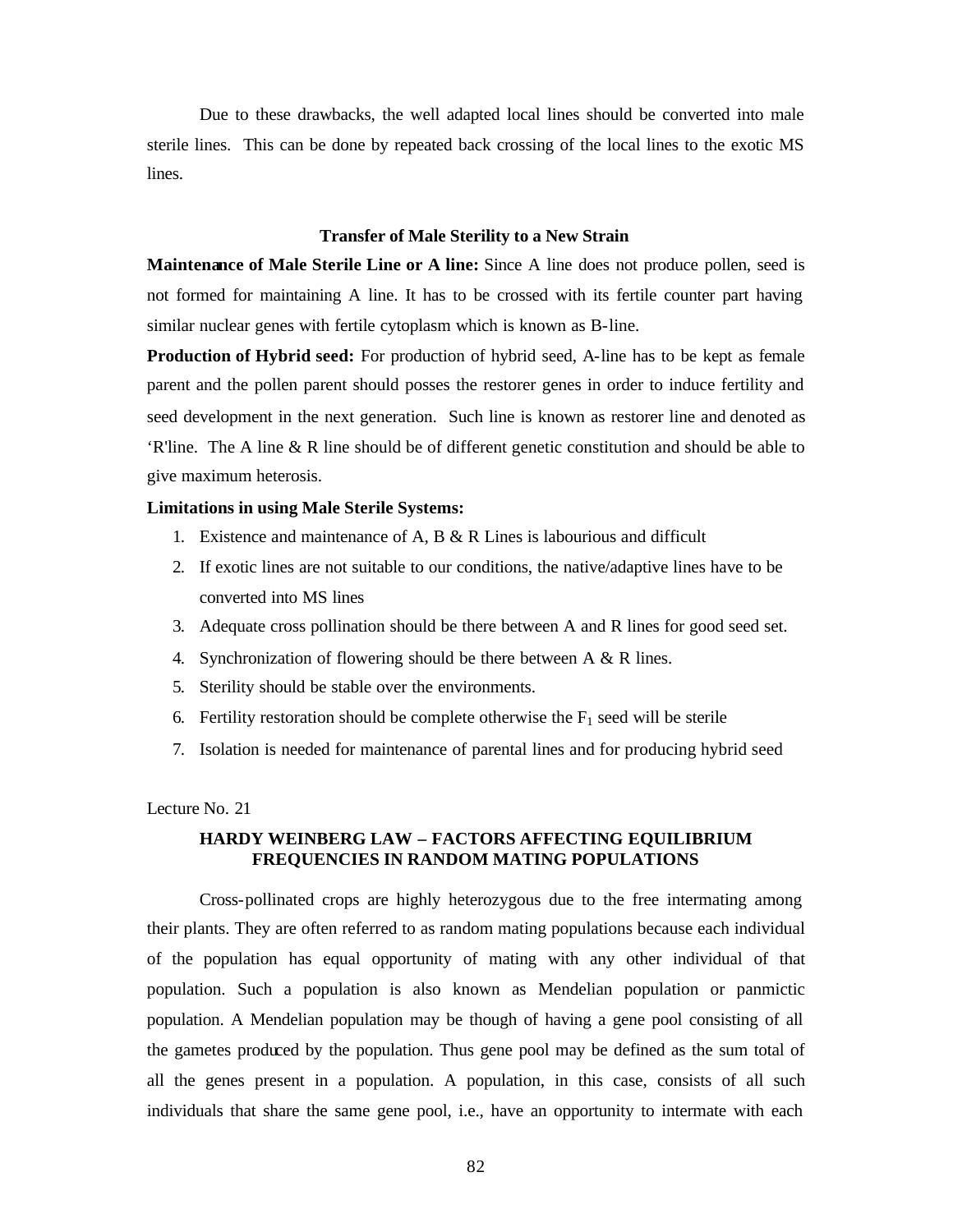Due to these drawbacks, the well adapted local lines should be converted into male sterile lines. This can be done by repeated back crossing of the local lines to the exotic MS lines.

### Transfer of Male Sterility to a New Strain

**Maintenance of Male Sterile Line or A line:** Since A line does not produce pollen, seed is not formed for maintaining A line. It has to be crossed with its fertile counter part having similar nuclear genes with fertile cytoplasm which is known as B-line.

**Production of Hybrid seed:** For production of hybrid seed, A-line has to be kept as female parent and the pollen parent should posses the restorer genes in order to induce fertility and seed development in the next generation. Such line is known as restorer line and denoted as ‘R'line. The A line & R line should be of different genetic constitution and should be able to give maximum heterosis.

**Limitations in using Male Sterile Systems:**

1. Existence and maintenance of A, B & R Lines is labourious and difficult
2. If exotic lines are not suitable to our conditions, the native/adaptive lines have to be converted into MS lines
3. Adequate cross pollination should be there between A and R lines for good seed set.
4. Synchronization of flowering should be there between A & R lines.
5. Sterility should be stable over the environments.
6. Fertility restoration should be complete otherwise the $F_1$ seed will be sterile
7. Isolation is needed for maintenance of parental lines and for producing hybrid seed

Lecture No. 21

## HARDY WEINBERG LAW – FACTORS AFFECTING EQUILIBRIUM FREQUENCIES IN RANDOM MATING POPULATIONS

Cross-pollinated crops are highly heterozygous due to the free intermating among their plants. They are often referred to as random mating populations because each individual of the population has equal opportunity of mating with any other individual of that population. Such a population is also known as Mendelian population or panmictic population. A Mendelian population may be though of having a gene pool consisting of all the gametes produced by the population. Thus gene pool may be defined as the sum total of all the genes present in a population. A population, in this case, consists of all such individuals that share the same gene pool, i.e., have an opportunity to intermate with each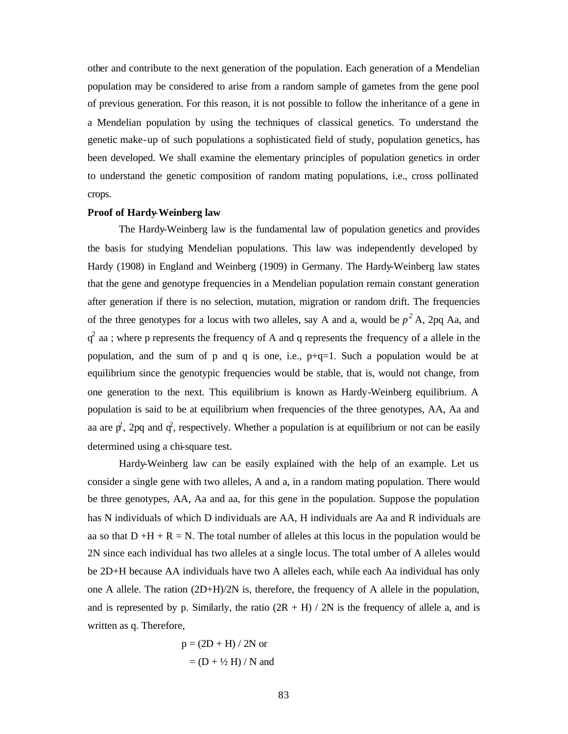other and contribute to the next generation of the population. Each generation of a Mendelian population may be considered to arise from a random sample of gametes from the gene pool of previous generation. For this reason, it is not possible to follow the inheritance of a gene in a Mendelian population by using the techniques of classical genetics. To understand the genetic make-up of such populations a sophisticated field of study, population genetics, has been developed. We shall examine the elementary principles of population genetics in order to understand the genetic composition of random mating populations, i.e., cross pollinated crops.

**Proof of Hardy-Weinberg law**

The Hardy-Weinberg law is the fundamental law of population genetics and provides the basis for studying Mendelian populations. This law was independently developed by Hardy (1908) in England and Weinberg (1909) in Germany. The Hardy-Weinberg law states that the gene and genotype frequencies in a Mendelian population remain constant generation after generation if there is no selection, mutation, migration or random drift. The frequencies of the three genotypes for a locus with two alleles, say A and a, would be $p^2$ A, 2pq Aa, and $q^2$ aa ; where p represents the frequency of A and q represents the frequency of a allele in the population, and the sum of p and q is one, i.e., $p+q=1$. Such a population would be at equilibrium since the genotypic frequencies would be stable, that is, would not change, from one generation to the next. This equilibrium is known as Hardy-Weinberg equilibrium. A population is said to be at equilibrium when frequencies of the three genotypes, AA, Aa and aa are $p^2$, 2pq and $q^2$, respectively. Whether a population is at equilibrium or not can be easily determined using a chi-square test.

Hardy-Weinberg law can be easily explained with the help of an example. Let us consider a single gene with two alleles, A and a, in a random mating population. There would be three genotypes, AA, Aa and aa, for this gene in the population. Suppose the population has N individuals of which D individuals are AA, H individuals are Aa and R individuals are aa so that $D + H + R = N$. The total number of alleles at this locus in the population would be 2N since each individual has two alleles at a single locus. The total umber of A alleles would be 2D+H because AA individuals have two A alleles each, while each Aa individual has only one A allele. The ration (2D+H)/2N is, therefore, the frequency of A allele in the population, and is represented by p. Similarly, the ratio (2R + H) / 2N is the frequency of allele a, and is written as q. Therefore,

$$p = (2D + H) / 2N \text{ or}$$

$$= (D + ½ H) / N \text{ and}$$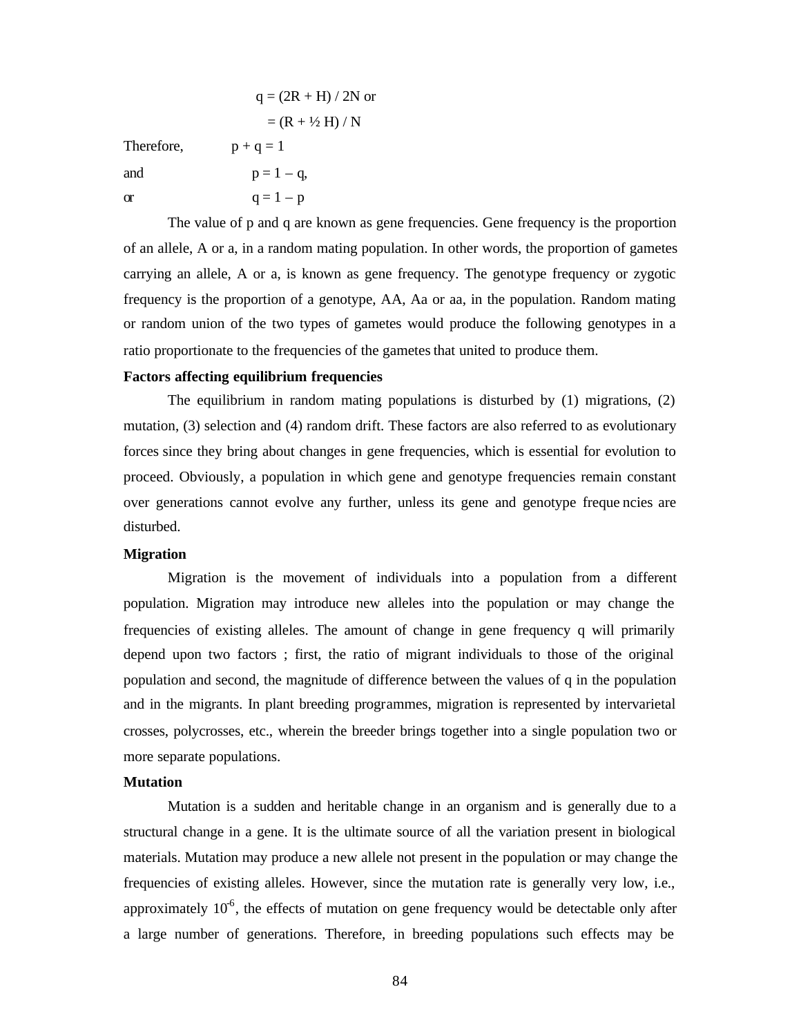$$q = (2R + H) / 2N \text{ or}$$

$$= (R + ½ H) / N$$

Therefore, $p + q = 1$

and $p = 1 – q$,

or $q = 1 – p$

The value of p and q are known as gene frequencies. Gene frequency is the proportion of an allele, A or a, in a random mating population. In other words, the proportion of gametes carrying an allele, A or a, is known as gene frequency. The genotype frequency or zygotic frequency is the proportion of a genotype, AA, Aa or aa, in the population. Random mating or random union of the two types of gametes would produce the following genotypes in a ratio proportionate to the frequencies of the gametes that united to produce them.

**Factors affecting equilibrium frequencies**

The equilibrium in random mating populations is disturbed by (1) migrations, (2) mutation, (3) selection and (4) random drift. These factors are also referred to as evolutionary forces since they bring about changes in gene frequencies, which is essential for evolution to proceed. Obviously, a population in which gene and genotype frequencies remain constant over generations cannot evolve any further, unless its gene and genotype frequencies are disturbed.

**Migration**

Migration is the movement of individuals into a population from a different population. Migration may introduce new alleles into the population or may change the frequencies of existing alleles. The amount of change in gene frequency q will primarily depend upon two factors ; first, the ratio of migrant individuals to those of the original population and second, the magnitude of difference between the values of q in the population and in the migrants. In plant breeding programmes, migration is represented by intervarietal crosses, polycrosses, etc., wherein the breeder brings together into a single population two or more separate populations.

**Mutation**

Mutation is a sudden and heritable change in an organism and is generally due to a structural change in a gene. It is the ultimate source of all the variation present in biological materials. Mutation may produce a new allele not present in the population or may change the frequencies of existing alleles. However, since the mutation rate is generally very low, i.e., approximately $10^{-6}$, the effects of mutation on gene frequency would be detectable only after a large number of generations. Therefore, in breeding populations such effects may be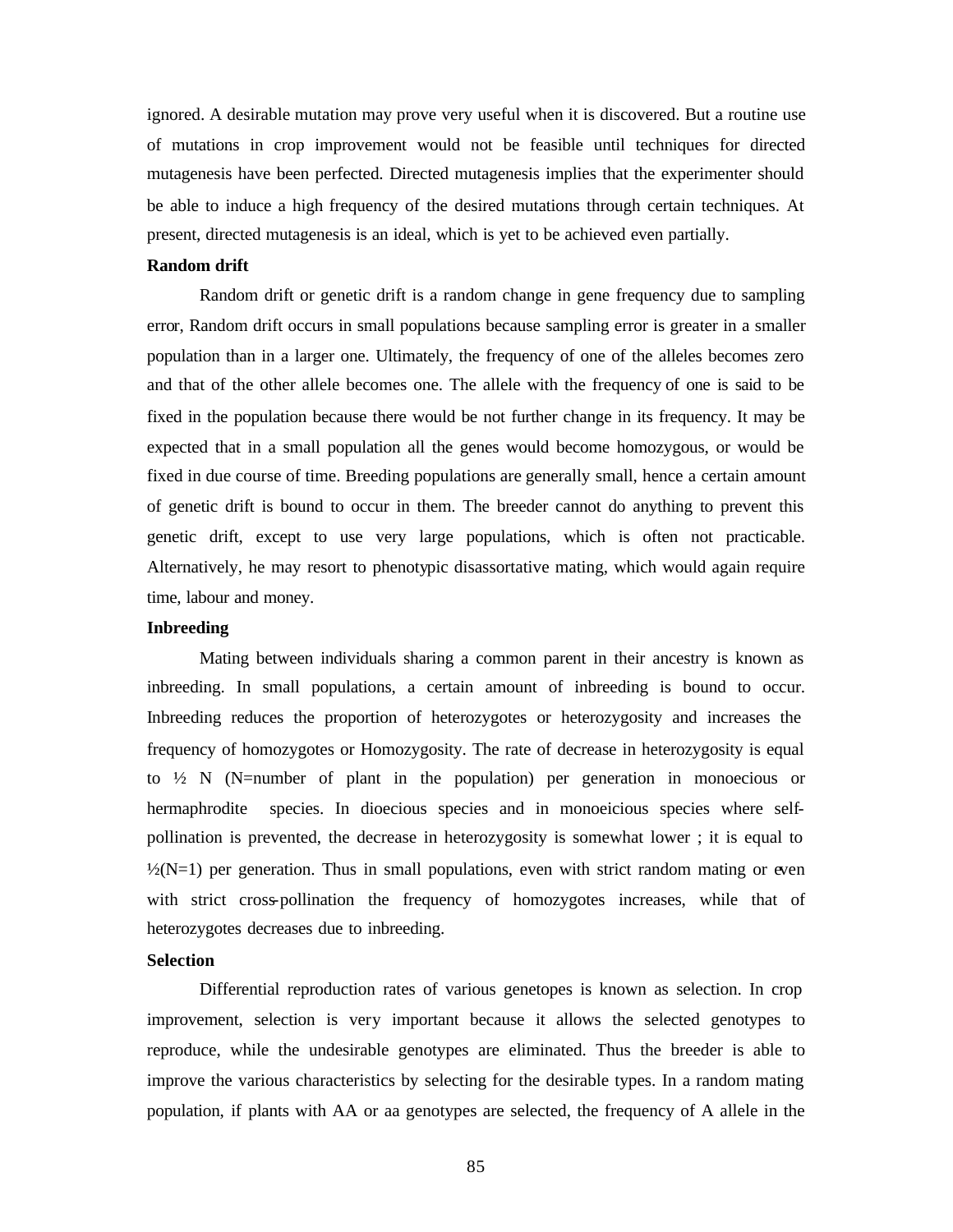ignored. A desirable mutation may prove very useful when it is discovered. But a routine use of mutations in crop improvement would not be feasible until techniques for directed mutagenesis have been perfected. Directed mutagenesis implies that the experimenter should be able to induce a high frequency of the desired mutations through certain techniques. At present, directed mutagenesis is an ideal, which is yet to be achieved even partially.

**Random drift**

Random drift or genetic drift is a random change in gene frequency due to sampling error, Random drift occurs in small populations because sampling error is greater in a smaller population than in a larger one. Ultimately, the frequency of one of the alleles becomes zero and that of the other allele becomes one. The allele with the frequency of one is said to be fixed in the population because there would be not further change in its frequency. It may be expected that in a small population all the genes would become homozygous, or would be fixed in due course of time. Breeding populations are generally small, hence a certain amount of genetic drift is bound to occur in them. The breeder cannot do anything to prevent this genetic drift, except to use very large populations, which is often not practicable. Alternatively, he may resort to phenotypic disassortative mating, which would again require time, labour and money.

**Inbreeding**

Mating between individuals sharing a common parent in their ancestry is known as inbreeding. In small populations, a certain amount of inbreeding is bound to occur. Inbreeding reduces the proportion of heterozygotes or heterozygosity and increases the frequency of homozygotes or Homozygosity. The rate of decrease in heterozygosity is equal to ½ N (N=number of plant in the population) per generation in monoecious or hermaphrodite species. In dioecious species and in monoeicious species where self-pollination is prevented, the decrease in heterozygosity is somewhat lower ; it is equal to ½(N=1) per generation. Thus in small populations, even with strict random mating or even with strict cross-pollination the frequency of homozygotes increases, while that of heterozygotes decreases due to inbreeding.

**Selection**

Differential reproduction rates of various genetopes is known as selection. In crop improvement, selection is very important because it allows the selected genotypes to reproduce, while the undesirable genotypes are eliminated. Thus the breeder is able to improve the various characteristics by selecting for the desirable types. In a random mating population, if plants with AA or aa genotypes are selected, the frequency of A allele in the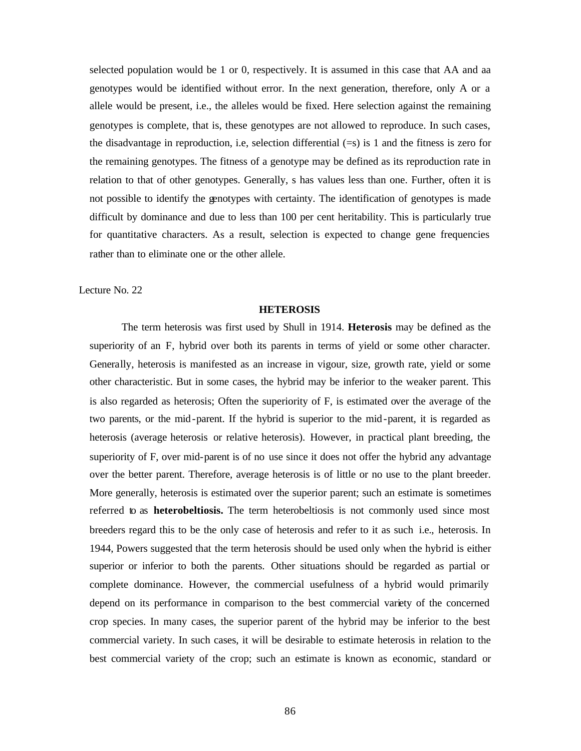selected population would be 1 or 0, respectively. It is assumed in this case that AA and aa genotypes would be identified without error. In the next generation, therefore, only A or a allele would be present, i.e., the alleles would be fixed. Here selection against the remaining genotypes is complete, that is, these genotypes are not allowed to reproduce. In such cases, the disadvantage in reproduction, i.e, selection differential (=s) is 1 and the fitness is zero for the remaining genotypes. The fitness of a genotype may be defined as its reproduction rate in relation to that of other genotypes. Generally, s has values less than one. Further, often it is not possible to identify the genotypes with certainty. The identification of genotypes is made difficult by dominance and due to less than 100 per cent heritability. This is particularly true for quantitative characters. As a result, selection is expected to change gene frequencies rather than to eliminate one or the other allele.

Lecture No. 22

## HETEROSIS

The term heterosis was first used by Shull in 1914. **Heterosis** may be defined as the superiority of an F, hybrid over both its parents in terms of yield or some other character. Generally, heterosis is manifested as an increase in vigour, size, growth rate, yield or some other characteristic. But in some cases, the hybrid may be inferior to the weaker parent. This is also regarded as heterosis; Often the superiority of F, is estimated over the average of the two parents, or the mid-parent. If the hybrid is superior to the mid-parent, it is regarded as heterosis (average heterosis or relative heterosis). However, in practical plant breeding, the superiority of F, over mid-parent is of no use since it does not offer the hybrid any advantage over the better parent. Therefore, average heterosis is of little or no use to the plant breeder. More generally, heterosis is estimated over the superior parent; such an estimate is sometimes referred to as **heterobeltiosis.** The term heterobeltiosis is not commonly used since most breeders regard this to be the only case of heterosis and refer to it as such i.e., heterosis. In 1944, Powers suggested that the term heterosis should be used only when the hybrid is either superior or inferior to both the parents. Other situations should be regarded as partial or complete dominance. However, the commercial usefulness of a hybrid would primarily depend on its performance in comparison to the best commercial variety of the concerned crop species. In many cases, the superior parent of the hybrid may be inferior to the best commercial variety. In such cases, it will be desirable to estimate heterosis in relation to the best commercial variety of the crop; such an estimate is known as economic, standard or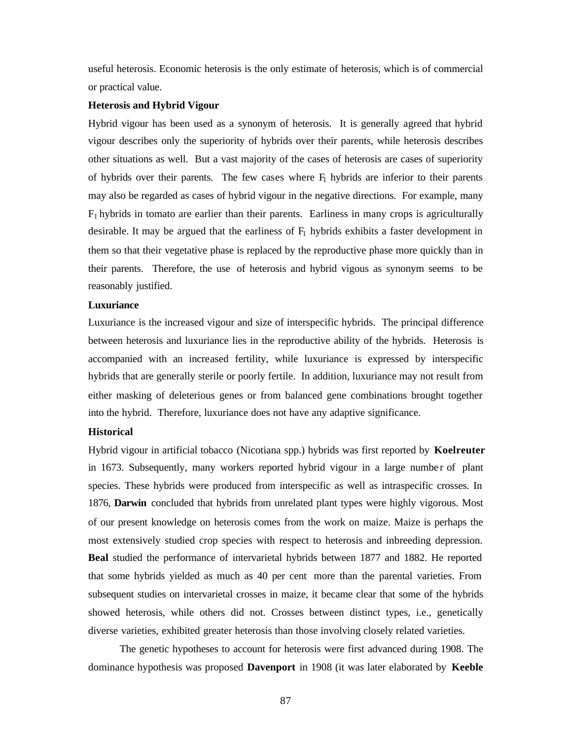useful heterosis. Economic heterosis is the only estimate of heterosis, which is of commercial or practical value.

**Heterosis and Hybrid Vigour**

Hybrid vigour has been used as a synonym of heterosis. It is generally agreed that hybrid vigour describes only the superiority of hybrids over their parents, while heterosis describes other situations as well. But a vast majority of the cases of heterosis are cases of superiority of hybrids over their parents. The few cases where $F_1$ hybrids are inferior to their parents may also be regarded as cases of hybrid vigour in the negative directions. For example, many $F_1$ hybrids in tomato are earlier than their parents. Earliness in many crops is agriculturally desirable. It may be argued that the earliness of $F_1$ hybrids exhibits a faster development in them so that their vegetative phase is replaced by the reproductive phase more quickly than in their parents. Therefore, the use of heterosis and hybrid vigous as synonym seems to be reasonably justified.

**Luxuriance**

Luxuriance is the increased vigour and size of interspecific hybrids. The principal difference between heterosis and luxuriance lies in the reproductive ability of the hybrids. Heterosis is accompanied with an increased fertility, while luxuriance is expressed by interspecific hybrids that are generally sterile or poorly fertile. In addition, luxuriance may not result from either masking of deleterious genes or from balanced gene combinations brought together into the hybrid. Therefore, luxuriance does not have any adaptive significance.

**Historical**

Hybrid vigour in artificial tobacco (Nicotiana spp.) hybrids was first reported by **Koelreuter** in 1673. Subsequently, many workers reported hybrid vigour in a large number of plant species. These hybrids were produced from interspecific as well as intraspecific crosses. In 1876, **Darwin** concluded that hybrids from unrelated plant types were highly vigorous. Most of our present knowledge on heterosis comes from the work on maize. Maize is perhaps the most extensively studied crop species with respect to heterosis and inbreeding depression. **Beal** studied the performance of intervarietal hybrids between 1877 and 1882. He reported that some hybrids yielded as much as 40 per cent more than the parental varieties. From subsequent studies on intervarietal crosses in maize, it became clear that some of the hybrids showed heterosis, while others did not. Crosses between distinct types, i.e., genetically diverse varieties, exhibited greater heterosis than those involving closely related varieties.

The genetic hypotheses to account for heterosis were first advanced during 1908. The dominance hypothesis was proposed **Davenport** in 1908 (it was later elaborated by **Keeble**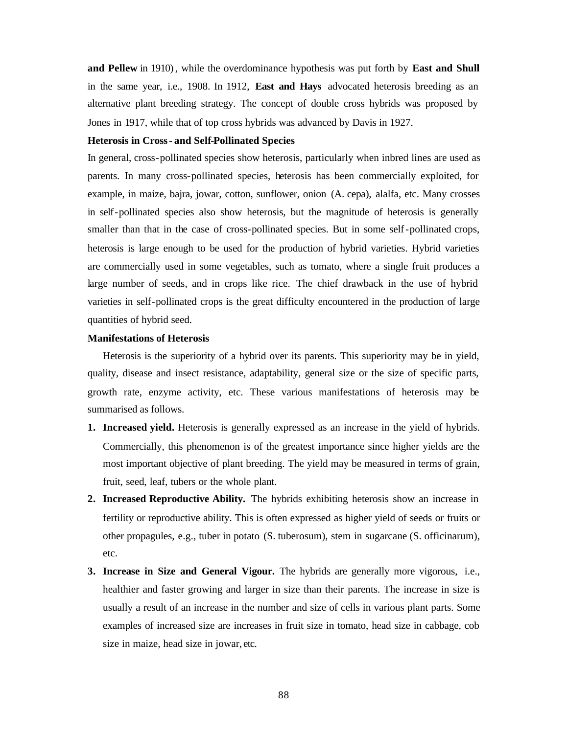**and Pellew** in 1910), while the overdominance hypothesis was put forth by **East and Shull** in the same year, i.e., 1908. In 1912, **East and Hays** advocated heterosis breeding as an alternative plant breeding strategy. The concept of double cross hybrids was proposed by Jones in 1917, while that of top cross hybrids was advanced by Davis in 1927.

**Heterosis in Cross- and Self-Pollinated Species**

In general, cross-pollinated species show heterosis, particularly when inbred lines are used as parents. In many cross-pollinated species, heterosis has been commercially exploited, for example, in maize, bajra, jowar, cotton, sunflower, onion (A. cepa), alalfa, etc. Many crosses in self-pollinated species also show heterosis, but the magnitude of heterosis is generally smaller than that in the case of cross-pollinated species. But in some self-pollinated crops, heterosis is large enough to be used for the production of hybrid varieties. Hybrid varieties are commercially used in some vegetables, such as tomato, where a single fruit produces a large number of seeds, and in crops like rice. The chief drawback in the use of hybrid varieties in self-pollinated crops is the great difficulty encountered in the production of large quantities of hybrid seed.

**Manifestations of Heterosis**

Heterosis is the superiority of a hybrid over its parents. This superiority may be in yield, quality, disease and insect resistance, adaptability, general size or the size of specific parts, growth rate, enzyme activity, etc. These various manifestations of heterosis may be summarised as follows.

1. **Increased yield.** Heterosis is generally expressed as an increase in the yield of hybrids. Commercially, this phenomenon is of the greatest importance since higher yields are the most important objective of plant breeding. The yield may be measured in terms of grain, fruit, seed, leaf, tubers or the whole plant.
2. **Increased Reproductive Ability.** The hybrids exhibiting heterosis show an increase in fertility or reproductive ability. This is often expressed as higher yield of seeds or fruits or other propagules, e.g., tuber in potato (S. tuberosum), stem in sugarcane (S. officinarum), etc.
3. **Increase in Size and General Vigour.** The hybrids are generally more vigorous, i.e., healthier and faster growing and larger in size than their parents. The increase in size is usually a result of an increase in the number and size of cells in various plant parts. Some examples of increased size are increases in fruit size in tomato, head size in cabbage, cob size in maize, head size in jowar, etc.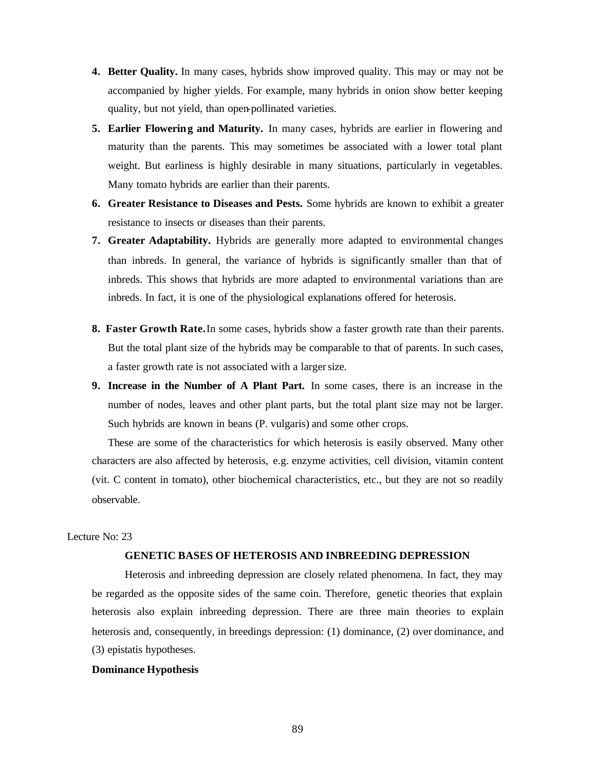4. **Better Quality.** In many cases, hybrids show improved quality. This may or may not be accompanied by higher yields. For example, many hybrids in onion show better keeping quality, but not yield, than open-pollinated varieties.
5. **Earlier Flowering and Maturity.** In many cases, hybrids are earlier in flowering and maturity than the parents. This may sometimes be associated with a lower total plant weight. But earliness is highly desirable in many situations, particularly in vegetables. Many tomato hybrids are earlier than their parents.
6. **Greater Resistance to Diseases and Pests.** Some hybrids are known to exhibit a greater resistance to insects or diseases than their parents.
7. **Greater Adaptability.** Hybrids are generally more adapted to environmental changes than inbreds. In general, the variance of hybrids is significantly smaller than that of inbreds. This shows that hybrids are more adapted to environmental variations than are inbreds. In fact, it is one of the physiological explanations offered for heterosis.
8. **Faster Growth Rate.** In some cases, hybrids show a faster growth rate than their parents. But the total plant size of the hybrids may be comparable to that of parents. In such cases, a faster growth rate is not associated with a larger size.
9. **Increase in the Number of A Plant Part.** In some cases, there is an increase in the number of nodes, leaves and other plant parts, but the total plant size may not be larger. Such hybrids are known in beans (P. vulgaris) and some other crops.

These are some of the characteristics for which heterosis is easily observed. Many other characters are also affected by heterosis, e.g. enzyme activities, cell division, vitamin content (vit. C content in tomato), other biochemical characteristics, etc., but they are not so readily observable.

Lecture No: 23

## GENETIC BASES OF HETEROSIS AND INBREEDING DEPRESSION

Heterosis and inbreeding depression are closely related phenomena. In fact, they may be regarded as the opposite sides of the same coin. Therefore, genetic theories that explain heterosis also explain inbreeding depression. There are three main theories to explain heterosis and, consequently, in breedings depression: (1) dominance, (2) over dominance, and (3) epistatis hypotheses.

**Dominance Hypothesis**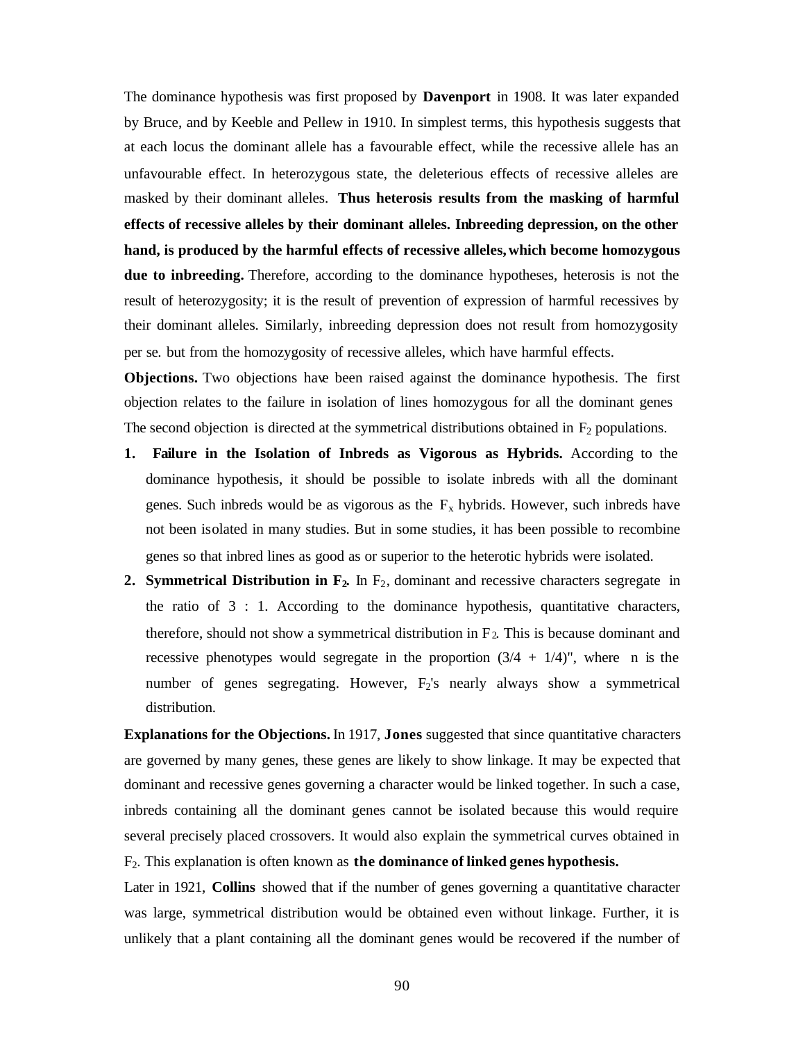The dominance hypothesis was first proposed by **Davenport** in 1908. It was later expanded by Bruce, and by Keeble and Pellew in 1910. In simplest terms, this hypothesis suggests that at each locus the dominant allele has a favourable effect, while the recessive allele has an unfavourable effect. In heterozygous state, the deleterious effects of recessive alleles are masked by their dominant alleles. **Thus heterosis results from the masking of harmful effects of recessive alleles by their dominant alleles. Inbreeding depression, on the other hand, is produced by the harmful effects of recessive alleles, which become homozygous due to inbreeding.** Therefore, according to the dominance hypotheses, heterosis is not the result of heterozygosity; it is the result of prevention of expression of harmful recessives by their dominant alleles. Similarly, inbreeding depression does not result from homozygosity per se. but from the homozygosity of recessive alleles, which have harmful effects.

**Objections.** Two objections have been raised against the dominance hypothesis. The first objection relates to the failure in isolation of lines homozygous for all the dominant genes The second objection is directed at the symmetrical distributions obtained in $F_2$ populations.

1. **Failure in the Isolation of Inbreds as Vigorous as Hybrids.** According to the dominance hypothesis, it should be possible to isolate inbreds with all the dominant genes. Such inbreds would be as vigorous as the $F_x$ hybrids. However, such inbreds have not been isolated in many studies. But in some studies, it has been possible to recombine genes so that inbred lines as good as or superior to the heterotic hybrids were isolated.
2. **Symmetrical Distribution in $F_2$.** In $F_2$, dominant and recessive characters segregate in the ratio of 3 : 1. According to the dominance hypothesis, quantitative characters, therefore, should not show a symmetrical distribution in $F_2$. This is because dominant and recessive phenotypes would segregate in the proportion $(3/4 + 1/4)^n$, where n is the number of genes segregating. However, $F_2$'s nearly always show a symmetrical distribution.

**Explanations for the Objections.** In 1917, **Jones** suggested that since quantitative characters are governed by many genes, these genes are likely to show linkage. It may be expected that dominant and recessive genes governing a character would be linked together. In such a case, inbreds containing all the dominant genes cannot be isolated because this would require several precisely placed crossovers. It would also explain the symmetrical curves obtained in $F_2$. This explanation is often known as **the dominance of linked genes hypothesis.**

Later in 1921, **Collins** showed that if the number of genes governing a quantitative character was large, symmetrical distribution would be obtained even without linkage. Further, it is unlikely that a plant containing all the dominant genes would be recovered if the number of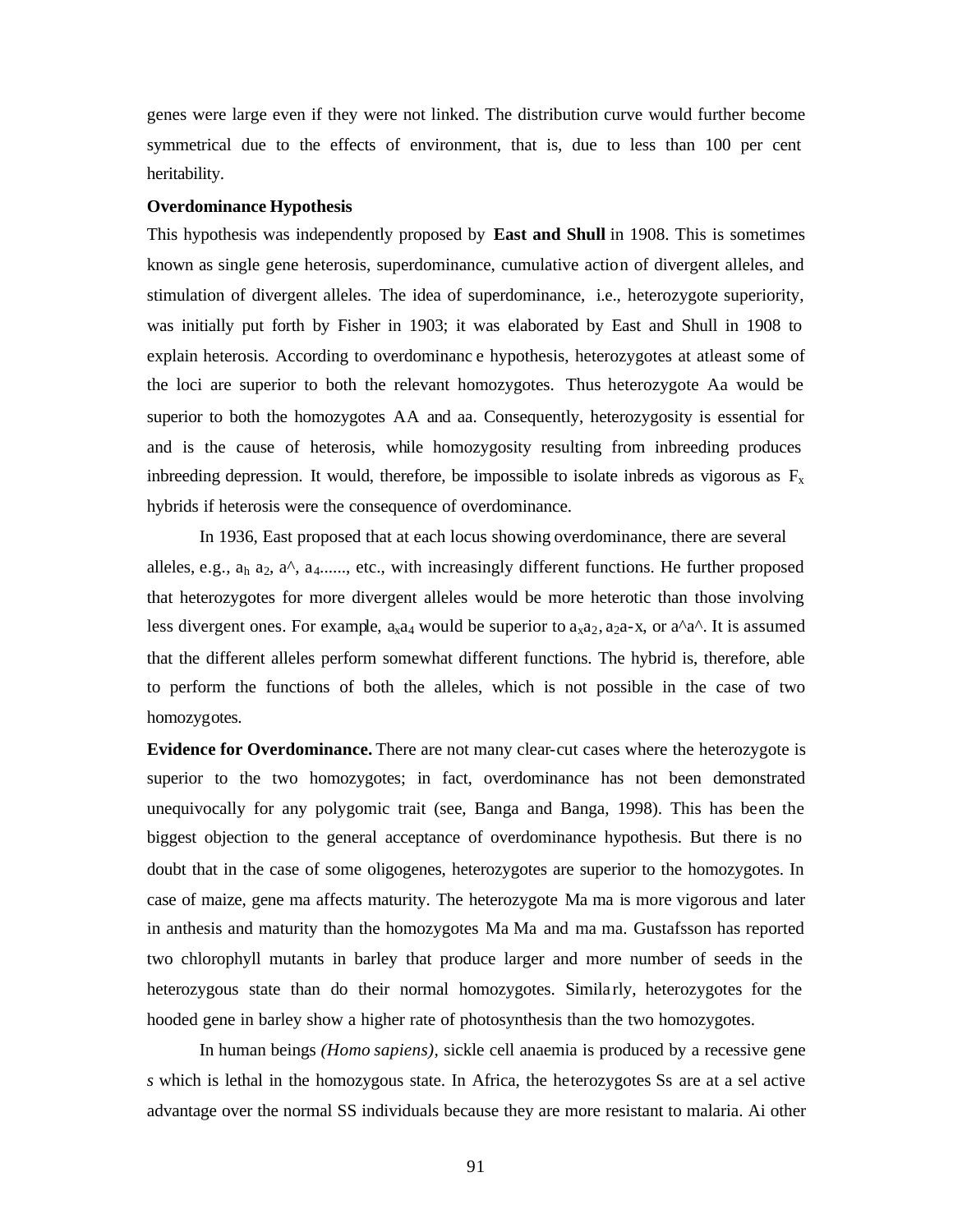genes were large even if they were not linked. The distribution curve would further become symmetrical due to the effects of environment, that is, due to less than 100 per cent heritability.

**Overdominance Hypothesis**

This hypothesis was independently proposed by **East and Shull** in 1908. This is sometimes known as single gene heterosis, superdominance, cumulative action of divergent alleles, and stimulation of divergent alleles. The idea of superdominance, i.e., heterozygote superiority, was initially put forth by Fisher in 1903; it was elaborated by East and Shull in 1908 to explain heterosis. According to overdominanc e hypothesis, heterozygotes at atleast some of the loci are superior to both the relevant homozygotes. Thus heterozygote Aa would be superior to both the homozygotes AA and aa. Consequently, heterozygosity is essential for and is the cause of heterosis, while homozygosity resulting from inbreeding produces inbreeding depression. It would, therefore, be impossible to isolate inbreds as vigorous as $F_x$ hybrids if heterosis were the consequence of overdominance.

In 1936, East proposed that at each locus showing overdominance, there are several alleles, e.g., $a_h$ $a_2$, a^, $a_4$......, etc., with increasingly different functions. He further proposed that heterozygotes for more divergent alleles would be more heterotic than those involving less divergent ones. For example, $a_xa_4$ would be superior to $a_xa_2$, $a_2$a-x, or a^a^. It is assumed that the different alleles perform somewhat different functions. The hybrid is, therefore, able to perform the functions of both the alleles, which is not possible in the case of two homozygotes.

**Evidence for Overdominance.** There are not many clear-cut cases where the heterozygote is superior to the two homozygotes; in fact, overdominance has not been demonstrated unequivocally for any polygomic trait (see, Banga and Banga, 1998). This has been the biggest objection to the general acceptance of overdominance hypothesis. But there is no doubt that in the case of some oligogenes, heterozygotes are superior to the homozygotes. In case of maize, gene ma affects maturity. The heterozygote Ma ma is more vigorous and later in anthesis and maturity than the homozygotes Ma Ma and ma ma. Gustafsson has reported two chlorophyll mutants in barley that produce larger and more number of seeds in the heterozygous state than do their normal homozygotes. Similarly, heterozygotes for the hooded gene in barley show a higher rate of photosynthesis than the two homozygotes.

In human beings *(Homo sapiens)*, sickle cell anaemia is produced by a recessive gene *s* which is lethal in the homozygous state. In Africa, the heterozygotes Ss are at a sel active advantage over the normal SS individuals because they are more resistant to malaria. Ai other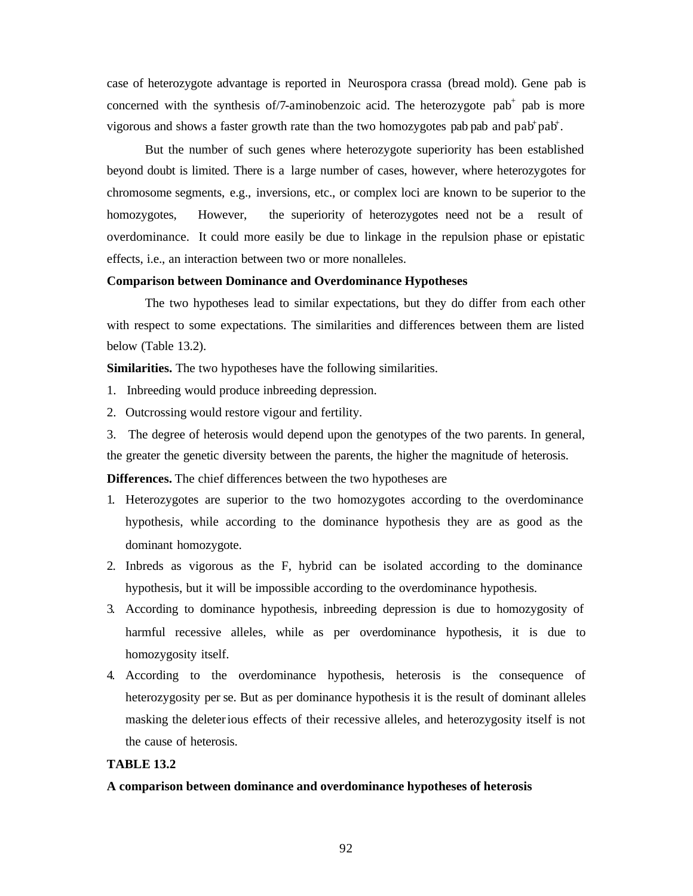case of heterozygote advantage is reported in Neurospora crassa (bread mold). Gene pab is concerned with the synthesis of/7-aminobenzoic acid. The heterozygote $pab^+$ pab is more vigorous and shows a faster growth rate than the two homozygotes pab pab and $pab^+ pab^+$.

But the number of such genes where heterozygote superiority has been established beyond doubt is limited. There is a large number of cases, however, where heterozygotes for chromosome segments, e.g., inversions, etc., or complex loci are known to be superior to the homozygotes, However, the superiority of heterozygotes need not be a result of overdominance. It could more easily be due to linkage in the repulsion phase or epistatic effects, i.e., an interaction between two or more nonalleles.

**Comparison between Dominance and Overdominance Hypotheses**

The two hypotheses lead to similar expectations, but they do differ from each other with respect to some expectations. The similarities and differences between them are listed below (Table 13.2).

**Similarities.** The two hypotheses have the following similarities.

1. Inbreeding would produce inbreeding depression.
2. Outcrossing would restore vigour and fertility.
3. The degree of heterosis would depend upon the genotypes of the two parents. In general, the greater the genetic diversity between the parents, the higher the magnitude of heterosis.

**Differences.** The chief differences between the two hypotheses are

1. Heterozygotes are superior to the two homozygotes according to the overdominance hypothesis, while according to the dominance hypothesis they are as good as the dominant homozygote.
2. Inbreds as vigorous as the F, hybrid can be isolated according to the dominance hypothesis, but it will be impossible according to the overdominance hypothesis.
3. According to dominance hypothesis, inbreeding depression is due to homozygosity of harmful recessive alleles, while as per overdominance hypothesis, it is due to homozygosity itself.
4. According to the overdominance hypothesis, heterosis is the consequence of heterozygosity per se. But as per dominance hypothesis it is the result of dominant alleles masking the deleterious effects of their recessive alleles, and heterozygosity itself is not the cause of heterosis.

**TABLE 13.2**

**A comparison between dominance and overdominance hypotheses of heterosis**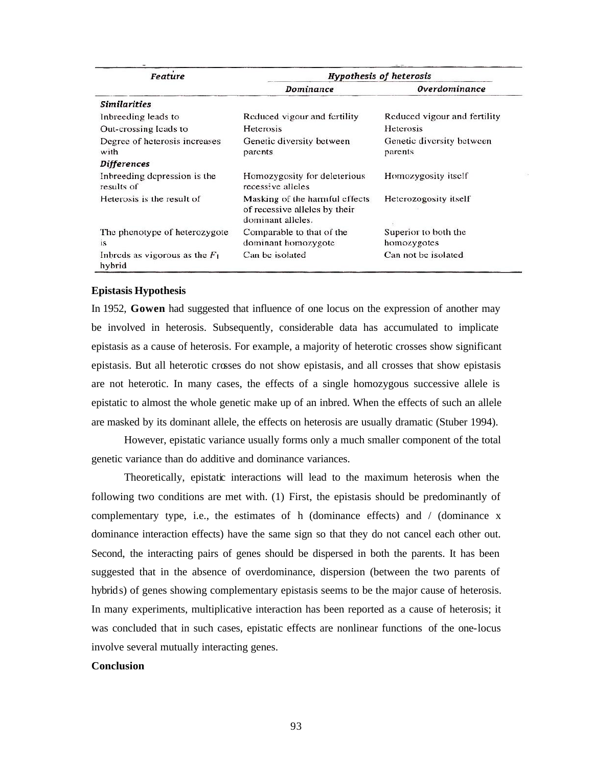| Feature | Hypothesis of heterosis | |
|---|---|---|
| | Dominance | Overdominance |
| ***Similarities*** | | |
| Inbreeding leads to | Reduced vigour and fertility | Reduced vigour and fertility |
| Out-crossing leads to | Heterosis | Heterosis |
| Degree of heterosis increases with | Genetic diversity between parents | Genetic diversity between parents |
| ***Differences*** | | |
| Inbreeding depression is the results of | Homozygosity for deleterious recessive alleles | Homozygosity itself |
| Heterosis is the result of | Masking of the harmful effects of recessive alleles by their dominant alleles. | Heterozogosity itself |
| The phenotype of heterozygote is | Comparable to that of the dominant homozygote | Superior to both the homozygotes |
| Inbreds as vigorous as the $F_1$ hybrid | Can be isolated | Can not be isolated |

**Epistasis Hypothesis**

In 1952, **Gowen** had suggested that influence of one locus on the expression of another may be involved in heterosis. Subsequently, considerable data has accumulated to implicate epistasis as a cause of heterosis. For example, a majority of heterotic crosses show significant epistasis. But all heterotic crosses do not show epistasis, and all crosses that show epistasis are not heterotic. In many cases, the effects of a single homozygous successive allele is epistatic to almost the whole genetic make up of an inbred. When the effects of such an allele are masked by its dominant allele, the effects on heterosis are usually dramatic (Stuber 1994).

However, epistatic variance usually forms only a much smaller component of the total genetic variance than do additive and dominance variances.

Theoretically, epistatic interactions will lead to the maximum heterosis when the following two conditions are met with. (1) First, the epistasis should be predominantly of complementary type, i.e., the estimates of h (dominance effects) and / (dominance x dominance interaction effects) have the same sign so that they do not cancel each other out. Second, the interacting pairs of genes should be dispersed in both the parents. It has been suggested that in the absence of overdominance, dispersion (between the two parents of hybrids) of genes showing complementary epistasis seems to be the major cause of heterosis. In many experiments, multiplicative interaction has been reported as a cause of heterosis; it was concluded that in such cases, epistatic effects are nonlinear functions of the one-locus involve several mutually interacting genes.

**Conclusion**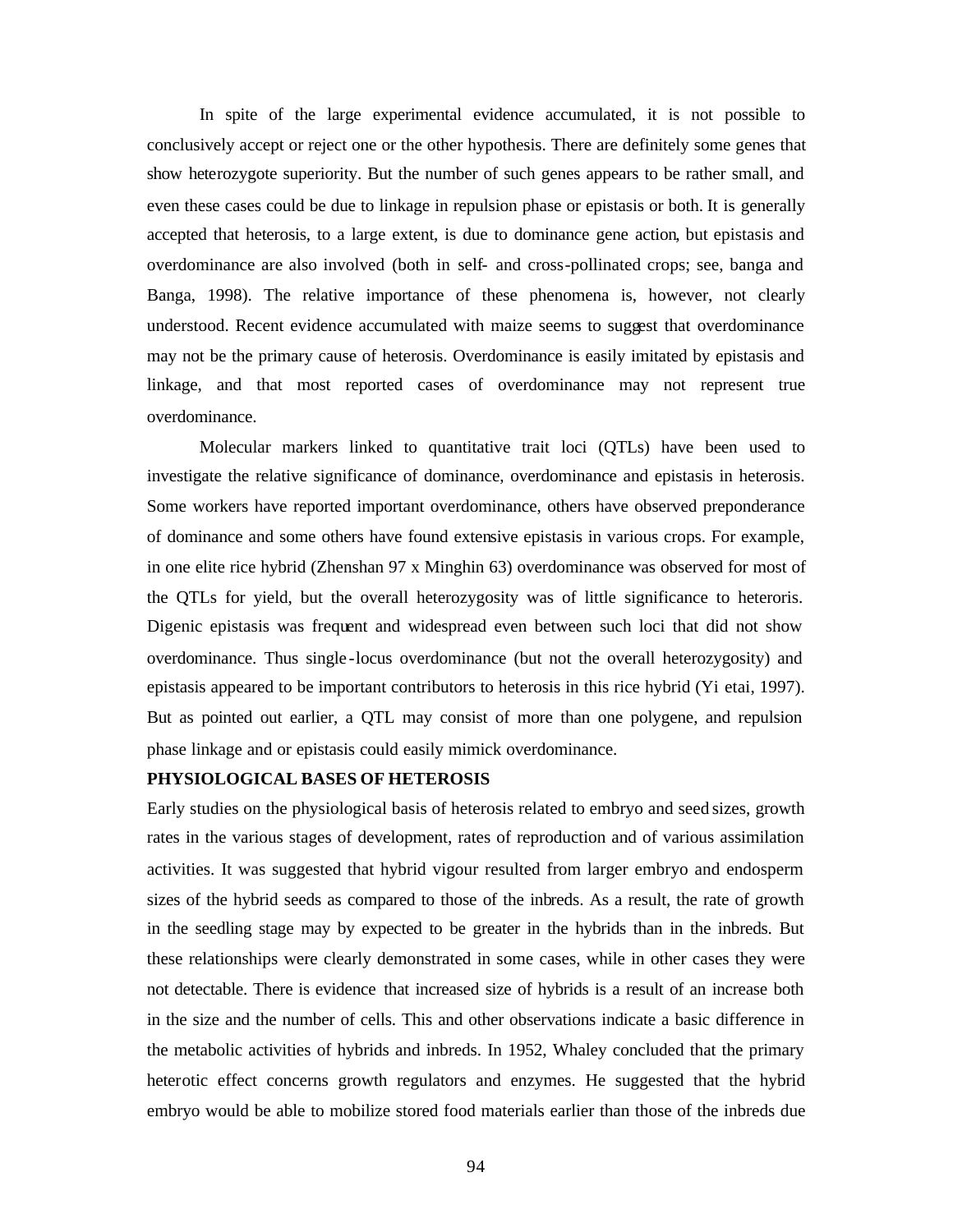In spite of the large experimental evidence accumulated, it is not possible to conclusively accept or reject one or the other hypothesis. There are definitely some genes that show heterozygote superiority. But the number of such genes appears to be rather small, and even these cases could be due to linkage in repulsion phase or epistasis or both. It is generally accepted that heterosis, to a large extent, is due to dominance gene action, but epistasis and overdominance are also involved (both in self- and cross-pollinated crops; see, banga and Banga, 1998). The relative importance of these phenomena is, however, not clearly understood. Recent evidence accumulated with maize seems to suggest that overdominance may not be the primary cause of heterosis. Overdominance is easily imitated by epistasis and linkage, and that most reported cases of overdominance may not represent true overdominance.

Molecular markers linked to quantitative trait loci (QTLs) have been used to investigate the relative significance of dominance, overdominance and epistasis in heterosis. Some workers have reported important overdominance, others have observed preponderance of dominance and some others have found extensive epistasis in various crops. For example, in one elite rice hybrid (Zhenshan 97 x Minghin 63) overdominance was observed for most of the QTLs for yield, but the overall heterozygosity was of little significance to heteroris. Digenic epistasis was frequent and widespread even between such loci that did not show overdominance. Thus single-locus overdominance (but not the overall heterozygosity) and epistasis appeared to be important contributors to heterosis in this rice hybrid (Yi etai, 1997). But as pointed out earlier, a QTL may consist of more than one polygene, and repulsion phase linkage and or epistasis could easily mimick overdominance.

**PHYSIOLOGICAL BASES OF HETEROSIS**

Early studies on the physiological basis of heterosis related to embryo and seed sizes, growth rates in the various stages of development, rates of reproduction and of various assimilation activities. It was suggested that hybrid vigour resulted from larger embryo and endosperm sizes of the hybrid seeds as compared to those of the inbreds. As a result, the rate of growth in the seedling stage may by expected to be greater in the hybrids than in the inbreds. But these relationships were clearly demonstrated in some cases, while in other cases they were not detectable. There is evidence that increased size of hybrids is a result of an increase both in the size and the number of cells. This and other observations indicate a basic difference in the metabolic activities of hybrids and inbreds. In 1952, Whaley concluded that the primary heterotic effect concerns growth regulators and enzymes. He suggested that the hybrid embryo would be able to mobilize stored food materials earlier than those of the inbreds due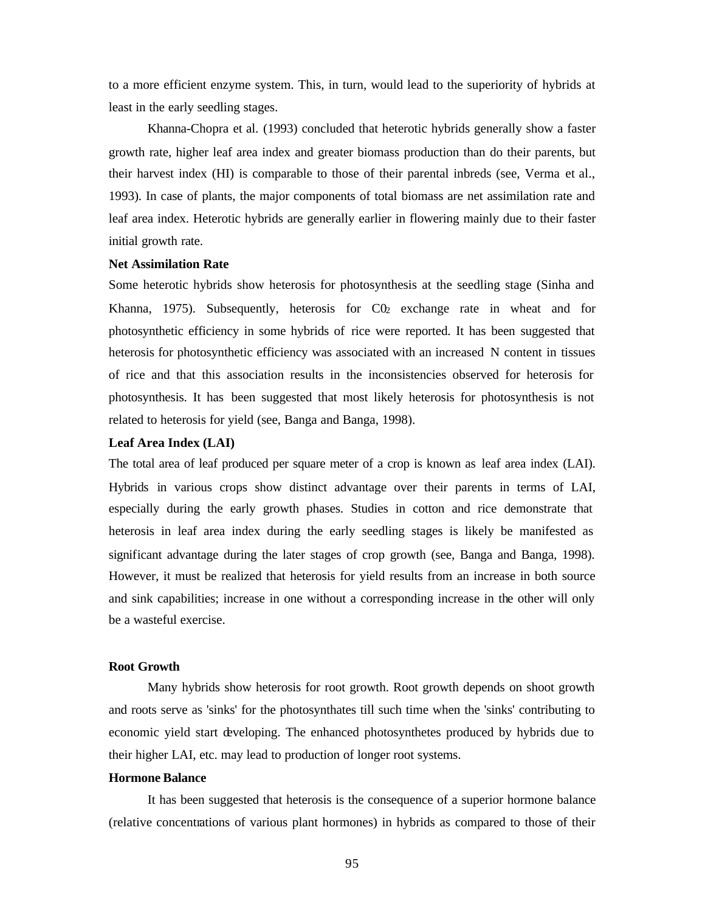to a more efficient enzyme system. This, in turn, would lead to the superiority of hybrids at least in the early seedling stages.

Khanna-Chopra et al. (1993) concluded that heterotic hybrids generally show a faster growth rate, higher leaf area index and greater biomass production than do their parents, but their harvest index (HI) is comparable to those of their parental inbreds (see, Verma et al., 1993). In case of plants, the major components of total biomass are net assimilation rate and leaf area index. Heterotic hybrids are generally earlier in flowering mainly due to their faster initial growth rate.

**Net Assimilation Rate**

Some heterotic hybrids show heterosis for photosynthesis at the seedling stage (Sinha and Khanna, 1975). Subsequently, heterosis for $C0_2$ exchange rate in wheat and for photosynthetic efficiency in some hybrids of rice were reported. It has been suggested that heterosis for photosynthetic efficiency was associated with an increased N content in tissues of rice and that this association results in the inconsistencies observed for heterosis for photosynthesis. It has been suggested that most likely heterosis for photosynthesis is not related to heterosis for yield (see, Banga and Banga, 1998).

**Leaf Area Index (LAI)**

The total area of leaf produced per square meter of a crop is known as leaf area index (LAI). Hybrids in various crops show distinct advantage over their parents in terms of LAI, especially during the early growth phases. Studies in cotton and rice demonstrate that heterosis in leaf area index during the early seedling stages is likely be manifested as significant advantage during the later stages of crop growth (see, Banga and Banga, 1998). However, it must be realized that heterosis for yield results from an increase in both source and sink capabilities; increase in one without a corresponding increase in the other will only be a wasteful exercise.

**Root Growth**

Many hybrids show heterosis for root growth. Root growth depends on shoot growth and roots serve as 'sinks' for the photosynthates till such time when the 'sinks' contributing to economic yield start developing. The enhanced photosynthetes produced by hybrids due to their higher LAI, etc. may lead to production of longer root systems.

**Hormone Balance**

It has been suggested that heterosis is the consequence of a superior hormone balance (relative concentrations of various plant hormones) in hybrids as compared to those of their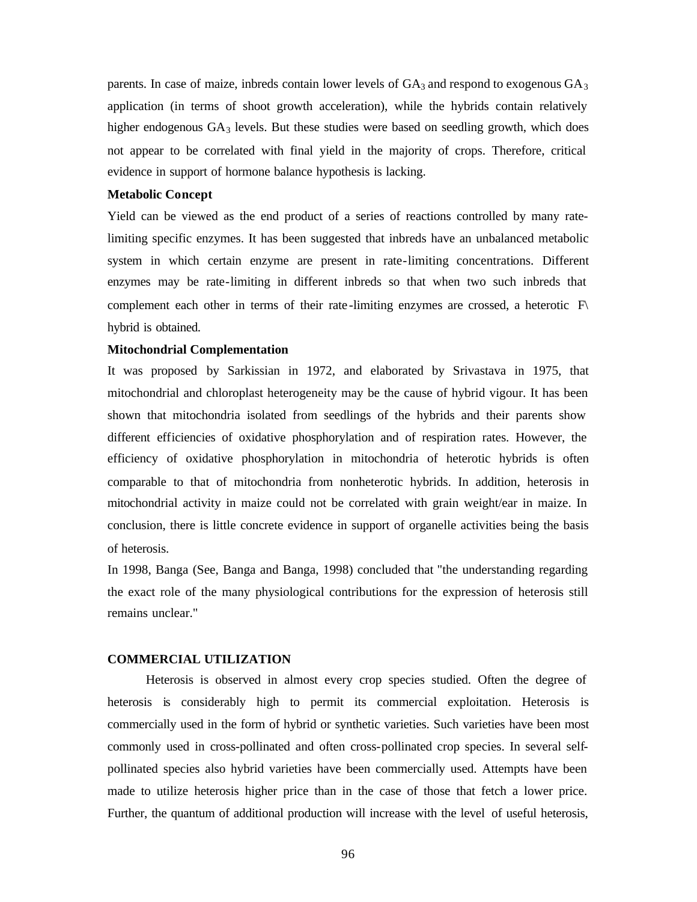parents. In case of maize, inbreds contain lower levels of $GA_3$ and respond to exogenous $GA_3$ application (in terms of shoot growth acceleration), while the hybrids contain relatively higher endogenous $GA_3$ levels. But these studies were based on seedling growth, which does not appear to be correlated with final yield in the majority of crops. Therefore, critical evidence in support of hormone balance hypothesis is lacking.

**Metabolic Concept**

Yield can be viewed as the end product of a series of reactions controlled by many rate-limiting specific enzymes. It has been suggested that inbreds have an unbalanced metabolic system in which certain enzyme are present in rate-limiting concentrations. Different enzymes may be rate-limiting in different inbreds so that when two such inbreds that complement each other in terms of their rate-limiting enzymes are crossed, a heterotic F\ hybrid is obtained.

**Mitochondrial Complementation**

It was proposed by Sarkissian in 1972, and elaborated by Srivastava in 1975, that mitochondrial and chloroplast heterogeneity may be the cause of hybrid vigour. It has been shown that mitochondria isolated from seedlings of the hybrids and their parents show different efficiencies of oxidative phosphorylation and of respiration rates. However, the efficiency of oxidative phosphorylation in mitochondria of heterotic hybrids is often comparable to that of mitochondria from nonheterotic hybrids. In addition, heterosis in mitochondrial activity in maize could not be correlated with grain weight/ear in maize. In conclusion, there is little concrete evidence in support of organelle activities being the basis of heterosis.

In 1998, Banga (See, Banga and Banga, 1998) concluded that "the understanding regarding the exact role of the many physiological contributions for the expression of heterosis still remains unclear."

**COMMERCIAL UTILIZATION**

Heterosis is observed in almost every crop species studied. Often the degree of heterosis is considerably high to permit its commercial exploitation. Heterosis is commercially used in the form of hybrid or synthetic varieties. Such varieties have been most commonly used in cross-pollinated and often cross-pollinated crop species. In several self-pollinated species also hybrid varieties have been commercially used. Attempts have been made to utilize heterosis higher price than in the case of those that fetch a lower price. Further, the quantum of additional production will increase with the level of useful heterosis,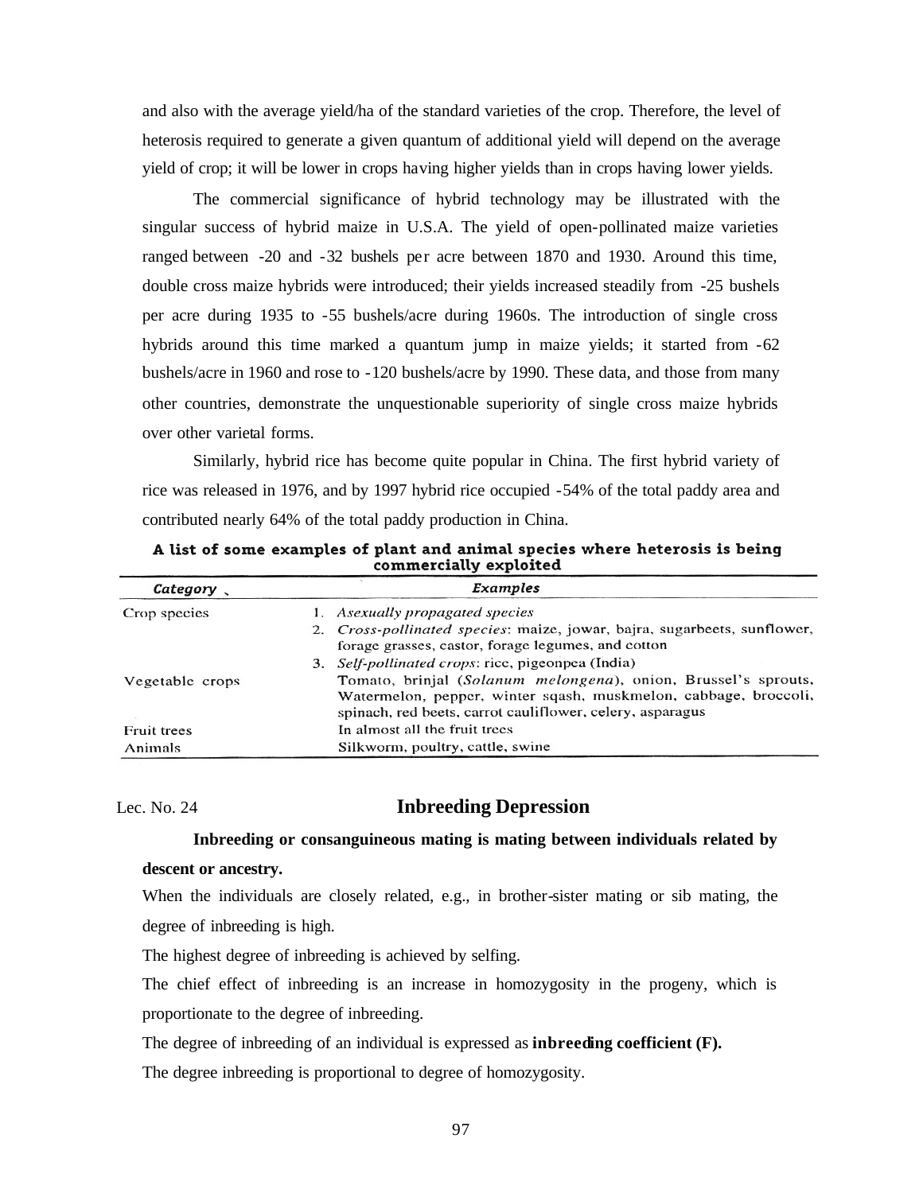and also with the average yield/ha of the standard varieties of the crop. Therefore, the level of heterosis required to generate a given quantum of additional yield will depend on the average yield of crop; it will be lower in crops having higher yields than in crops having lower yields.

The commercial significance of hybrid technology may be illustrated with the singular success of hybrid maize in U.S.A. The yield of open-pollinated maize varieties ranged between -20 and -32 bushels per acre between 1870 and 1930. Around this time, double cross maize hybrids were introduced; their yields increased steadily from -25 bushels per acre during 1935 to -55 bushels/acre during 1960s. The introduction of single cross hybrids around this time marked a quantum jump in maize yields; it started from -62 bushels/acre in 1960 and rose to -120 bushels/acre by 1990. These data, and those from many other countries, demonstrate the unquestionable superiority of single cross maize hybrids over other varietal forms.

Similarly, hybrid rice has become quite popular in China. The first hybrid variety of rice was released in 1976, and by 1997 hybrid rice occupied -54% of the total paddy area and contributed nearly 64% of the total paddy production in China.

**A list of some examples of plant and animal species where heterosis is being commercially exploited**

| *Category* | *Examples* |
|---|---|
| Crop species | 1. *Asexually propagated species* |
| | 2. *Cross-pollinated species*: maize, jowar, bajra, sugarbeets, sunflower, forage grasses, castor, forage legumes, and cotton |
| | 3. *Self-pollinated crops*: rice, pigeonpea (India) |
| Vegetable crops | Tomato, brinjal (*Solanum melongena*), onion, Brussel's sprouts, Watermelon, pepper, winter sqash, muskmelon, cabbage, broccoli, spinach, red beets, carrot cauliflower, celery, asparagus |
| Fruit trees | In almost all the fruit trees |
| Animals | Silkworm, poultry, cattle, swine |

Lec. No. 24

## Inbreeding Depression

**Inbreeding or consanguineous mating is mating between individuals related by descent or ancestry.**

When the individuals are closely related, e.g., in brother-sister mating or sib mating, the degree of inbreeding is high.

The highest degree of inbreeding is achieved by selfing.

The chief effect of inbreeding is an increase in homozygosity in the progeny, which is proportionate to the degree of inbreeding.

The degree of inbreeding of an individual is expressed as **inbreeding coefficient (F).**

The degree inbreeding is proportional to degree of homozygosity.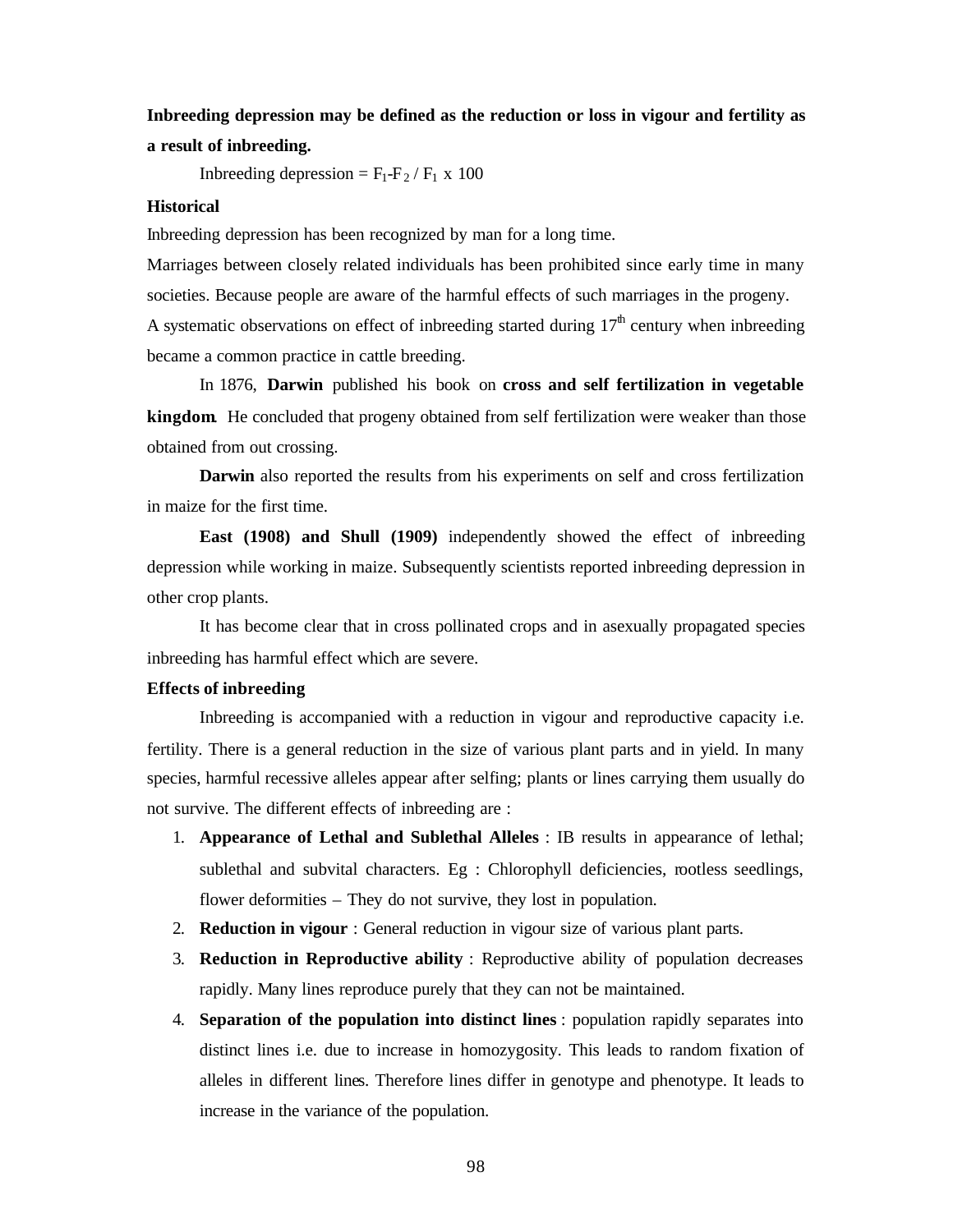**Inbreeding depression may be defined as the reduction or loss in vigour and fertility as a result of inbreeding.**

Inbreeding depression = $F_1$-$F_2$ / $F_1$ x 100

**Historical**

Inbreeding depression has been recognized by man for a long time.

Marriages between closely related individuals has been prohibited since early time in many societies. Because people are aware of the harmful effects of such marriages in the progeny.

A systematic observations on effect of inbreeding started during 17th century when inbreeding became a common practice in cattle breeding.

In 1876, **Darwin** published his book on **cross and self fertilization in vegetable kingdom**. He concluded that progeny obtained from self fertilization were weaker than those obtained from out crossing.

**Darwin** also reported the results from his experiments on self and cross fertilization in maize for the first time.

**East (1908) and Shull (1909)** independently showed the effect of inbreeding depression while working in maize. Subsequently scientists reported inbreeding depression in other crop plants.

It has become clear that in cross pollinated crops and in asexually propagated species inbreeding has harmful effect which are severe.

**Effects of inbreeding**

Inbreeding is accompanied with a reduction in vigour and reproductive capacity i.e. fertility. There is a general reduction in the size of various plant parts and in yield. In many species, harmful recessive alleles appear after selfing; plants or lines carrying them usually do not survive. The different effects of inbreeding are :

1. **Appearance of Lethal and Sublethal Alleles** : IB results in appearance of lethal; sublethal and subvital characters. Eg : Chlorophyll deficiencies, rootless seedlings, flower deformities – They do not survive, they lost in population.
2. **Reduction in vigour** : General reduction in vigour size of various plant parts.
3. **Reduction in Reproductive ability** : Reproductive ability of population decreases rapidly. Many lines reproduce purely that they can not be maintained.
4. **Separation of the population into distinct lines** : population rapidly separates into distinct lines i.e. due to increase in homozygosity. This leads to random fixation of alleles in different lines. Therefore lines differ in genotype and phenotype. It leads to increase in the variance of the population.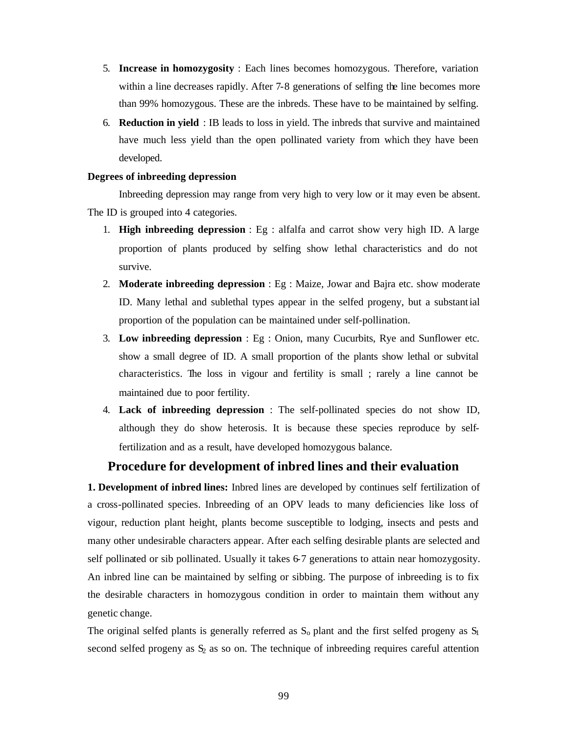5. **Increase in homozygosity** : Each lines becomes homozygous. Therefore, variation within a line decreases rapidly. After 7-8 generations of selfing the line becomes more than 99% homozygous. These are the inbreds. These have to be maintained by selfing.
6. **Reduction in yield** : IB leads to loss in yield. The inbreds that survive and maintained have much less yield than the open pollinated variety from which they have been developed.

**Degrees of inbreeding depression**

Inbreeding depression may range from very high to very low or it may even be absent. The ID is grouped into 4 categories.

1. **High inbreeding depression** : Eg : alfalfa and carrot show very high ID. A large proportion of plants produced by selfing show lethal characteristics and do not survive.
2. **Moderate inbreeding depression** : Eg : Maize, Jowar and Bajra etc. show moderate ID. Many lethal and sublethal types appear in the selfed progeny, but a substantial proportion of the population can be maintained under self-pollination.
3. **Low inbreeding depression** : Eg : Onion, many Cucurbits, Rye and Sunflower etc. show a small degree of ID. A small proportion of the plants show lethal or subvital characteristics. The loss in vigour and fertility is small ; rarely a line cannot be maintained due to poor fertility.
4. **Lack of inbreeding depression** : The self-pollinated species do not show ID, although they do show heterosis. It is because these species reproduce by self-fertilization and as a result, have developed homozygous balance.

## Procedure for development of inbred lines and their evaluation

**1. Development of inbred lines:** Inbred lines are developed by continues self fertilization of a cross-pollinated species. Inbreeding of an OPV leads to many deficiencies like loss of vigour, reduction plant height, plants become susceptible to lodging, insects and pests and many other undesirable characters appear. After each selfing desirable plants are selected and self pollinated or sib pollinated. Usually it takes 6-7 generations to attain near homozygosity. An inbred line can be maintained by selfing or sibbing. The purpose of inbreeding is to fix the desirable characters in homozygous condition in order to maintain them without any genetic change.

The original selfed plants is generally referred as $S_o$ plant and the first selfed progeny as $S_1$ second selfed progeny as $S_2$ as so on. The technique of inbreeding requires careful attention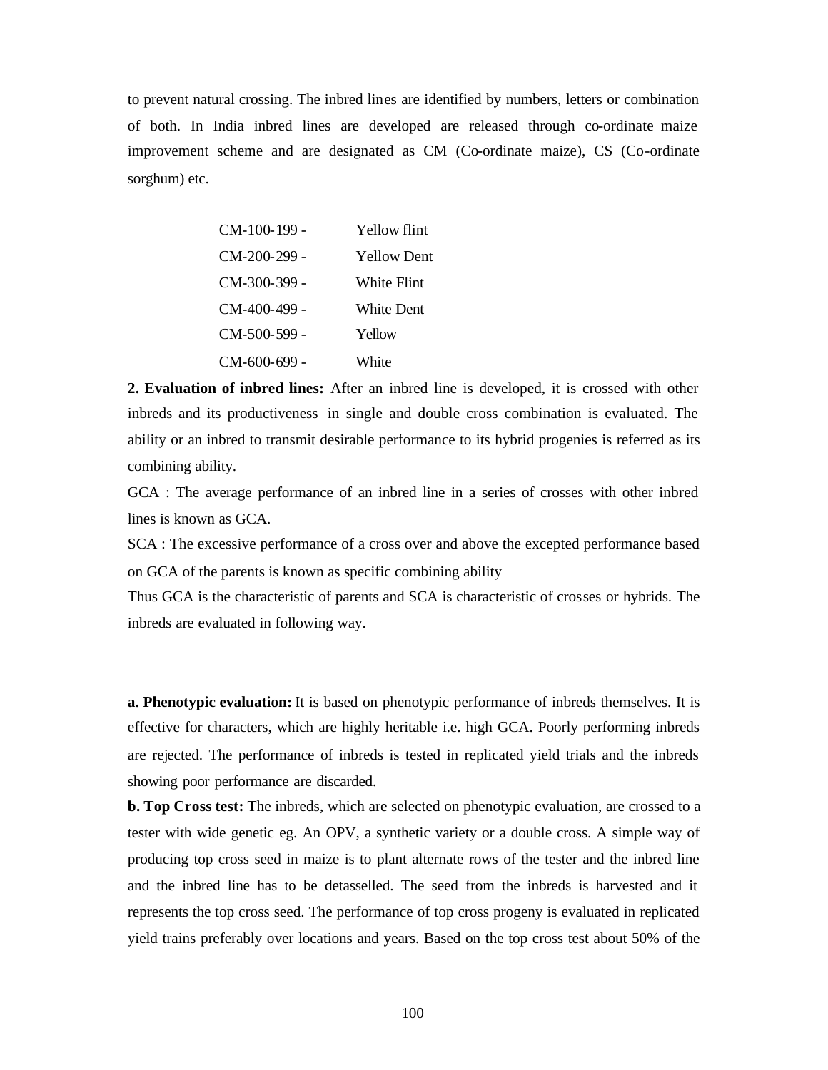to prevent natural crossing. The inbred lines are identified by numbers, letters or combination of both. In India inbred lines are developed are released through co-ordinate maize improvement scheme and are designated as CM (Co-ordinate maize), CS (Co-ordinate sorghum) etc.

| | |
|---|---|
| CM-100-199 - | Yellow flint |
| CM-200-299 - | Yellow Dent |
| CM-300-399 - | White Flint |
| CM-400-499 - | White Dent |
| CM-500-599 - | Yellow |
| CM-600-699 - | White |

**2. Evaluation of inbred lines:** After an inbred line is developed, it is crossed with other inbreds and its productiveness in single and double cross combination is evaluated. The ability or an inbred to transmit desirable performance to its hybrid progenies is referred as its combining ability.

GCA : The average performance of an inbred line in a series of crosses with other inbred lines is known as GCA.

SCA : The excessive performance of a cross over and above the excepted performance based on GCA of the parents is known as specific combining ability

Thus GCA is the characteristic of parents and SCA is characteristic of crosses or hybrids. The inbreds are evaluated in following way.

**a. Phenotypic evaluation:** It is based on phenotypic performance of inbreds themselves. It is effective for characters, which are highly heritable i.e. high GCA. Poorly performing inbreds are rejected. The performance of inbreds is tested in replicated yield trials and the inbreds showing poor performance are discarded.

**b. Top Cross test:** The inbreds, which are selected on phenotypic evaluation, are crossed to a tester with wide genetic eg. An OPV, a synthetic variety or a double cross. A simple way of producing top cross seed in maize is to plant alternate rows of the tester and the inbred line and the inbred line has to be detasselled. The seed from the inbreds is harvested and it represents the top cross seed. The performance of top cross progeny is evaluated in replicated yield trains preferably over locations and years. Based on the top cross test about 50% of the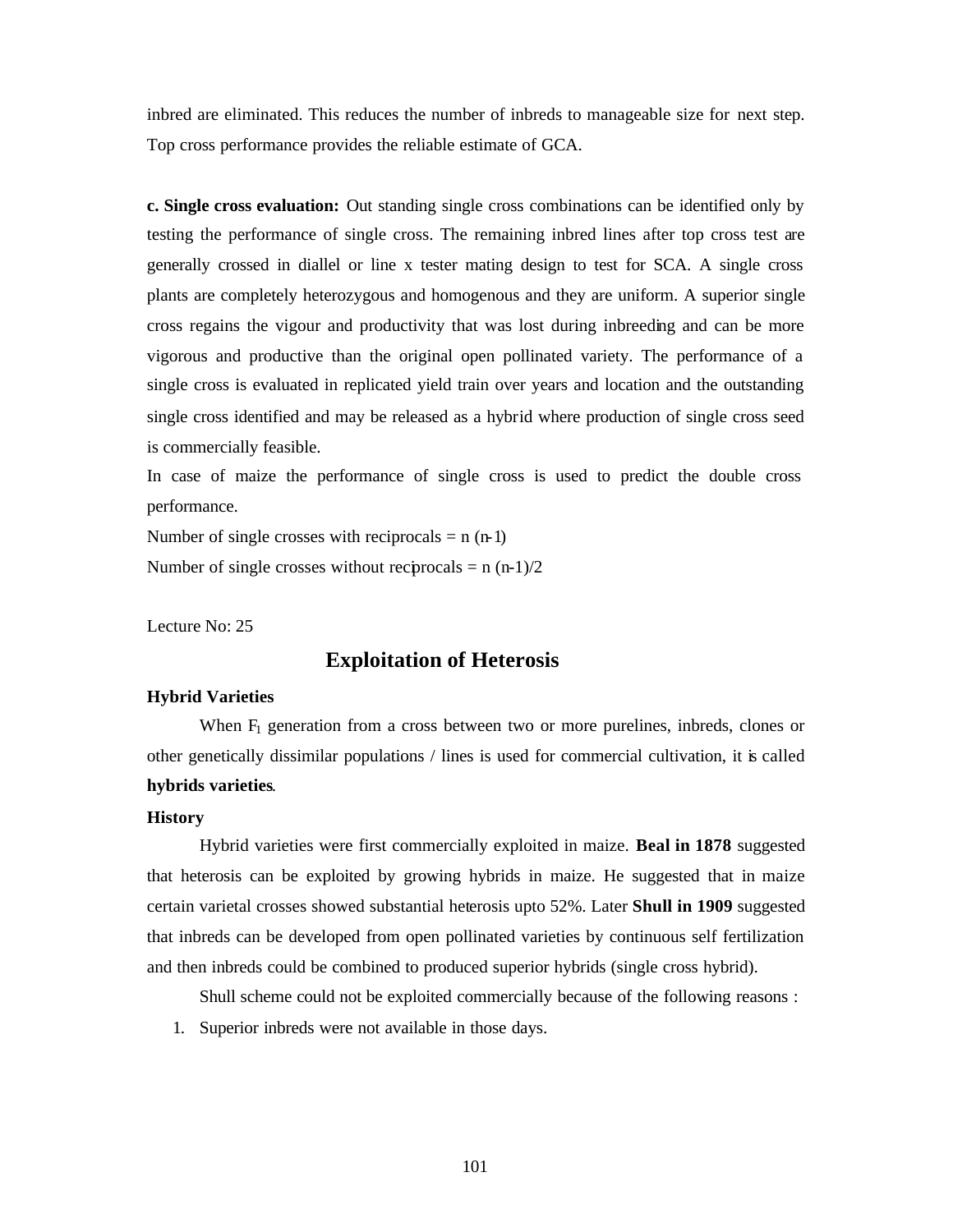inbred are eliminated. This reduces the number of inbreds to manageable size for next step. Top cross performance provides the reliable estimate of GCA.

**c. Single cross evaluation:** Out standing single cross combinations can be identified only by testing the performance of single cross. The remaining inbred lines after top cross test are generally crossed in diallel or line x tester mating design to test for SCA. A single cross plants are completely heterozygous and homogenous and they are uniform. A superior single cross regains the vigour and productivity that was lost during inbreeding and can be more vigorous and productive than the original open pollinated variety. The performance of a single cross is evaluated in replicated yield train over years and location and the outstanding single cross identified and may be released as a hybrid where production of single cross seed is commercially feasible.

In case of maize the performance of single cross is used to predict the double cross performance.

Number of single crosses with reciprocals = n (n-1)

Number of single crosses without reciprocals = n (n-1)/2

Lecture No: 25

## Exploitation of Heterosis

**Hybrid Varieties**

When $F_1$ generation from a cross between two or more purelines, inbreds, clones or other genetically dissimilar populations / lines is used for commercial cultivation, it is called **hybrids varieties**.

**History**

Hybrid varieties were first commercially exploited in maize. **Beal in 1878** suggested that heterosis can be exploited by growing hybrids in maize. He suggested that in maize certain varietal crosses showed substantial heterosis upto 52%. Later **Shull in 1909** suggested that inbreds can be developed from open pollinated varieties by continuous self fertilization and then inbreds could be combined to produced superior hybrids (single cross hybrid).

Shull scheme could not be exploited commercially because of the following reasons :

1. Superior inbreds were not available in those days.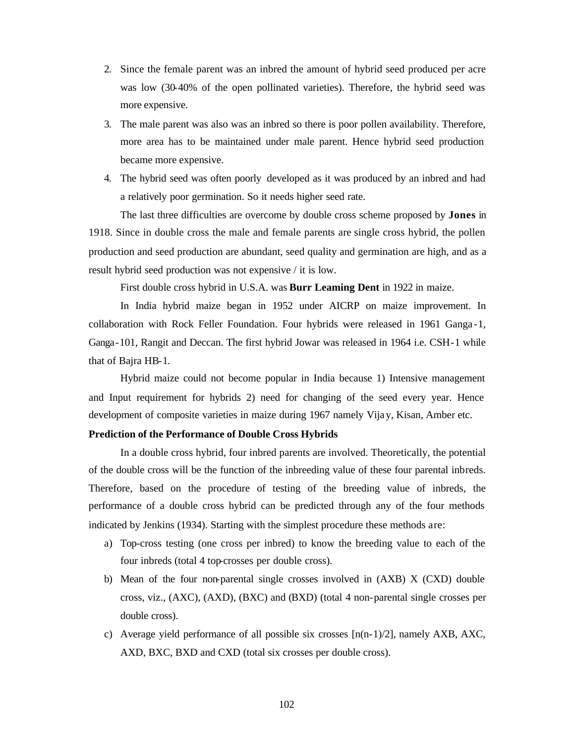2. Since the female parent was an inbred the amount of hybrid seed produced per acre was low (30-40% of the open pollinated varieties). Therefore, the hybrid seed was more expensive.
3. The male parent was also was an inbred so there is poor pollen availability. Therefore, more area has to be maintained under male parent. Hence hybrid seed production became more expensive.
4. The hybrid seed was often poorly developed as it was produced by an inbred and had a relatively poor germination. So it needs higher seed rate.

The last three difficulties are overcome by double cross scheme proposed by **Jones** in 1918. Since in double cross the male and female parents are single cross hybrid, the pollen production and seed production are abundant, seed quality and germination are high, and as a result hybrid seed production was not expensive / it is low.

First double cross hybrid in U.S.A. was **Burr Leaming Dent** in 1922 in maize.

In India hybrid maize began in 1952 under AICRP on maize improvement. In collaboration with Rock Feller Foundation. Four hybrids were released in 1961 Ganga-1, Ganga-101, Rangit and Deccan. The first hybrid Jowar was released in 1964 i.e. CSH-1 while that of Bajra HB-1.

Hybrid maize could not become popular in India because 1) Intensive management and Input requirement for hybrids 2) need for changing of the seed every year. Hence development of composite varieties in maize during 1967 namely Vijay, Kisan, Amber etc.

**Prediction of the Performance of Double Cross Hybrids**

In a double cross hybrid, four inbred parents are involved. Theoretically, the potential of the double cross will be the function of the inbreeding value of these four parental inbreds. Therefore, based on the procedure of testing of the breeding value of inbreds, the performance of a double cross hybrid can be predicted through any of the four methods indicated by Jenkins (1934). Starting with the simplest procedure these methods are:

a) Top-cross testing (one cross per inbred) to know the breeding value to each of the four inbreds (total 4 top-crosses per double cross).
b) Mean of the four non-parental single crosses involved in (AXB) X (CXD) double cross, viz., (AXC), (AXD), (BXC) and (BXD) (total 4 non-parental single crosses per double cross).
c) Average yield performance of all possible six crosses [n(n-1)/2], namely AXB, AXC, AXD, BXC, BXD and CXD (total six crosses per double cross).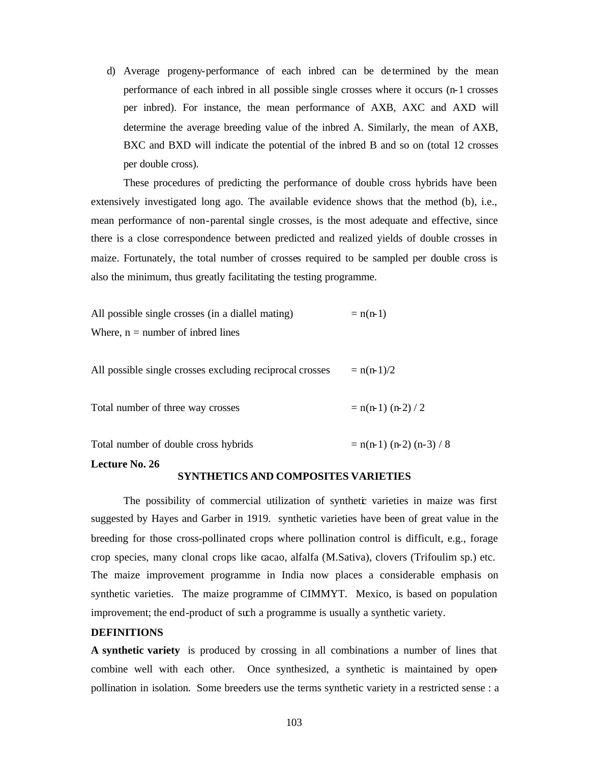d) Average progeny-performance of each inbred can be determined by the mean performance of each inbred in all possible single crosses where it occurs (n-1 crosses per inbred). For instance, the mean performance of AXB, AXC and AXD will determine the average breeding value of the inbred A. Similarly, the mean of AXB, BXC and BXD will indicate the potential of the inbred B and so on (total 12 crosses per double cross).

These procedures of predicting the performance of double cross hybrids have been extensively investigated long ago. The available evidence shows that the method (b), i.e., mean performance of non-parental single crosses, is the most adequate and effective, since there is a close correspondence between predicted and realized yields of double crosses in maize. Fortunately, the total number of crosses required to be sampled per double cross is also the minimum, thus greatly facilitating the testing programme.

All possible single crosses (in a diallel mating) $= n(n-1)$
Where, n = number of inbred lines

All possible single crosses excluding reciprocal crosses $= n(n-1)/2$

Total number of three way crosses $= n(n-1)(n-2) / 2$

Total number of double cross hybrids $= n(n-1)(n-2)(n-3) / 8$

**Lecture No. 26**

## SYNTHETICS AND COMPOSITES VARIETIES

The possibility of commercial utilization of synthetic varieties in maize was first suggested by Hayes and Garber in 1919. synthetic varieties have been of great value in the breeding for those cross-pollinated crops where pollination control is difficult, e.g., forage crop species, many clonal crops like cacao, alfalfa (M.Sativa), clovers (Trifoulim sp.) etc. The maize improvement programme in India now places a considerable emphasis on synthetic varieties. The maize programme of CIMMYT. Mexico, is based on population improvement; the end-product of such a programme is usually a synthetic variety.

**DEFINITIONS**

**A synthetic variety** is produced by crossing in all combinations a number of lines that combine well with each other. Once synthesized, a synthetic is maintained by open-pollination in isolation. Some breeders use the terms synthetic variety in a restricted sense : a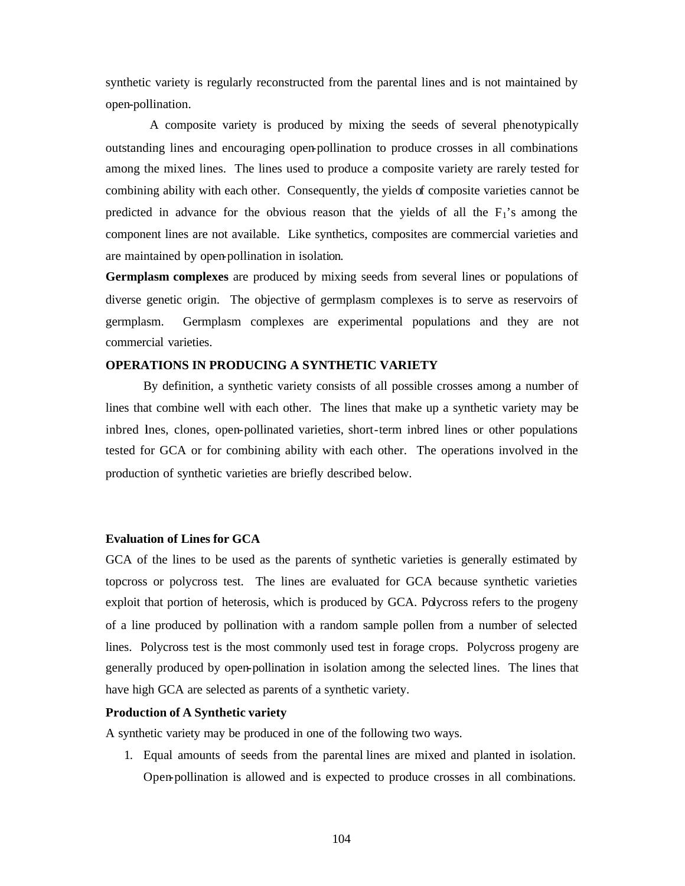synthetic variety is regularly reconstructed from the parental lines and is not maintained by open-pollination.

A composite variety is produced by mixing the seeds of several phenotypically outstanding lines and encouraging open-pollination to produce crosses in all combinations among the mixed lines. The lines used to produce a composite variety are rarely tested for combining ability with each other. Consequently, the yields of composite varieties cannot be predicted in advance for the obvious reason that the yields of all the $F_1$'s among the component lines are not available. Like synthetics, composites are commercial varieties and are maintained by open-pollination in isolation.

**Germplasm complexes** are produced by mixing seeds from several lines or populations of diverse genetic origin. The objective of germplasm complexes is to serve as reservoirs of germplasm. Germplasm complexes are experimental populations and they are not commercial varieties.

**OPERATIONS IN PRODUCING A SYNTHETIC VARIETY**

By definition, a synthetic variety consists of all possible crosses among a number of lines that combine well with each other. The lines that make up a synthetic variety may be inbred lines, clones, open-pollinated varieties, short-term inbred lines or other populations tested for GCA or for combining ability with each other. The operations involved in the production of synthetic varieties are briefly described below.

**Evaluation of Lines for GCA**

GCA of the lines to be used as the parents of synthetic varieties is generally estimated by topcross or polycross test. The lines are evaluated for GCA because synthetic varieties exploit that portion of heterosis, which is produced by GCA. Polycross refers to the progeny of a line produced by pollination with a random sample pollen from a number of selected lines. Polycross test is the most commonly used test in forage crops. Polycross progeny are generally produced by open-pollination in isolation among the selected lines. The lines that have high GCA are selected as parents of a synthetic variety.

**Production of A Synthetic variety**

A synthetic variety may be produced in one of the following two ways.

1. Equal amounts of seeds from the parental lines are mixed and planted in isolation. Open-pollination is allowed and is expected to produce crosses in all combinations.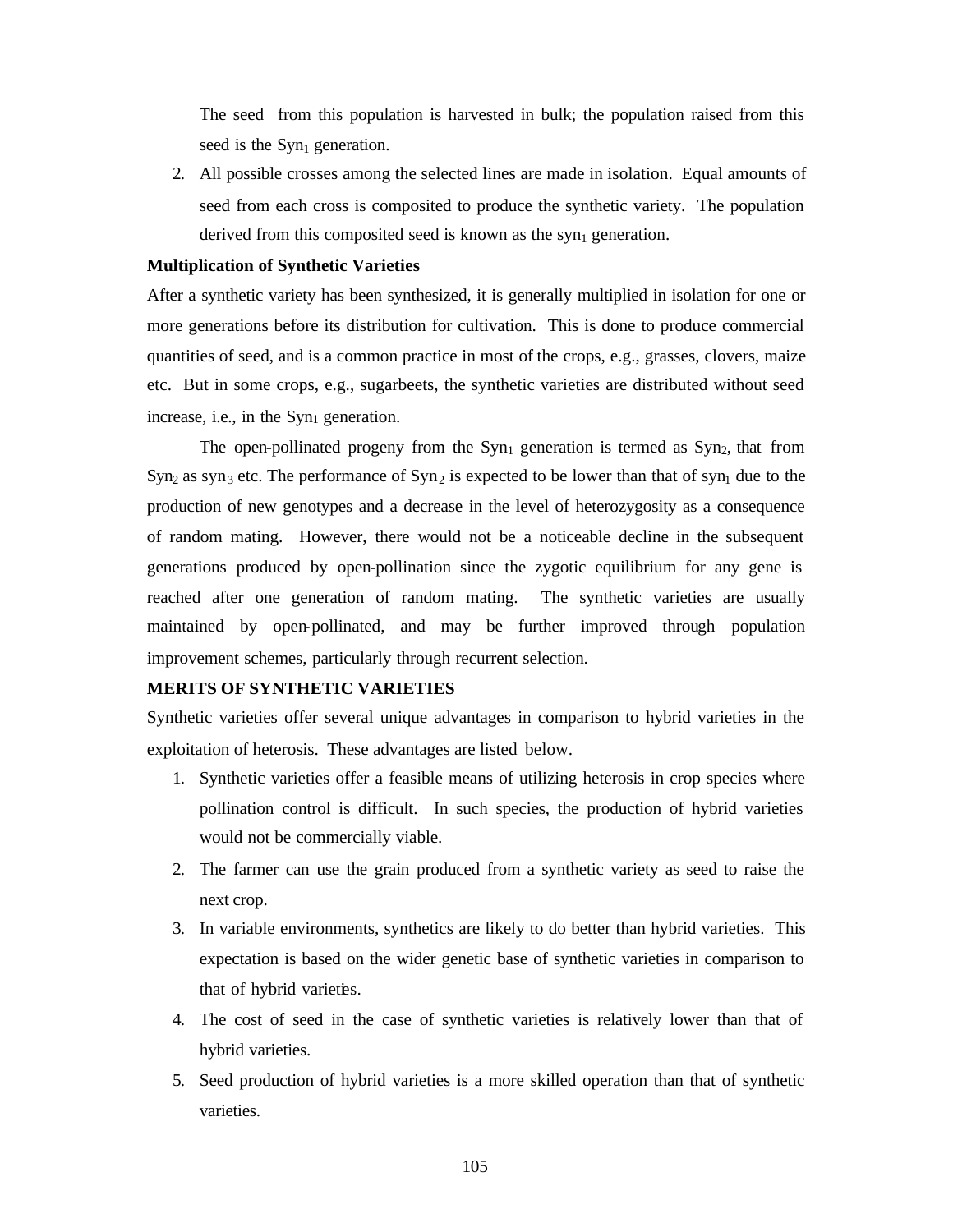The seed from this population is harvested in bulk; the population raised from this seed is the $Syn_1$ generation.

2. All possible crosses among the selected lines are made in isolation. Equal amounts of seed from each cross is composited to produce the synthetic variety. The population derived from this composited seed is known as the $syn_1$ generation.

**Multiplication of Synthetic Varieties**

After a synthetic variety has been synthesized, it is generally multiplied in isolation for one or more generations before its distribution for cultivation. This is done to produce commercial quantities of seed, and is a common practice in most of the crops, e.g., grasses, clovers, maize etc. But in some crops, e.g., sugarbeets, the synthetic varieties are distributed without seed increase, i.e., in the $Syn_1$ generation.

The open-pollinated progeny from the $Syn_1$ generation is termed as $Syn_2$, that from $Syn_2$ as $syn_3$ etc. The performance of $Syn_2$ is expected to be lower than that of $syn_1$ due to the production of new genotypes and a decrease in the level of heterozygosity as a consequence of random mating. However, there would not be a noticeable decline in the subsequent generations produced by open-pollination since the zygotic equilibrium for any gene is reached after one generation of random mating. The synthetic varieties are usually maintained by open-pollinated, and may be further improved through population improvement schemes, particularly through recurrent selection.

**MERITS OF SYNTHETIC VARIETIES**

Synthetic varieties offer several unique advantages in comparison to hybrid varieties in the exploitation of heterosis. These advantages are listed below.

1. Synthetic varieties offer a feasible means of utilizing heterosis in crop species where pollination control is difficult. In such species, the production of hybrid varieties would not be commercially viable.
2. The farmer can use the grain produced from a synthetic variety as seed to raise the next crop.
3. In variable environments, synthetics are likely to do better than hybrid varieties. This expectation is based on the wider genetic base of synthetic varieties in comparison to that of hybrid varieties.
4. The cost of seed in the case of synthetic varieties is relatively lower than that of hybrid varieties.
5. Seed production of hybrid varieties is a more skilled operation than that of synthetic varieties.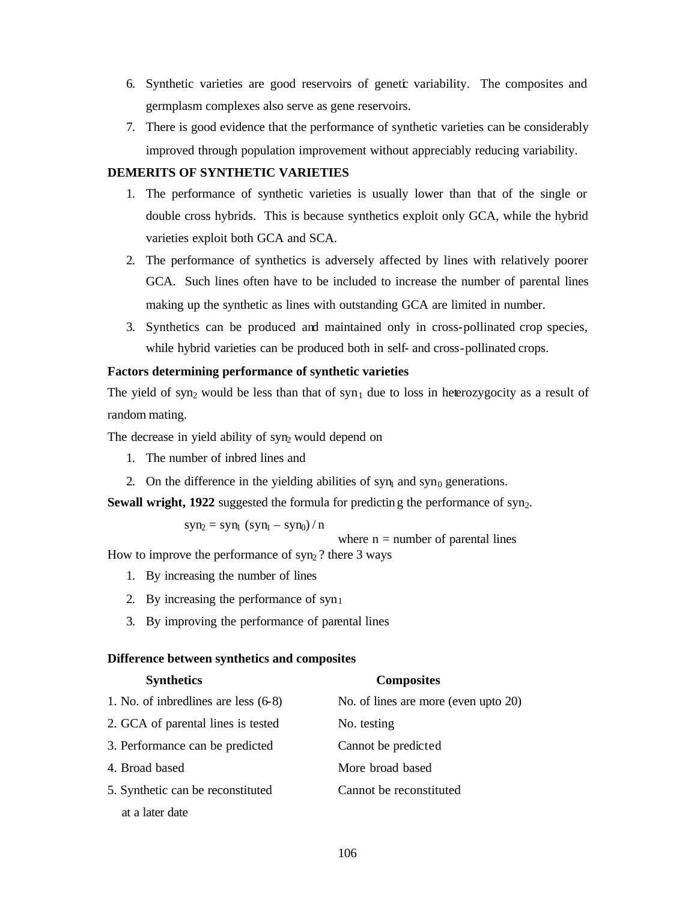6. Synthetic varieties are good reservoirs of genetic variability. The composites and germplasm complexes also serve as gene reservoirs.
7. There is good evidence that the performance of synthetic varieties can be considerably improved through population improvement without appreciably reducing variability.

**DEMERITS OF SYNTHETIC VARIETIES**

1. The performance of synthetic varieties is usually lower than that of the single or double cross hybrids. This is because synthetics exploit only GCA, while the hybrid varieties exploit both GCA and SCA.
2. The performance of synthetics is adversely affected by lines with relatively poorer GCA. Such lines often have to be included to increase the number of parental lines making up the synthetic as lines with outstanding GCA are limited in number.
3. Synthetics can be produced and maintained only in cross-pollinated crop species, while hybrid varieties can be produced both in self- and cross-pollinated crops.

**Factors determining performance of synthetic varieties**

The yield of $syn_2$ would be less than that of $syn_1$ due to loss in heterozygocity as a result of random mating.

The decrease in yield ability of $syn_2$ would depend on

1. The number of inbred lines and
2. On the difference in the yielding abilities of $syn_1$ and $syn_0$ generations.

**Sewall wright, 1922** suggested the formula for predicting the performance of $syn_2$.

$$syn_2 = syn_1 \; (syn_1 - syn_0) / n$$

where n = number of parental lines

How to improve the performance of $syn_2$ ? there 3 ways

1. By increasing the number of lines
2. By increasing the performance of $syn_1$
3. By improving the performance of parental lines

**Difference between synthetics and composites**

| **Synthetics** | **Composites** |
|---|---|
| 1. No. of inbredlines are less (6-8) | No. of lines are more (even upto 20) |
| 2. GCA of parental lines is tested | No. testing |
| 3. Performance can be predicted | Cannot be predicted |
| 4. Broad based | More broad based |
| 5. Synthetic can be reconstituted at a later date | Cannot be reconstituted |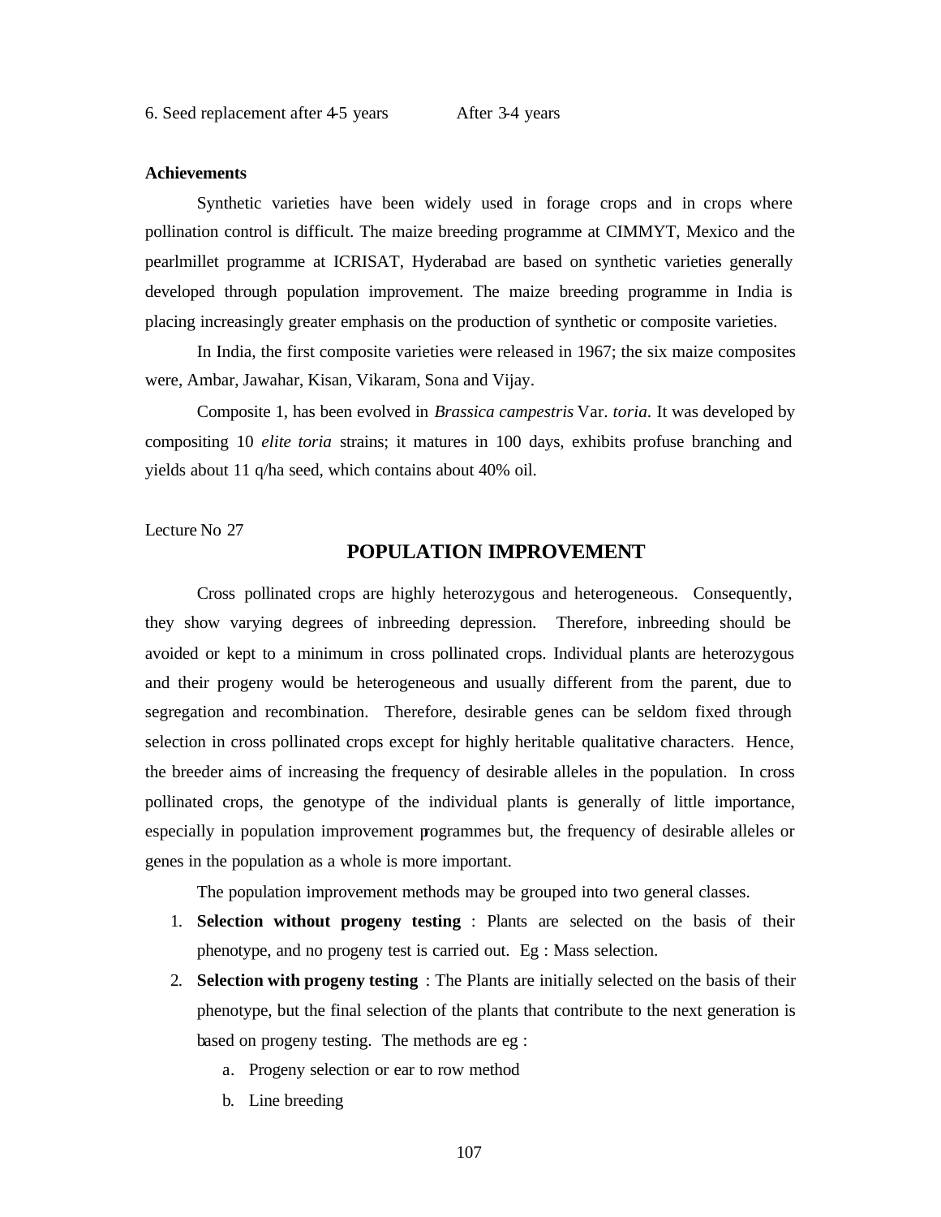6. Seed replacement after 4-5 years After 3-4 years

**Achievements**

Synthetic varieties have been widely used in forage crops and in crops where pollination control is difficult. The maize breeding programme at CIMMYT, Mexico and the pearlmillet programme at ICRISAT, Hyderabad are based on synthetic varieties generally developed through population improvement. The maize breeding programme in India is placing increasingly greater emphasis on the production of synthetic or composite varieties.

In India, the first composite varieties were released in 1967; the six maize composites were, Ambar, Jawahar, Kisan, Vikaram, Sona and Vijay.

Composite 1, has been evolved in *Brassica campestris* Var. *toria*. It was developed by compositing 10 *elite toria* strains; it matures in 100 days, exhibits profuse branching and yields about 11 q/ha seed, which contains about 40% oil.

Lecture No 27

## POPULATION IMPROVEMENT

Cross pollinated crops are highly heterozygous and heterogeneous. Consequently, they show varying degrees of inbreeding depression. Therefore, inbreeding should be avoided or kept to a minimum in cross pollinated crops. Individual plants are heterozygous and their progeny would be heterogeneous and usually different from the parent, due to segregation and recombination. Therefore, desirable genes can be seldom fixed through selection in cross pollinated crops except for highly heritable qualitative characters. Hence, the breeder aims of increasing the frequency of desirable alleles in the population. In cross pollinated crops, the genotype of the individual plants is generally of little importance, especially in population improvement programmes but, the frequency of desirable alleles or genes in the population as a whole is more important.

The population improvement methods may be grouped into two general classes.

1. **Selection without progeny testing** : Plants are selected on the basis of their phenotype, and no progeny test is carried out. Eg : Mass selection.
2. **Selection with progeny testing** : The Plants are initially selected on the basis of their phenotype, but the final selection of the plants that contribute to the next generation is based on progeny testing. The methods are eg :
   a. Progeny selection or ear to row method
   b. Line breeding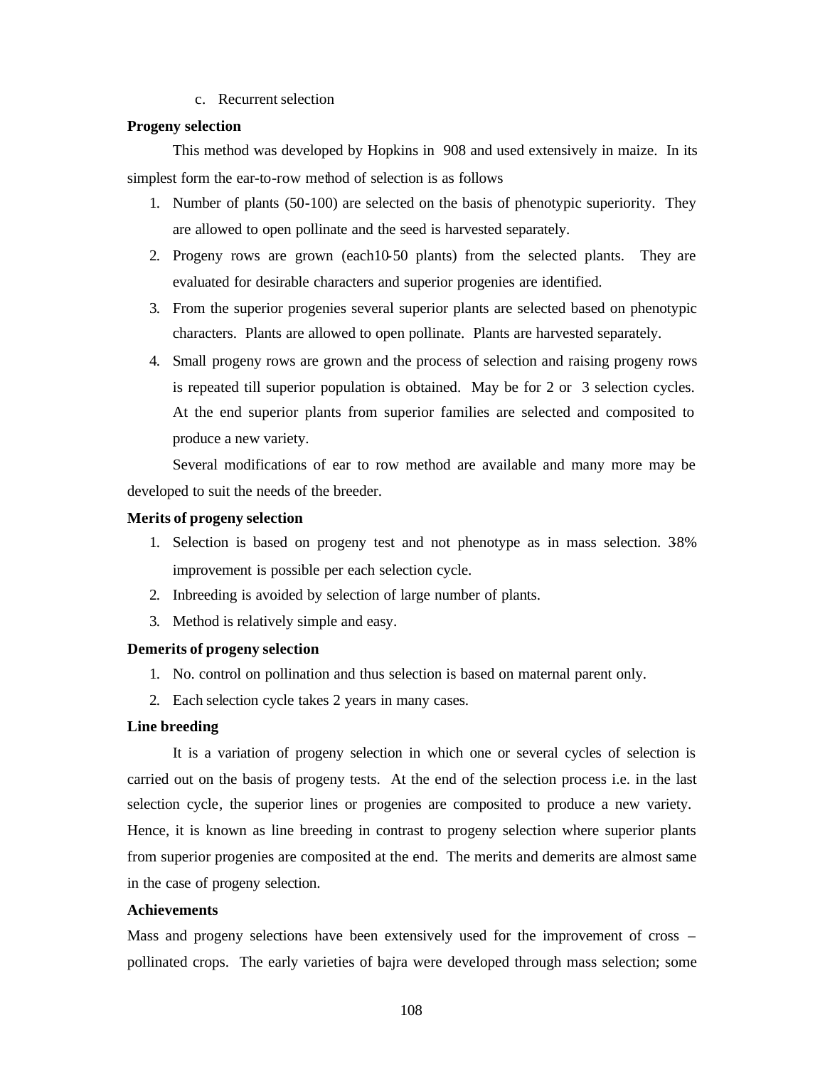c. Recurrent selection

**Progeny selection**

This method was developed by Hopkins in 908 and used extensively in maize. In its simplest form the ear-to-row method of selection is as follows

1. Number of plants (50-100) are selected on the basis of phenotypic superiority. They are allowed to open pollinate and the seed is harvested separately.
2. Progeny rows are grown (each10-50 plants) from the selected plants. They are evaluated for desirable characters and superior progenies are identified.
3. From the superior progenies several superior plants are selected based on phenotypic characters. Plants are allowed to open pollinate. Plants are harvested separately.
4. Small progeny rows are grown and the process of selection and raising progeny rows is repeated till superior population is obtained. May be for 2 or 3 selection cycles. At the end superior plants from superior families are selected and composited to produce a new variety.

Several modifications of ear to row method are available and many more may be developed to suit the needs of the breeder.

**Merits of progeny selection**

1. Selection is based on progeny test and not phenotype as in mass selection. 3-8% improvement is possible per each selection cycle.
2. Inbreeding is avoided by selection of large number of plants.
3. Method is relatively simple and easy.

**Demerits of progeny selection**

1. No. control on pollination and thus selection is based on maternal parent only.
2. Each selection cycle takes 2 years in many cases.

**Line breeding**

It is a variation of progeny selection in which one or several cycles of selection is carried out on the basis of progeny tests. At the end of the selection process i.e. in the last selection cycle, the superior lines or progenies are composited to produce a new variety. Hence, it is known as line breeding in contrast to progeny selection where superior plants from superior progenies are composited at the end. The merits and demerits are almost same in the case of progeny selection.

**Achievements**

Mass and progeny selections have been extensively used for the improvement of cross – pollinated crops. The early varieties of bajra were developed through mass selection; some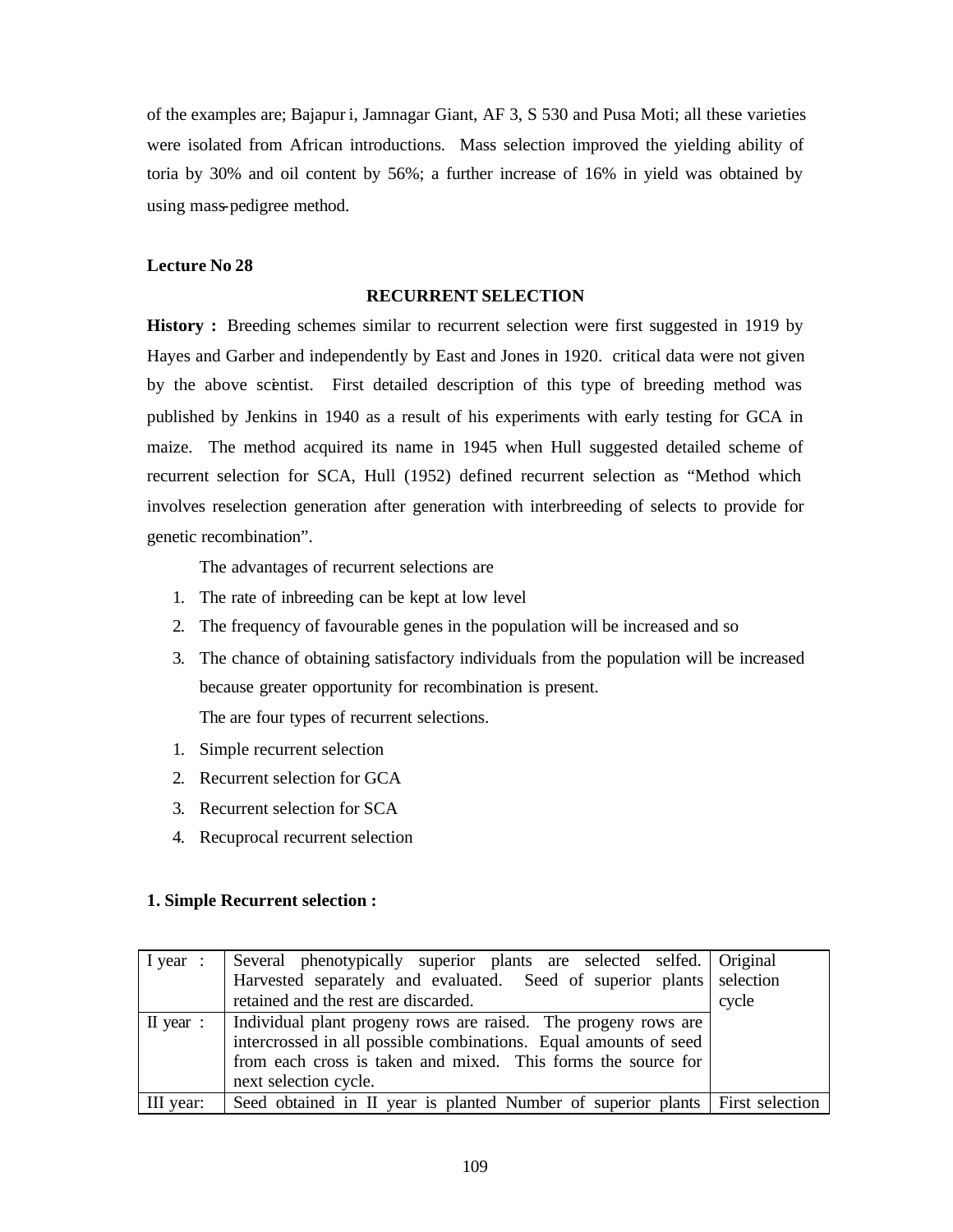of the examples are; Bajapuri, Jamnagar Giant, AF 3, S 530 and Pusa Moti; all these varieties were isolated from African introductions. Mass selection improved the yielding ability of toria by 30% and oil content by 56%; a further increase of 16% in yield was obtained by using mass-pedigree method.

**Lecture No 28**

## RECURRENT SELECTION

**History :** Breeding schemes similar to recurrent selection were first suggested in 1919 by Hayes and Garber and independently by East and Jones in 1920. critical data were not given by the above scientist. First detailed description of this type of breeding method was published by Jenkins in 1940 as a result of his experiments with early testing for GCA in maize. The method acquired its name in 1945 when Hull suggested detailed scheme of recurrent selection for SCA, Hull (1952) defined recurrent selection as "Method which involves reselection generation after generation with interbreeding of selects to provide for genetic recombination".

The advantages of recurrent selections are

1. The rate of inbreeding can be kept at low level
2. The frequency of favourable genes in the population will be increased and so
3. The chance of obtaining satisfactory individuals from the population will be increased because greater opportunity for recombination is present.

   The are four types of recurrent selections.

1. Simple recurrent selection
2. Recurrent selection for GCA
3. Recurrent selection for SCA
4. Recuprocal recurrent selection

**1. Simple Recurrent selection :**

| | | |
|---|---|---|
| I year : | Several phenotypically superior plants are selected selfed. Harvested separately and evaluated. Seed of superior plants retained and the rest are discarded. | Original selection cycle |
| II year : | Individual plant progeny rows are raised. The progeny rows are intercrossed in all possible combinations. Equal amounts of seed from each cross is taken and mixed. This forms the source for next selection cycle. | |
| III year: | Seed obtained in II year is planted Number of superior plants | First selection |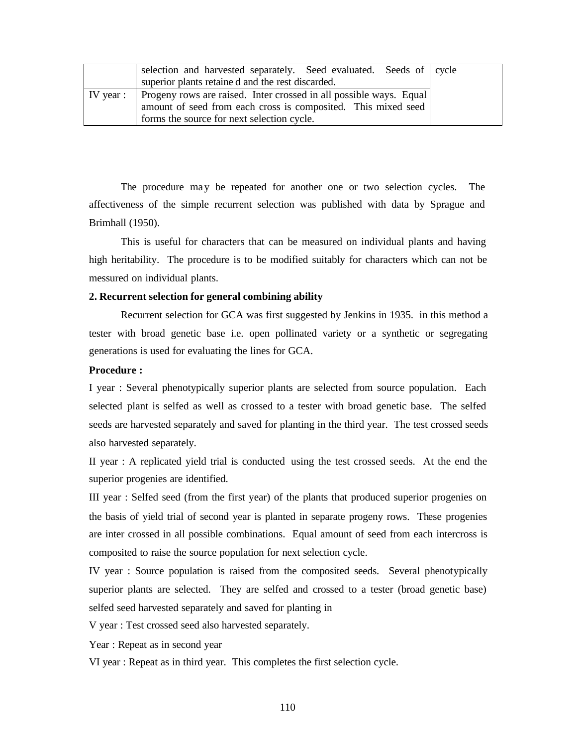|  | selection and harvested separately. Seed evaluated. Seeds of superior plants retaine d and the rest discarded. | cycle |
| --- | --- | --- |
| IV year : | Progeny rows are raised. Inter crossed in all possible ways. Equal amount of seed from each cross is composited. This mixed seed forms the source for next selection cycle. |  |

The procedure may be repeated for another one or two selection cycles. The affectiveness of the simple recurrent selection was published with data by Sprague and Brimhall (1950).

This is useful for characters that can be measured on individual plants and having high heritability. The procedure is to be modified suitably for characters which can not be messured on individual plants.

**2. Recurrent selection for general combining ability**

Recurrent selection for GCA was first suggested by Jenkins in 1935. in this method a tester with broad genetic base i.e. open pollinated variety or a synthetic or segregating generations is used for evaluating the lines for GCA.

**Procedure :**

I year : Several phenotypically superior plants are selected from source population. Each selected plant is selfed as well as crossed to a tester with broad genetic base. The selfed seeds are harvested separately and saved for planting in the third year. The test crossed seeds also harvested separately.

II year : A replicated yield trial is conducted using the test crossed seeds. At the end the superior progenies are identified.

III year : Selfed seed (from the first year) of the plants that produced superior progenies on the basis of yield trial of second year is planted in separate progeny rows. These progenies are inter crossed in all possible combinations. Equal amount of seed from each intercross is composited to raise the source population for next selection cycle.

IV year : Source population is raised from the composited seeds. Several phenotypically superior plants are selected. They are selfed and crossed to a tester (broad genetic base) selfed seed harvested separately and saved for planting in

V year : Test crossed seed also harvested separately.

Year : Repeat as in second year

VI year : Repeat as in third year. This completes the first selection cycle.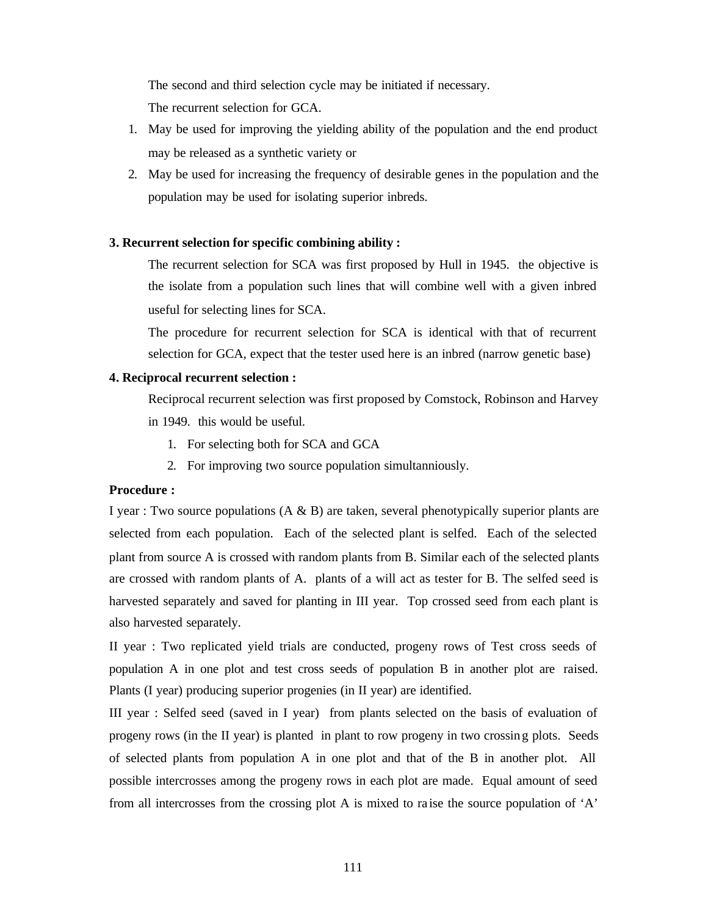The second and third selection cycle may be initiated if necessary.

The recurrent selection for GCA.

1. May be used for improving the yielding ability of the population and the end product may be released as a synthetic variety or
2. May be used for increasing the frequency of desirable genes in the population and the population may be used for isolating superior inbreds.

**3. Recurrent selection for specific combining ability :**

The recurrent selection for SCA was first proposed by Hull in 1945. the objective is the isolate from a population such lines that will combine well with a given inbred useful for selecting lines for SCA.

The procedure for recurrent selection for SCA is identical with that of recurrent selection for GCA, expect that the tester used here is an inbred (narrow genetic base)

**4. Reciprocal recurrent selection :**

Reciprocal recurrent selection was first proposed by Comstock, Robinson and Harvey in 1949. this would be useful.

1. For selecting both for SCA and GCA
2. For improving two source population simultanniously.

**Procedure :**

I year : Two source populations (A & B) are taken, several phenotypically superior plants are selected from each population. Each of the selected plant is selfed. Each of the selected plant from source A is crossed with random plants from B. Similar each of the selected plants are crossed with random plants of A. plants of a will act as tester for B. The selfed seed is harvested separately and saved for planting in III year. Top crossed seed from each plant is also harvested separately.

II year : Two replicated yield trials are conducted, progeny rows of Test cross seeds of population A in one plot and test cross seeds of population B in another plot are raised. Plants (I year) producing superior progenies (in II year) are identified.

III year : Selfed seed (saved in I year) from plants selected on the basis of evaluation of progeny rows (in the II year) is planted in plant to row progeny in two crossing plots. Seeds of selected plants from population A in one plot and that of the B in another plot. All possible intercrosses among the progeny rows in each plot are made. Equal amount of seed from all intercrosses from the crossing plot A is mixed to raise the source population of 'A'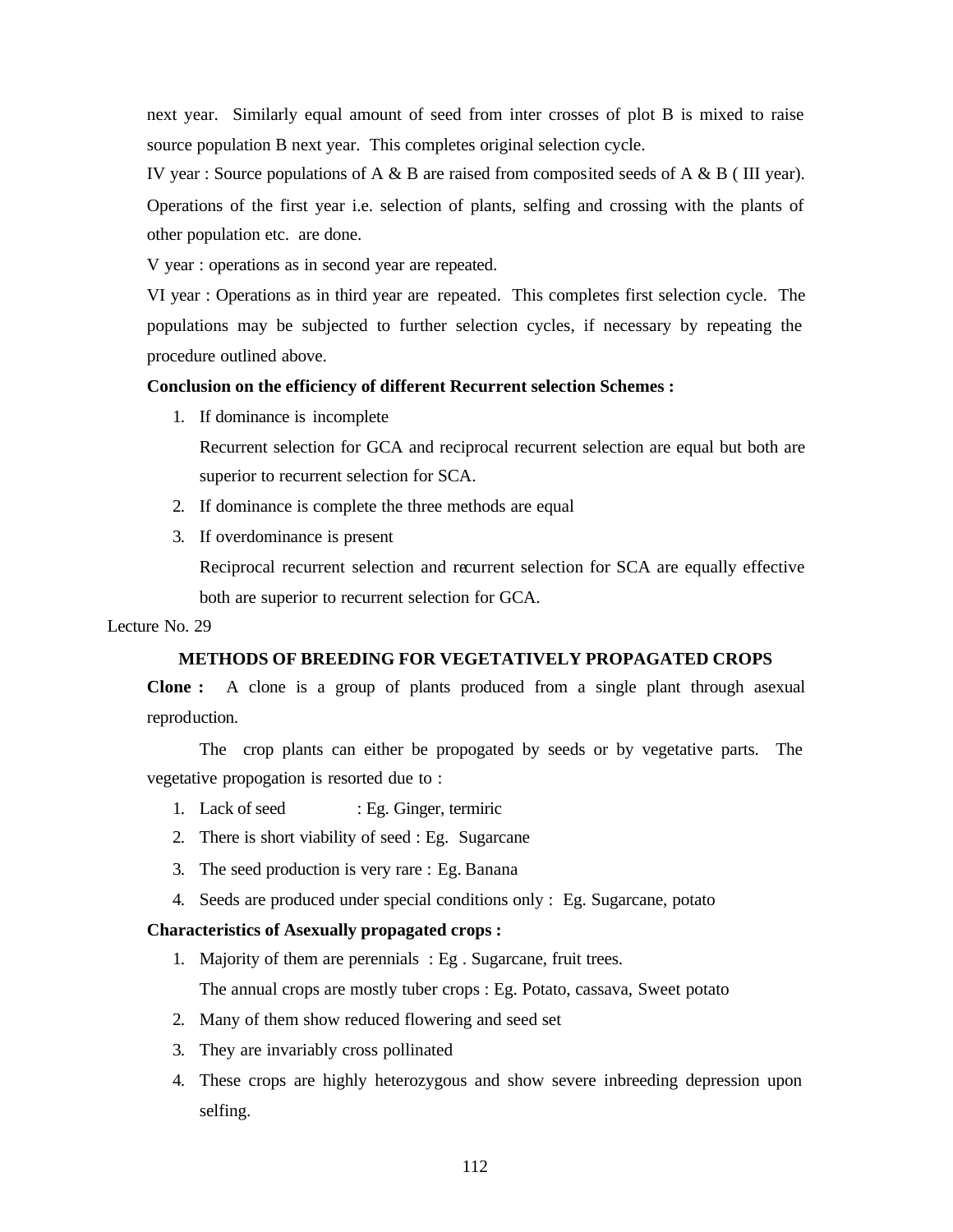next year. Similarly equal amount of seed from inter crosses of plot B is mixed to raise source population B next year. This completes original selection cycle.

IV year : Source populations of A & B are raised from composited seeds of A & B ( III year). Operations of the first year i.e. selection of plants, selfing and crossing with the plants of other population etc. are done.

V year : operations as in second year are repeated.

VI year : Operations as in third year are repeated. This completes first selection cycle. The populations may be subjected to further selection cycles, if necessary by repeating the procedure outlined above.

**Conclusion on the efficiency of different Recurrent selection Schemes :**

1. If dominance is incomplete

   Recurrent selection for GCA and reciprocal recurrent selection are equal but both are superior to recurrent selection for SCA.

2. If dominance is complete the three methods are equal
3. If overdominance is present

   Reciprocal recurrent selection and recurrent selection for SCA are equally effective both are superior to recurrent selection for GCA.

Lecture No. 29

## METHODS OF BREEDING FOR VEGETATIVELY PROPAGATED CROPS

**Clone :** A clone is a group of plants produced from a single plant through asexual reproduction.

The crop plants can either be propogated by seeds or by vegetative parts. The vegetative propogation is resorted due to :

1. Lack of seed : Eg. Ginger, termiric
2. There is short viability of seed : Eg. Sugarcane
3. The seed production is very rare : Eg. Banana
4. Seeds are produced under special conditions only : Eg. Sugarcane, potato

**Characteristics of Asexually propagated crops :**

1. Majority of them are perennials : Eg . Sugarcane, fruit trees.

   The annual crops are mostly tuber crops : Eg. Potato, cassava, Sweet potato

2. Many of them show reduced flowering and seed set
3. They are invariably cross pollinated
4. These crops are highly heterozygous and show severe inbreeding depression upon selfing.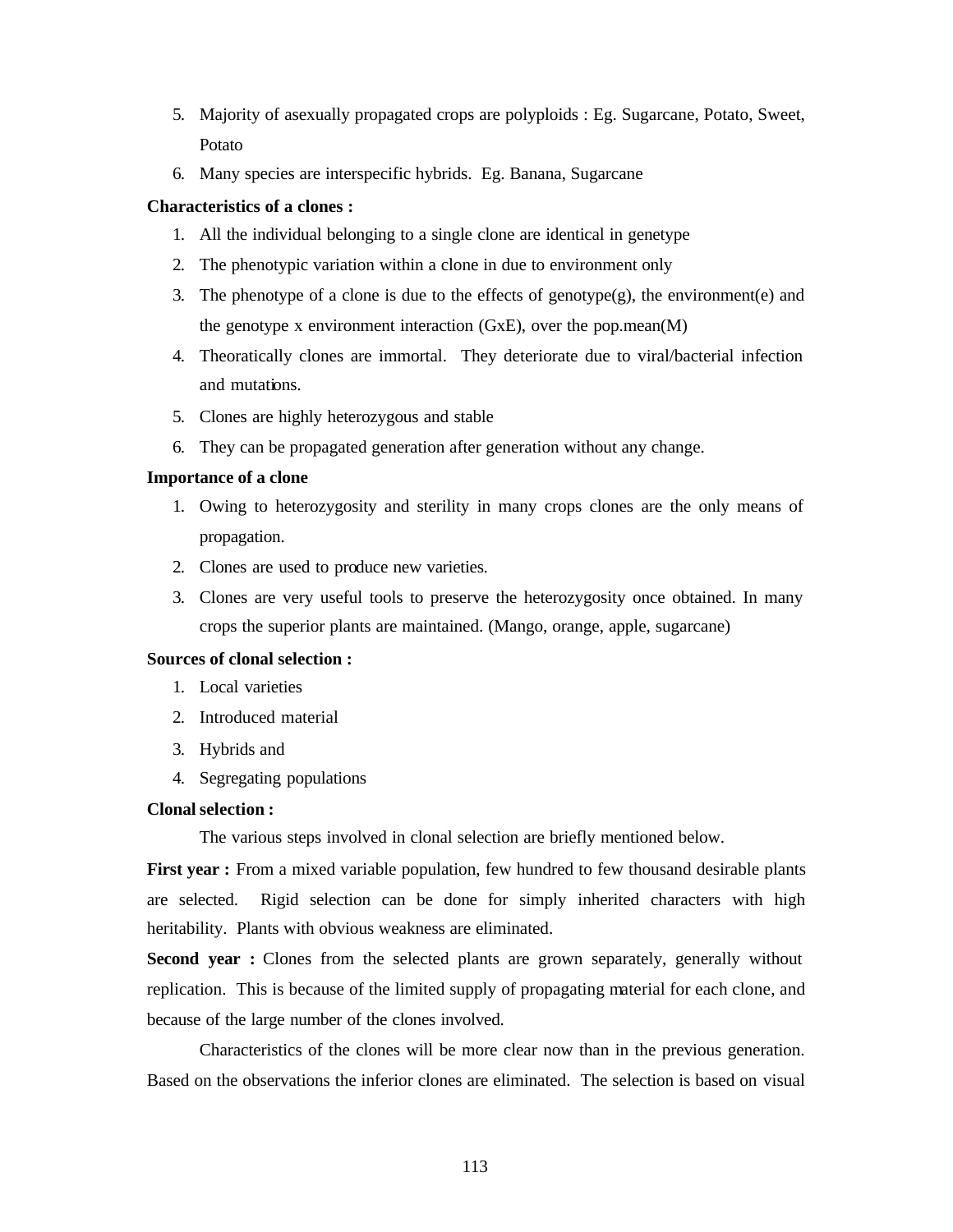5. Majority of asexually propagated crops are polyploids : Eg. Sugarcane, Potato, Sweet, Potato
6. Many species are interspecific hybrids. Eg. Banana, Sugarcane

**Characteristics of a clones :**

1. All the individual belonging to a single clone are identical in genetype
2. The phenotypic variation within a clone in due to environment only
3. The phenotype of a clone is due to the effects of genotype(g), the environment(e) and the genotype x environment interaction (GxE), over the pop.mean(M)
4. Theoratically clones are immortal. They deteriorate due to viral/bacterial infection and mutations.
5. Clones are highly heterozygous and stable
6. They can be propagated generation after generation without any change.

**Importance of a clone**

1. Owing to heterozygosity and sterility in many crops clones are the only means of propagation.
2. Clones are used to produce new varieties.
3. Clones are very useful tools to preserve the heterozygosity once obtained. In many crops the superior plants are maintained. (Mango, orange, apple, sugarcane)

**Sources of clonal selection :**

1. Local varieties
2. Introduced material
3. Hybrids and
4. Segregating populations

**Clonal selection :**

The various steps involved in clonal selection are briefly mentioned below.

**First year :** From a mixed variable population, few hundred to few thousand desirable plants are selected. Rigid selection can be done for simply inherited characters with high heritability. Plants with obvious weakness are eliminated.

**Second year :** Clones from the selected plants are grown separately, generally without replication. This is because of the limited supply of propagating material for each clone, and because of the large number of the clones involved.

Characteristics of the clones will be more clear now than in the previous generation. Based on the observations the inferior clones are eliminated. The selection is based on visual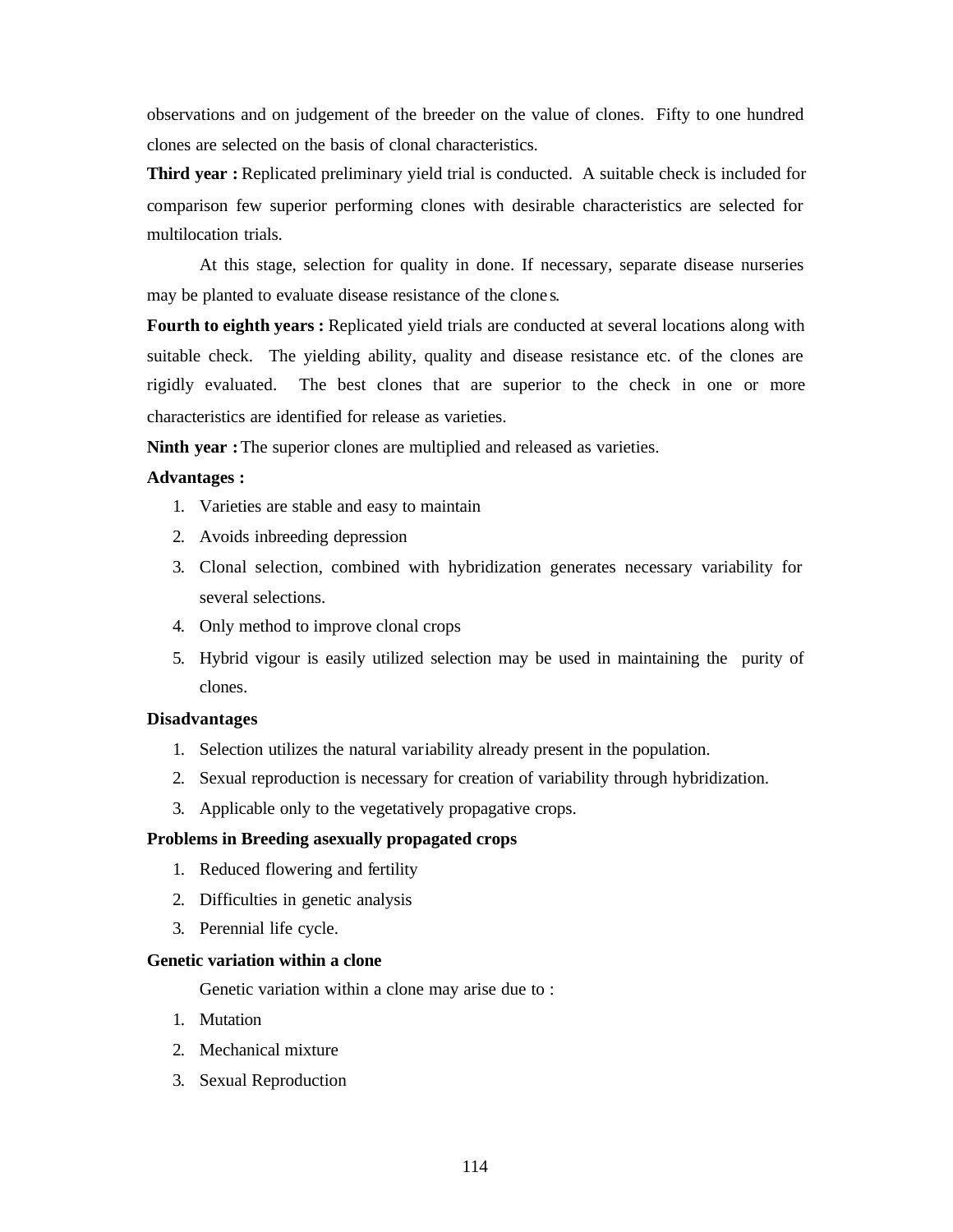observations and on judgement of the breeder on the value of clones. Fifty to one hundred clones are selected on the basis of clonal characteristics.

**Third year :** Replicated preliminary yield trial is conducted. A suitable check is included for comparison few superior performing clones with desirable characteristics are selected for multilocation trials.

At this stage, selection for quality in done. If necessary, separate disease nurseries may be planted to evaluate disease resistance of the clones.

**Fourth to eighth years :** Replicated yield trials are conducted at several locations along with suitable check. The yielding ability, quality and disease resistance etc. of the clones are rigidly evaluated. The best clones that are superior to the check in one or more characteristics are identified for release as varieties.

**Ninth year :** The superior clones are multiplied and released as varieties.

**Advantages :**

1. Varieties are stable and easy to maintain
2. Avoids inbreeding depression
3. Clonal selection, combined with hybridization generates necessary variability for several selections.
4. Only method to improve clonal crops
5. Hybrid vigour is easily utilized selection may be used in maintaining the purity of clones.

**Disadvantages**

1. Selection utilizes the natural variability already present in the population.
2. Sexual reproduction is necessary for creation of variability through hybridization.
3. Applicable only to the vegetatively propagative crops.

**Problems in Breeding asexually propagated crops**

1. Reduced flowering and fertility
2. Difficulties in genetic analysis
3. Perennial life cycle.

**Genetic variation within a clone**

Genetic variation within a clone may arise due to :

1. Mutation
2. Mechanical mixture
3. Sexual Reproduction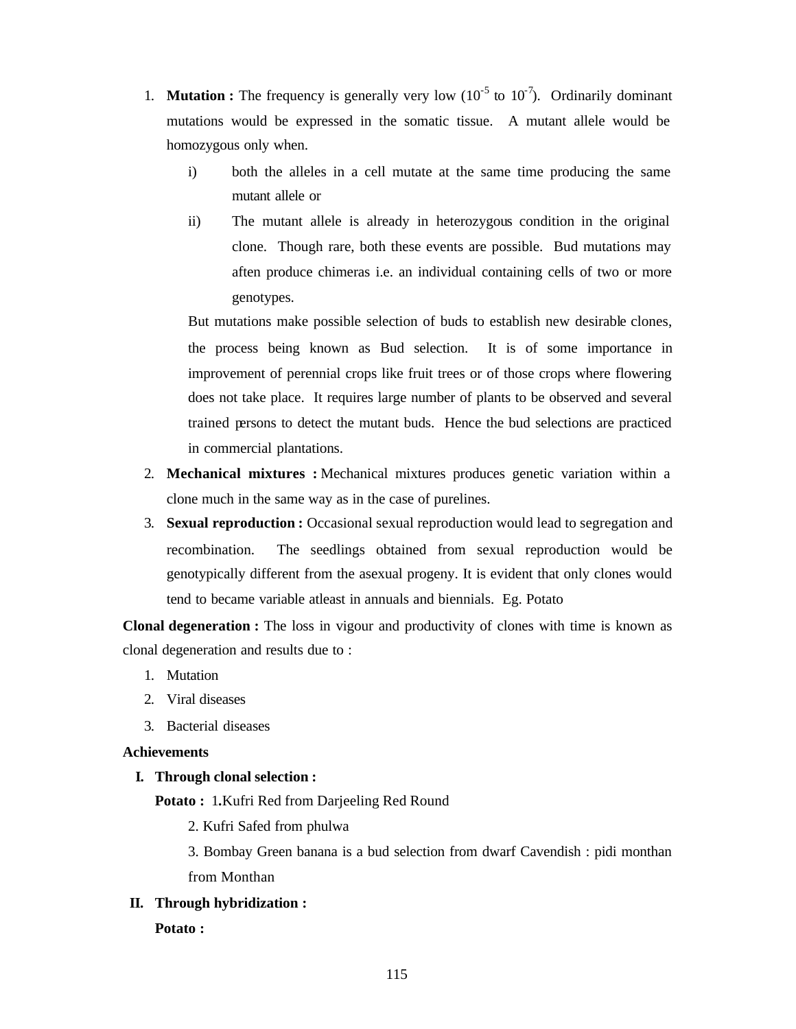1. **Mutation :** The frequency is generally very low ($10^{-5}$ to $10^{-7}$). Ordinarily dominant mutations would be expressed in the somatic tissue. A mutant allele would be homozygous only when.

   i) both the alleles in a cell mutate at the same time producing the same mutant allele or

   ii) The mutant allele is already in heterozygous condition in the original clone. Though rare, both these events are possible. Bud mutations may aften produce chimeras i.e. an individual containing cells of two or more genotypes.

   But mutations make possible selection of buds to establish new desirable clones, the process being known as Bud selection. It is of some importance in improvement of perennial crops like fruit trees or of those crops where flowering does not take place. It requires large number of plants to be observed and several trained persons to detect the mutant buds. Hence the bud selections are practiced in commercial plantations.

2. **Mechanical mixtures :** Mechanical mixtures produces genetic variation within a clone much in the same way as in the case of purelines.

3. **Sexual reproduction :** Occasional sexual reproduction would lead to segregation and recombination. The seedlings obtained from sexual reproduction would be genotypically different from the asexual progeny. It is evident that only clones would tend to became variable atleast in annuals and biennials. Eg. Potato

**Clonal degeneration :** The loss in vigour and productivity of clones with time is known as clonal degeneration and results due to :

1. Mutation
2. Viral diseases
3. Bacterial diseases

**Achievements**

**I. Through clonal selection :**

**Potato :** 1. Kufri Red from Darjeeling Red Round

2. Kufri Safed from phulwa

3. Bombay Green banana is a bud selection from dwarf Cavendish : pidi monthan from Monthan

**II. Through hybridization :**

**Potato :**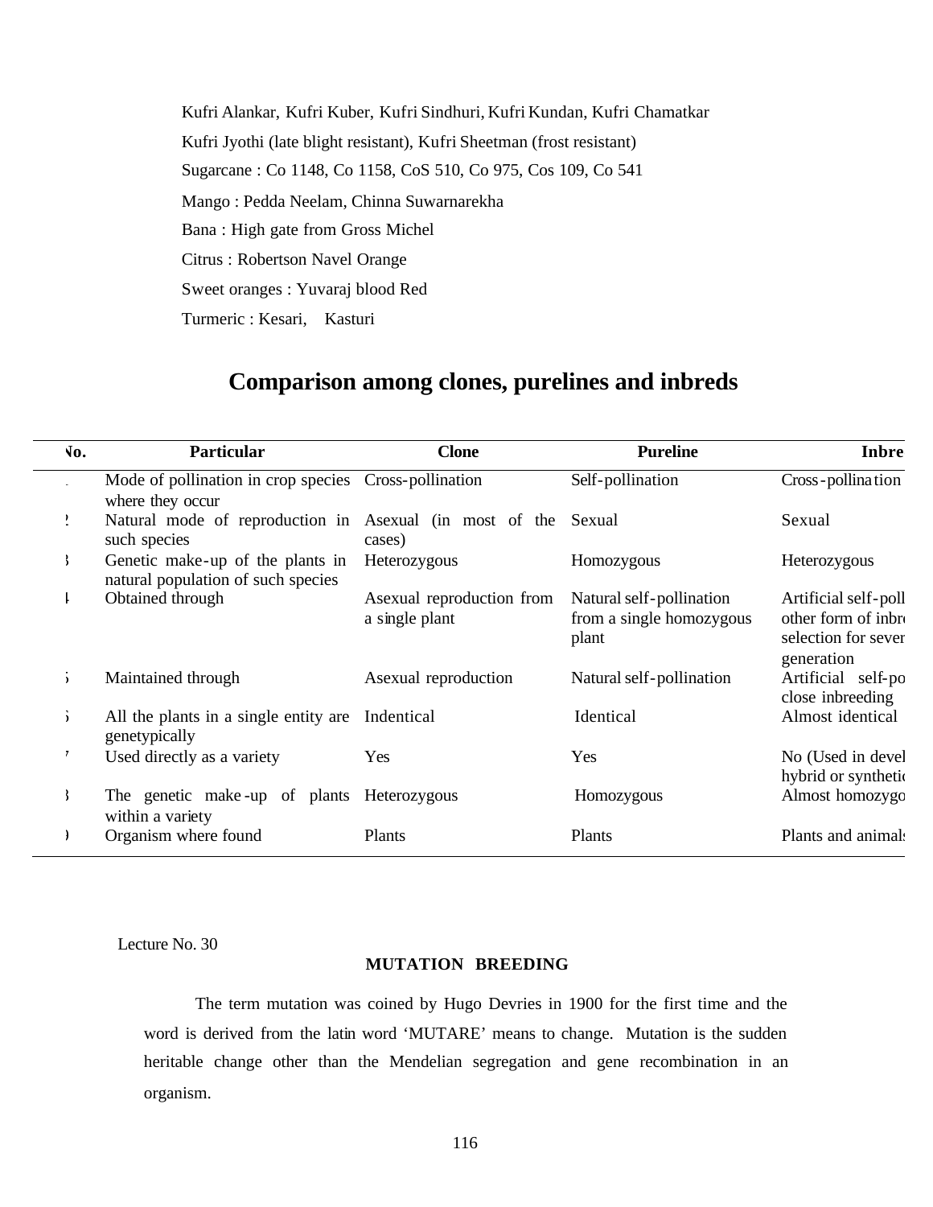Kufri Alankar, Kufri Kuber, Kufri Sindhuri, Kufri Kundan, Kufri Chamatkar

Kufri Jyothi (late blight resistant), Kufri Sheetman (frost resistant)

Sugarcane : Co 1148, Co 1158, CoS 510, Co 975, Cos 109, Co 541

Mango : Pedda Neelam, Chinna Suwarnarekha

Bana : High gate from Gross Michel

Citrus : Robertson Navel Orange

Sweet oranges : Yuvaraj blood Red

Turmeric : Kesari, Kasturi

## Comparison among clones, purelines and inbreds

| No. | Particular | Clone | Pureline | Inbre |
|---|---|---|---|---|
| . | Mode of pollination in crop species where they occur | Cross-pollination | Self-pollination | Cross-pollination |
| 2 | Natural mode of reproduction in such species | Asexual (in most of the cases) | Sexual | Sexual |
| 3 | Genetic make-up of the plants in natural population of such species | Heterozygous | Homozygous | Heterozygous |
| 4 | Obtained through | Asexual reproduction from a single plant | Natural self-pollination from a single homozygous plant | Artificial self-poll other form of inbr selection for sever generation |
| 5 | Maintained through | Asexual reproduction | Natural self-pollination | Artificial self-po close inbreeding |
| 6 | All the plants in a single entity are genetypically | Indentical | Identical | Almost identical |
| 7 | Used directly as a variety | Yes | Yes | No (Used in devel hybrid or syntheti |
| 8 | The genetic make-up of plants within a variety | Heterozygous | Homozygous | Almost homozygo |
| 9 | Organism where found | Plants | Plants | Plants and animal |

Lecture No. 30

### MUTATION BREEDING

The term mutation was coined by Hugo Devries in 1900 for the first time and the word is derived from the latin word 'MUTARE' means to change. Mutation is the sudden heritable change other than the Mendelian segregation and gene recombination in an organism.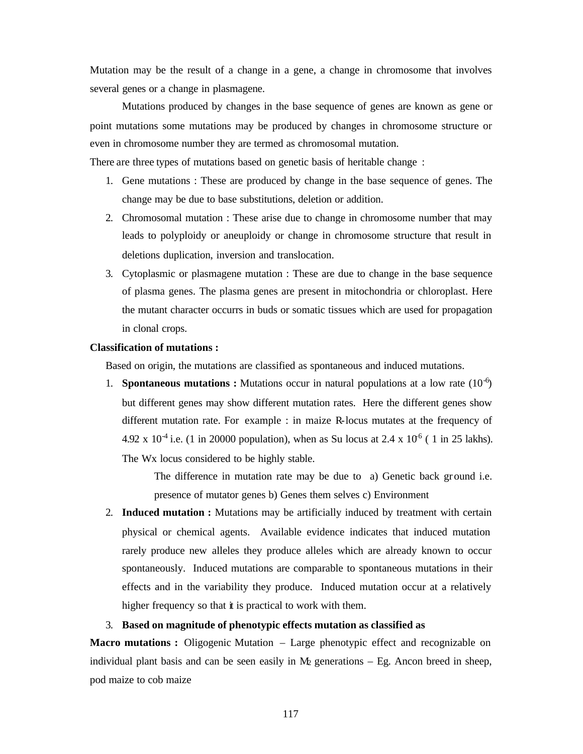Mutation may be the result of a change in a gene, a change in chromosome that involves several genes or a change in plasmagene.

Mutations produced by changes in the base sequence of genes are known as gene or point mutations some mutations may be produced by changes in chromosome structure or even in chromosome number they are termed as chromosomal mutation.

There are three types of mutations based on genetic basis of heritable change :

1. Gene mutations : These are produced by change in the base sequence of genes. The change may be due to base substitutions, deletion or addition.
2. Chromosomal mutation : These arise due to change in chromosome number that may leads to polyploidy or aneuploidy or change in chromosome structure that result in deletions duplication, inversion and translocation.
3. Cytoplasmic or plasmagene mutation : These are due to change in the base sequence of plasma genes. The plasma genes are present in mitochondria or chloroplast. Here the mutant character occurrs in buds or somatic tissues which are used for propagation in clonal crops.

**Classification of mutations :**

Based on origin, the mutations are classified as spontaneous and induced mutations.

1. **Spontaneous mutations :** Mutations occur in natural populations at a low rate ($10^{-6}$) but different genes may show different mutation rates. Here the different genes show different mutation rate. For example : in maize R-locus mutates at the frequency of $4.92 \times 10^{-4}$ i.e. (1 in 20000 population), when as Su locus at $2.4 \times 10^{-6}$ ( 1 in 25 lakhs). The Wx locus considered to be highly stable.

   The difference in mutation rate may be due to a) Genetic back ground i.e. presence of mutator genes b) Genes them selves c) Environment

2. **Induced mutation :** Mutations may be artificially induced by treatment with certain physical or chemical agents. Available evidence indicates that induced mutation rarely produce new alleles they produce alleles which are already known to occur spontaneously. Induced mutations are comparable to spontaneous mutations in their effects and in the variability they produce. Induced mutation occur at a relatively higher frequency so that it is practical to work with them.

3. **Based on magnitude of phenotypic effects mutation as classified as**

**Macro mutations :** Oligogenic Mutation – Large phenotypic effect and recognizable on individual plant basis and can be seen easily in $M_2$ generations – Eg. Ancon breed in sheep, pod maize to cob maize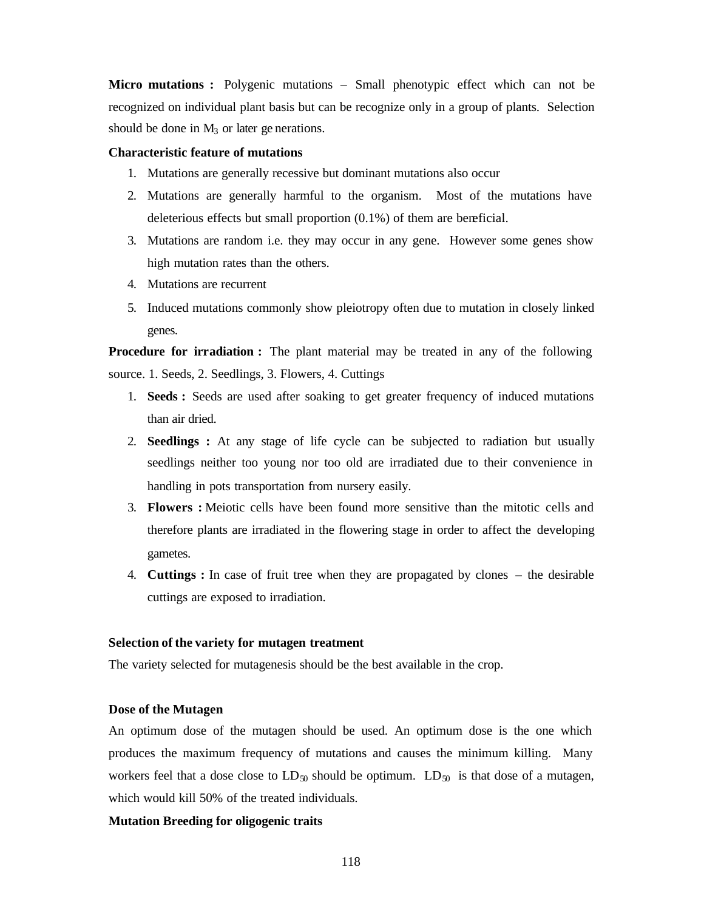**Micro mutations :** Polygenic mutations – Small phenotypic effect which can not be recognized on individual plant basis but can be recognize only in a group of plants. Selection should be done in $M_3$ or later generations.

**Characteristic feature of mutations**

1. Mutations are generally recessive but dominant mutations also occur
2. Mutations are generally harmful to the organism. Most of the mutations have deleterious effects but small proportion (0.1%) of them are beneficial.
3. Mutations are random i.e. they may occur in any gene. However some genes show high mutation rates than the others.
4. Mutations are recurrent
5. Induced mutations commonly show pleiotropy often due to mutation in closely linked genes.

**Procedure for irradiation :** The plant material may be treated in any of the following source. 1. Seeds, 2. Seedlings, 3. Flowers, 4. Cuttings

1. **Seeds :** Seeds are used after soaking to get greater frequency of induced mutations than air dried.
2. **Seedlings :** At any stage of life cycle can be subjected to radiation but usually seedlings neither too young nor too old are irradiated due to their convenience in handling in pots transportation from nursery easily.
3. **Flowers :** Meiotic cells have been found more sensitive than the mitotic cells and therefore plants are irradiated in the flowering stage in order to affect the developing gametes.
4. **Cuttings :** In case of fruit tree when they are propagated by clones – the desirable cuttings are exposed to irradiation.

**Selection of the variety for mutagen treatment**

The variety selected for mutagenesis should be the best available in the crop.

**Dose of the Mutagen**

An optimum dose of the mutagen should be used. An optimum dose is the one which produces the maximum frequency of mutations and causes the minimum killing. Many workers feel that a dose close to $LD_{50}$ should be optimum. $LD_{50}$ is that dose of a mutagen, which would kill 50% of the treated individuals.

**Mutation Breeding for oligogenic traits**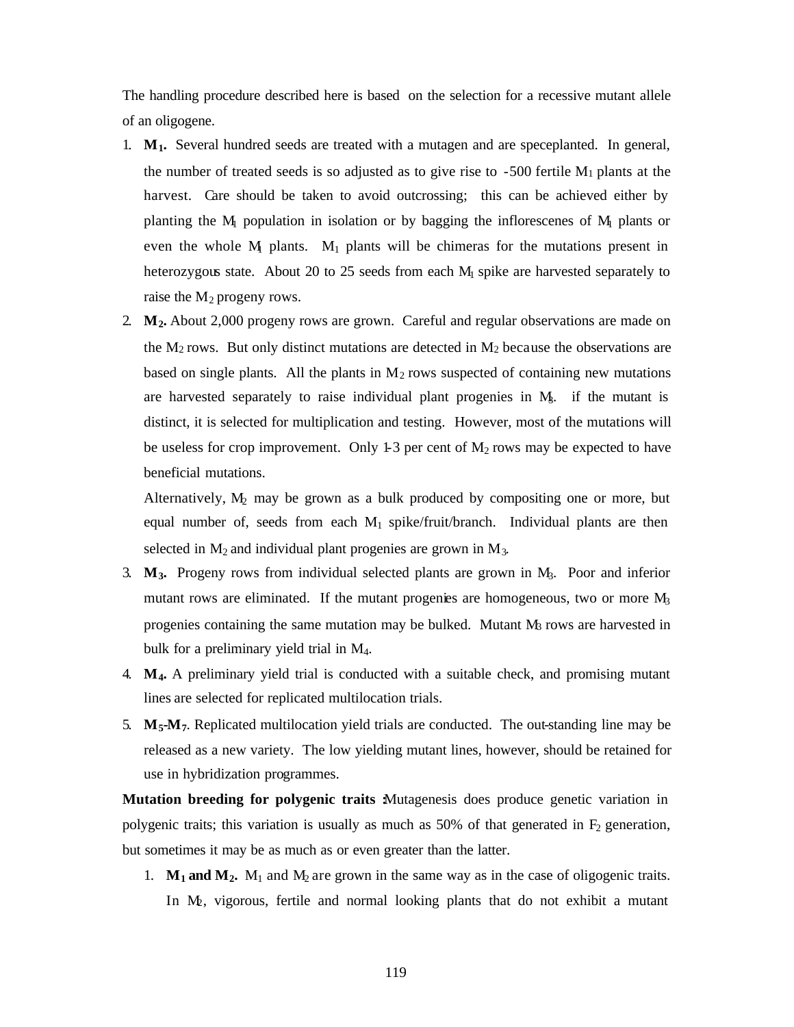The handling procedure described here is based on the selection for a recessive mutant allele of an oligogene.

1. **$M_1$.** Several hundred seeds are treated with a mutagen and are speceplanted. In general, the number of treated seeds is so adjusted as to give rise to -500 fertile $M_1$ plants at the harvest. Care should be taken to avoid outcrossing; this can be achieved either by planting the $M_1$ population in isolation or by bagging the inflorescenes of $M_1$ plants or even the whole $M_1$ plants. $M_1$ plants will be chimeras for the mutations present in heterozygous state. About 20 to 25 seeds from each $M_1$ spike are harvested separately to raise the $M_2$ progeny rows.
2. **$M_2$.** About 2,000 progeny rows are grown. Careful and regular observations are made on the $M_2$ rows. But only distinct mutations are detected in $M_2$ because the observations are based on single plants. All the plants in $M_2$ rows suspected of containing new mutations are harvested separately to raise individual plant progenies in $M_3$. if the mutant is distinct, it is selected for multiplication and testing. However, most of the mutations will be useless for crop improvement. Only 1-3 per cent of $M_2$ rows may be expected to have beneficial mutations.

   Alternatively, $M_2$ may be grown as a bulk produced by compositing one or more, but equal number of, seeds from each $M_1$ spike/fruit/branch. Individual plants are then selected in $M_2$ and individual plant progenies are grown in $M_3$.
3. **$M_3$.** Progeny rows from individual selected plants are grown in $M_3$. Poor and inferior mutant rows are eliminated. If the mutant progenies are homogeneous, two or more $M_3$ progenies containing the same mutation may be bulked. Mutant $M_3$ rows are harvested in bulk for a preliminary yield trial in $M_4$.
4. **$M_4$.** A preliminary yield trial is conducted with a suitable check, and promising mutant lines are selected for replicated multilocation trials.
5. **$M_5$-$M_7$.** Replicated multilocation yield trials are conducted. The out-standing line may be released as a new variety. The low yielding mutant lines, however, should be retained for use in hybridization programmes.

**Mutation breeding for polygenic traits :** Mutagenesis does produce genetic variation in polygenic traits; this variation is usually as much as 50% of that generated in $F_2$ generation, but sometimes it may be as much as or even greater than the latter.

1. **$M_1$ and $M_2$.** $M_1$ and $M_2$ are grown in the same way as in the case of oligogenic traits. In $M_2$, vigorous, fertile and normal looking plants that do not exhibit a mutant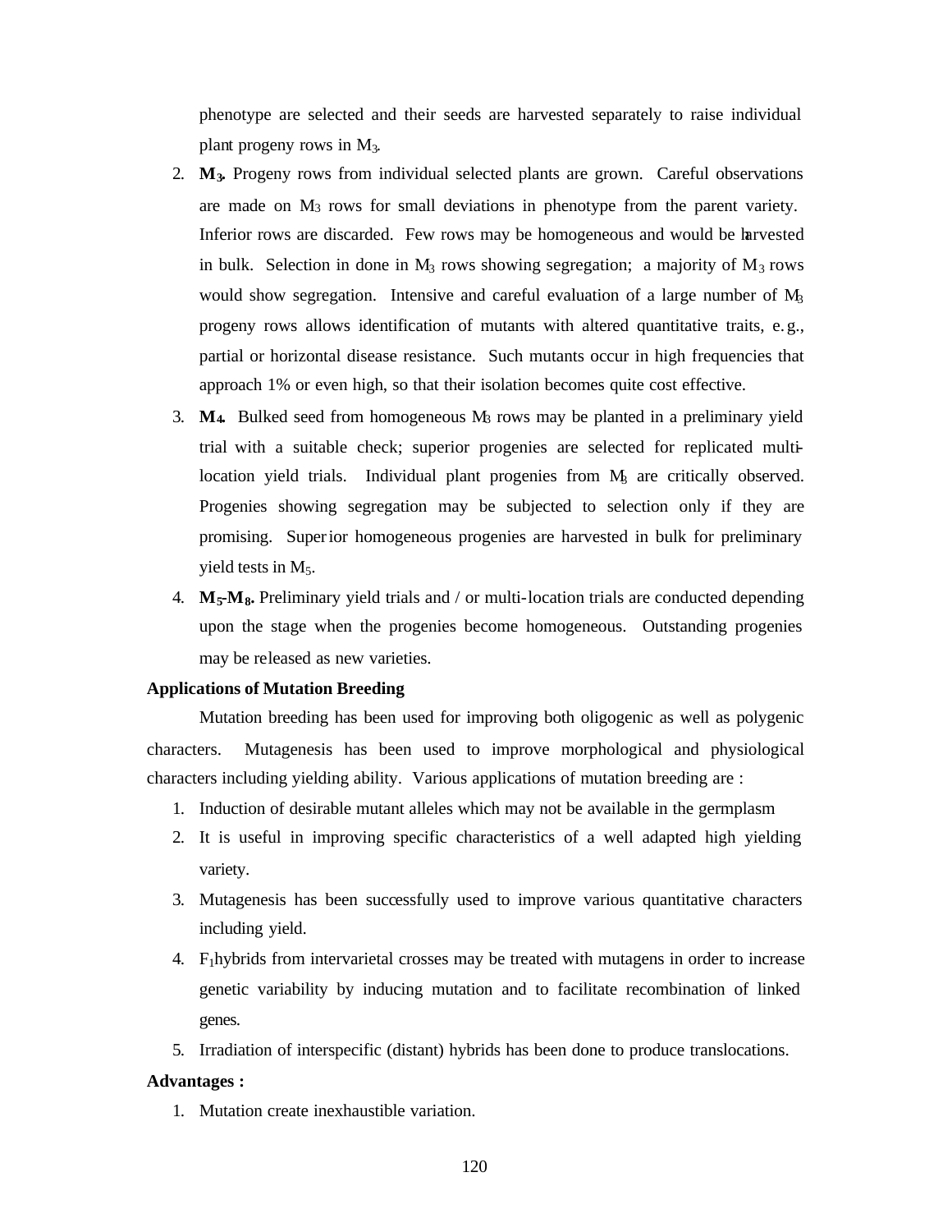phenotype are selected and their seeds are harvested separately to raise individual plant progeny rows in $M_3$.

2. **$M_3$.** Progeny rows from individual selected plants are grown. Careful observations are made on $M_3$ rows for small deviations in phenotype from the parent variety. Inferior rows are discarded. Few rows may be homogeneous and would be harvested in bulk. Selection in done in $M_3$ rows showing segregation; a majority of $M_3$ rows would show segregation. Intensive and careful evaluation of a large number of $M_3$ progeny rows allows identification of mutants with altered quantitative traits, e.g., partial or horizontal disease resistance. Such mutants occur in high frequencies that approach 1% or even high, so that their isolation becomes quite cost effective.
3. **$M_4$.** Bulked seed from homogeneous $M_3$ rows may be planted in a preliminary yield trial with a suitable check; superior progenies are selected for replicated multi-location yield trials. Individual plant progenies from $M_3$ are critically observed. Progenies showing segregation may be subjected to selection only if they are promising. Superior homogeneous progenies are harvested in bulk for preliminary yield tests in $M_5$.
4. **$M_5$-$M_8$.** Preliminary yield trials and / or multi-location trials are conducted depending upon the stage when the progenies become homogeneous. Outstanding progenies may be released as new varieties.

**Applications of Mutation Breeding**

Mutation breeding has been used for improving both oligogenic as well as polygenic characters. Mutagenesis has been used to improve morphological and physiological characters including yielding ability. Various applications of mutation breeding are :

1. Induction of desirable mutant alleles which may not be available in the germplasm
2. It is useful in improving specific characteristics of a well adapted high yielding variety.
3. Mutagenesis has been successfully used to improve various quantitative characters including yield.
4. $F_1$hybrids from intervarietal crosses may be treated with mutagens in order to increase genetic variability by inducing mutation and to facilitate recombination of linked genes.
5. Irradiation of interspecific (distant) hybrids has been done to produce translocations.

**Advantages :**

1. Mutation create inexhaustible variation.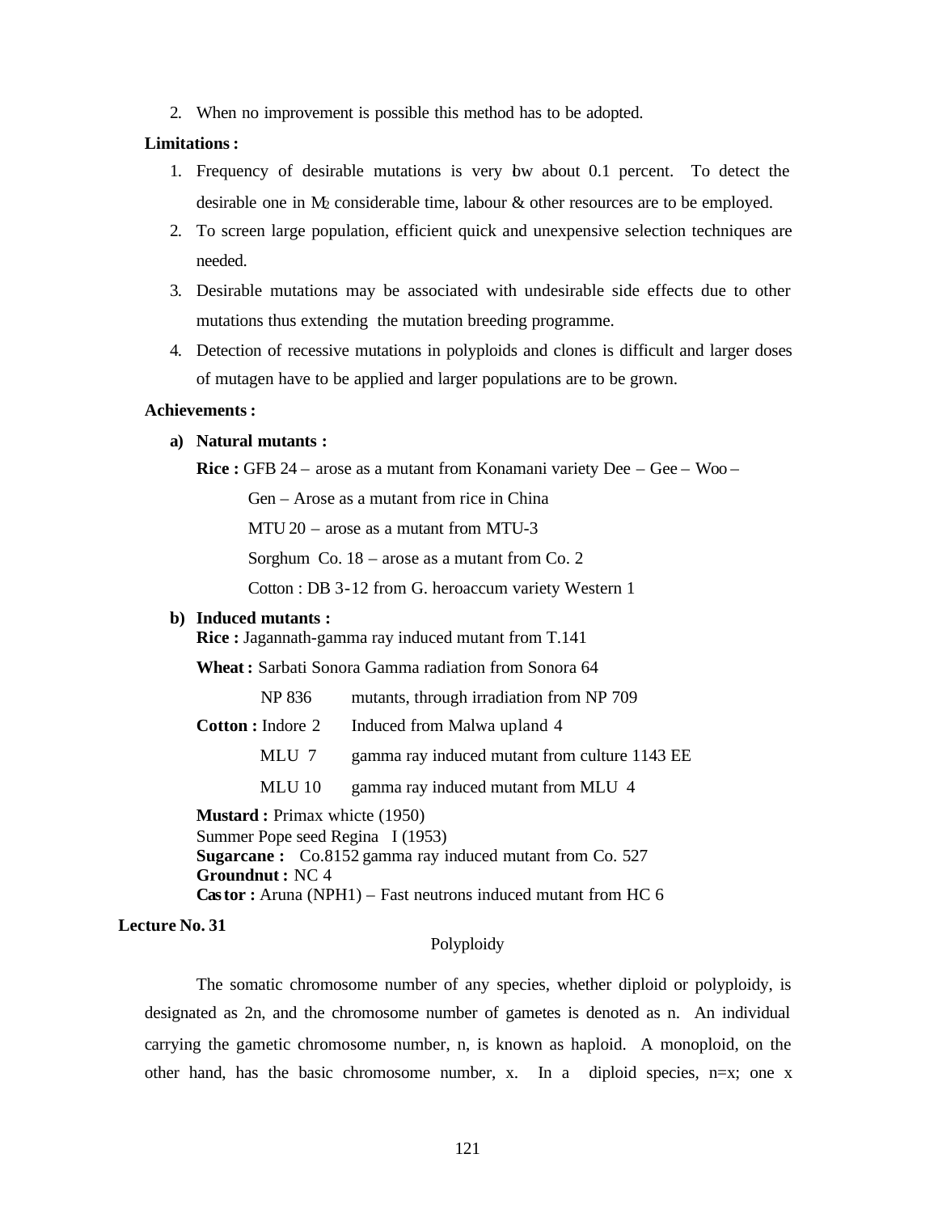2. When no improvement is possible this method has to be adopted.

**Limitations :**

1. Frequency of desirable mutations is very low about 0.1 percent. To detect the desirable one in $M_2$ considerable time, labour & other resources are to be employed.
2. To screen large population, efficient quick and unexpensive selection techniques are needed.
3. Desirable mutations may be associated with undesirable side effects due to other mutations thus extending the mutation breeding programme.
4. Detection of recessive mutations in polyploids and clones is difficult and larger doses of mutagen have to be applied and larger populations are to be grown.

**Achievements :**

**a) Natural mutants :**

**Rice :** GFB 24 – arose as a mutant from Konamani variety Dee – Gee – Woo – Gen – Arose as a mutant from rice in China

MTU 20 – arose as a mutant from MTU-3

Sorghum Co. 18 – arose as a mutant from Co. 2

Cotton : DB 3-12 from G. heroaccum variety Western 1

**b) Induced mutants :**

**Rice :** Jagannath-gamma ray induced mutant from T.141

**Wheat :** Sarbati Sonora Gamma radiation from Sonora 64

NP 836 mutants, through irradiation from NP 709

**Cotton :** Indore 2 Induced from Malwa upland 4

MLU 7 gamma ray induced mutant from culture 1143 EE

MLU 10 gamma ray induced mutant from MLU 4

**Mustard :** Primax whicte (1950)
Summer Pope seed Regina I (1953)
**Sugarcane :** Co.8152 gamma ray induced mutant from Co. 527
**Groundnut :** NC 4
**Castor :** Aruna (NPH1) – Fast neutrons induced mutant from HC 6

**Lecture No. 31**

## Polyploidy

The somatic chromosome number of any species, whether diploid or polyploidy, is designated as 2n, and the chromosome number of gametes is denoted as n. An individual carrying the gametic chromosome number, n, is known as haploid. A monoploid, on the other hand, has the basic chromosome number, x. In a diploid species, n=x; one x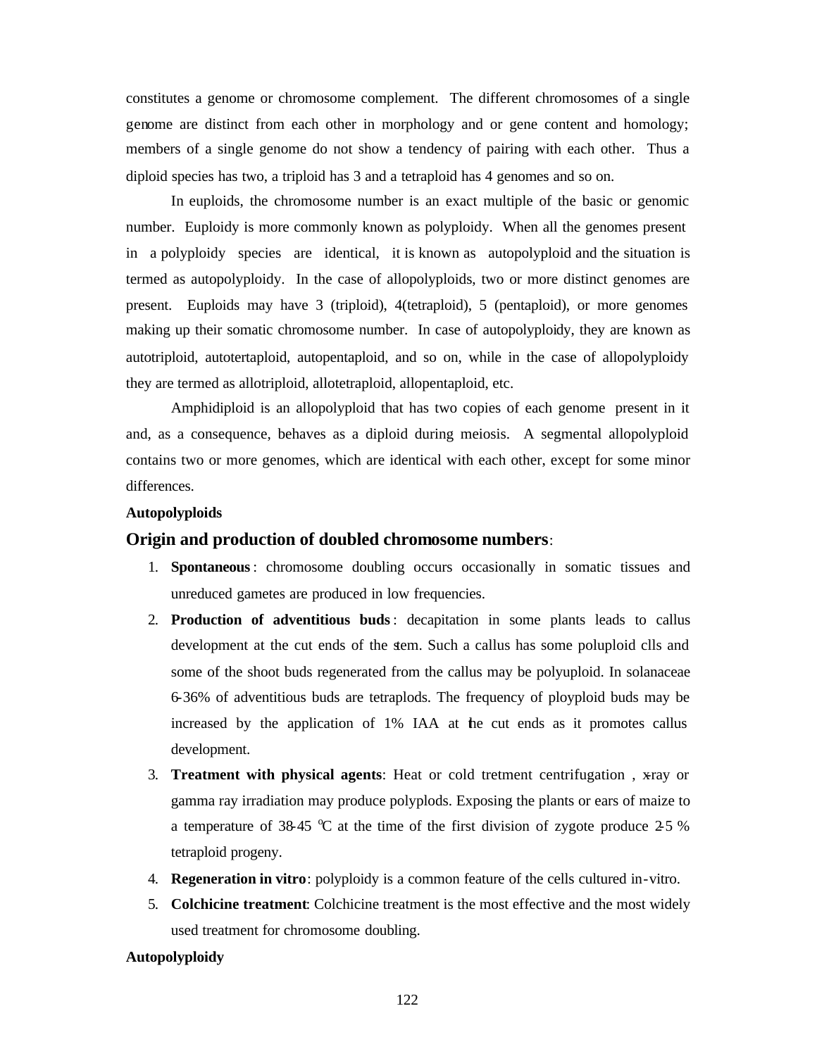constitutes a genome or chromosome complement. The different chromosomes of a single genome are distinct from each other in morphology and or gene content and homology; members of a single genome do not show a tendency of pairing with each other. Thus a diploid species has two, a triploid has 3 and a tetraploid has 4 genomes and so on.

In euploids, the chromosome number is an exact multiple of the basic or genomic number. Euploidy is more commonly known as polyploidy. When all the genomes present in a polyploidy species are identical, it is known as autopolyploid and the situation is termed as autopolyploidy. In the case of allopolyploids, two or more distinct genomes are present. Euploids may have 3 (triploid), 4(tetraploid), 5 (pentaploid), or more genomes making up their somatic chromosome number. In case of autopolyploidy, they are known as autotriploid, autotertaploid, autopentaploid, and so on, while in the case of allopolyploidy they are termed as allotriploid, allotetraploid, allopentaploid, etc.

Amphidiploid is an allopolyploid that has two copies of each genome present in it and, as a consequence, behaves as a diploid during meiosis. A segmental allopolyploid contains two or more genomes, which are identical with each other, except for some minor differences.

**Autopolyploids**

## Origin and production of doubled chromosome numbers:

1. **Spontaneous**: chromosome doubling occurs occasionally in somatic tissues and unreduced gametes are produced in low frequencies.
2. **Production of adventitious buds**: decapitation in some plants leads to callus development at the cut ends of the stem. Such a callus has some poluploid clls and some of the shoot buds regenerated from the callus may be polyuploid. In solanaceae 6-36% of adventitious buds are tetraplods. The frequency of ploypoid buds may be increased by the application of 1% IAA at the cut ends as it promotes callus development.
3. **Treatment with physical agents**: Heat or cold tretment centrifugation , x-ray or gamma ray irradiation may produce polyplods. Exposing the plants or ears of maize to a temperature of 38-45 $^{o}$C at the time of the first division of zygote produce 2-5 % tetraploid progeny.
4. **Regeneration in vitro**: polyploidy is a common feature of the cells cultured in-vitro.
5. **Colchicine treatment**: Colchicine treatment is the most effective and the most widely used treatment for chromosome doubling.

**Autopolyploidy**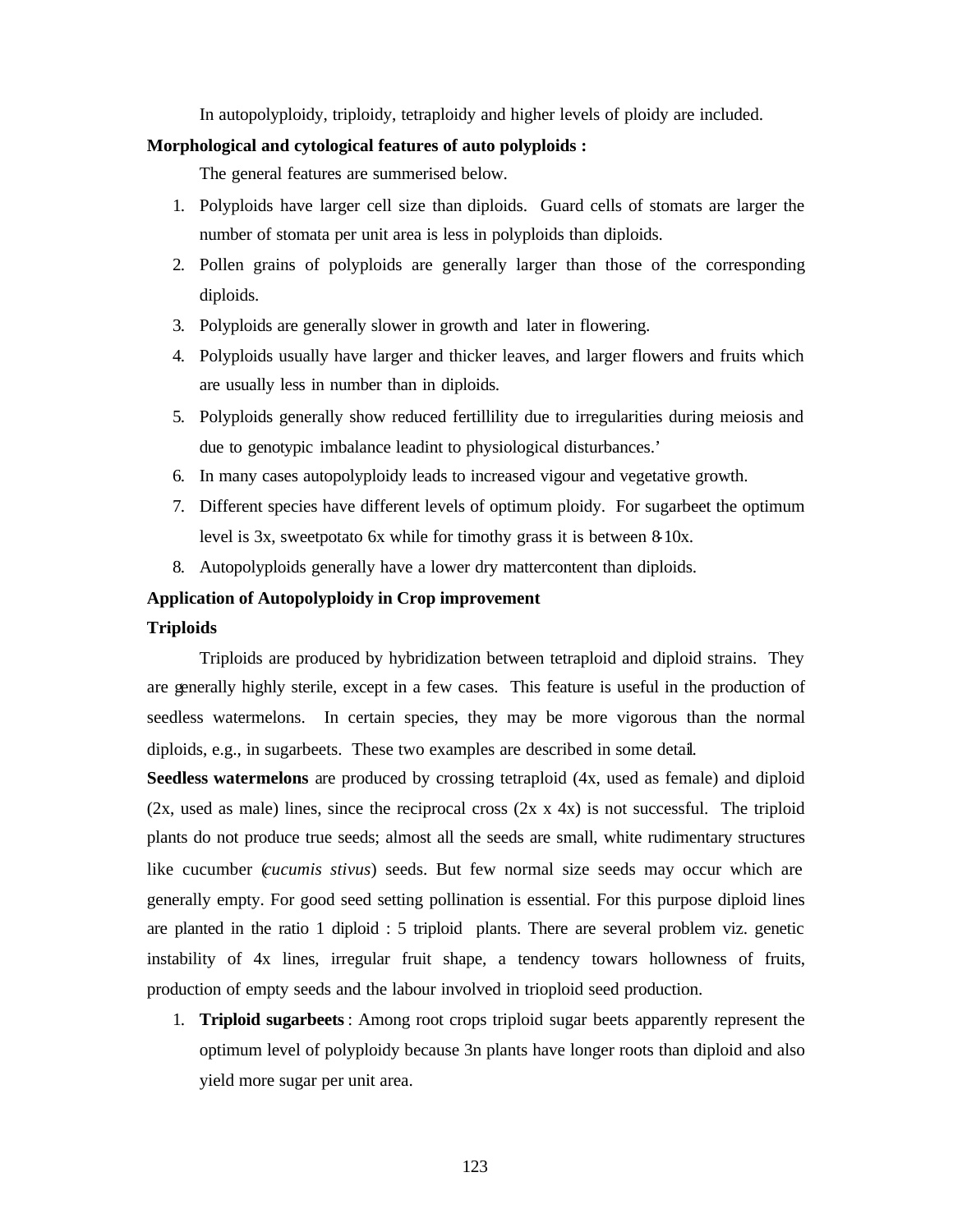In autopolyploidy, triploidy, tetraploidy and higher levels of ploidy are included.

**Morphological and cytological features of auto polyploids :**

The general features are summerised below.

1. Polyploids have larger cell size than diploids. Guard cells of stomats are larger the number of stomata per unit area is less in polyploids than diploids.
2. Pollen grains of polyploids are generally larger than those of the corresponding diploids.
3. Polyploids are generally slower in growth and later in flowering.
4. Polyploids usually have larger and thicker leaves, and larger flowers and fruits which are usually less in number than in diploids.
5. Polyploids generally show reduced fertillility due to irregularities during meiosis and due to genotypic imbalance leadint to physiological disturbances.'
6. In many cases autopolyploidy leads to increased vigour and vegetative growth.
7. Different species have different levels of optimum ploidy. For sugarbeet the optimum level is 3x, sweetpotato 6x while for timothy grass it is between 8-10x.
8. Autopolyploids generally have a lower dry mattercontent than diploids.

**Application of Autopolyploidy in Crop improvement**

**Triploids**

Triploids are produced by hybridization between tetraploid and diploid strains. They are generally highly sterile, except in a few cases. This feature is useful in the production of seedless watermelons. In certain species, they may be more vigorous than the normal diploids, e.g., in sugarbeets. These two examples are described in some detail.

**Seedless watermelons** are produced by crossing tetraploid (4x, used as female) and diploid (2x, used as male) lines, since the reciprocal cross (2x x 4x) is not successful. The triploid plants do not produce true seeds; almost all the seeds are small, white rudimentary structures like cucumber (*cucumis stivus*) seeds. But few normal size seeds may occur which are generally empty. For good seed setting pollination is essential. For this purpose diploid lines are planted in the ratio 1 diploid : 5 triploid plants. There are several problem viz. genetic instability of 4x lines, irregular fruit shape, a tendency towars hollowness of fruits, production of empty seeds and the labour involved in trioploid seed production.

1. **Triploid sugarbeets** : Among root crops triploid sugar beets apparently represent the optimum level of polyploidy because 3n plants have longer roots than diploid and also yield more sugar per unit area.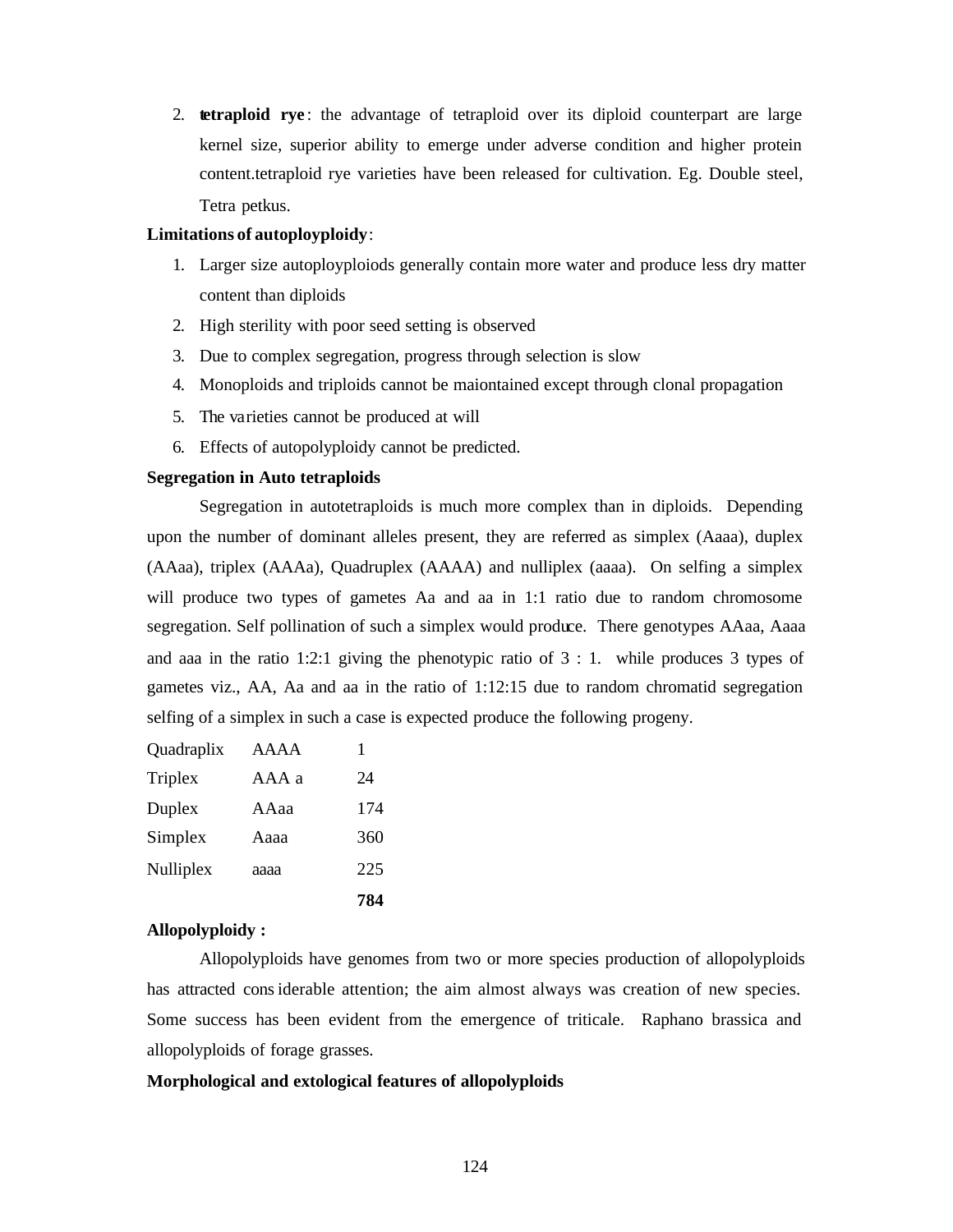2. **tetraploid rye**: the advantage of tetraploid over its diploid counterpart are large kernel size, superior ability to emerge under adverse condition and higher protein content.tetraploid rye varieties have been released for cultivation. Eg. Double steel, Tetra petkus.

**Limitations of autoployploidy**:

1. Larger size autoployploiods generally contain more water and produce less dry matter content than diploids
2. High sterility with poor seed setting is observed
3. Due to complex segregation, progress through selection is slow
4. Monoploids and triploids cannot be maiontained except through clonal propagation
5. The varieties cannot be produced at will
6. Effects of autopolyploidy cannot be predicted.

**Segregation in Auto tetraploids**

Segregation in autotetraploids is much more complex than in diploids. Depending upon the number of dominant alleles present, they are referred as simplex (Aaaa), duplex (AAaa), triplex (AAAa), Quadruplex (AAAA) and nulliplex (aaaa). On selfing a simplex will produce two types of gametes Aa and aa in 1:1 ratio due to random chromosome segregation. Self pollination of such a simplex would produce. There genotypes AAaa, Aaaa and aaa in the ratio 1:2:1 giving the phenotypic ratio of 3 : 1. while produces 3 types of gametes viz., AA, Aa and aa in the ratio of 1:12:15 due to random chromatid segregation selfing of a simplex in such a case is expected produce the following progeny.

| | | |
|---|---|---|
| Quadraplix | AAAA | 1 |
| Triplex | AAA a | 24 |
| Duplex | AAaa | 174 |
| Simplex | Aaaa | 360 |
| Nulliplex | aaaa | 225 |
| | | **784** |

**Allopolyploidy :**

Allopolyploids have genomes from two or more species production of allopolyploids has attracted considerable attention; the aim almost always was creation of new species. Some success has been evident from the emergence of triticale. Raphano brassica and allopolyploids of forage grasses.

**Morphological and extological features of allopolyploids**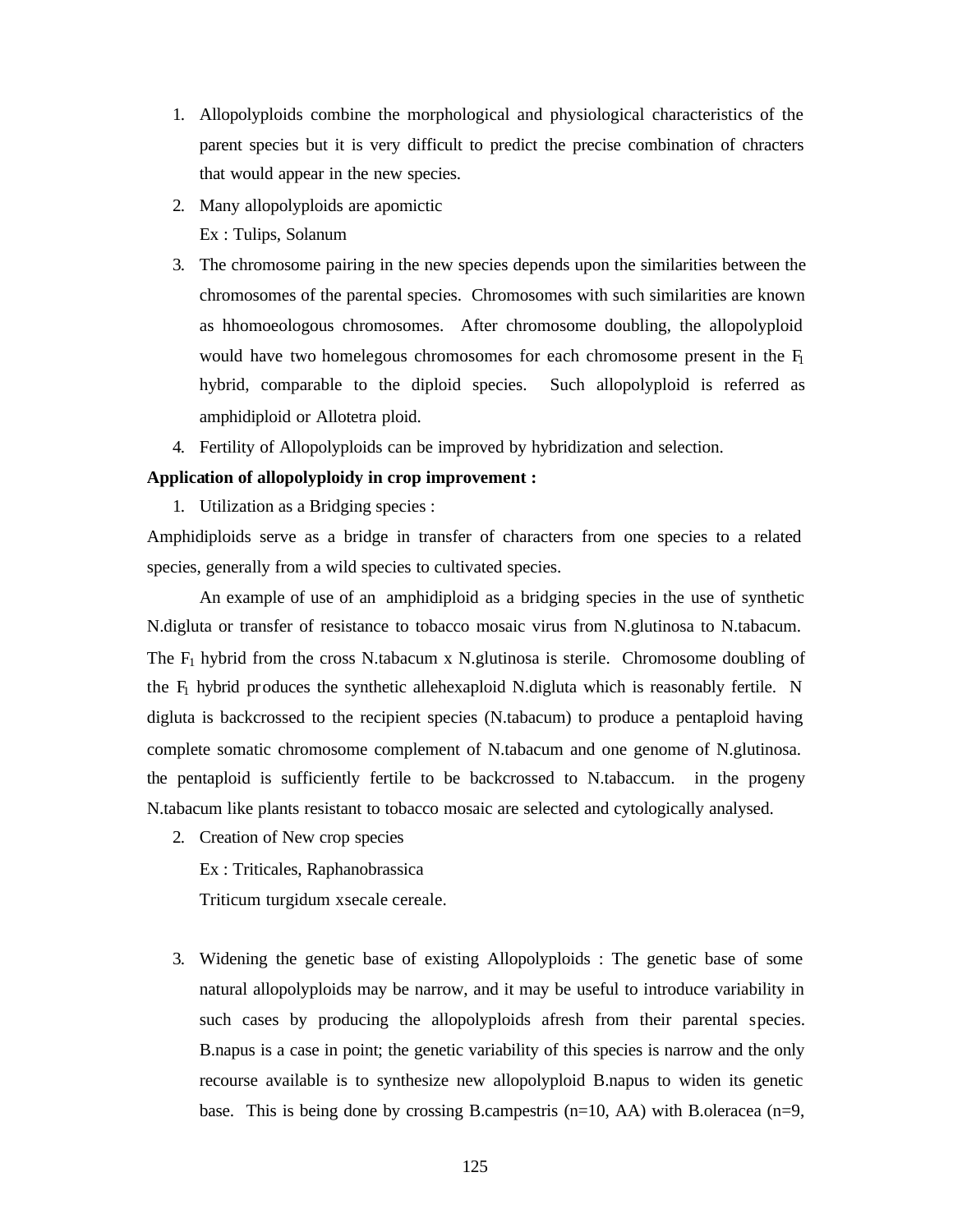1. Allopolyploids combine the morphological and physiological characteristics of the parent species but it is very difficult to predict the precise combination of chracters that would appear in the new species.
2. Many allopolyploids are apomictic
   Ex : Tulips, Solanum
3. The chromosome pairing in the new species depends upon the similarities between the chromosomes of the parental species. Chromosomes with such similarities are known as hhomoeologous chromosomes. After chromosome doubling, the allopolyploid would have two homelegous chromosomes for each chromosome present in the $F_1$ hybrid, comparable to the diploid species. Such allopolyploid is referred as amphidiploid or Allotetra ploid.
4. Fertility of Allopolyploids can be improved by hybridization and selection.

**Application of allopolyploidy in crop improvement :**

1. Utilization as a Bridging species :

Amphidiploids serve as a bridge in transfer of characters from one species to a related species, generally from a wild species to cultivated species.

An example of use of an amphidiploid as a bridging species in the use of synthetic N.digluta or transfer of resistance to tobacco mosaic virus from N.glutinosa to N.tabacum. The $F_1$ hybrid from the cross N.tabacum x N.glutinosa is sterile. Chromosome doubling of the $F_1$ hybrid produces the synthetic allehexaploid N.digluta which is reasonably fertile. N digluta is backcrossed to the recipient species (N.tabacum) to produce a pentaploid having complete somatic chromosome complement of N.tabacum and one genome of N.glutinosa. the pentaploid is sufficiently fertile to be backcrossed to N.tabaccum. in the progeny N.tabacum like plants resistant to tobacco mosaic are selected and cytologically analysed.

2. Creation of New crop species
   Ex : Triticales, Raphanobrassica
   Triticum turgidum xsecale cereale.

3. Widening the genetic base of existing Allopolyploids : The genetic base of some natural allopolyploids may be narrow, and it may be useful to introduce variability in such cases by producing the allopolyploids afresh from their parental species. B.napus is a case in point; the genetic variability of this species is narrow and the only recourse available is to synthesize new allopolyploid B.napus to widen its genetic base. This is being done by crossing B.campestris (n=10, AA) with B.oleracea (n=9,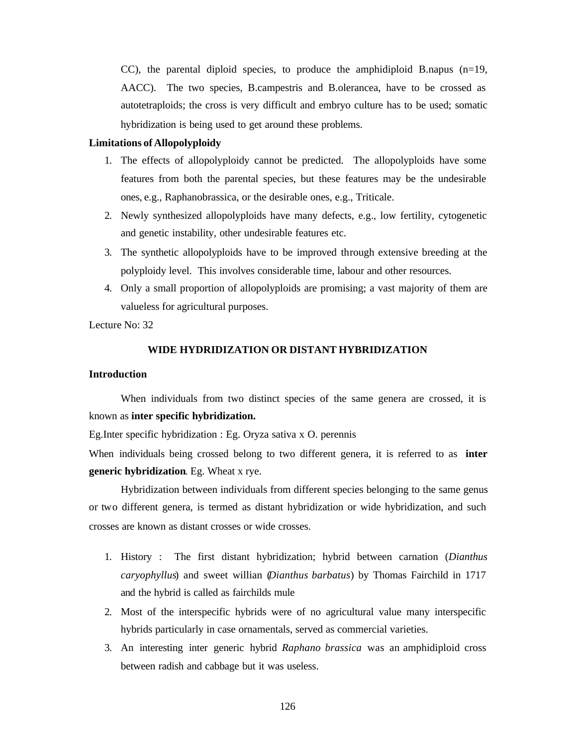CC), the parental diploid species, to produce the amphidiploid B.napus (n=19, AACC). The two species, B.campestris and B.olerancea, have to be crossed as autotetraploids; the cross is very difficult and embryo culture has to be used; somatic hybridization is being used to get around these problems.

**Limitations of Allopolyploidy**

1. The effects of allopolyploidy cannot be predicted. The allopolyploids have some features from both the parental species, but these features may be the undesirable ones, e.g., Raphanobrassica, or the desirable ones, e.g., Triticale.
2. Newly synthesized allopolyploids have many defects, e.g., low fertility, cytogenetic and genetic instability, other undesirable features etc.
3. The synthetic allopolyploids have to be improved through extensive breeding at the polyploidy level. This involves considerable time, labour and other resources.
4. Only a small proportion of allopolyploids are promising; a vast majority of them are valueless for agricultural purposes.

Lecture No: 32

## WIDE HYDRIDIZATION OR DISTANT HYBRIDIZATION

**Introduction**

When individuals from two distinct species of the same genera are crossed, it is known as **inter specific hybridization.**

Eg.Inter specific hybridization : Eg. Oryza sativa x O. perennis

When individuals being crossed belong to two different genera, it is referred to as **inter generic hybridization**. Eg. Wheat x rye.

Hybridization between individuals from different species belonging to the same genus or two different genera, is termed as distant hybridization or wide hybridization, and such crosses are known as distant crosses or wide crosses.

1. History : The first distant hybridization; hybrid between carnation (*Dianthus caryophyllus*) and sweet willian (*Dianthus barbatus*) by Thomas Fairchild in 1717 and the hybrid is called as fairchilds mule
2. Most of the interspecific hybrids were of no agricultural value many interspecific hybrids particularly in case ornamentals, served as commercial varieties.
3. An interesting inter generic hybrid *Raphano brassica* was an amphidiploid cross between radish and cabbage but it was useless.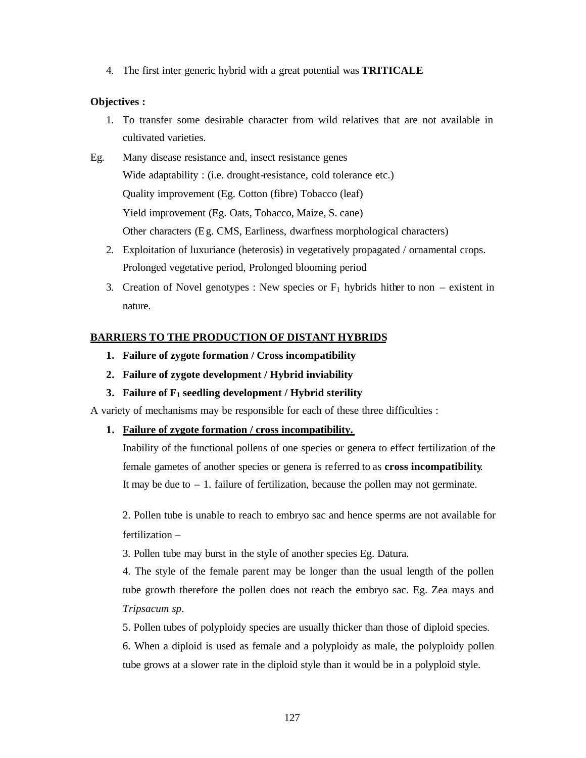4. The first inter generic hybrid with a great potential was **TRITICALE**

**Objectives :**

1. To transfer some desirable character from wild relatives that are not available in cultivated varieties.

Eg. Many disease resistance and, insect resistance genes

Wide adaptability : (i.e. drought-resistance, cold tolerance etc.)

Quality improvement (Eg. Cotton (fibre) Tobacco (leaf)

Yield improvement (Eg. Oats, Tobacco, Maize, S. cane)

Other characters (Eg. CMS, Earliness, dwarfness morphological characters)

2. Exploitation of luxuriance (heterosis) in vegetatively propagated / ornamental crops. Prolonged vegetative period, Prolonged blooming period
3. Creation of Novel genotypes : New species or $F_1$ hybrids hither to non – existent in nature.

**BARRIERS TO THE PRODUCTION OF DISTANT HYBRIDS**

1. **Failure of zygote formation / Cross incompatibility**
2. **Failure of zygote development / Hybrid inviability**
3. **Failure of $F_1$ seedling development / Hybrid sterility**

A variety of mechanisms may be responsible for each of these three difficulties :

1. **Failure of zygote formation / cross incompatibility.**

   Inability of the functional pollens of one species or genera to effect fertilization of the female gametes of another species or genera is referred to as **cross incompatibility**. It may be due to – 1. failure of fertilization, because the pollen may not germinate.

   2. Pollen tube is unable to reach to embryo sac and hence sperms are not available for fertilization –

   3. Pollen tube may burst in the style of another species Eg. Datura.

   4. The style of the female parent may be longer than the usual length of the pollen tube growth therefore the pollen does not reach the embryo sac. Eg. Zea mays and *Tripsacum sp*.

   5. Pollen tubes of polyploidy species are usually thicker than those of diploid species.

   6. When a diploid is used as female and a polyploidy as male, the polyploidy pollen tube grows at a slower rate in the diploid style than it would be in a polyploid style.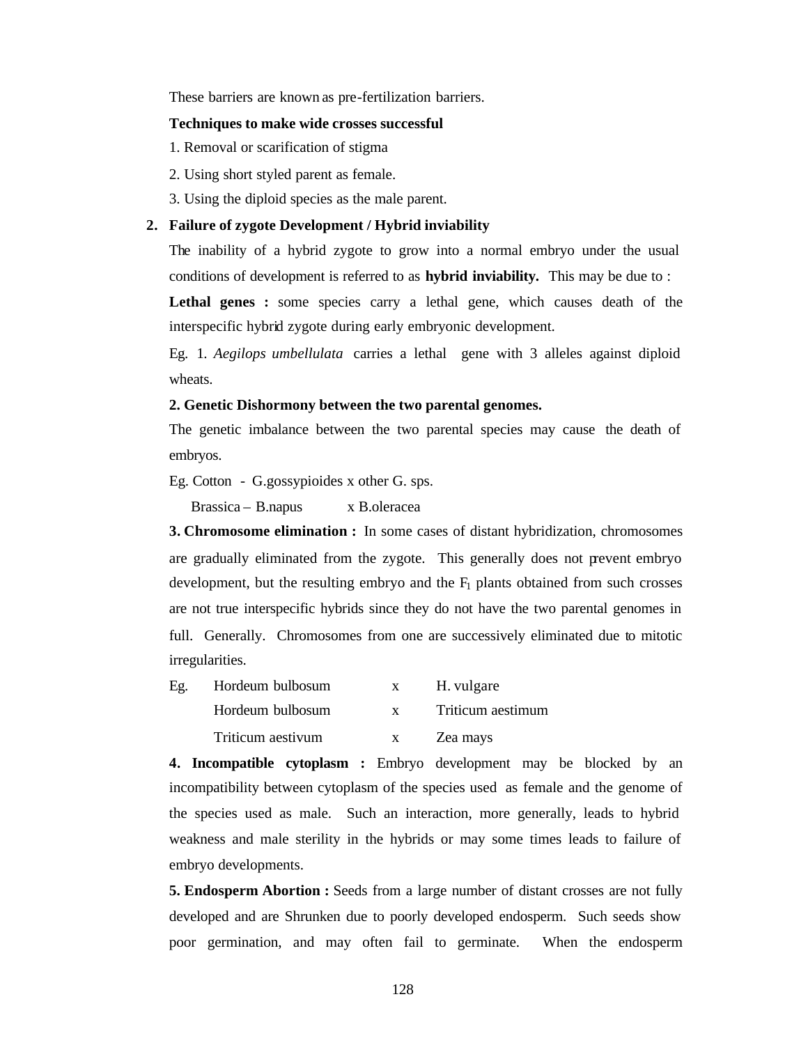These barriers are known as pre-fertilization barriers.

**Techniques to make wide crosses successful**

1. Removal or scarification of stigma

2. Using short styled parent as female.

3. Using the diploid species as the male parent.

**2. Failure of zygote Development / Hybrid inviability**

The inability of a hybrid zygote to grow into a normal embryo under the usual conditions of development is referred to as **hybrid inviability.** This may be due to :

**Lethal genes :** some species carry a lethal gene, which causes death of the interspecific hybrid zygote during early embryonic development.

Eg. 1. *Aegilops umbellulata* carries a lethal gene with 3 alleles against diploid wheats.

**2. Genetic Dishormony between the two parental genomes.**

The genetic imbalance between the two parental species may cause the death of embryos.

Eg. Cotton - G.gossypioides x other G. sps.

Brassica – B.napus x B.oleracea

**3. Chromosome elimination :** In some cases of distant hybridization, chromosomes are gradually eliminated from the zygote. This generally does not prevent embryo development, but the resulting embryo and the $F_1$ plants obtained from such crosses are not true interspecific hybrids since they do not have the two parental genomes in full. Generally. Chromosomes from one are successively eliminated due to mitotic irregularities.

Eg. Hordeum bulbosum x H. vulgare

Hordeum bulbosum x Triticum aestimum

Triticum aestivum x Zea mays

**4. Incompatible cytoplasm :** Embryo development may be blocked by an incompatibility between cytoplasm of the species used as female and the genome of the species used as male. Such an interaction, more generally, leads to hybrid weakness and male sterility in the hybrids or may some times leads to failure of embryo developments.

**5. Endosperm Abortion :** Seeds from a large number of distant crosses are not fully developed and are Shrunken due to poorly developed endosperm. Such seeds show poor germination, and may often fail to germinate. When the endosperm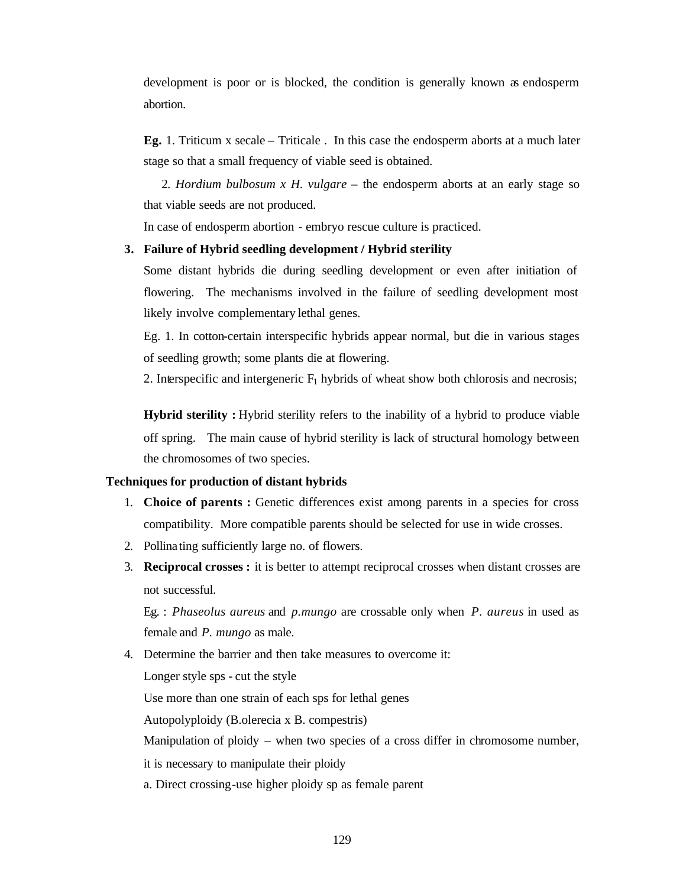development is poor or is blocked, the condition is generally known as endosperm abortion.

**Eg.** 1. Triticum x secale – Triticale . In this case the endosperm aborts at a much later stage so that a small frequency of viable seed is obtained.

2. *Hordium bulbosum x H. vulgare* – the endosperm aborts at an early stage so that viable seeds are not produced.

In case of endosperm abortion - embryo rescue culture is practiced.

3. **Failure of Hybrid seedling development / Hybrid sterility**

   Some distant hybrids die during seedling development or even after initiation of flowering. The mechanisms involved in the failure of seedling development most likely involve complementary lethal genes.

   Eg. 1. In cotton-certain interspecific hybrids appear normal, but die in various stages of seedling growth; some plants die at flowering.

   2. Interspecific and intergeneric $F_1$ hybrids of wheat show both chlorosis and necrosis;

   **Hybrid sterility :** Hybrid sterility refers to the inability of a hybrid to produce viable off spring. The main cause of hybrid sterility is lack of structural homology between the chromosomes of two species.

**Techniques for production of distant hybrids**

1. **Choice of parents :** Genetic differences exist among parents in a species for cross compatibility. More compatible parents should be selected for use in wide crosses.
2. Pollinating sufficiently large no. of flowers.
3. **Reciprocal crosses :** it is better to attempt reciprocal crosses when distant crosses are not successful.

   Eg. : *Phaseolus aureus* and *p.mungo* are crossable only when *P. aureus* in used as female and *P. mungo* as male.
4. Determine the barrier and then take measures to overcome it:

   Longer style sps - cut the style

   Use more than one strain of each sps for lethal genes

   Autopolyploidy (B.olerecia x B. compestris)

   Manipulation of ploidy – when two species of a cross differ in chromosome number, it is necessary to manipulate their ploidy

   a. Direct crossing-use higher ploidy sp as female parent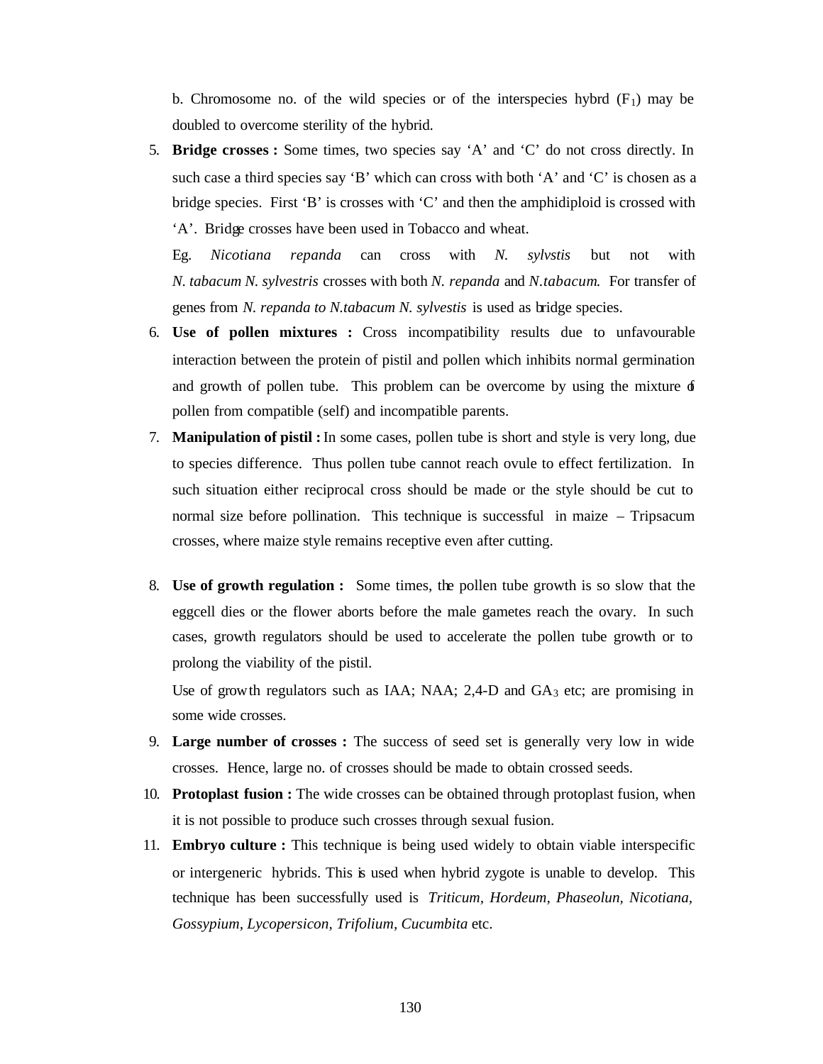b. Chromosome no. of the wild species or of the interspecies hybrd ($F_1$) may be doubled to overcome sterility of the hybrid.

5. **Bridge crosses :** Some times, two species say 'A' and 'C' do not cross directly. In such case a third species say 'B' which can cross with both 'A' and 'C' is chosen as a bridge species. First 'B' is crosses with 'C' and then the amphidiploid is crossed with 'A'. Bridge crosses have been used in Tobacco and wheat.

   Eg. *Nicotiana repanda* can cross with *N. sylvstis* but not with *N. tabacum N. sylvestris* crosses with both *N. repanda* and *N.tabacum*. For transfer of genes from *N. repanda to N.tabacum N. sylvestis* is used as bridge species.

6. **Use of pollen mixtures :** Cross incompatibility results due to unfavourable interaction between the protein of pistil and pollen which inhibits normal germination and growth of pollen tube. This problem can be overcome by using the mixture of pollen from compatible (self) and incompatible parents.

7. **Manipulation of pistil :** In some cases, pollen tube is short and style is very long, due to species difference. Thus pollen tube cannot reach ovule to effect fertilization. In such situation either reciprocal cross should be made or the style should be cut to normal size before pollination. This technique is successful in maize – Tripsacum crosses, where maize style remains receptive even after cutting.

8. **Use of growth regulation :** Some times, the pollen tube growth is so slow that the eggcell dies or the flower aborts before the male gametes reach the ovary. In such cases, growth regulators should be used to accelerate the pollen tube growth or to prolong the viability of the pistil.

   Use of growth regulators such as IAA; NAA; 2,4-D and $GA_3$ etc; are promising in some wide crosses.

9. **Large number of crosses :** The success of seed set is generally very low in wide crosses. Hence, large no. of crosses should be made to obtain crossed seeds.

10. **Protoplast fusion :** The wide crosses can be obtained through protoplast fusion, when it is not possible to produce such crosses through sexual fusion.

11. **Embryo culture :** This technique is being used widely to obtain viable interspecific or intergeneric hybrids. This is used when hybrid zygote is unable to develop. This technique has been successfully used is *Triticum*, *Hordeum*, *Phaseolun*, *Nicotiana*, *Gossypium*, *Lycopersicon*, *Trifolium*, *Cucumbita* etc.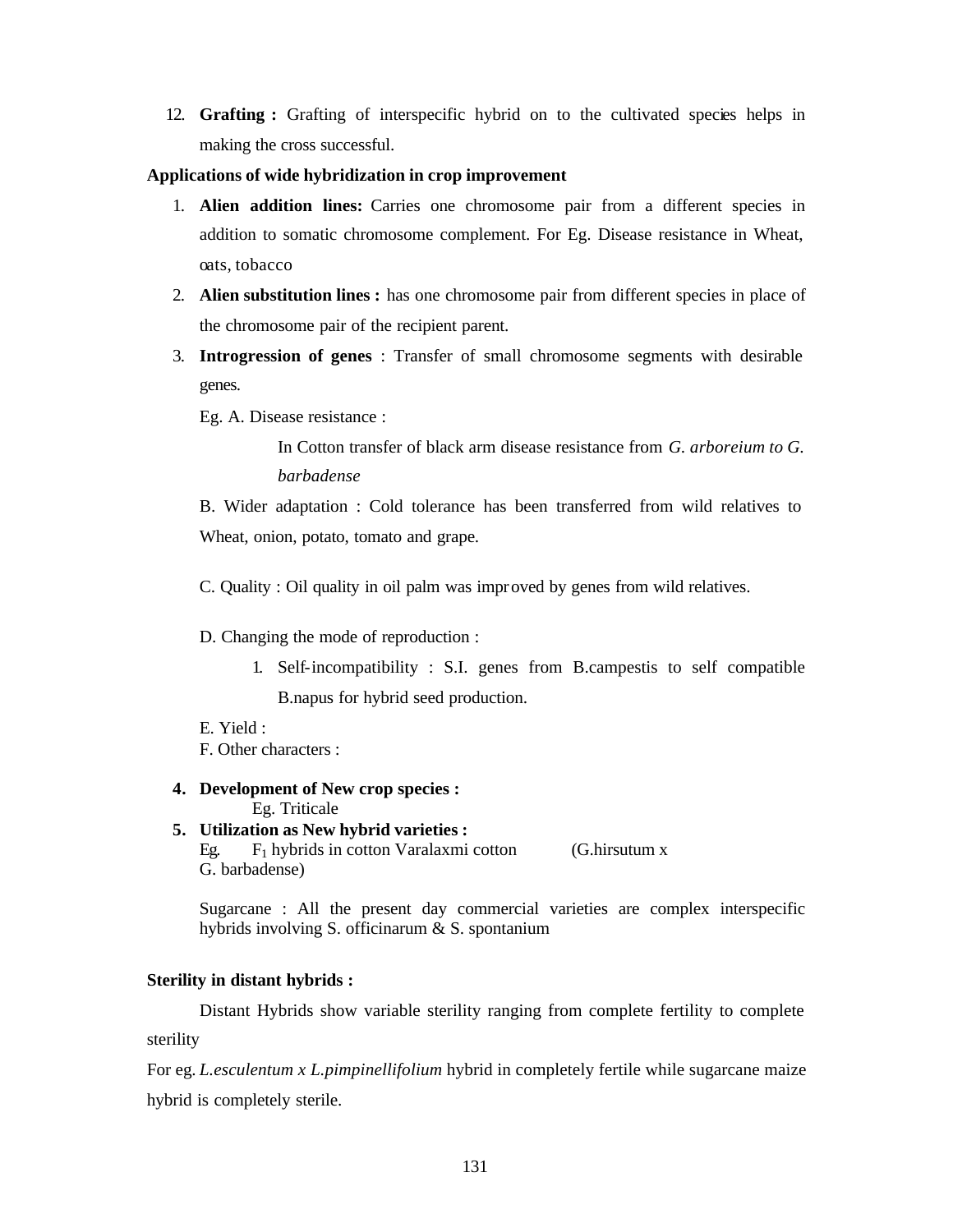12. **Grafting :** Grafting of interspecific hybrid on to the cultivated species helps in making the cross successful.

**Applications of wide hybridization in crop improvement**

1. **Alien addition lines:** Carries one chromosome pair from a different species in addition to somatic chromosome complement. For Eg. Disease resistance in Wheat, oats, tobacco
2. **Alien substitution lines :** has one chromosome pair from different species in place of the chromosome pair of the recipient parent.
3. **Introgression of genes** : Transfer of small chromosome segments with desirable genes.

   Eg. A. Disease resistance :

   In Cotton transfer of black arm disease resistance from *G. arboreium to G. barbadense*

   B. Wider adaptation : Cold tolerance has been transferred from wild relatives to Wheat, onion, potato, tomato and grape.

   C. Quality : Oil quality in oil palm was improved by genes from wild relatives.

   D. Changing the mode of reproduction :

   1. Self-incompatibility : S.I. genes from B.campestis to self compatible B.napus for hybrid seed production.

   E. Yield :
   F. Other characters :

4. **Development of New crop species :**
   Eg. Triticale
5. **Utilization as New hybrid varieties :**
   Eg. $F_1$ hybrids in cotton Varalaxmi cotton (G.hirsutum x G. barbadense)

   Sugarcane : All the present day commercial varieties are complex interspecific hybrids involving S. officinarum & S. spontanium

**Sterility in distant hybrids :**

Distant Hybrids show variable sterility ranging from complete fertility to complete sterility

For eg. *L.esculentum x L.pimpinellifolium* hybrid in completely fertile while sugarcane maize hybrid is completely sterile.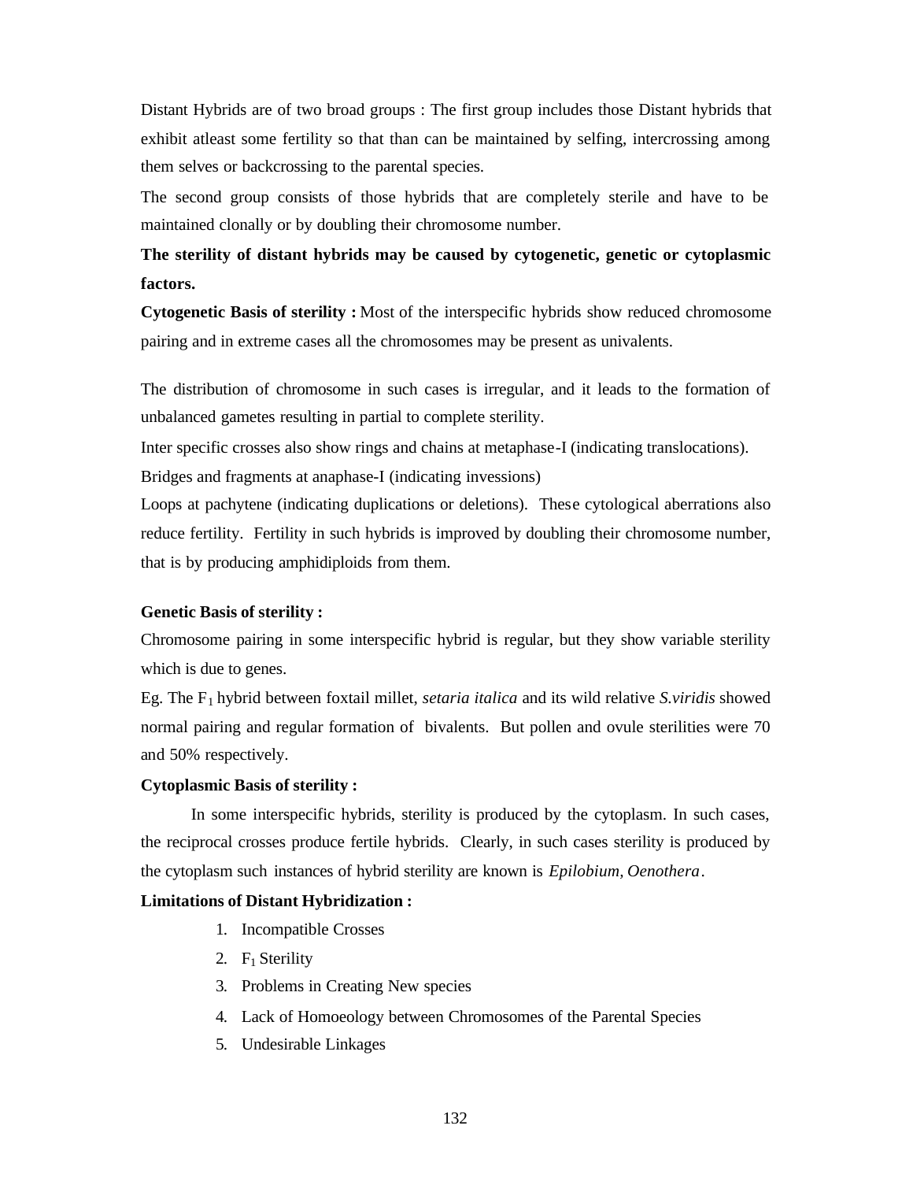Distant Hybrids are of two broad groups : The first group includes those Distant hybrids that exhibit atleast some fertility so that than can be maintained by selfing, intercrossing among them selves or backcrossing to the parental species.

The second group consists of those hybrids that are completely sterile and have to be maintained clonally or by doubling their chromosome number.

**The sterility of distant hybrids may be caused by cytogenetic, genetic or cytoplasmic factors.**

**Cytogenetic Basis of sterility :** Most of the interspecific hybrids show reduced chromosome pairing and in extreme cases all the chromosomes may be present as univalents.

The distribution of chromosome in such cases is irregular, and it leads to the formation of unbalanced gametes resulting in partial to complete sterility.

Inter specific crosses also show rings and chains at metaphase-I (indicating translocations).

Bridges and fragments at anaphase-I (indicating invessions)

Loops at pachytene (indicating duplications or deletions). These cytological aberrations also reduce fertility. Fertility in such hybrids is improved by doubling their chromosome number, that is by producing amphidiploids from them.

**Genetic Basis of sterility :**

Chromosome pairing in some interspecific hybrid is regular, but they show variable sterility which is due to genes.

Eg. The $F_1$ hybrid between foxtail millet, *setaria italica* and its wild relative *S.viridis* showed normal pairing and regular formation of bivalents. But pollen and ovule sterilities were 70 and 50% respectively.

**Cytoplasmic Basis of sterility :**

In some interspecific hybrids, sterility is produced by the cytoplasm. In such cases, the reciprocal crosses produce fertile hybrids. Clearly, in such cases sterility is produced by the cytoplasm such instances of hybrid sterility are known is *Epilobium, Oenothera*.

**Limitations of Distant Hybridization :**

1. Incompatible Crosses
2. $F_1$ Sterility
3. Problems in Creating New species
4. Lack of Homoeology between Chromosomes of the Parental Species
5. Undesirable Linkages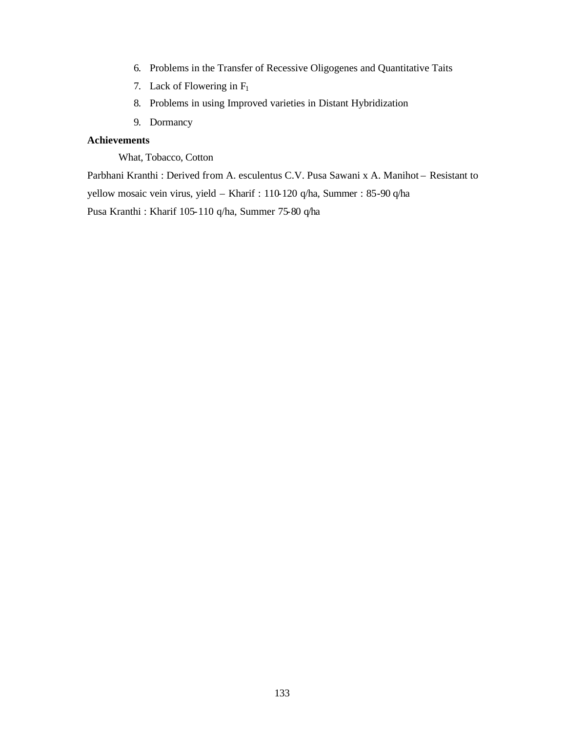6. Problems in the Transfer of Recessive Oligogenes and Quantitative Taits
7. Lack of Flowering in $F_1$
8. Problems in using Improved varieties in Distant Hybridization
9. Dormancy

**Achievements**

What, Tobacco, Cotton

Parbhani Kranthi : Derived from A. esculentus C.V. Pusa Sawani x A. Manihot – Resistant to yellow mosaic vein virus, yield – Kharif : 110-120 q/ha, Summer : 85-90 q/ha

Pusa Kranthi : Kharif 105-110 q/ha, Summer 75-80 q/ha